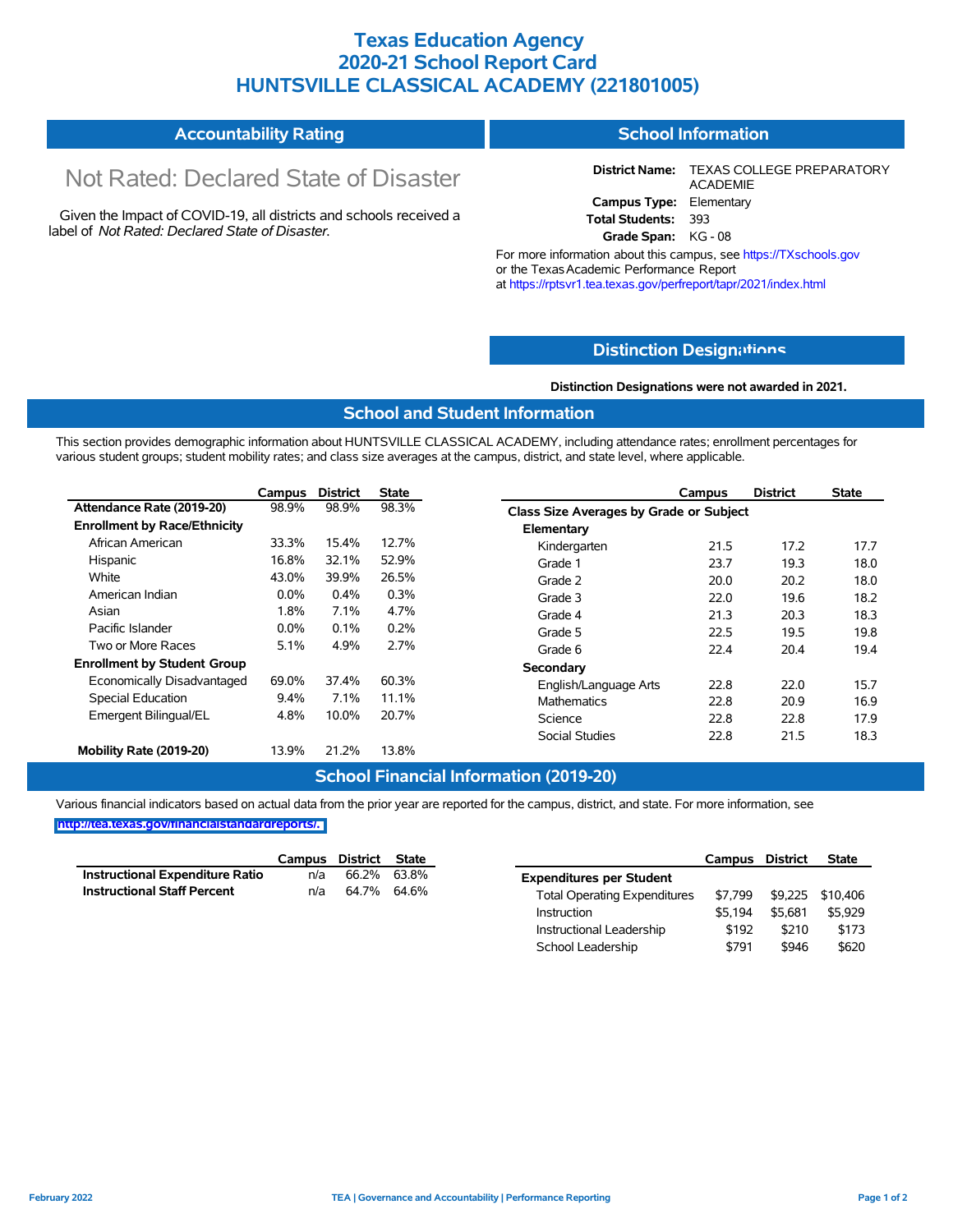# Texas Education Agency
# 2020-21 School Report Card
# HUNTSVILLE CLASSICAL ACADEMY (221801005)

## Accountability Rating

Not Rated: Declared State of Disaster

Given the Impact of COVID-19, all districts and schools received a label of *Not Rated: Declared State of Disaster*.

## School Information

**District Name:** TEXAS COLLEGE PREPARATORY ACADEMIE
**Campus Type:** Elementary
**Total Students:** 393
**Grade Span:** KG - 08

For more information about this campus, see https://TXschools.gov or the Texas Academic Performance Report at https://rptsvr1.tea.texas.gov/perfreport/tapr/2021/index.html

## Distinction Designations

**Distinction Designations were not awarded in 2021.**

## School and Student Information

This section provides demographic information about HUNTSVILLE CLASSICAL ACADEMY, including attendance rates; enrollment percentages for various student groups; student mobility rates; and class size averages at the campus, district, and state level, where applicable.

| | Campus | District | State |
|---|---|---|---|
| **Attendance Rate (2019-20)** | 98.9% | 98.9% | 98.3% |
| **Enrollment by Race/Ethnicity** | | | |
| African American | 33.3% | 15.4% | 12.7% |
| Hispanic | 16.8% | 32.1% | 52.9% |
| White | 43.0% | 39.9% | 26.5% |
| American Indian | 0.0% | 0.4% | 0.3% |
| Asian | 1.8% | 7.1% | 4.7% |
| Pacific Islander | 0.0% | 0.1% | 0.2% |
| Two or More Races | 5.1% | 4.9% | 2.7% |
| **Enrollment by Student Group** | | | |
| Economically Disadvantaged | 69.0% | 37.4% | 60.3% |
| Special Education | 9.4% | 7.1% | 11.1% |
| Emergent Bilingual/EL | 4.8% | 10.0% | 20.7% |
| **Mobility Rate (2019-20)** | 13.9% | 21.2% | 13.8% |

| | Campus | District | State |
|---|---|---|---|
| **Class Size Averages by Grade or Subject** | | | |
| **Elementary** | | | |
| Kindergarten | 21.5 | 17.2 | 17.7 |
| Grade 1 | 23.7 | 19.3 | 18.0 |
| Grade 2 | 20.0 | 20.2 | 18.0 |
| Grade 3 | 22.0 | 19.6 | 18.2 |
| Grade 4 | 21.3 | 20.3 | 18.3 |
| Grade 5 | 22.5 | 19.5 | 19.8 |
| Grade 6 | 22.4 | 20.4 | 19.4 |
| **Secondary** | | | |
| English/Language Arts | 22.8 | 22.0 | 15.7 |
| Mathematics | 22.8 | 20.9 | 16.9 |
| Science | 22.8 | 22.8 | 17.9 |
| Social Studies | 22.8 | 21.5 | 18.3 |

## School Financial Information (2019-20)

Various financial indicators based on actual data from the prior year are reported for the campus, district, and state. For more information, see http://tea.texas.gov/financialstandardreports/.

| | Campus | District | State |
|---|---|---|---|
| **Instructional Expenditure Ratio** | n/a | 66.2% | 63.8% |
| **Instructional Staff Percent** | n/a | 64.7% | 64.6% |

| | Campus | District | State |
|---|---|---|---|
| **Expenditures per Student** | | | |
| Total Operating Expenditures | $7,799 | $9,225 | $10,406 |
| Instruction | $5,194 | $5,681 | $5,929 |
| Instructional Leadership | $192 | $210 | $173 |
| School Leadership | $791 | $946 | $620 |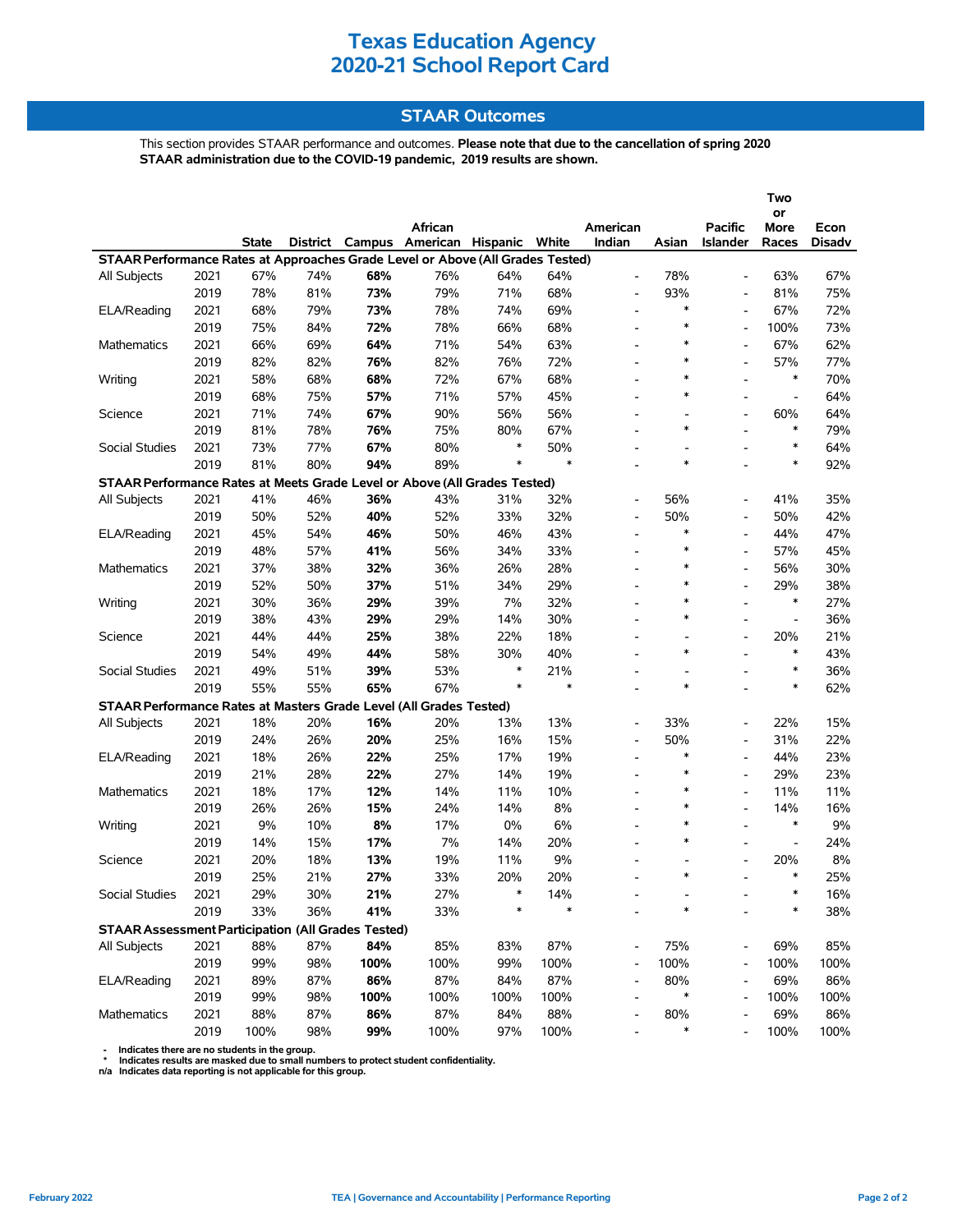# Texas Education Agency
# 2020-21 School Report Card

## STAAR Outcomes

This section provides STAAR performance and outcomes. **Please note that due to the cancellation of spring 2020 STAAR administration due to the COVID-19 pandemic, 2019 results are shown.**

| | | State | District | Campus | African American | Hispanic | White | American Indian | Asian | Pacific Islander | Two or More Races | Econ Disadv |
|---|---|---|---|---|---|---|---|---|---|---|---|---|
| **STAAR Performance Rates at Approaches Grade Level or Above (All Grades Tested)** | | | | | | | | | | | | |
| All Subjects | 2021 | 67% | 74% | **68%** | 76% | 64% | 64% | - | 78% | - | 63% | 67% |
| | 2019 | 78% | 81% | **73%** | 79% | 71% | 68% | - | 93% | - | 81% | 75% |
| ELA/Reading | 2021 | 68% | 79% | **73%** | 78% | 74% | 69% | - | * | - | 67% | 72% |
| | 2019 | 75% | 84% | **72%** | 78% | 66% | 68% | - | * | - | 100% | 73% |
| Mathematics | 2021 | 66% | 69% | **64%** | 71% | 54% | 63% | - | * | - | 67% | 62% |
| | 2019 | 82% | 82% | **76%** | 82% | 76% | 72% | - | * | - | 57% | 77% |
| Writing | 2021 | 58% | 68% | **68%** | 72% | 67% | 68% | - | * | - | * | 70% |
| | 2019 | 68% | 75% | **57%** | 71% | 57% | 45% | - | * | - | - | 64% |
| Science | 2021 | 71% | 74% | **67%** | 90% | 56% | 56% | - | - | - | 60% | 64% |
| | 2019 | 81% | 78% | **76%** | 75% | 80% | 67% | - | * | - | * | 79% |
| Social Studies | 2021 | 73% | 77% | **67%** | 80% | * | 50% | - | - | - | * | 64% |
| | 2019 | 81% | 80% | **94%** | 89% | * | * | - | * | - | * | 92% |
| **STAAR Performance Rates at Meets Grade Level or Above (All Grades Tested)** | | | | | | | | | | | | |
| All Subjects | 2021 | 41% | 46% | **36%** | 43% | 31% | 32% | - | 56% | - | 41% | 35% |
| | 2019 | 50% | 52% | **40%** | 52% | 33% | 32% | - | 50% | - | 50% | 42% |
| ELA/Reading | 2021 | 45% | 54% | **46%** | 50% | 46% | 43% | - | * | - | 44% | 47% |
| | 2019 | 48% | 57% | **41%** | 56% | 34% | 33% | - | * | - | 57% | 45% |
| Mathematics | 2021 | 37% | 38% | **32%** | 36% | 26% | 28% | - | * | - | 56% | 30% |
| | 2019 | 52% | 50% | **37%** | 51% | 34% | 29% | - | * | - | 29% | 38% |
| Writing | 2021 | 30% | 36% | **29%** | 39% | 7% | 32% | - | * | - | * | 27% |
| | 2019 | 38% | 43% | **29%** | 29% | 14% | 30% | - | * | - | - | 36% |
| Science | 2021 | 44% | 44% | **25%** | 38% | 22% | 18% | - | - | - | 20% | 21% |
| | 2019 | 54% | 49% | **44%** | 58% | 30% | 40% | - | * | - | * | 43% |
| Social Studies | 2021 | 49% | 51% | **39%** | 53% | * | 21% | - | - | - | * | 36% |
| | 2019 | 55% | 55% | **65%** | 67% | * | * | - | * | - | * | 62% |
| **STAAR Performance Rates at Masters Grade Level (All Grades Tested)** | | | | | | | | | | | | |
| All Subjects | 2021 | 18% | 20% | **16%** | 20% | 13% | 13% | - | 33% | - | 22% | 15% |
| | 2019 | 24% | 26% | **20%** | 25% | 16% | 15% | - | 50% | - | 31% | 22% |
| ELA/Reading | 2021 | 18% | 26% | **22%** | 25% | 17% | 19% | - | * | - | 44% | 23% |
| | 2019 | 21% | 28% | **22%** | 27% | 14% | 19% | - | * | - | 29% | 23% |
| Mathematics | 2021 | 18% | 17% | **12%** | 14% | 11% | 10% | - | * | - | 11% | 11% |
| | 2019 | 26% | 26% | **15%** | 24% | 14% | 8% | - | * | - | 14% | 16% |
| Writing | 2021 | 9% | 10% | **8%** | 17% | 0% | 6% | - | * | - | * | 9% |
| | 2019 | 14% | 15% | **17%** | 7% | 14% | 20% | - | * | - | - | 24% |
| Science | 2021 | 20% | 18% | **13%** | 19% | 11% | 9% | - | - | - | 20% | 8% |
| | 2019 | 25% | 21% | **27%** | 33% | 20% | 20% | - | * | - | * | 25% |
| Social Studies | 2021 | 29% | 30% | **21%** | 27% | * | 14% | - | - | - | * | 16% |
| | 2019 | 33% | 36% | **41%** | 33% | * | * | - | * | - | * | 38% |
| **STAAR Assessment Participation (All Grades Tested)** | | | | | | | | | | | | |
| All Subjects | 2021 | 88% | 87% | **84%** | 85% | 83% | 87% | - | 75% | - | 69% | 85% |
| | 2019 | 99% | 98% | **100%** | 100% | 99% | 100% | - | 100% | - | 100% | 100% |
| ELA/Reading | 2021 | 89% | 87% | **86%** | 87% | 84% | 87% | - | 80% | - | 69% | 86% |
| | 2019 | 99% | 98% | **100%** | 100% | 100% | 100% | - | * | - | 100% | 100% |
| Mathematics | 2021 | 88% | 87% | **86%** | 87% | 84% | 88% | - | 80% | - | 69% | 86% |
| | 2019 | 100% | 98% | **99%** | 100% | 97% | 100% | - | * | - | 100% | 100% |

- '-' Indicates there are no students in the group.
- '*' Indicates results are masked due to small numbers to protect student confidentiality.
- n/a Indicates data reporting is not applicable for this group.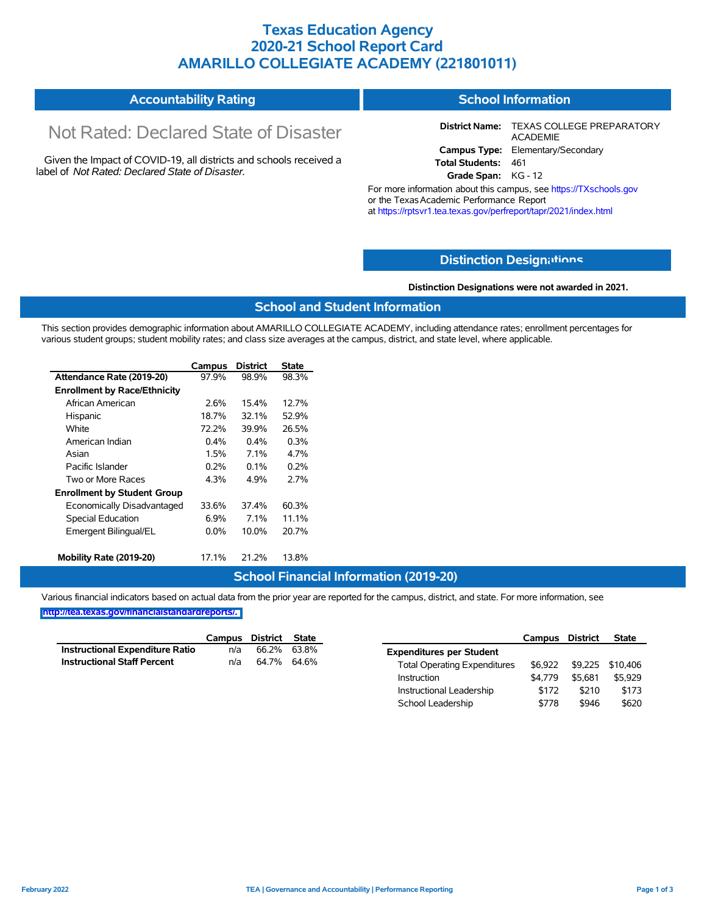# Texas Education Agency
# 2020-21 School Report Card
# AMARILLO COLLEGIATE ACADEMY (221801011)

## Accountability Rating

Not Rated: Declared State of Disaster

Given the Impact of COVID-19, all districts and schools received a label of *Not Rated: Declared State of Disaster*.

## School Information

**District Name:** TEXAS COLLEGE PREPARATORY ACADEMIE
**Campus Type:** Elementary/Secondary
**Total Students:** 461
**Grade Span:** KG - 12

For more information about this campus, see https://TXschools.gov or the Texas Academic Performance Report at https://rptsvr1.tea.texas.gov/perfreport/tapr/2021/index.html

## Distinction Designations

**Distinction Designations were not awarded in 2021.**

## School and Student Information

This section provides demographic information about AMARILLO COLLEGIATE ACADEMY, including attendance rates; enrollment percentages for various student groups; student mobility rates; and class size averages at the campus, district, and state level, where applicable.

| | Campus | District | State |
|---|---|---|---|
| **Attendance Rate (2019-20)** | 97.9% | 98.9% | 98.3% |
| **Enrollment by Race/Ethnicity** | | | |
| African American | 2.6% | 15.4% | 12.7% |
| Hispanic | 18.7% | 32.1% | 52.9% |
| White | 72.2% | 39.9% | 26.5% |
| American Indian | 0.4% | 0.4% | 0.3% |
| Asian | 1.5% | 7.1% | 4.7% |
| Pacific Islander | 0.2% | 0.1% | 0.2% |
| Two or More Races | 4.3% | 4.9% | 2.7% |
| **Enrollment by Student Group** | | | |
| Economically Disadvantaged | 33.6% | 37.4% | 60.3% |
| Special Education | 6.9% | 7.1% | 11.1% |
| Emergent Bilingual/EL | 0.0% | 10.0% | 20.7% |
| **Mobility Rate (2019-20)** | 17.1% | 21.2% | 13.8% |

## School Financial Information (2019-20)

Various financial indicators based on actual data from the prior year are reported for the campus, district, and state. For more information, see http://tea.texas.gov/financialstandardreports/.

| | Campus | District | State |
|---|---|---|---|
| **Instructional Expenditure Ratio** | n/a | 66.2% | 63.8% |
| **Instructional Staff Percent** | n/a | 64.7% | 64.6% |

| | Campus | District | State |
|---|---|---|---|
| **Expenditures per Student** | | | |
| Total Operating Expenditures | $6,922 | $9,225 | $10,406 |
| Instruction | $4,779 | $5,681 | $5,929 |
| Instructional Leadership | $172 | $210 | $173 |
| School Leadership | $778 | $946 | $620 |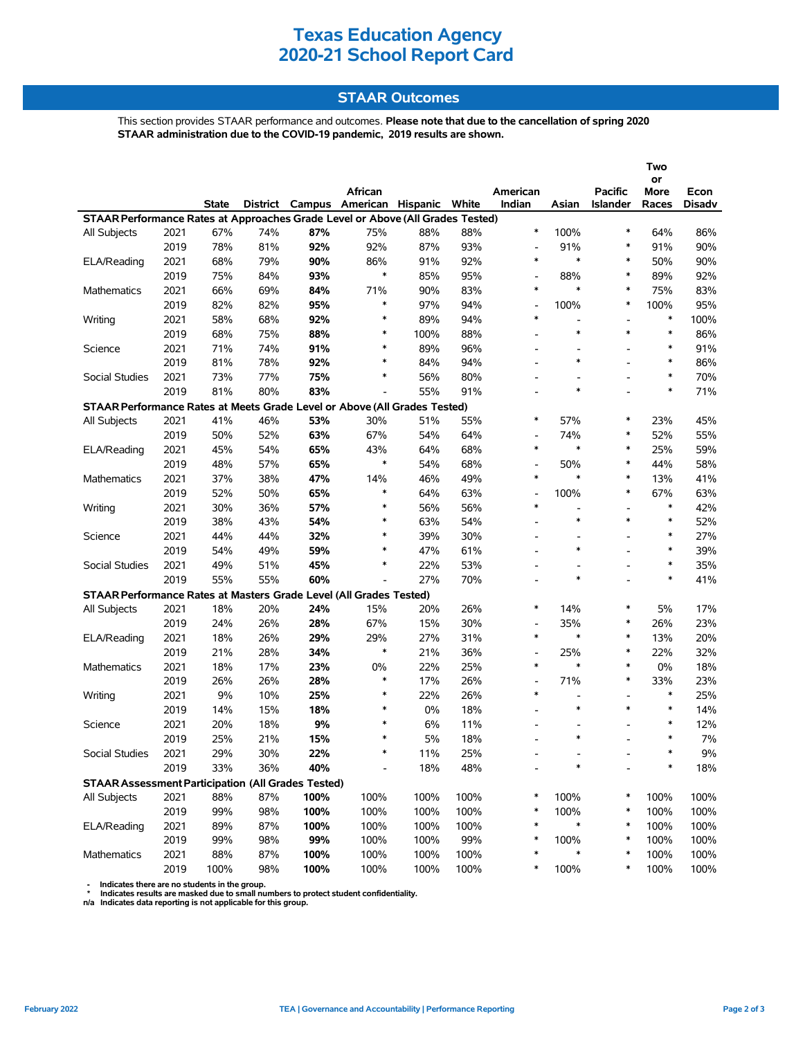# Texas Education Agency
# 2020-21 School Report Card

## STAAR Outcomes

This section provides STAAR performance and outcomes. **Please note that due to the cancellation of spring 2020 STAAR administration due to the COVID-19 pandemic, 2019 results are shown.**

| | | State | District | Campus | African American | Hispanic | White | American Indian | Asian | Pacific Islander | Two or More Races | Econ Disadv |
|---|---|---|---|---|---|---|---|---|---|---|---|---|
| **STAAR Performance Rates at Approaches Grade Level or Above (All Grades Tested)** | | | | | | | | | | | | |
| All Subjects | 2021 | 67% | 74% | **87%** | 75% | 88% | 88% | * | 100% | * | 64% | 86% |
| | 2019 | 78% | 81% | **92%** | 92% | 87% | 93% | - | 91% | * | 91% | 90% |
| ELA/Reading | 2021 | 68% | 79% | **90%** | 86% | 91% | 92% | * | * | * | 50% | 90% |
| | 2019 | 75% | 84% | **93%** | * | 85% | 95% | - | 88% | * | 89% | 92% |
| Mathematics | 2021 | 66% | 69% | **84%** | 71% | 90% | 83% | * | * | * | 75% | 83% |
| | 2019 | 82% | 82% | **95%** | * | 97% | 94% | - | 100% | * | 100% | 95% |
| Writing | 2021 | 58% | 68% | **92%** | * | 89% | 94% | * | - | - | * | 100% |
| | 2019 | 68% | 75% | **88%** | * | 100% | 88% | - | * | * | * | 86% |
| Science | 2021 | 71% | 74% | **91%** | * | 89% | 96% | - | - | - | * | 91% |
| | 2019 | 81% | 78% | **92%** | * | 84% | 94% | - | * | - | * | 86% |
| Social Studies | 2021 | 73% | 77% | **75%** | * | 56% | 80% | - | - | - | * | 70% |
| | 2019 | 81% | 80% | **83%** | - | 55% | 91% | - | * | - | * | 71% |
| **STAAR Performance Rates at Meets Grade Level or Above (All Grades Tested)** | | | | | | | | | | | | |
| All Subjects | 2021 | 41% | 46% | **53%** | 30% | 51% | 55% | * | 57% | * | 23% | 45% |
| | 2019 | 50% | 52% | **63%** | 67% | 54% | 64% | - | 74% | * | 52% | 55% |
| ELA/Reading | 2021 | 45% | 54% | **65%** | 43% | 64% | 68% | * | * | * | 25% | 59% |
| | 2019 | 48% | 57% | **65%** | * | 54% | 68% | - | 50% | * | 44% | 58% |
| Mathematics | 2021 | 37% | 38% | **47%** | 14% | 46% | 49% | * | * | * | 13% | 41% |
| | 2019 | 52% | 50% | **65%** | * | 64% | 63% | - | 100% | * | 67% | 63% |
| Writing | 2021 | 30% | 36% | **57%** | * | 56% | 56% | * | - | - | * | 42% |
| | 2019 | 38% | 43% | **54%** | * | 63% | 54% | - | * | * | * | 52% |
| Science | 2021 | 44% | 44% | **32%** | * | 39% | 30% | - | - | - | * | 27% |
| | 2019 | 54% | 49% | **59%** | * | 47% | 61% | - | * | - | * | 39% |
| Social Studies | 2021 | 49% | 51% | **45%** | * | 22% | 53% | - | - | - | * | 35% |
| | 2019 | 55% | 55% | **60%** | - | 27% | 70% | - | * | - | * | 41% |
| **STAAR Performance Rates at Masters Grade Level (All Grades Tested)** | | | | | | | | | | | | |
| All Subjects | 2021 | 18% | 20% | **24%** | 15% | 20% | 26% | * | 14% | * | 5% | 17% |
| | 2019 | 24% | 26% | **28%** | 67% | 15% | 30% | - | 35% | * | 26% | 23% |
| ELA/Reading | 2021 | 18% | 26% | **29%** | 29% | 27% | 31% | * | * | * | 13% | 20% |
| | 2019 | 21% | 28% | **34%** | * | 21% | 36% | - | 25% | * | 22% | 32% |
| Mathematics | 2021 | 18% | 17% | **23%** | 0% | 22% | 25% | * | * | * | 0% | 18% |
| | 2019 | 26% | 26% | **28%** | * | 17% | 26% | - | 71% | * | 33% | 23% |
| Writing | 2021 | 9% | 10% | **25%** | * | 22% | 26% | * | - | - | * | 25% |
| | 2019 | 14% | 15% | **18%** | * | 0% | 18% | - | * | * | * | 14% |
| Science | 2021 | 20% | 18% | **9%** | * | 6% | 11% | - | - | - | * | 12% |
| | 2019 | 25% | 21% | **15%** | * | 5% | 18% | - | * | - | * | 7% |
| Social Studies | 2021 | 29% | 30% | **22%** | * | 11% | 25% | - | - | - | * | 9% |
| | 2019 | 33% | 36% | **40%** | - | 18% | 48% | - | * | - | * | 18% |
| **STAAR Assessment Participation (All Grades Tested)** | | | | | | | | | | | | |
| All Subjects | 2021 | 88% | 87% | **100%** | 100% | 100% | 100% | * | 100% | * | 100% | 100% |
| | 2019 | 99% | 98% | **100%** | 100% | 100% | 100% | * | 100% | * | 100% | 100% |
| ELA/Reading | 2021 | 89% | 87% | **100%** | 100% | 100% | 100% | * | * | * | 100% | 100% |
| | 2019 | 99% | 98% | **99%** | 100% | 100% | 99% | * | 100% | * | 100% | 100% |
| Mathematics | 2021 | 88% | 87% | **100%** | 100% | 100% | 100% | * | * | * | 100% | 100% |
| | 2019 | 100% | 98% | **100%** | 100% | 100% | 100% | * | 100% | * | 100% | 100% |

- '-' Indicates there are no students in the group.
- '*' Indicates results are masked due to small numbers to protect student confidentiality.
- n/a Indicates data reporting is not applicable for this group.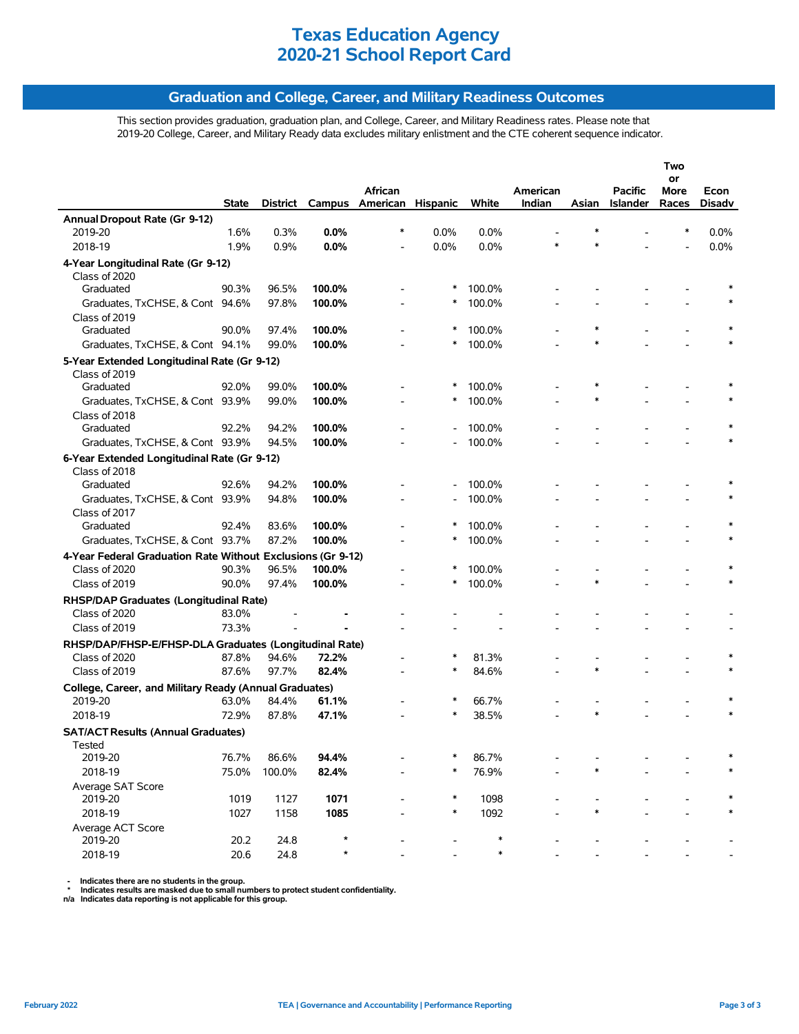# Texas Education Agency
# 2020-21 School Report Card

## Graduation and College, Career, and Military Readiness Outcomes

This section provides graduation, graduation plan, and College, Career, and Military Readiness rates. Please note that 2019-20 College, Career, and Military Ready data excludes military enlistment and the CTE coherent sequence indicator.

| | State | District | Campus | African American | Hispanic | White | American Indian | Asian | Pacific Islander | Two or More Races | Econ Disadv |
|---|---|---|---|---|---|---|---|---|---|---|---|
| **Annual Dropout Rate (Gr 9-12)** | | | | | | | | | | | |
| 2019-20 | 1.6% | 0.3% | **0.0%** | * | 0.0% | 0.0% | - | * | - | * | 0.0% |
| 2018-19 | 1.9% | 0.9% | **0.0%** | - | 0.0% | 0.0% | * | * | - | - | 0.0% |
| **4-Year Longitudinal Rate (Gr 9-12)** | | | | | | | | | | | |
| Class of 2020 | | | | | | | | | | | |
| Graduated | 90.3% | 96.5% | **100.0%** | - | * | 100.0% | - | - | - | - | * |
| Graduates, TxCHSE, & Cont | 94.6% | 97.8% | **100.0%** | - | * | 100.0% | - | - | - | - | * |
| Class of 2019 | | | | | | | | | | | |
| Graduated | 90.0% | 97.4% | **100.0%** | - | * | 100.0% | - | * | - | - | * |
| Graduates, TxCHSE, & Cont | 94.1% | 99.0% | **100.0%** | - | * | 100.0% | - | * | - | - | * |
| **5-Year Extended Longitudinal Rate (Gr 9-12)** | | | | | | | | | | | |
| Class of 2019 | | | | | | | | | | | |
| Graduated | 92.0% | 99.0% | **100.0%** | - | * | 100.0% | - | * | - | - | * |
| Graduates, TxCHSE, & Cont | 93.9% | 99.0% | **100.0%** | - | * | 100.0% | - | * | - | - | * |
| Class of 2018 | | | | | | | | | | | |
| Graduated | 92.2% | 94.2% | **100.0%** | - | - | 100.0% | - | - | - | - | * |
| Graduates, TxCHSE, & Cont | 93.9% | 94.5% | **100.0%** | - | - | 100.0% | - | - | - | - | * |
| **6-Year Extended Longitudinal Rate (Gr 9-12)** | | | | | | | | | | | |
| Class of 2018 | | | | | | | | | | | |
| Graduated | 92.6% | 94.2% | **100.0%** | - | - | 100.0% | - | - | - | - | * |
| Graduates, TxCHSE, & Cont | 93.9% | 94.8% | **100.0%** | - | - | 100.0% | - | - | - | - | * |
| Class of 2017 | | | | | | | | | | | |
| Graduated | 92.4% | 83.6% | **100.0%** | - | * | 100.0% | - | - | - | - | * |
| Graduates, TxCHSE, & Cont | 93.7% | 87.2% | **100.0%** | - | * | 100.0% | - | - | - | - | * |
| **4-Year Federal Graduation Rate Without Exclusions (Gr 9-12)** | | | | | | | | | | | |
| Class of 2020 | 90.3% | 96.5% | **100.0%** | - | * | 100.0% | - | - | - | - | * |
| Class of 2019 | 90.0% | 97.4% | **100.0%** | - | * | 100.0% | - | * | - | - | * |
| **RHSP/DAP Graduates (Longitudinal Rate)** | | | | | | | | | | | |
| Class of 2020 | 83.0% | - | **-** | - | - | - | - | - | - | - | - |
| Class of 2019 | 73.3% | - | **-** | - | - | - | - | - | - | - | - |
| **RHSP/DAP/FHSP-E/FHSP-DLA Graduates (Longitudinal Rate)** | | | | | | | | | | | |
| Class of 2020 | 87.8% | 94.6% | **72.2%** | - | * | 81.3% | - | - | - | - | * |
| Class of 2019 | 87.6% | 97.7% | **82.4%** | - | * | 84.6% | - | * | - | - | * |
| **College, Career, and Military Ready (Annual Graduates)** | | | | | | | | | | | |
| 2019-20 | 63.0% | 84.4% | **61.1%** | - | * | 66.7% | - | - | - | - | * |
| 2018-19 | 72.9% | 87.8% | **47.1%** | - | * | 38.5% | - | * | - | - | * |
| **SAT/ACT Results (Annual Graduates)** | | | | | | | | | | | |
| Tested | | | | | | | | | | | |
| 2019-20 | 76.7% | 86.6% | **94.4%** | - | * | 86.7% | - | - | - | - | * |
| 2018-19 | 75.0% | 100.0% | **82.4%** | - | * | 76.9% | - | * | - | - | * |
| Average SAT Score | | | | | | | | | | | |
| 2019-20 | 1019 | 1127 | **1071** | - | * | 1098 | - | - | - | - | * |
| 2018-19 | 1027 | 1158 | **1085** | - | * | 1092 | - | * | - | - | * |
| Average ACT Score | | | | | | | | | | | |
| 2019-20 | 20.2 | 24.8 | * | - | - | * | - | - | - | - | - |
| 2018-19 | 20.6 | 24.8 | * | - | - | * | - | - | - | - | - |

**-** Indicates there are no students in the group.
**\*** Indicates results are masked due to small numbers to protect student confidentiality.
**n/a** Indicates data reporting is not applicable for this group.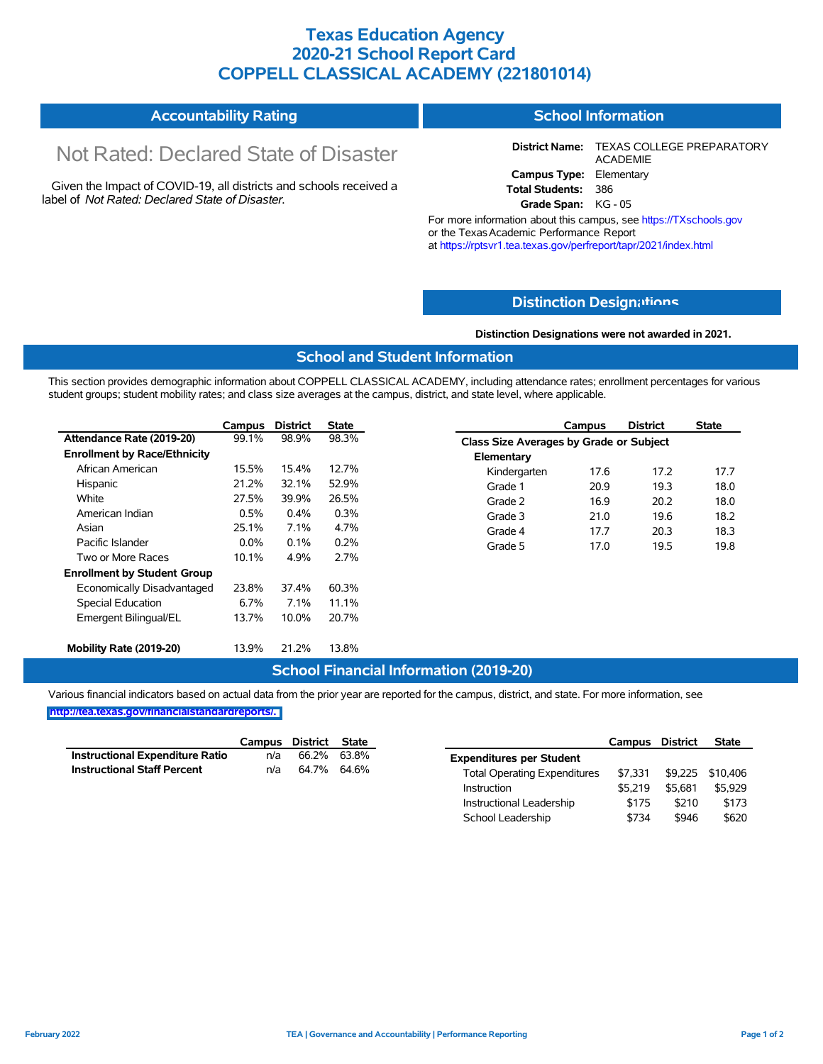# Texas Education Agency
# 2020-21 School Report Card
# COPPELL CLASSICAL ACADEMY (221801014)

## Accountability Rating

Not Rated: Declared State of Disaster

Given the Impact of COVID-19, all districts and schools received a label of *Not Rated: Declared State of Disaster*.

## School Information

**District Name:** TEXAS COLLEGE PREPARATORY ACADEMIE
**Campus Type:** Elementary
**Total Students:** 386
**Grade Span:** KG - 05

For more information about this campus, see https://TXschools.gov or the Texas Academic Performance Report at https://rptsvr1.tea.texas.gov/perfreport/tapr/2021/index.html

## Distinction Designations

**Distinction Designations were not awarded in 2021.**

## School and Student Information

This section provides demographic information about COPPELL CLASSICAL ACADEMY, including attendance rates; enrollment percentages for various student groups; student mobility rates; and class size averages at the campus, district, and state level, where applicable.

| | Campus | District | State |
|---|---|---|---|
| **Attendance Rate (2019-20)** | 99.1% | 98.9% | 98.3% |
| **Enrollment by Race/Ethnicity** | | | |
| African American | 15.5% | 15.4% | 12.7% |
| Hispanic | 21.2% | 32.1% | 52.9% |
| White | 27.5% | 39.9% | 26.5% |
| American Indian | 0.5% | 0.4% | 0.3% |
| Asian | 25.1% | 7.1% | 4.7% |
| Pacific Islander | 0.0% | 0.1% | 0.2% |
| Two or More Races | 10.1% | 4.9% | 2.7% |
| **Enrollment by Student Group** | | | |
| Economically Disadvantaged | 23.8% | 37.4% | 60.3% |
| Special Education | 6.7% | 7.1% | 11.1% |
| Emergent Bilingual/EL | 13.7% | 10.0% | 20.7% |
| **Mobility Rate (2019-20)** | 13.9% | 21.2% | 13.8% |

| | Campus | District | State |
|---|---|---|---|
| **Class Size Averages by Grade or Subject** | | | |
| **Elementary** | | | |
| Kindergarten | 17.6 | 17.2 | 17.7 |
| Grade 1 | 20.9 | 19.3 | 18.0 |
| Grade 2 | 16.9 | 20.2 | 18.0 |
| Grade 3 | 21.0 | 19.6 | 18.2 |
| Grade 4 | 17.7 | 20.3 | 18.3 |
| Grade 5 | 17.0 | 19.5 | 19.8 |

## School Financial Information (2019-20)

Various financial indicators based on actual data from the prior year are reported for the campus, district, and state. For more information, see http://tea.texas.gov/financialstandardreports/.

| | Campus | District | State |
|---|---|---|---|
| **Instructional Expenditure Ratio** | n/a | 66.2% | 63.8% |
| **Instructional Staff Percent** | n/a | 64.7% | 64.6% |

| | Campus | District | State |
|---|---|---|---|
| **Expenditures per Student** | | | |
| Total Operating Expenditures | $7,331 | $9,225 | $10,406 |
| Instruction | $5,219 | $5,681 | $5,929 |
| Instructional Leadership | $175 | $210 | $173 |
| School Leadership | $734 | $946 | $620 |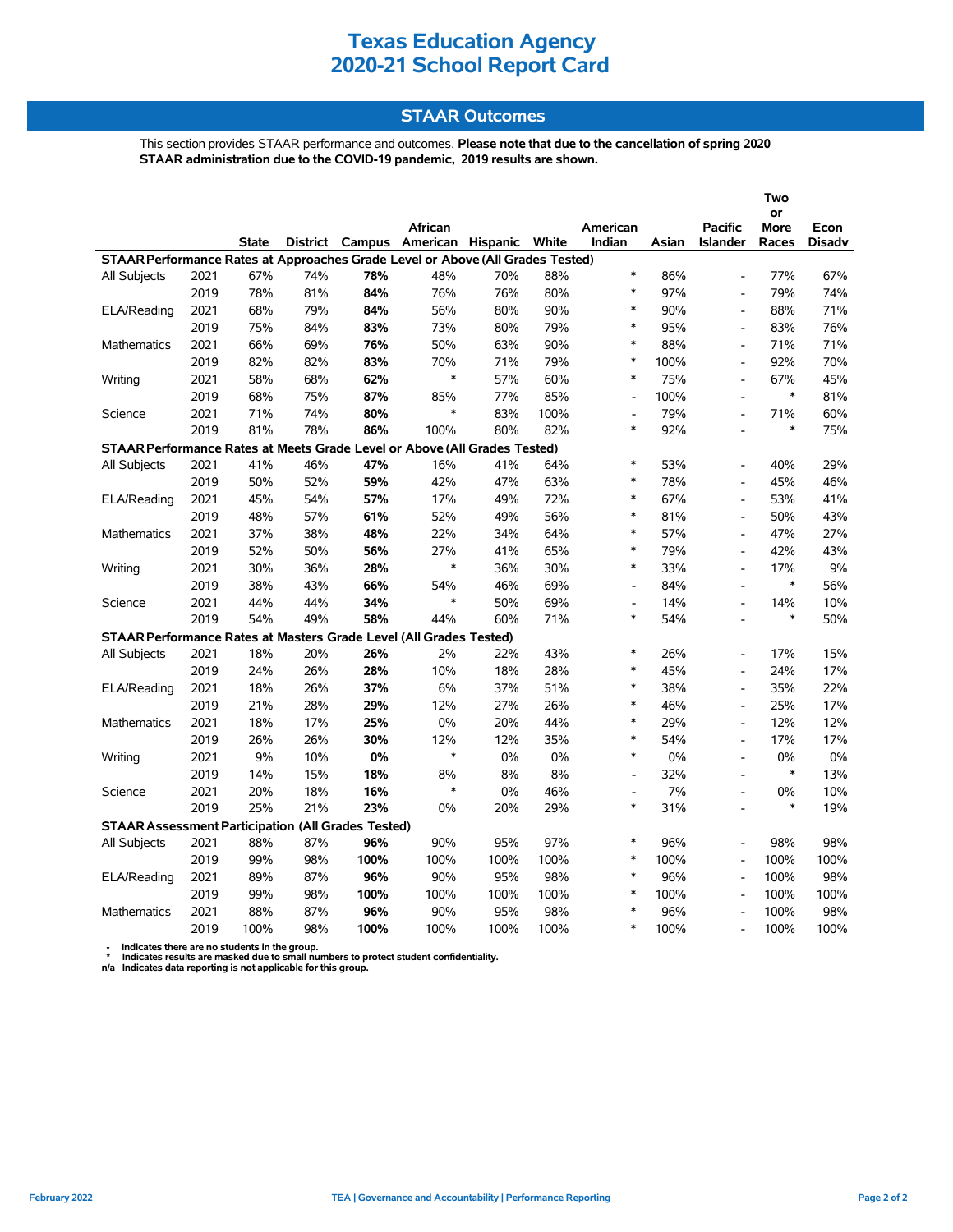# Texas Education Agency
# 2020-21 School Report Card

## STAAR Outcomes

This section provides STAAR performance and outcomes. **Please note that due to the cancellation of spring 2020 STAAR administration due to the COVID-19 pandemic, 2019 results are shown.**

| | | State | District | Campus | African American | Hispanic | White | American Indian | Asian | Pacific Islander | Two or More Races | Econ Disadv |
|---|---|---|---|---|---|---|---|---|---|---|---|---|
| **STAAR Performance Rates at Approaches Grade Level or Above (All Grades Tested)** | | | | | | | | | | | | |
| All Subjects | 2021 | 67% | 74% | **78%** | 48% | 70% | 88% | * | 86% | - | 77% | 67% |
| | 2019 | 78% | 81% | **84%** | 76% | 76% | 80% | * | 97% | - | 79% | 74% |
| ELA/Reading | 2021 | 68% | 79% | **84%** | 56% | 80% | 90% | * | 90% | - | 88% | 71% |
| | 2019 | 75% | 84% | **83%** | 73% | 80% | 79% | * | 95% | - | 83% | 76% |
| Mathematics | 2021 | 66% | 69% | **76%** | 50% | 63% | 90% | * | 88% | - | 71% | 71% |
| | 2019 | 82% | 82% | **83%** | 70% | 71% | 79% | * | 100% | - | 92% | 70% |
| Writing | 2021 | 58% | 68% | **62%** | * | 57% | 60% | * | 75% | - | 67% | 45% |
| | 2019 | 68% | 75% | **87%** | 85% | 77% | 85% | - | 100% | - | * | 81% |
| Science | 2021 | 71% | 74% | **80%** | * | 83% | 100% | - | 79% | - | 71% | 60% |
| | 2019 | 81% | 78% | **86%** | 100% | 80% | 82% | * | 92% | - | * | 75% |
| **STAAR Performance Rates at Meets Grade Level or Above (All Grades Tested)** | | | | | | | | | | | | |
| All Subjects | 2021 | 41% | 46% | **47%** | 16% | 41% | 64% | * | 53% | - | 40% | 29% |
| | 2019 | 50% | 52% | **59%** | 42% | 47% | 63% | * | 78% | - | 45% | 46% |
| ELA/Reading | 2021 | 45% | 54% | **57%** | 17% | 49% | 72% | * | 67% | - | 53% | 41% |
| | 2019 | 48% | 57% | **61%** | 52% | 49% | 56% | * | 81% | - | 50% | 43% |
| Mathematics | 2021 | 37% | 38% | **48%** | 22% | 34% | 64% | * | 57% | - | 47% | 27% |
| | 2019 | 52% | 50% | **56%** | 27% | 41% | 65% | * | 79% | - | 42% | 43% |
| Writing | 2021 | 30% | 36% | **28%** | * | 36% | 30% | * | 33% | - | 17% | 9% |
| | 2019 | 38% | 43% | **66%** | 54% | 46% | 69% | - | 84% | - | * | 56% |
| Science | 2021 | 44% | 44% | **34%** | * | 50% | 69% | - | 14% | - | 14% | 10% |
| | 2019 | 54% | 49% | **58%** | 44% | 60% | 71% | * | 54% | - | * | 50% |
| **STAAR Performance Rates at Masters Grade Level (All Grades Tested)** | | | | | | | | | | | | |
| All Subjects | 2021 | 18% | 20% | **26%** | 2% | 22% | 43% | * | 26% | - | 17% | 15% |
| | 2019 | 24% | 26% | **28%** | 10% | 18% | 28% | * | 45% | - | 24% | 17% |
| ELA/Reading | 2021 | 18% | 26% | **37%** | 6% | 37% | 51% | * | 38% | - | 35% | 22% |
| | 2019 | 21% | 28% | **29%** | 12% | 27% | 26% | * | 46% | - | 25% | 17% |
| Mathematics | 2021 | 18% | 17% | **25%** | 0% | 20% | 44% | * | 29% | - | 12% | 12% |
| | 2019 | 26% | 26% | **30%** | 12% | 12% | 35% | * | 54% | - | 17% | 17% |
| Writing | 2021 | 9% | 10% | **0%** | * | 0% | 0% | * | 0% | - | 0% | 0% |
| | 2019 | 14% | 15% | **18%** | 8% | 8% | 8% | - | 32% | - | * | 13% |
| Science | 2021 | 20% | 18% | **16%** | * | 0% | 46% | - | 7% | - | 0% | 10% |
| | 2019 | 25% | 21% | **23%** | 0% | 20% | 29% | * | 31% | - | * | 19% |
| **STAAR Assessment Participation (All Grades Tested)** | | | | | | | | | | | | |
| All Subjects | 2021 | 88% | 87% | **96%** | 90% | 95% | 97% | * | 96% | - | 98% | 98% |
| | 2019 | 99% | 98% | **100%** | 100% | 100% | 100% | * | 100% | - | 100% | 100% |
| ELA/Reading | 2021 | 89% | 87% | **96%** | 90% | 95% | 98% | * | 96% | - | 100% | 98% |
| | 2019 | 99% | 98% | **100%** | 100% | 100% | 100% | * | 100% | - | 100% | 100% |
| Mathematics | 2021 | 88% | 87% | **96%** | 90% | 95% | 98% | * | 96% | - | 100% | 98% |
| | 2019 | 100% | 98% | **100%** | 100% | 100% | 100% | * | 100% | - | 100% | 100% |

**-** Indicates there are no students in the group.
**\*** Indicates results are masked due to small numbers to protect student confidentiality.
**n/a** Indicates data reporting is not applicable for this group.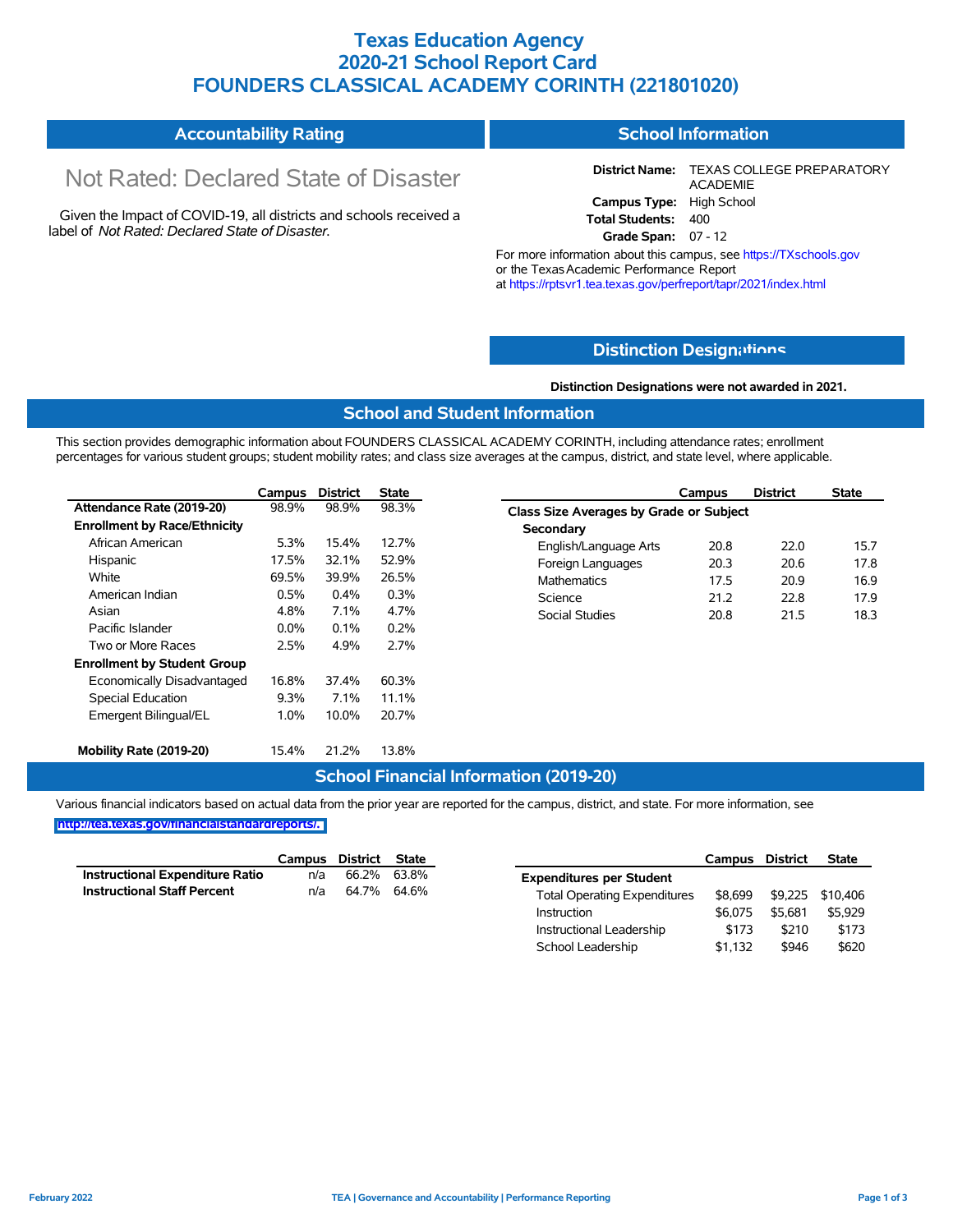# Texas Education Agency
# 2020-21 School Report Card
# FOUNDERS CLASSICAL ACADEMY CORINTH (221801020)

## Accountability Rating

Not Rated: Declared State of Disaster

Given the Impact of COVID-19, all districts and schools received a label of *Not Rated: Declared State of Disaster*.

## School Information

**District Name:** TEXAS COLLEGE PREPARATORY ACADEMIE
**Campus Type:** High School
**Total Students:** 400
**Grade Span:** 07 - 12

For more information about this campus, see https://TXschools.gov or the Texas Academic Performance Report at https://rptsvr1.tea.texas.gov/perfreport/tapr/2021/index.html

## Distinction Designations

**Distinction Designations were not awarded in 2021.**

## School and Student Information

This section provides demographic information about FOUNDERS CLASSICAL ACADEMY CORINTH, including attendance rates; enrollment percentages for various student groups; student mobility rates; and class size averages at the campus, district, and state level, where applicable.

| | Campus | District | State |
|---|---|---|---|
| **Attendance Rate (2019-20)** | 98.9% | 98.9% | 98.3% |
| **Enrollment by Race/Ethnicity** | | | |
| African American | 5.3% | 15.4% | 12.7% |
| Hispanic | 17.5% | 32.1% | 52.9% |
| White | 69.5% | 39.9% | 26.5% |
| American Indian | 0.5% | 0.4% | 0.3% |
| Asian | 4.8% | 7.1% | 4.7% |
| Pacific Islander | 0.0% | 0.1% | 0.2% |
| Two or More Races | 2.5% | 4.9% | 2.7% |
| **Enrollment by Student Group** | | | |
| Economically Disadvantaged | 16.8% | 37.4% | 60.3% |
| Special Education | 9.3% | 7.1% | 11.1% |
| Emergent Bilingual/EL | 1.0% | 10.0% | 20.7% |
| **Mobility Rate (2019-20)** | 15.4% | 21.2% | 13.8% |

| | Campus | District | State |
|---|---|---|---|
| **Class Size Averages by Grade or Subject** | | | |
| **Secondary** | | | |
| English/Language Arts | 20.8 | 22.0 | 15.7 |
| Foreign Languages | 20.3 | 20.6 | 17.8 |
| Mathematics | 17.5 | 20.9 | 16.9 |
| Science | 21.2 | 22.8 | 17.9 |
| Social Studies | 20.8 | 21.5 | 18.3 |

## School Financial Information (2019-20)

Various financial indicators based on actual data from the prior year are reported for the campus, district, and state. For more information, see http://tea.texas.gov/financialstandardreports/.

| | Campus | District | State |
|---|---|---|---|
| **Instructional Expenditure Ratio** | n/a | 66.2% | 63.8% |
| **Instructional Staff Percent** | n/a | 64.7% | 64.6% |

| | Campus | District | State |
|---|---|---|---|
| **Expenditures per Student** | | | |
| Total Operating Expenditures | $8,699 | $9,225 | $10,406 |
| Instruction | $6,075 | $5,681 | $5,929 |
| Instructional Leadership | $173 | $210 | $173 |
| School Leadership | $1,132 | $946 | $620 |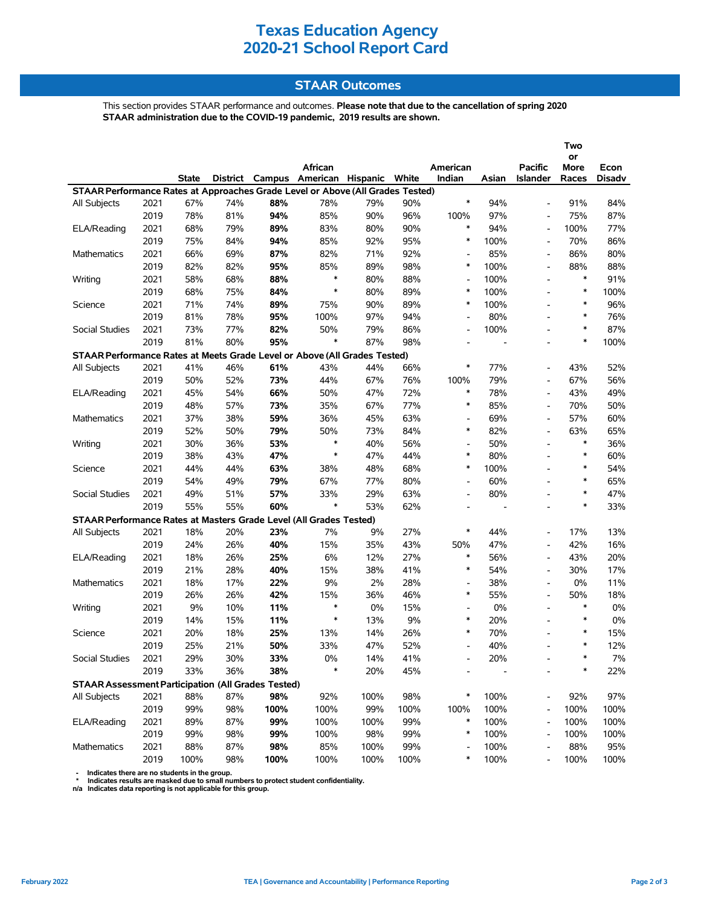# Texas Education Agency
# 2020-21 School Report Card

## STAAR Outcomes

This section provides STAAR performance and outcomes. **Please note that due to the cancellation of spring 2020 STAAR administration due to the COVID-19 pandemic, 2019 results are shown.**

| | | State | District | Campus | African American | Hispanic | White | American Indian | Asian | Pacific Islander | Two or More Races | Econ Disadv |
|---|---|---|---|---|---|---|---|---|---|---|---|---|
| **STAAR Performance Rates at Approaches Grade Level or Above (All Grades Tested)** | | | | | | | | | | | | |
| All Subjects | 2021 | 67% | 74% | **88%** | 78% | 79% | 90% | * | 94% | - | 91% | 84% |
| | 2019 | 78% | 81% | **94%** | 85% | 90% | 96% | 100% | 97% | - | 75% | 87% |
| ELA/Reading | 2021 | 68% | 79% | **89%** | 83% | 80% | 90% | * | 94% | - | 100% | 77% |
| | 2019 | 75% | 84% | **94%** | 85% | 92% | 95% | * | 100% | - | 70% | 86% |
| Mathematics | 2021 | 66% | 69% | **87%** | 82% | 71% | 92% | - | 85% | - | 86% | 80% |
| | 2019 | 82% | 82% | **95%** | 85% | 89% | 98% | * | 100% | - | 88% | 88% |
| Writing | 2021 | 58% | 68% | **88%** | * | 80% | 88% | - | 100% | - | * | 91% |
| | 2019 | 68% | 75% | **84%** | * | 80% | 89% | * | 100% | - | * | 100% |
| Science | 2021 | 71% | 74% | **89%** | 75% | 90% | 89% | * | 100% | - | * | 96% |
| | 2019 | 81% | 78% | **95%** | 100% | 97% | 94% | - | 80% | - | * | 76% |
| Social Studies | 2021 | 73% | 77% | **82%** | 50% | 79% | 86% | - | 100% | - | * | 87% |
| | 2019 | 81% | 80% | **95%** | * | 87% | 98% | - | - | - | * | 100% |
| **STAAR Performance Rates at Meets Grade Level or Above (All Grades Tested)** | | | | | | | | | | | | |
| All Subjects | 2021 | 41% | 46% | **61%** | 43% | 44% | 66% | * | 77% | - | 43% | 52% |
| | 2019 | 50% | 52% | **73%** | 44% | 67% | 76% | 100% | 79% | - | 67% | 56% |
| ELA/Reading | 2021 | 45% | 54% | **66%** | 50% | 47% | 72% | * | 78% | - | 43% | 49% |
| | 2019 | 48% | 57% | **73%** | 35% | 67% | 77% | * | 85% | - | 70% | 50% |
| Mathematics | 2021 | 37% | 38% | **59%** | 36% | 45% | 63% | - | 69% | - | 57% | 60% |
| | 2019 | 52% | 50% | **79%** | 50% | 73% | 84% | * | 82% | - | 63% | 65% |
| Writing | 2021 | 30% | 36% | **53%** | * | 40% | 56% | - | 50% | - | * | 36% |
| | 2019 | 38% | 43% | **47%** | * | 47% | 44% | * | 80% | - | * | 60% |
| Science | 2021 | 44% | 44% | **63%** | 38% | 48% | 68% | * | 100% | - | * | 54% |
| | 2019 | 54% | 49% | **79%** | 67% | 77% | 80% | - | 60% | - | * | 65% |
| Social Studies | 2021 | 49% | 51% | **57%** | 33% | 29% | 63% | - | 80% | - | * | 47% |
| | 2019 | 55% | 55% | **60%** | * | 53% | 62% | - | - | - | * | 33% |
| **STAAR Performance Rates at Masters Grade Level (All Grades Tested)** | | | | | | | | | | | | |
| All Subjects | 2021 | 18% | 20% | **23%** | 7% | 9% | 27% | * | 44% | - | 17% | 13% |
| | 2019 | 24% | 26% | **40%** | 15% | 35% | 43% | 50% | 47% | - | 42% | 16% |
| ELA/Reading | 2021 | 18% | 26% | **25%** | 6% | 12% | 27% | * | 56% | - | 43% | 20% |
| | 2019 | 21% | 28% | **40%** | 15% | 38% | 41% | * | 54% | - | 30% | 17% |
| Mathematics | 2021 | 18% | 17% | **22%** | 9% | 2% | 28% | - | 38% | - | 0% | 11% |
| | 2019 | 26% | 26% | **42%** | 15% | 36% | 46% | * | 55% | - | 50% | 18% |
| Writing | 2021 | 9% | 10% | **11%** | * | 0% | 15% | - | 0% | - | * | 0% |
| | 2019 | 14% | 15% | **11%** | * | 13% | 9% | * | 20% | - | * | 0% |
| Science | 2021 | 20% | 18% | **25%** | 13% | 14% | 26% | * | 70% | - | * | 15% |
| | 2019 | 25% | 21% | **50%** | 33% | 47% | 52% | - | 40% | - | * | 12% |
| Social Studies | 2021 | 29% | 30% | **33%** | 0% | 14% | 41% | - | 20% | - | * | 7% |
| | 2019 | 33% | 36% | **38%** | * | 20% | 45% | - | - | - | * | 22% |
| **STAAR Assessment Participation (All Grades Tested)** | | | | | | | | | | | | |
| All Subjects | 2021 | 88% | 87% | **98%** | 92% | 100% | 98% | * | 100% | - | 92% | 97% |
| | 2019 | 99% | 98% | **100%** | 100% | 99% | 100% | 100% | 100% | - | 100% | 100% |
| ELA/Reading | 2021 | 89% | 87% | **99%** | 100% | 100% | 99% | * | 100% | - | 100% | 100% |
| | 2019 | 99% | 98% | **99%** | 100% | 98% | 99% | * | 100% | - | 100% | 100% |
| Mathematics | 2021 | 88% | 87% | **98%** | 85% | 100% | 99% | - | 100% | - | 88% | 95% |
| | 2019 | 100% | 98% | **100%** | 100% | 100% | 100% | * | 100% | - | 100% | 100% |

- Indicates there are no students in the group.
* Indicates results are masked due to small numbers to protect student confidentiality.
n/a Indicates data reporting is not applicable for this group.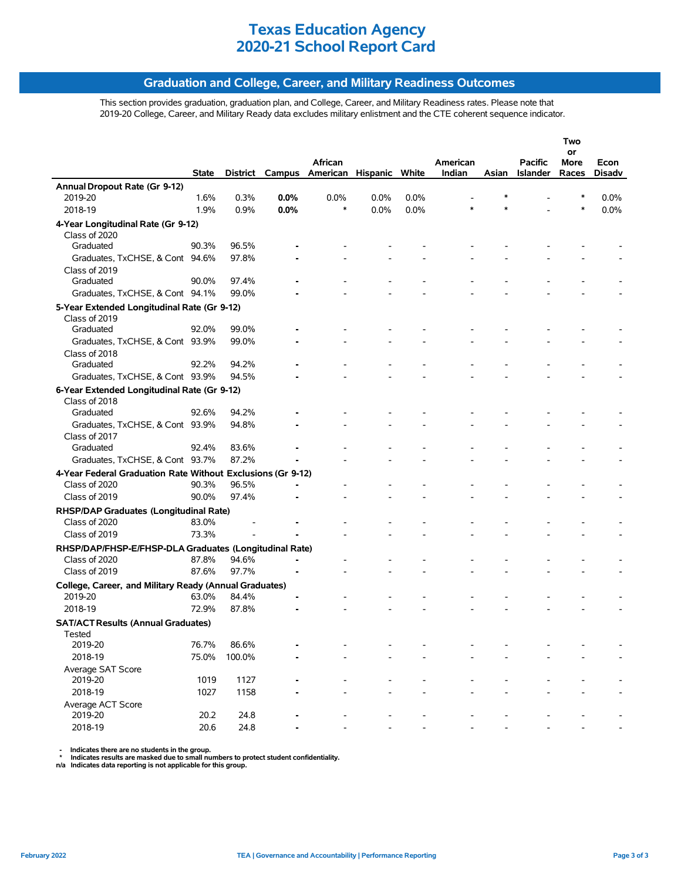# Texas Education Agency
# 2020-21 School Report Card

## Graduation and College, Career, and Military Readiness Outcomes

This section provides graduation, graduation plan, and College, Career, and Military Readiness rates. Please note that 2019-20 College, Career, and Military Ready data excludes military enlistment and the CTE coherent sequence indicator.

| | State | District | Campus | African American | Hispanic | White | American Indian | Asian | Pacific Islander | Two or More Races | Econ Disadv |
|---|---|---|---|---|---|---|---|---|---|---|---|
| **Annual Dropout Rate (Gr 9-12)** | | | | | | | | | | | |
| 2019-20 | 1.6% | 0.3% | **0.0%** | 0.0% | 0.0% | 0.0% | - | * | - | * | 0.0% |
| 2018-19 | 1.9% | 0.9% | **0.0%** | * | 0.0% | 0.0% | * | * | - | * | 0.0% |
| **4-Year Longitudinal Rate (Gr 9-12)** | | | | | | | | | | | |
| Class of 2020 | | | | | | | | | | | |
| Graduated | 90.3% | 96.5% | **-** | - | - | - | - | - | - | - | - |
| Graduates, TxCHSE, & Cont | 94.6% | 97.8% | **-** | - | - | - | - | - | - | - | - |
| Class of 2019 | | | | | | | | | | | |
| Graduated | 90.0% | 97.4% | **-** | - | - | - | - | - | - | - | - |
| Graduates, TxCHSE, & Cont | 94.1% | 99.0% | **-** | - | - | - | - | - | - | - | - |
| **5-Year Extended Longitudinal Rate (Gr 9-12)** | | | | | | | | | | | |
| Class of 2019 | | | | | | | | | | | |
| Graduated | 92.0% | 99.0% | **-** | - | - | - | - | - | - | - | - |
| Graduates, TxCHSE, & Cont | 93.9% | 99.0% | **-** | - | - | - | - | - | - | - | - |
| Class of 2018 | | | | | | | | | | | |
| Graduated | 92.2% | 94.2% | **-** | - | - | - | - | - | - | - | - |
| Graduates, TxCHSE, & Cont | 93.9% | 94.5% | **-** | - | - | - | - | - | - | - | - |
| **6-Year Extended Longitudinal Rate (Gr 9-12)** | | | | | | | | | | | |
| Class of 2018 | | | | | | | | | | | |
| Graduated | 92.6% | 94.2% | **-** | - | - | - | - | - | - | - | - |
| Graduates, TxCHSE, & Cont | 93.9% | 94.8% | **-** | - | - | - | - | - | - | - | - |
| Class of 2017 | | | | | | | | | | | |
| Graduated | 92.4% | 83.6% | **-** | - | - | - | - | - | - | - | - |
| Graduates, TxCHSE, & Cont | 93.7% | 87.2% | **-** | - | - | - | - | - | - | - | - |
| **4-Year Federal Graduation Rate Without Exclusions (Gr 9-12)** | | | | | | | | | | | |
| Class of 2020 | 90.3% | 96.5% | **-** | - | - | - | - | - | - | - | - |
| Class of 2019 | 90.0% | 97.4% | **-** | - | - | - | - | - | - | - | - |
| **RHSP/DAP Graduates (Longitudinal Rate)** | | | | | | | | | | | |
| Class of 2020 | 83.0% | - | **-** | - | - | - | - | - | - | - | - |
| Class of 2019 | 73.3% | - | **-** | - | - | - | - | - | - | - | - |
| **RHSP/DAP/FHSP-E/FHSP-DLA Graduates (Longitudinal Rate)** | | | | | | | | | | | |
| Class of 2020 | 87.8% | 94.6% | **-** | - | - | - | - | - | - | - | - |
| Class of 2019 | 87.6% | 97.7% | **-** | - | - | - | - | - | - | - | - |
| **College, Career, and Military Ready (Annual Graduates)** | | | | | | | | | | | |
| 2019-20 | 63.0% | 84.4% | **-** | - | - | - | - | - | - | - | - |
| 2018-19 | 72.9% | 87.8% | **-** | - | - | - | - | - | - | - | - |
| **SAT/ACT Results (Annual Graduates)** | | | | | | | | | | | |
| Tested | | | | | | | | | | | |
| 2019-20 | 76.7% | 86.6% | **-** | - | - | - | - | - | - | - | - |
| 2018-19 | 75.0% | 100.0% | **-** | - | - | - | - | - | - | - | - |
| Average SAT Score | | | | | | | | | | | |
| 2019-20 | 1019 | 1127 | **-** | - | - | - | - | - | - | - | - |
| 2018-19 | 1027 | 1158 | **-** | - | - | - | - | - | - | - | - |
| Average ACT Score | | | | | | | | | | | |
| 2019-20 | 20.2 | 24.8 | **-** | - | - | - | - | - | - | - | - |
| 2018-19 | 20.6 | 24.8 | **-** | - | - | - | - | - | - | - | - |

**-** Indicates there are no students in the group.
**\*** Indicates results are masked due to small numbers to protect student confidentiality.
**n/a** Indicates data reporting is not applicable for this group.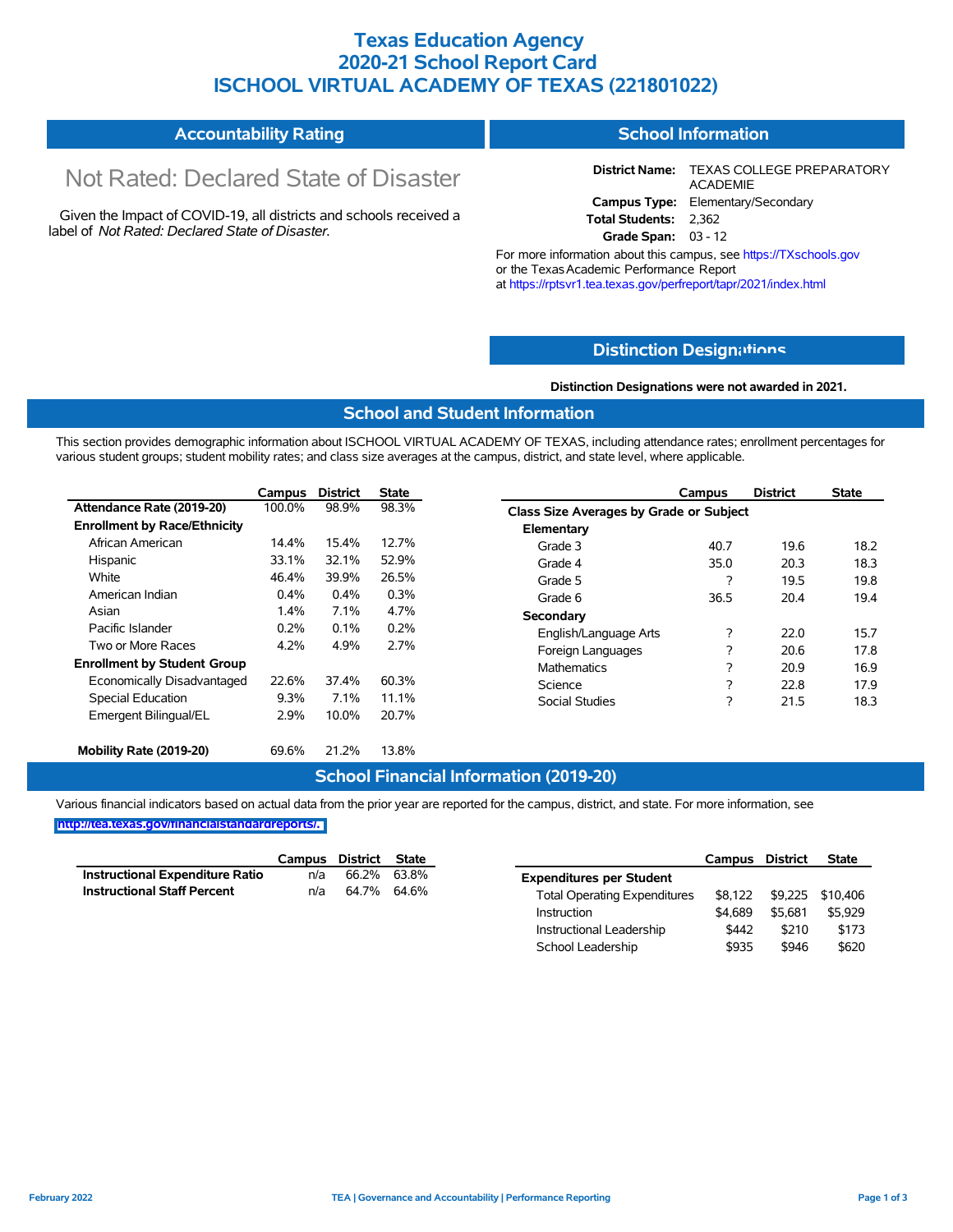# Texas Education Agency
# 2020-21 School Report Card
# ISCHOOL VIRTUAL ACADEMY OF TEXAS (221801022)

## Accountability Rating

Not Rated: Declared State of Disaster

Given the Impact of COVID-19, all districts and schools received a label of *Not Rated: Declared State of Disaster*.

## School Information

**District Name:** TEXAS COLLEGE PREPARATORY ACADEMIE
**Campus Type:** Elementary/Secondary
**Total Students:** 2,362
**Grade Span:** 03 - 12

For more information about this campus, see https://TXschools.gov or the Texas Academic Performance Report at https://rptsvr1.tea.texas.gov/perfreport/tapr/2021/index.html

## Distinction Designations

**Distinction Designations were not awarded in 2021.**

## School and Student Information

This section provides demographic information about ISCHOOL VIRTUAL ACADEMY OF TEXAS, including attendance rates; enrollment percentages for various student groups; student mobility rates; and class size averages at the campus, district, and state level, where applicable.

| | Campus | District | State |
|---|---|---|---|
| **Attendance Rate (2019-20)** | 100.0% | 98.9% | 98.3% |
| **Enrollment by Race/Ethnicity** | | | |
| African American | 14.4% | 15.4% | 12.7% |
| Hispanic | 33.1% | 32.1% | 52.9% |
| White | 46.4% | 39.9% | 26.5% |
| American Indian | 0.4% | 0.4% | 0.3% |
| Asian | 1.4% | 7.1% | 4.7% |
| Pacific Islander | 0.2% | 0.1% | 0.2% |
| Two or More Races | 4.2% | 4.9% | 2.7% |
| **Enrollment by Student Group** | | | |
| Economically Disadvantaged | 22.6% | 37.4% | 60.3% |
| Special Education | 9.3% | 7.1% | 11.1% |
| Emergent Bilingual/EL | 2.9% | 10.0% | 20.7% |
| **Mobility Rate (2019-20)** | 69.6% | 21.2% | 13.8% |

| | Campus | District | State |
|---|---|---|---|
| **Class Size Averages by Grade or Subject** | | | |
| **Elementary** | | | |
| Grade 3 | 40.7 | 19.6 | 18.2 |
| Grade 4 | 35.0 | 20.3 | 18.3 |
| Grade 5 | ? | 19.5 | 19.8 |
| Grade 6 | 36.5 | 20.4 | 19.4 |
| **Secondary** | | | |
| English/Language Arts | ? | 22.0 | 15.7 |
| Foreign Languages | ? | 20.6 | 17.8 |
| Mathematics | ? | 20.9 | 16.9 |
| Science | ? | 22.8 | 17.9 |
| Social Studies | ? | 21.5 | 18.3 |

## School Financial Information (2019-20)

Various financial indicators based on actual data from the prior year are reported for the campus, district, and state. For more information, see http://tea.texas.gov/financialstandardreports/.

| | Campus | District | State |
|---|---|---|---|
| **Instructional Expenditure Ratio** | n/a | 66.2% | 63.8% |
| **Instructional Staff Percent** | n/a | 64.7% | 64.6% |

| | Campus | District | State |
|---|---|---|---|
| **Expenditures per Student** | | | |
| Total Operating Expenditures | $8,122 | $9,225 | $10,406 |
| Instruction | $4,689 | $5,681 | $5,929 |
| Instructional Leadership | $442 | $210 | $173 |
| School Leadership | $935 | $946 | $620 |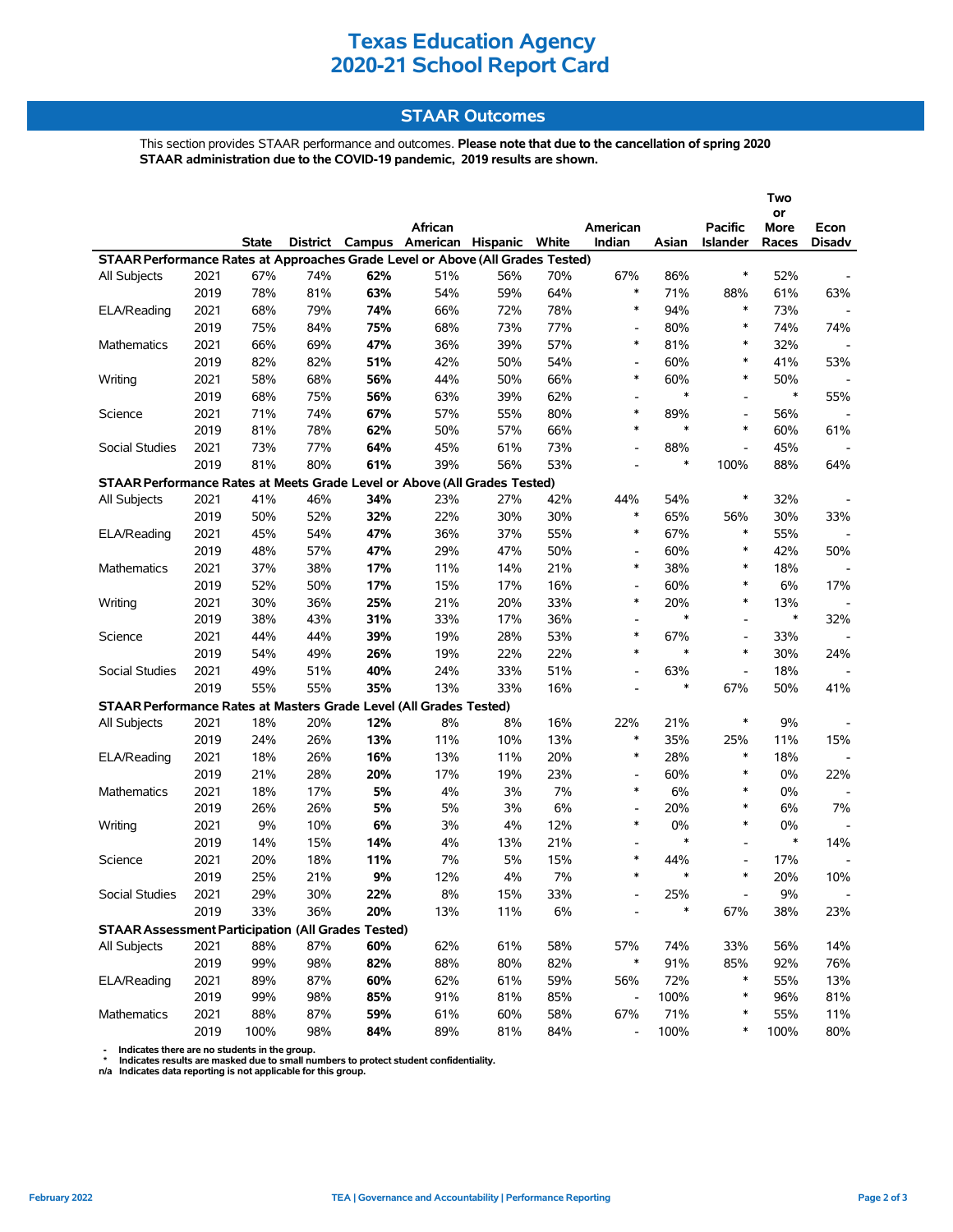# Texas Education Agency
# 2020-21 School Report Card

## STAAR Outcomes

This section provides STAAR performance and outcomes. **Please note that due to the cancellation of spring 2020 STAAR administration due to the COVID-19 pandemic, 2019 results are shown.**

| | | State | District | Campus | African American | Hispanic | White | American Indian | Asian | Pacific Islander | Two or More Races | Econ Disadv |
|---|---|---|---|---|---|---|---|---|---|---|---|---|
| **STAAR Performance Rates at Approaches Grade Level or Above (All Grades Tested)** | | | | | | | | | | | | |
| All Subjects | 2021 | 67% | 74% | **62%** | 51% | 56% | 70% | 67% | 86% | * | 52% | - |
| | 2019 | 78% | 81% | **63%** | 54% | 59% | 64% | * | 71% | 88% | 61% | 63% |
| ELA/Reading | 2021 | 68% | 79% | **74%** | 66% | 72% | 78% | * | 94% | * | 73% | - |
| | 2019 | 75% | 84% | **75%** | 68% | 73% | 77% | - | 80% | * | 74% | 74% |
| Mathematics | 2021 | 66% | 69% | **47%** | 36% | 39% | 57% | * | 81% | * | 32% | - |
| | 2019 | 82% | 82% | **51%** | 42% | 50% | 54% | - | 60% | * | 41% | 53% |
| Writing | 2021 | 58% | 68% | **56%** | 44% | 50% | 66% | * | 60% | * | 50% | - |
| | 2019 | 68% | 75% | **56%** | 63% | 39% | 62% | - | * | - | * | 55% |
| Science | 2021 | 71% | 74% | **67%** | 57% | 55% | 80% | * | 89% | - | 56% | - |
| | 2019 | 81% | 78% | **62%** | 50% | 57% | 66% | * | * | * | 60% | 61% |
| Social Studies | 2021 | 73% | 77% | **64%** | 45% | 61% | 73% | - | 88% | - | 45% | - |
| | 2019 | 81% | 80% | **61%** | 39% | 56% | 53% | - | * | 100% | 88% | 64% |
| **STAAR Performance Rates at Meets Grade Level or Above (All Grades Tested)** | | | | | | | | | | | | |
| All Subjects | 2021 | 41% | 46% | **34%** | 23% | 27% | 42% | 44% | 54% | * | 32% | - |
| | 2019 | 50% | 52% | **32%** | 22% | 30% | 30% | * | 65% | 56% | 30% | 33% |
| ELA/Reading | 2021 | 45% | 54% | **47%** | 36% | 37% | 55% | * | 67% | * | 55% | - |
| | 2019 | 48% | 57% | **47%** | 29% | 47% | 50% | - | 60% | * | 42% | 50% |
| Mathematics | 2021 | 37% | 38% | **17%** | 11% | 14% | 21% | * | 38% | * | 18% | - |
| | 2019 | 52% | 50% | **17%** | 15% | 17% | 16% | - | 60% | * | 6% | 17% |
| Writing | 2021 | 30% | 36% | **25%** | 21% | 20% | 33% | * | 20% | * | 13% | - |
| | 2019 | 38% | 43% | **31%** | 33% | 17% | 36% | - | * | - | * | 32% |
| Science | 2021 | 44% | 44% | **39%** | 19% | 28% | 53% | * | 67% | - | 33% | - |
| | 2019 | 54% | 49% | **26%** | 19% | 22% | 22% | * | * | * | 30% | 24% |
| Social Studies | 2021 | 49% | 51% | **40%** | 24% | 33% | 51% | - | 63% | - | 18% | - |
| | 2019 | 55% | 55% | **35%** | 13% | 33% | 16% | - | * | 67% | 50% | 41% |
| **STAAR Performance Rates at Masters Grade Level (All Grades Tested)** | | | | | | | | | | | | |
| All Subjects | 2021 | 18% | 20% | **12%** | 8% | 8% | 16% | 22% | 21% | * | 9% | - |
| | 2019 | 24% | 26% | **13%** | 11% | 10% | 13% | * | 35% | 25% | 11% | 15% |
| ELA/Reading | 2021 | 18% | 26% | **16%** | 13% | 11% | 20% | * | 28% | * | 18% | - |
| | 2019 | 21% | 28% | **20%** | 17% | 19% | 23% | - | 60% | * | 0% | 22% |
| Mathematics | 2021 | 18% | 17% | **5%** | 4% | 3% | 7% | * | 6% | * | 0% | - |
| | 2019 | 26% | 26% | **5%** | 5% | 3% | 6% | - | 20% | * | 6% | 7% |
| Writing | 2021 | 9% | 10% | **6%** | 3% | 4% | 12% | * | 0% | * | 0% | - |
| | 2019 | 14% | 15% | **14%** | 4% | 13% | 21% | - | * | - | * | 14% |
| Science | 2021 | 20% | 18% | **11%** | 7% | 5% | 15% | * | 44% | - | 17% | - |
| | 2019 | 25% | 21% | **9%** | 12% | 4% | 7% | * | * | * | 20% | 10% |
| Social Studies | 2021 | 29% | 30% | **22%** | 8% | 15% | 33% | - | 25% | - | 9% | - |
| | 2019 | 33% | 36% | **20%** | 13% | 11% | 6% | - | * | 67% | 38% | 23% |
| **STAAR Assessment Participation (All Grades Tested)** | | | | | | | | | | | | |
| All Subjects | 2021 | 88% | 87% | **60%** | 62% | 61% | 58% | 57% | 74% | 33% | 56% | 14% |
| | 2019 | 99% | 98% | **82%** | 88% | 80% | 82% | * | 91% | 85% | 92% | 76% |
| ELA/Reading | 2021 | 89% | 87% | **60%** | 62% | 61% | 59% | 56% | 72% | * | 55% | 13% |
| | 2019 | 99% | 98% | **85%** | 91% | 81% | 85% | - | 100% | * | 96% | 81% |
| Mathematics | 2021 | 88% | 87% | **59%** | 61% | 60% | 58% | 67% | 71% | * | 55% | 11% |
| | 2019 | 100% | 98% | **84%** | 89% | 81% | 84% | - | 100% | * | 100% | 80% |

- \- Indicates there are no students in the group.
- \* Indicates results are masked due to small numbers to protect student confidentiality.
- n/a Indicates data reporting is not applicable for this group.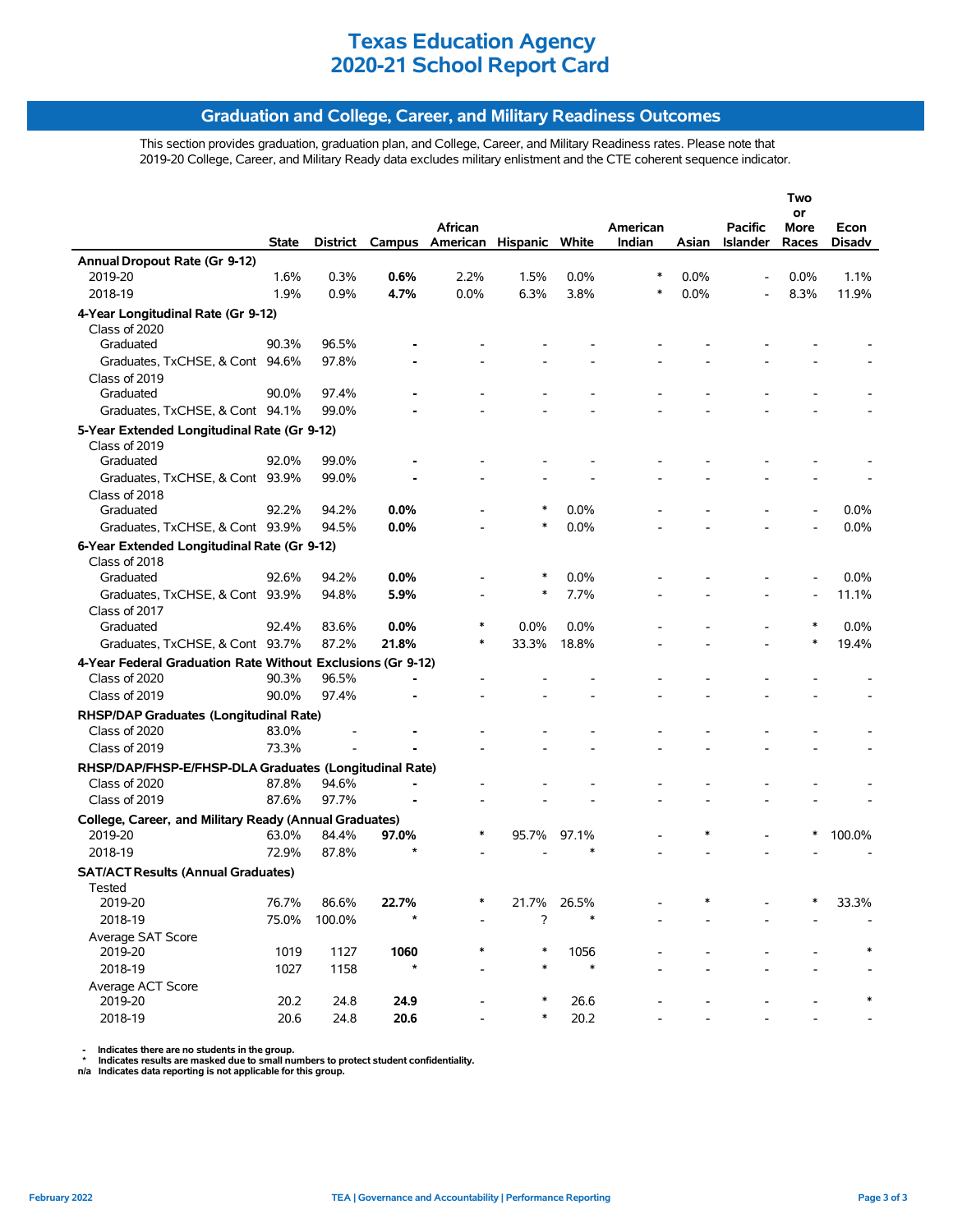# Texas Education Agency
# 2020-21 School Report Card

## Graduation and College, Career, and Military Readiness Outcomes

This section provides graduation, graduation plan, and College, Career, and Military Readiness rates. Please note that 2019-20 College, Career, and Military Ready data excludes military enlistment and the CTE coherent sequence indicator.

| | State | District | Campus | African American | Hispanic | White | American Indian | Asian | Pacific Islander | Two or More Races | Econ Disadv |
|---|---|---|---|---|---|---|---|---|---|---|---|
| **Annual Dropout Rate (Gr 9-12)** | | | | | | | | | | | |
| 2019-20 | 1.6% | 0.3% | **0.6%** | 2.2% | 1.5% | 0.0% | * | 0.0% | - | 0.0% | 1.1% |
| 2018-19 | 1.9% | 0.9% | **4.7%** | 0.0% | 6.3% | 3.8% | * | 0.0% | - | 8.3% | 11.9% |
| **4-Year Longitudinal Rate (Gr 9-12)** | | | | | | | | | | | |
| Class of 2020 | | | | | | | | | | | |
| Graduated | 90.3% | 96.5% | **-** | - | - | - | - | - | - | - | - |
| Graduates, TxCHSE, & Cont | 94.6% | 97.8% | **-** | - | - | - | - | - | - | - | - |
| Class of 2019 | | | | | | | | | | | |
| Graduated | 90.0% | 97.4% | **-** | - | - | - | - | - | - | - | - |
| Graduates, TxCHSE, & Cont | 94.1% | 99.0% | **-** | - | - | - | - | - | - | - | - |
| **5-Year Extended Longitudinal Rate (Gr 9-12)** | | | | | | | | | | | |
| Class of 2019 | | | | | | | | | | | |
| Graduated | 92.0% | 99.0% | **-** | - | - | - | - | - | - | - | - |
| Graduates, TxCHSE, & Cont | 93.9% | 99.0% | **-** | - | - | - | - | - | - | - | - |
| Class of 2018 | | | | | | | | | | | |
| Graduated | 92.2% | 94.2% | **0.0%** | - | * | 0.0% | - | - | - | - | 0.0% |
| Graduates, TxCHSE, & Cont | 93.9% | 94.5% | **0.0%** | - | * | 0.0% | - | - | - | - | 0.0% |
| **6-Year Extended Longitudinal Rate (Gr 9-12)** | | | | | | | | | | | |
| Class of 2018 | | | | | | | | | | | |
| Graduated | 92.6% | 94.2% | **0.0%** | - | * | 0.0% | - | - | - | - | 0.0% |
| Graduates, TxCHSE, & Cont | 93.9% | 94.8% | **5.9%** | - | * | 7.7% | - | - | - | - | 11.1% |
| Class of 2017 | | | | | | | | | | | |
| Graduated | 92.4% | 83.6% | **0.0%** | * | 0.0% | 0.0% | - | - | - | * | 0.0% |
| Graduates, TxCHSE, & Cont | 93.7% | 87.2% | **21.8%** | * | 33.3% | 18.8% | - | - | - | * | 19.4% |
| **4-Year Federal Graduation Rate Without Exclusions (Gr 9-12)** | | | | | | | | | | | |
| Class of 2020 | 90.3% | 96.5% | **-** | - | - | - | - | - | - | - | - |
| Class of 2019 | 90.0% | 97.4% | **-** | - | - | - | - | - | - | - | - |
| **RHSP/DAP Graduates (Longitudinal Rate)** | | | | | | | | | | | |
| Class of 2020 | 83.0% | - | **-** | - | - | - | - | - | - | - | - |
| Class of 2019 | 73.3% | - | **-** | - | - | - | - | - | - | - | - |
| **RHSP/DAP/FHSP-E/FHSP-DLA Graduates (Longitudinal Rate)** | | | | | | | | | | | |
| Class of 2020 | 87.8% | 94.6% | **-** | - | - | - | - | - | - | - | - |
| Class of 2019 | 87.6% | 97.7% | **-** | - | - | - | - | - | - | - | - |
| **College, Career, and Military Ready (Annual Graduates)** | | | | | | | | | | | |
| 2019-20 | 63.0% | 84.4% | **97.0%** | * | 95.7% | 97.1% | - | * | - | * | 100.0% |
| 2018-19 | 72.9% | 87.8% | ***** | - | - | * | - | - | - | - | - |
| **SAT/ACT Results (Annual Graduates)** | | | | | | | | | | | |
| Tested | | | | | | | | | | | |
| 2019-20 | 76.7% | 86.6% | **22.7%** | * | 21.7% | 26.5% | - | * | - | * | 33.3% |
| 2018-19 | 75.0% | 100.0% | ***** | - | ? | * | - | - | - | - | - |
| Average SAT Score | | | | | | | | | | | |
| 2019-20 | 1019 | 1127 | **1060** | * | * | 1056 | - | - | - | - | * |
| 2018-19 | 1027 | 1158 | ***** | - | * | * | - | - | - | - | - |
| Average ACT Score | | | | | | | | | | | |
| 2019-20 | 20.2 | 24.8 | **24.9** | - | * | 26.6 | - | - | - | - | * |
| 2018-19 | 20.6 | 24.8 | **20.6** | - | * | 20.2 | - | - | - | - | - |

**-** Indicates there are no students in the group.
**\*** Indicates results are masked due to small numbers to protect student confidentiality.
**n/a** Indicates data reporting is not applicable for this group.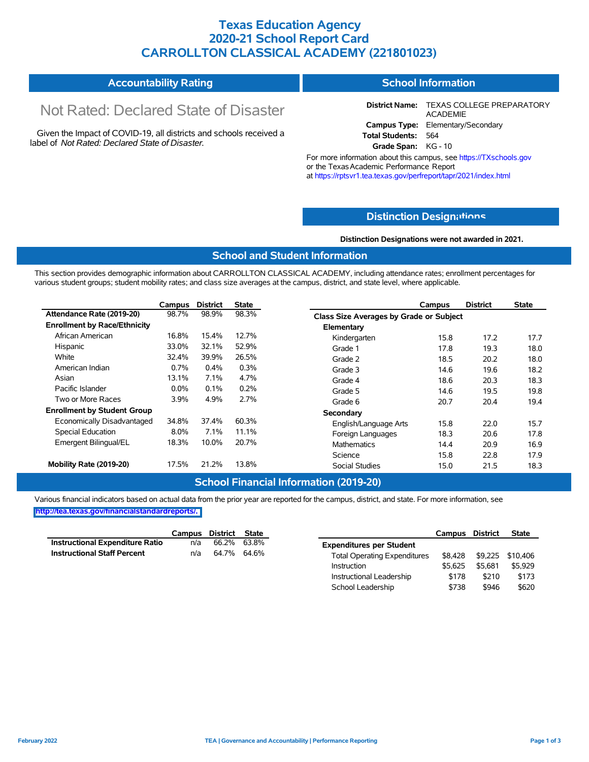# Texas Education Agency
# 2020-21 School Report Card
# CARROLLTON CLASSICAL ACADEMY (221801023)

## Accountability Rating

Not Rated: Declared State of Disaster

Given the Impact of COVID-19, all districts and schools received a label of *Not Rated: Declared State of Disaster*.

## School Information

**District Name:** TEXAS COLLEGE PREPARATORY ACADEMIE
**Campus Type:** Elementary/Secondary
**Total Students:** 564
**Grade Span:** KG - 10

For more information about this campus, see https://TXschools.gov or the Texas Academic Performance Report at https://rptsvr1.tea.texas.gov/perfreport/tapr/2021/index.html

## Distinction Designations

**Distinction Designations were not awarded in 2021.**

## School and Student Information

This section provides demographic information about CARROLLTON CLASSICAL ACADEMY, including attendance rates; enrollment percentages for various student groups; student mobility rates; and class size averages at the campus, district, and state level, where applicable.

| | Campus | District | State |
|---|---|---|---|
| **Attendance Rate (2019-20)** | 98.7% | 98.9% | 98.3% |
| **Enrollment by Race/Ethnicity** | | | |
| African American | 16.8% | 15.4% | 12.7% |
| Hispanic | 33.0% | 32.1% | 52.9% |
| White | 32.4% | 39.9% | 26.5% |
| American Indian | 0.7% | 0.4% | 0.3% |
| Asian | 13.1% | 7.1% | 4.7% |
| Pacific Islander | 0.0% | 0.1% | 0.2% |
| Two or More Races | 3.9% | 4.9% | 2.7% |
| **Enrollment by Student Group** | | | |
| Economically Disadvantaged | 34.8% | 37.4% | 60.3% |
| Special Education | 8.0% | 7.1% | 11.1% |
| Emergent Bilingual/EL | 18.3% | 10.0% | 20.7% |
| **Mobility Rate (2019-20)** | 17.5% | 21.2% | 13.8% |

| | Campus | District | State |
|---|---|---|---|
| **Class Size Averages by Grade or Subject** | | | |
| **Elementary** | | | |
| Kindergarten | 15.8 | 17.2 | 17.7 |
| Grade 1 | 17.8 | 19.3 | 18.0 |
| Grade 2 | 18.5 | 20.2 | 18.0 |
| Grade 3 | 14.6 | 19.6 | 18.2 |
| Grade 4 | 18.6 | 20.3 | 18.3 |
| Grade 5 | 14.6 | 19.5 | 19.8 |
| Grade 6 | 20.7 | 20.4 | 19.4 |
| **Secondary** | | | |
| English/Language Arts | 15.8 | 22.0 | 15.7 |
| Foreign Languages | 18.3 | 20.6 | 17.8 |
| Mathematics | 14.4 | 20.9 | 16.9 |
| Science | 15.8 | 22.8 | 17.9 |
| Social Studies | 15.0 | 21.5 | 18.3 |

## School Financial Information (2019-20)

Various financial indicators based on actual data from the prior year are reported for the campus, district, and state. For more information, see http://tea.texas.gov/financialstandardreports/.

| | Campus | District | State |
|---|---|---|---|
| **Instructional Expenditure Ratio** | n/a | 66.2% | 63.8% |
| **Instructional Staff Percent** | n/a | 64.7% | 64.6% |

| | Campus | District | State |
|---|---|---|---|
| **Expenditures per Student** | | | |
| Total Operating Expenditures | $8,428 | $9,225 | $10,406 |
| Instruction | $5,625 | $5,681 | $5,929 |
| Instructional Leadership | $178 | $210 | $173 |
| School Leadership | $738 | $946 | $620 |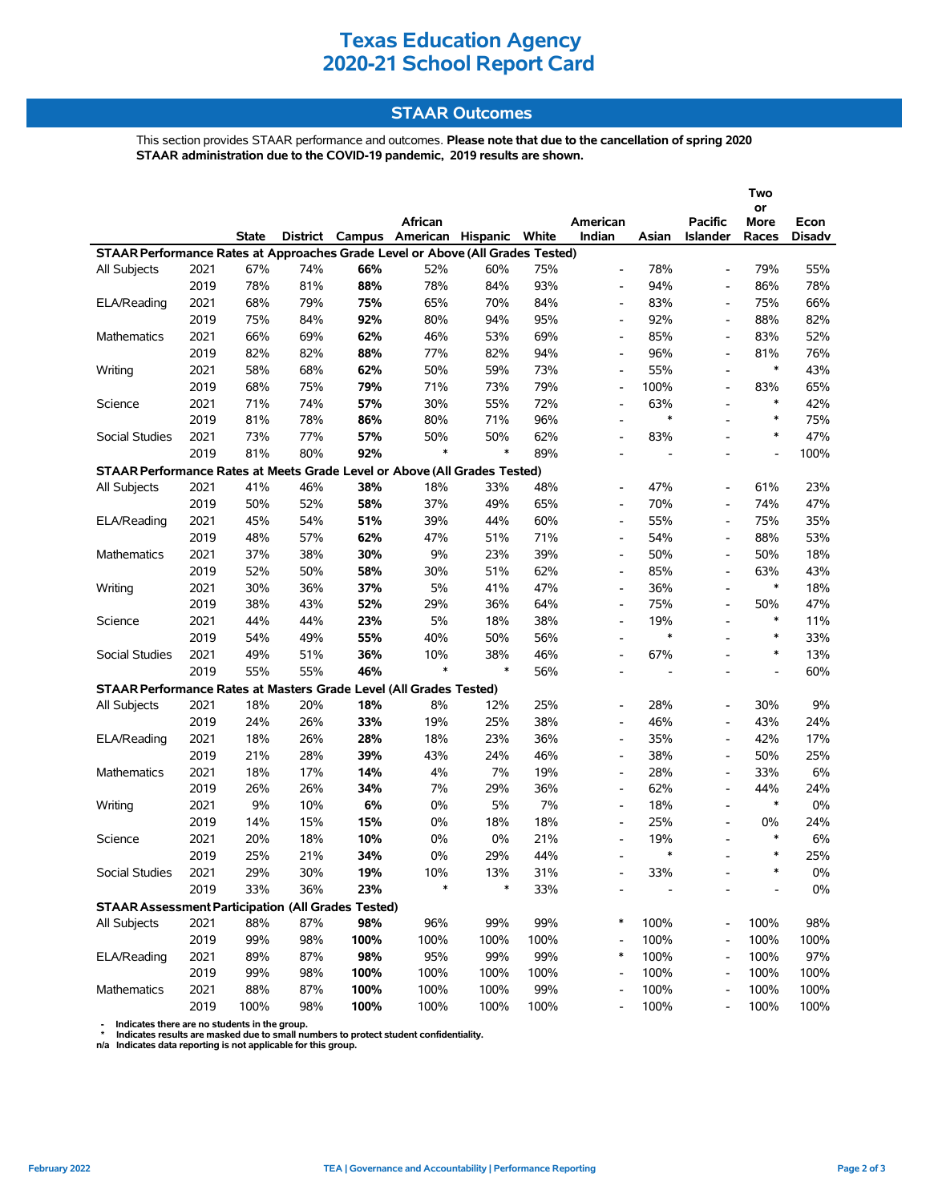# Texas Education Agency
# 2020-21 School Report Card

## STAAR Outcomes

This section provides STAAR performance and outcomes. **Please note that due to the cancellation of spring 2020 STAAR administration due to the COVID-19 pandemic, 2019 results are shown.**

| | | State | District | Campus | African American | Hispanic | White | American Indian | Asian | Pacific Islander | Two or More Races | Econ Disadv |
|---|---|---|---|---|---|---|---|---|---|---|---|---|
| **STAAR Performance Rates at Approaches Grade Level or Above (All Grades Tested)** | | | | | | | | | | | | |
| All Subjects | 2021 | 67% | 74% | **66%** | 52% | 60% | 75% | - | 78% | - | 79% | 55% |
| | 2019 | 78% | 81% | **88%** | 78% | 84% | 93% | - | 94% | - | 86% | 78% |
| ELA/Reading | 2021 | 68% | 79% | **75%** | 65% | 70% | 84% | - | 83% | - | 75% | 66% |
| | 2019 | 75% | 84% | **92%** | 80% | 94% | 95% | - | 92% | - | 88% | 82% |
| Mathematics | 2021 | 66% | 69% | **62%** | 46% | 53% | 69% | - | 85% | - | 83% | 52% |
| | 2019 | 82% | 82% | **88%** | 77% | 82% | 94% | - | 96% | - | 81% | 76% |
| Writing | 2021 | 58% | 68% | **62%** | 50% | 59% | 73% | - | 55% | - | * | 43% |
| | 2019 | 68% | 75% | **79%** | 71% | 73% | 79% | - | 100% | - | 83% | 65% |
| Science | 2021 | 71% | 74% | **57%** | 30% | 55% | 72% | - | 63% | - | * | 42% |
| | 2019 | 81% | 78% | **86%** | 80% | 71% | 96% | - | * | - | * | 75% |
| Social Studies | 2021 | 73% | 77% | **57%** | 50% | 50% | 62% | - | 83% | - | * | 47% |
| | 2019 | 81% | 80% | **92%** | * | * | 89% | - | - | - | - | 100% |
| **STAAR Performance Rates at Meets Grade Level or Above (All Grades Tested)** | | | | | | | | | | | | |
| All Subjects | 2021 | 41% | 46% | **38%** | 18% | 33% | 48% | - | 47% | - | 61% | 23% |
| | 2019 | 50% | 52% | **58%** | 37% | 49% | 65% | - | 70% | - | 74% | 47% |
| ELA/Reading | 2021 | 45% | 54% | **51%** | 39% | 44% | 60% | - | 55% | - | 75% | 35% |
| | 2019 | 48% | 57% | **62%** | 47% | 51% | 71% | - | 54% | - | 88% | 53% |
| Mathematics | 2021 | 37% | 38% | **30%** | 9% | 23% | 39% | - | 50% | - | 50% | 18% |
| | 2019 | 52% | 50% | **58%** | 30% | 51% | 62% | - | 85% | - | 63% | 43% |
| Writing | 2021 | 30% | 36% | **37%** | 5% | 41% | 47% | - | 36% | - | * | 18% |
| | 2019 | 38% | 43% | **52%** | 29% | 36% | 64% | - | 75% | - | 50% | 47% |
| Science | 2021 | 44% | 44% | **23%** | 5% | 18% | 38% | - | 19% | - | * | 11% |
| | 2019 | 54% | 49% | **55%** | 40% | 50% | 56% | - | * | - | * | 33% |
| Social Studies | 2021 | 49% | 51% | **36%** | 10% | 38% | 46% | - | 67% | - | * | 13% |
| | 2019 | 55% | 55% | **46%** | * | * | 56% | - | - | - | - | 60% |
| **STAAR Performance Rates at Masters Grade Level (All Grades Tested)** | | | | | | | | | | | | |
| All Subjects | 2021 | 18% | 20% | **18%** | 8% | 12% | 25% | - | 28% | - | 30% | 9% |
| | 2019 | 24% | 26% | **33%** | 19% | 25% | 38% | - | 46% | - | 43% | 24% |
| ELA/Reading | 2021 | 18% | 26% | **28%** | 18% | 23% | 36% | - | 35% | - | 42% | 17% |
| | 2019 | 21% | 28% | **39%** | 43% | 24% | 46% | - | 38% | - | 50% | 25% |
| Mathematics | 2021 | 18% | 17% | **14%** | 4% | 7% | 19% | - | 28% | - | 33% | 6% |
| | 2019 | 26% | 26% | **34%** | 7% | 29% | 36% | - | 62% | - | 44% | 24% |
| Writing | 2021 | 9% | 10% | **6%** | 0% | 5% | 7% | - | 18% | - | * | 0% |
| | 2019 | 14% | 15% | **15%** | 0% | 18% | 18% | - | 25% | - | 0% | 24% |
| Science | 2021 | 20% | 18% | **10%** | 0% | 0% | 21% | - | 19% | - | * | 6% |
| | 2019 | 25% | 21% | **34%** | 0% | 29% | 44% | - | * | - | * | 25% |
| Social Studies | 2021 | 29% | 30% | **19%** | 10% | 13% | 31% | - | 33% | - | * | 0% |
| | 2019 | 33% | 36% | **23%** | * | * | 33% | - | - | - | - | 0% |
| **STAAR Assessment Participation (All Grades Tested)** | | | | | | | | | | | | |
| All Subjects | 2021 | 88% | 87% | **98%** | 96% | 99% | 99% | * | 100% | - | 100% | 98% |
| | 2019 | 99% | 98% | **100%** | 100% | 100% | 100% | - | 100% | - | 100% | 100% |
| ELA/Reading | 2021 | 89% | 87% | **98%** | 95% | 99% | 99% | * | 100% | - | 100% | 97% |
| | 2019 | 99% | 98% | **100%** | 100% | 100% | 100% | - | 100% | - | 100% | 100% |
| Mathematics | 2021 | 88% | 87% | **100%** | 100% | 100% | 99% | - | 100% | - | 100% | 100% |
| | 2019 | 100% | 98% | **100%** | 100% | 100% | 100% | - | 100% | - | 100% | 100% |

- Indicates there are no students in the group.
* Indicates results are masked due to small numbers to protect student confidentiality.
n/a Indicates data reporting is not applicable for this group.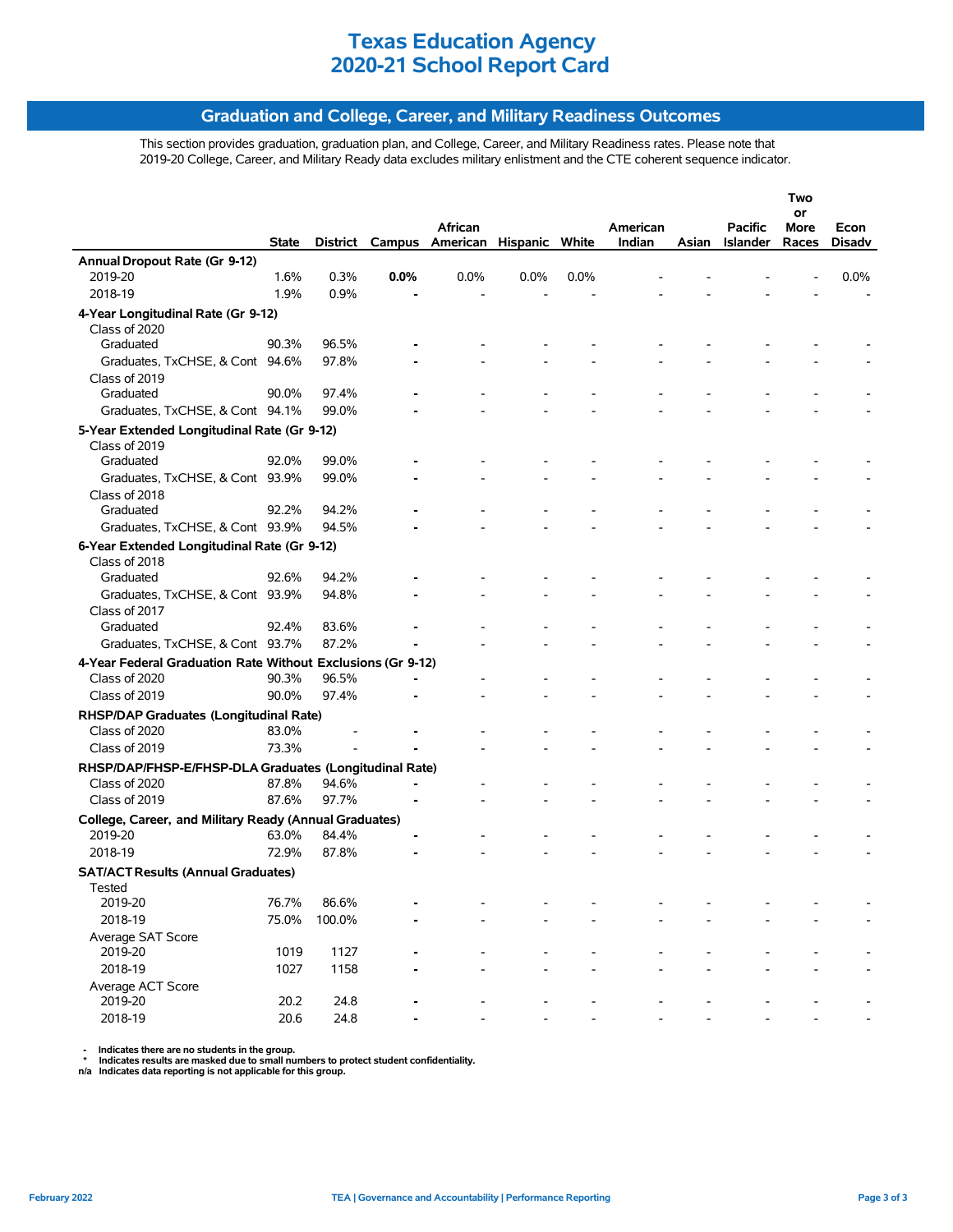# Texas Education Agency
# 2020-21 School Report Card

## Graduation and College, Career, and Military Readiness Outcomes

This section provides graduation, graduation plan, and College, Career, and Military Readiness rates. Please note that 2019-20 College, Career, and Military Ready data excludes military enlistment and the CTE coherent sequence indicator.

| | State | District | Campus | African American | Hispanic | White | American Indian | Asian | Pacific Islander | Two or More Races | Econ Disadv |
|---|---|---|---|---|---|---|---|---|---|---|---|
| **Annual Dropout Rate (Gr 9-12)** | | | | | | | | | | | |
| 2019-20 | 1.6% | 0.3% | **0.0%** | 0.0% | 0.0% | 0.0% | - | - | - | - | 0.0% |
| 2018-19 | 1.9% | 0.9% | - | - | - | - | - | - | - | - | - |
| **4-Year Longitudinal Rate (Gr 9-12)** | | | | | | | | | | | |
| Class of 2020 | | | | | | | | | | | |
| Graduated | 90.3% | 96.5% | - | - | - | - | - | - | - | - | - |
| Graduates, TxCHSE, & Cont | 94.6% | 97.8% | - | - | - | - | - | - | - | - | - |
| Class of 2019 | | | | | | | | | | | |
| Graduated | 90.0% | 97.4% | - | - | - | - | - | - | - | - | - |
| Graduates, TxCHSE, & Cont | 94.1% | 99.0% | - | - | - | - | - | - | - | - | - |
| **5-Year Extended Longitudinal Rate (Gr 9-12)** | | | | | | | | | | | |
| Class of 2019 | | | | | | | | | | | |
| Graduated | 92.0% | 99.0% | - | - | - | - | - | - | - | - | - |
| Graduates, TxCHSE, & Cont | 93.9% | 99.0% | - | - | - | - | - | - | - | - | - |
| Class of 2018 | | | | | | | | | | | |
| Graduated | 92.2% | 94.2% | - | - | - | - | - | - | - | - | - |
| Graduates, TxCHSE, & Cont | 93.9% | 94.5% | - | - | - | - | - | - | - | - | - |
| **6-Year Extended Longitudinal Rate (Gr 9-12)** | | | | | | | | | | | |
| Class of 2018 | | | | | | | | | | | |
| Graduated | 92.6% | 94.2% | - | - | - | - | - | - | - | - | - |
| Graduates, TxCHSE, & Cont | 93.9% | 94.8% | - | - | - | - | - | - | - | - | - |
| Class of 2017 | | | | | | | | | | | |
| Graduated | 92.4% | 83.6% | - | - | - | - | - | - | - | - | - |
| Graduates, TxCHSE, & Cont | 93.7% | 87.2% | - | - | - | - | - | - | - | - | - |
| **4-Year Federal Graduation Rate Without Exclusions (Gr 9-12)** | | | | | | | | | | | |
| Class of 2020 | 90.3% | 96.5% | - | - | - | - | - | - | - | - | - |
| Class of 2019 | 90.0% | 97.4% | - | - | - | - | - | - | - | - | - |
| **RHSP/DAP Graduates (Longitudinal Rate)** | | | | | | | | | | | |
| Class of 2020 | 83.0% | - | - | - | - | - | - | - | - | - | - |
| Class of 2019 | 73.3% | - | - | - | - | - | - | - | - | - | - |
| **RHSP/DAP/FHSP-E/FHSP-DLA Graduates (Longitudinal Rate)** | | | | | | | | | | | |
| Class of 2020 | 87.8% | 94.6% | - | - | - | - | - | - | - | - | - |
| Class of 2019 | 87.6% | 97.7% | - | - | - | - | - | - | - | - | - |
| **College, Career, and Military Ready (Annual Graduates)** | | | | | | | | | | | |
| 2019-20 | 63.0% | 84.4% | - | - | - | - | - | - | - | - | - |
| 2018-19 | 72.9% | 87.8% | - | - | - | - | - | - | - | - | - |
| **SAT/ACT Results (Annual Graduates)** | | | | | | | | | | | |
| Tested | | | | | | | | | | | |
| 2019-20 | 76.7% | 86.6% | - | - | - | - | - | - | - | - | - |
| 2018-19 | 75.0% | 100.0% | - | - | - | - | - | - | - | - | - |
| Average SAT Score | | | | | | | | | | | |
| 2019-20 | 1019 | 1127 | - | - | - | - | - | - | - | - | - |
| 2018-19 | 1027 | 1158 | - | - | - | - | - | - | - | - | - |
| Average ACT Score | | | | | | | | | | | |
| 2019-20 | 20.2 | 24.8 | - | - | - | - | - | - | - | - | - |
| 2018-19 | 20.6 | 24.8 | - | - | - | - | - | - | - | - | - |

- Indicates there are no students in the group.
* Indicates results are masked due to small numbers to protect student confidentiality.
n/a Indicates data reporting is not applicable for this group.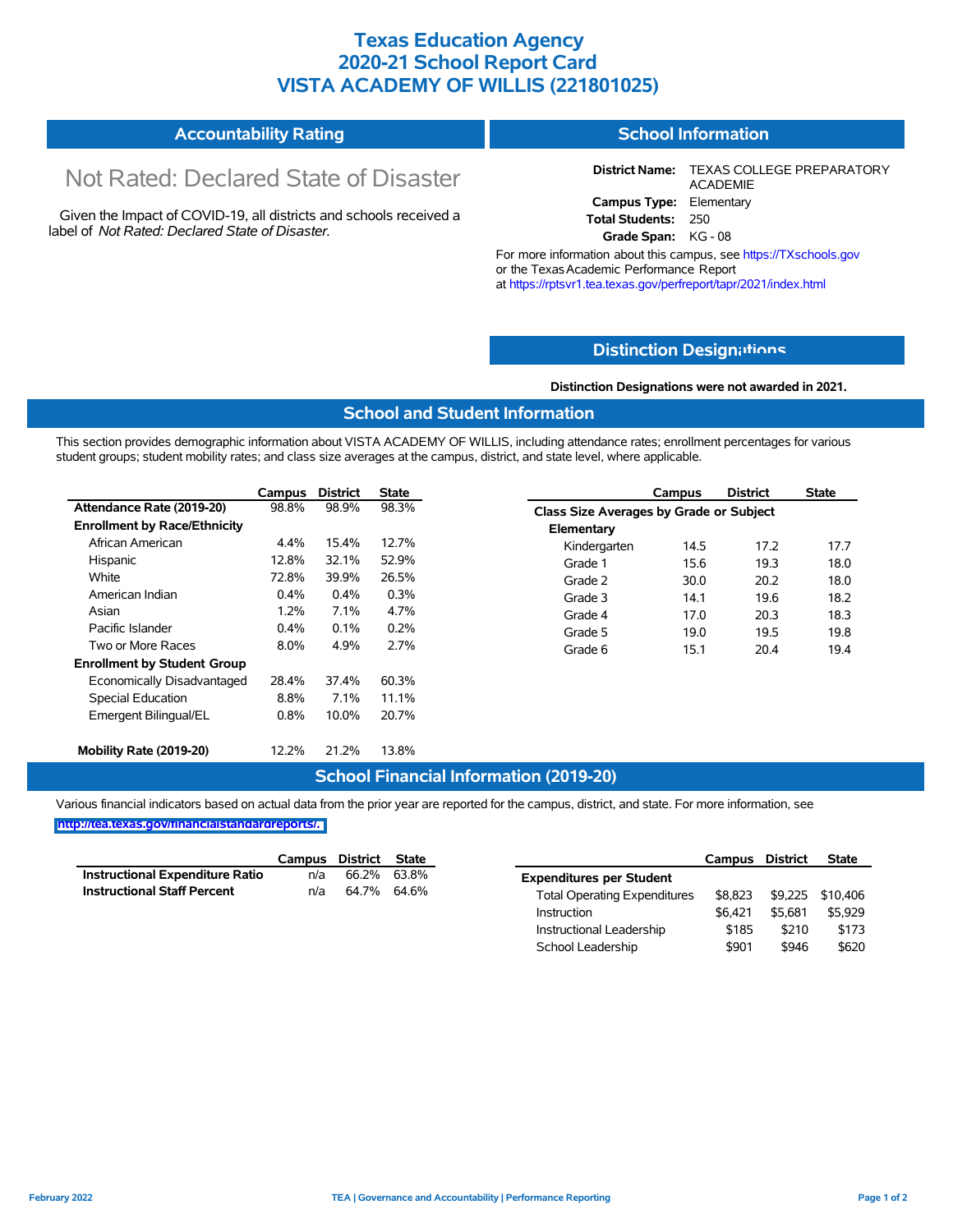# Texas Education Agency
# 2020-21 School Report Card
# VISTA ACADEMY OF WILLIS (221801025)

## Accountability Rating

Not Rated: Declared State of Disaster

Given the Impact of COVID-19, all districts and schools received a label of *Not Rated: Declared State of Disaster*.

## School Information

**District Name:** TEXAS COLLEGE PREPARATORY ACADEMIE
**Campus Type:** Elementary
**Total Students:** 250
**Grade Span:** KG - 08

For more information about this campus, see https://TXschools.gov or the Texas Academic Performance Report at https://rptsvr1.tea.texas.gov/perfreport/tapr/2021/index.html

## Distinction Designations

**Distinction Designations were not awarded in 2021.**

## School and Student Information

This section provides demographic information about VISTA ACADEMY OF WILLIS, including attendance rates; enrollment percentages for various student groups; student mobility rates; and class size averages at the campus, district, and state level, where applicable.

| | Campus | District | State |
|---|---|---|---|
| **Attendance Rate (2019-20)** | 98.8% | 98.9% | 98.3% |
| **Enrollment by Race/Ethnicity** | | | |
| African American | 4.4% | 15.4% | 12.7% |
| Hispanic | 12.8% | 32.1% | 52.9% |
| White | 72.8% | 39.9% | 26.5% |
| American Indian | 0.4% | 0.4% | 0.3% |
| Asian | 1.2% | 7.1% | 4.7% |
| Pacific Islander | 0.4% | 0.1% | 0.2% |
| Two or More Races | 8.0% | 4.9% | 2.7% |
| **Enrollment by Student Group** | | | |
| Economically Disadvantaged | 28.4% | 37.4% | 60.3% |
| Special Education | 8.8% | 7.1% | 11.1% |
| Emergent Bilingual/EL | 0.8% | 10.0% | 20.7% |
| **Mobility Rate (2019-20)** | 12.2% | 21.2% | 13.8% |

| | Campus | District | State |
|---|---|---|---|
| **Class Size Averages by Grade or Subject** | | | |
| **Elementary** | | | |
| Kindergarten | 14.5 | 17.2 | 17.7 |
| Grade 1 | 15.6 | 19.3 | 18.0 |
| Grade 2 | 30.0 | 20.2 | 18.0 |
| Grade 3 | 14.1 | 19.6 | 18.2 |
| Grade 4 | 17.0 | 20.3 | 18.3 |
| Grade 5 | 19.0 | 19.5 | 19.8 |
| Grade 6 | 15.1 | 20.4 | 19.4 |

## School Financial Information (2019-20)

Various financial indicators based on actual data from the prior year are reported for the campus, district, and state. For more information, see http://tea.texas.gov/financialstandardreports/.

| | Campus | District | State |
|---|---|---|---|
| **Instructional Expenditure Ratio** | n/a | 66.2% | 63.8% |
| **Instructional Staff Percent** | n/a | 64.7% | 64.6% |

| | Campus | District | State |
|---|---|---|---|
| **Expenditures per Student** | | | |
| Total Operating Expenditures | $8,823 | $9,225 | $10,406 |
| Instruction | $6,421 | $5,681 | $5,929 |
| Instructional Leadership | $185 | $210 | $173 |
| School Leadership | $901 | $946 | $620 |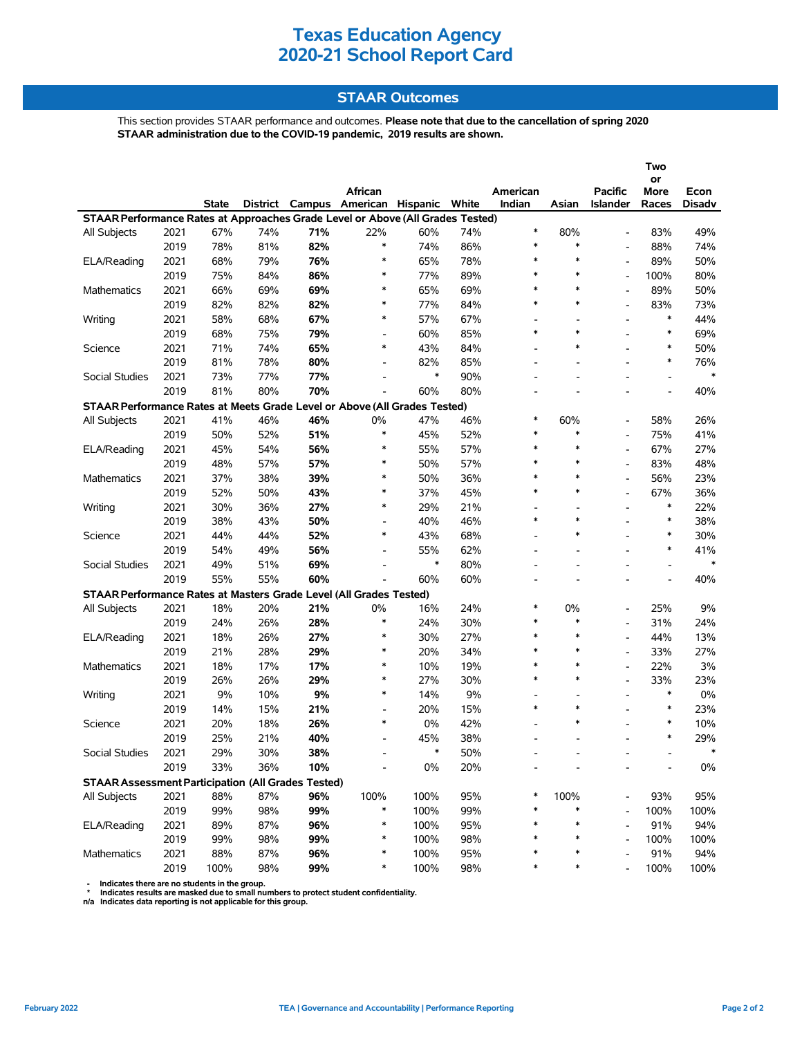# Texas Education Agency
# 2020-21 School Report Card

## STAAR Outcomes

This section provides STAAR performance and outcomes. **Please note that due to the cancellation of spring 2020 STAAR administration due to the COVID-19 pandemic, 2019 results are shown.**

| | | State | District | Campus | African American | Hispanic | White | American Indian | Asian | Pacific Islander | Two or More Races | Econ Disadv |
|---|---|---|---|---|---|---|---|---|---|---|---|---|
| **STAAR Performance Rates at Approaches Grade Level or Above (All Grades Tested)** | | | | | | | | | | | | |
| All Subjects | 2021 | 67% | 74% | **71%** | 22% | 60% | 74% | * | 80% | - | 83% | 49% |
| | 2019 | 78% | 81% | **82%** | * | 74% | 86% | * | * | - | 88% | 74% |
| ELA/Reading | 2021 | 68% | 79% | **76%** | * | 65% | 78% | * | * | - | 89% | 50% |
| | 2019 | 75% | 84% | **86%** | * | 77% | 89% | * | * | - | 100% | 80% |
| Mathematics | 2021 | 66% | 69% | **69%** | * | 65% | 69% | * | * | - | 89% | 50% |
| | 2019 | 82% | 82% | **82%** | * | 77% | 84% | * | * | - | 83% | 73% |
| Writing | 2021 | 58% | 68% | **67%** | * | 57% | 67% | - | - | - | * | 44% |
| | 2019 | 68% | 75% | **79%** | - | 60% | 85% | * | * | - | * | 69% |
| Science | 2021 | 71% | 74% | **65%** | * | 43% | 84% | - | * | - | * | 50% |
| | 2019 | 81% | 78% | **80%** | - | 82% | 85% | - | - | - | * | 76% |
| Social Studies | 2021 | 73% | 77% | **77%** | - | * | 90% | - | - | - | - | * |
| | 2019 | 81% | 80% | **70%** | - | 60% | 80% | - | - | - | - | 40% |
| **STAAR Performance Rates at Meets Grade Level or Above (All Grades Tested)** | | | | | | | | | | | | |
| All Subjects | 2021 | 41% | 46% | **46%** | 0% | 47% | 46% | * | 60% | - | 58% | 26% |
| | 2019 | 50% | 52% | **51%** | * | 45% | 52% | * | * | - | 75% | 41% |
| ELA/Reading | 2021 | 45% | 54% | **56%** | * | 55% | 57% | * | * | - | 67% | 27% |
| | 2019 | 48% | 57% | **57%** | * | 50% | 57% | * | * | - | 83% | 48% |
| Mathematics | 2021 | 37% | 38% | **39%** | * | 50% | 36% | * | * | - | 56% | 23% |
| | 2019 | 52% | 50% | **43%** | * | 37% | 45% | * | * | - | 67% | 36% |
| Writing | 2021 | 30% | 36% | **27%** | * | 29% | 21% | - | - | - | * | 22% |
| | 2019 | 38% | 43% | **50%** | - | 40% | 46% | * | * | - | * | 38% |
| Science | 2021 | 44% | 44% | **52%** | * | 43% | 68% | - | * | - | * | 30% |
| | 2019 | 54% | 49% | **56%** | - | 55% | 62% | - | - | - | * | 41% |
| Social Studies | 2021 | 49% | 51% | **69%** | - | * | 80% | - | - | - | - | * |
| | 2019 | 55% | 55% | **60%** | - | 60% | 60% | - | - | - | - | 40% |
| **STAAR Performance Rates at Masters Grade Level (All Grades Tested)** | | | | | | | | | | | | |
| All Subjects | 2021 | 18% | 20% | **21%** | 0% | 16% | 24% | * | 0% | - | 25% | 9% |
| | 2019 | 24% | 26% | **28%** | * | 24% | 30% | * | * | - | 31% | 24% |
| ELA/Reading | 2021 | 18% | 26% | **27%** | * | 30% | 27% | * | * | - | 44% | 13% |
| | 2019 | 21% | 28% | **29%** | * | 20% | 34% | * | * | - | 33% | 27% |
| Mathematics | 2021 | 18% | 17% | **17%** | * | 10% | 19% | * | * | - | 22% | 3% |
| | 2019 | 26% | 26% | **29%** | * | 27% | 30% | * | * | - | 33% | 23% |
| Writing | 2021 | 9% | 10% | **9%** | * | 14% | 9% | - | - | - | * | 0% |
| | 2019 | 14% | 15% | **21%** | - | 20% | 15% | * | * | - | * | 23% |
| Science | 2021 | 20% | 18% | **26%** | * | 0% | 42% | - | * | - | * | 10% |
| | 2019 | 25% | 21% | **40%** | - | 45% | 38% | - | - | - | * | 29% |
| Social Studies | 2021 | 29% | 30% | **38%** | - | * | 50% | - | - | - | - | * |
| | 2019 | 33% | 36% | **10%** | - | 0% | 20% | - | - | - | - | 0% |
| **STAAR Assessment Participation (All Grades Tested)** | | | | | | | | | | | | |
| All Subjects | 2021 | 88% | 87% | **96%** | 100% | 100% | 95% | * | 100% | - | 93% | 95% |
| | 2019 | 99% | 98% | **99%** | * | 100% | 99% | * | * | - | 100% | 100% |
| ELA/Reading | 2021 | 89% | 87% | **96%** | * | 100% | 95% | * | * | - | 91% | 94% |
| | 2019 | 99% | 98% | **99%** | * | 100% | 98% | * | * | - | 100% | 100% |
| Mathematics | 2021 | 88% | 87% | **96%** | * | 100% | 95% | * | * | - | 91% | 94% |
| | 2019 | 100% | 98% | **99%** | * | 100% | 98% | * | * | - | 100% | 100% |

**-** Indicates there are no students in the group.
**\*** Indicates results are masked due to small numbers to protect student confidentiality.
**n/a** Indicates data reporting is not applicable for this group.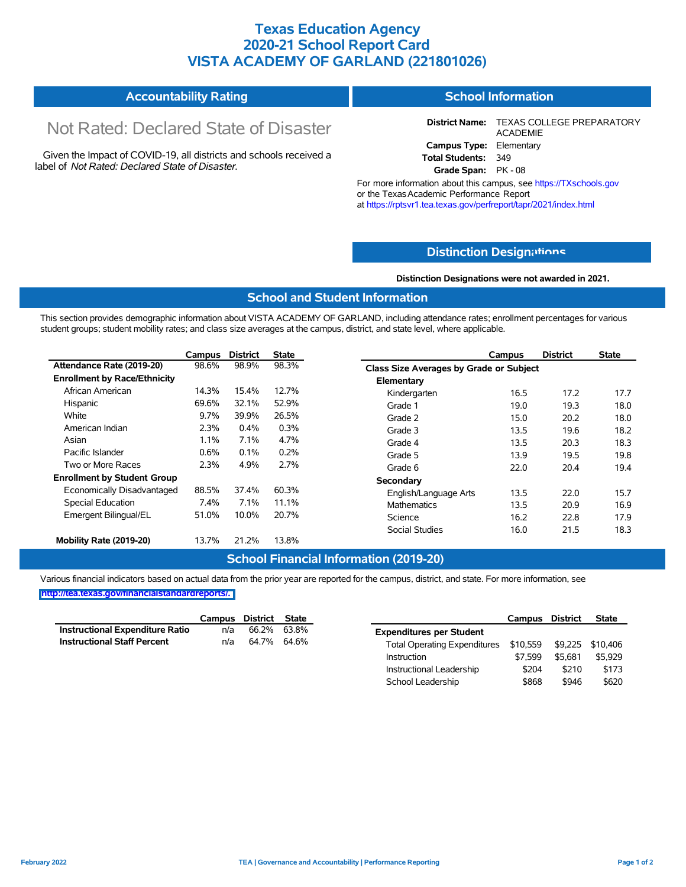# Texas Education Agency
# 2020-21 School Report Card
# VISTA ACADEMY OF GARLAND (221801026)

## Accountability Rating

Not Rated: Declared State of Disaster

Given the Impact of COVID-19, all districts and schools received a label of *Not Rated: Declared State of Disaster*.

## School Information

**District Name:** TEXAS COLLEGE PREPARATORY ACADEMIE
**Campus Type:** Elementary
**Total Students:** 349
**Grade Span:** PK - 08

For more information about this campus, see https://TXschools.gov or the Texas Academic Performance Report at https://rptsvr1.tea.texas.gov/perfreport/tapr/2021/index.html

## Distinction Designations

**Distinction Designations were not awarded in 2021.**

## School and Student Information

This section provides demographic information about VISTA ACADEMY OF GARLAND, including attendance rates; enrollment percentages for various student groups; student mobility rates; and class size averages at the campus, district, and state level, where applicable.

| | Campus | District | State |
|---|---|---|---|
| **Attendance Rate (2019-20)** | 98.6% | 98.9% | 98.3% |
| **Enrollment by Race/Ethnicity** | | | |
| African American | 14.3% | 15.4% | 12.7% |
| Hispanic | 69.6% | 32.1% | 52.9% |
| White | 9.7% | 39.9% | 26.5% |
| American Indian | 2.3% | 0.4% | 0.3% |
| Asian | 1.1% | 7.1% | 4.7% |
| Pacific Islander | 0.6% | 0.1% | 0.2% |
| Two or More Races | 2.3% | 4.9% | 2.7% |
| **Enrollment by Student Group** | | | |
| Economically Disadvantaged | 88.5% | 37.4% | 60.3% |
| Special Education | 7.4% | 7.1% | 11.1% |
| Emergent Bilingual/EL | 51.0% | 10.0% | 20.7% |
| **Mobility Rate (2019-20)** | 13.7% | 21.2% | 13.8% |

| | Campus | District | State |
|---|---|---|---|
| **Class Size Averages by Grade or Subject** | | | |
| **Elementary** | | | |
| Kindergarten | 16.5 | 17.2 | 17.7 |
| Grade 1 | 19.0 | 19.3 | 18.0 |
| Grade 2 | 15.0 | 20.2 | 18.0 |
| Grade 3 | 13.5 | 19.6 | 18.2 |
| Grade 4 | 13.5 | 20.3 | 18.3 |
| Grade 5 | 13.9 | 19.5 | 19.8 |
| Grade 6 | 22.0 | 20.4 | 19.4 |
| **Secondary** | | | |
| English/Language Arts | 13.5 | 22.0 | 15.7 |
| Mathematics | 13.5 | 20.9 | 16.9 |
| Science | 16.2 | 22.8 | 17.9 |
| Social Studies | 16.0 | 21.5 | 18.3 |

## School Financial Information (2019-20)

Various financial indicators based on actual data from the prior year are reported for the campus, district, and state. For more information, see http://tea.texas.gov/financialstandardreports/.

| | Campus | District | State |
|---|---|---|---|
| **Instructional Expenditure Ratio** | n/a | 66.2% | 63.8% |
| **Instructional Staff Percent** | n/a | 64.7% | 64.6% |

| | Campus | District | State |
|---|---|---|---|
| **Expenditures per Student** | | | |
| Total Operating Expenditures | $10,559 | $9,225 | $10,406 |
| Instruction | $7,599 | $5,681 | $5,929 |
| Instructional Leadership | $204 | $210 | $173 |
| School Leadership | $868 | $946 | $620 |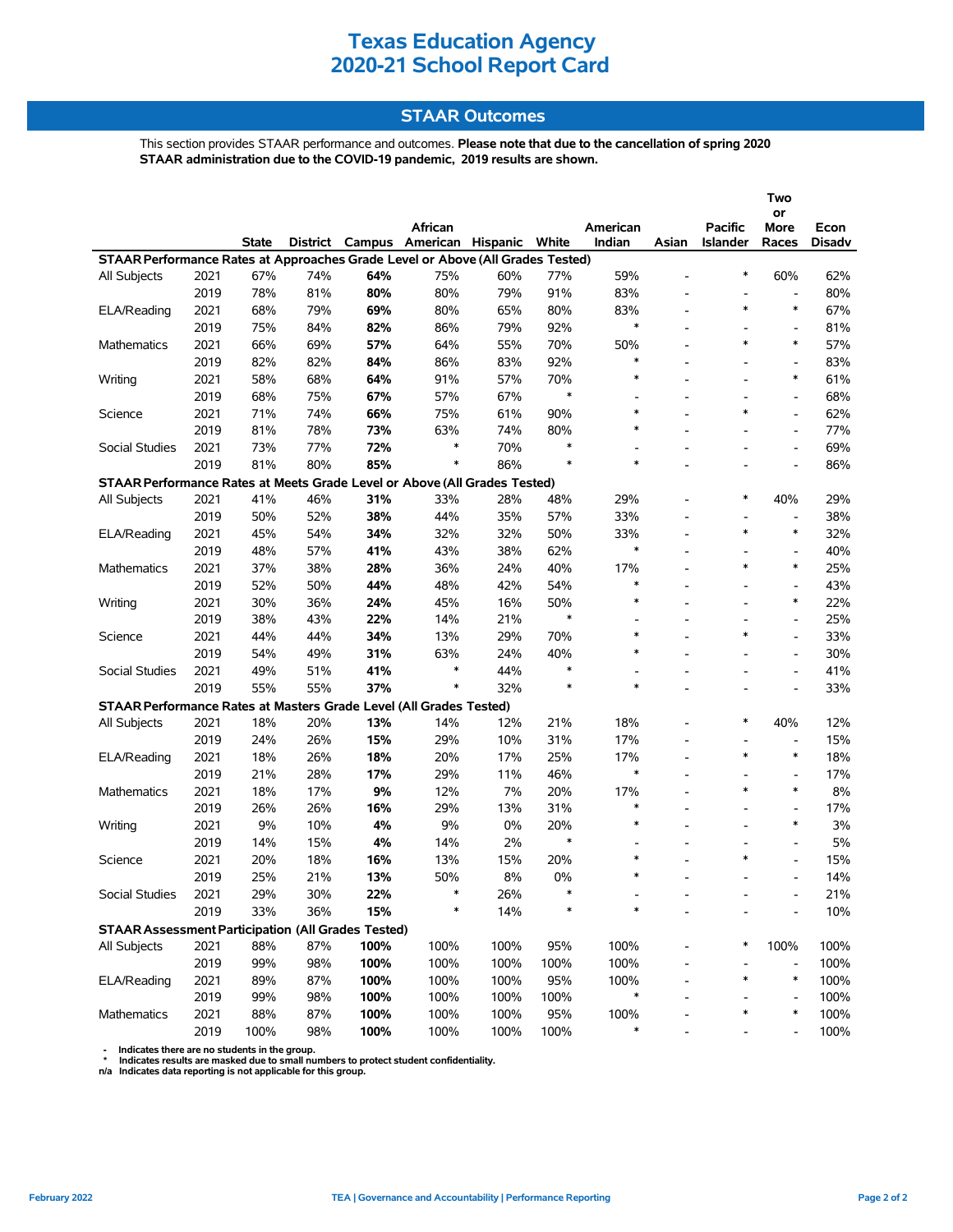# Texas Education Agency
# 2020-21 School Report Card

## STAAR Outcomes

This section provides STAAR performance and outcomes. **Please note that due to the cancellation of spring 2020 STAAR administration due to the COVID-19 pandemic, 2019 results are shown.**

| | | State | District | Campus | African American | Hispanic | White | American Indian | Asian | Pacific Islander | Two or More Races | Econ Disadv |
|---|---|---|---|---|---|---|---|---|---|---|---|---|
| **STAAR Performance Rates at Approaches Grade Level or Above (All Grades Tested)** | | | | | | | | | | | | |
| All Subjects | 2021 | 67% | 74% | **64%** | 75% | 60% | 77% | 59% | - | * | 60% | 62% |
| | 2019 | 78% | 81% | **80%** | 80% | 79% | 91% | 83% | - | - | - | 80% |
| ELA/Reading | 2021 | 68% | 79% | **69%** | 80% | 65% | 80% | 83% | - | * | * | 67% |
| | 2019 | 75% | 84% | **82%** | 86% | 79% | 92% | * | - | - | - | 81% |
| Mathematics | 2021 | 66% | 69% | **57%** | 64% | 55% | 70% | 50% | - | * | * | 57% |
| | 2019 | 82% | 82% | **84%** | 86% | 83% | 92% | * | - | - | - | 83% |
| Writing | 2021 | 58% | 68% | **64%** | 91% | 57% | 70% | * | - | - | * | 61% |
| | 2019 | 68% | 75% | **67%** | 57% | 67% | * | - | - | - | - | 68% |
| Science | 2021 | 71% | 74% | **66%** | 75% | 61% | 90% | * | - | * | - | 62% |
| | 2019 | 81% | 78% | **73%** | 63% | 74% | 80% | * | - | - | - | 77% |
| Social Studies | 2021 | 73% | 77% | **72%** | * | 70% | * | - | - | - | - | 69% |
| | 2019 | 81% | 80% | **85%** | * | 86% | * | * | - | - | - | 86% |
| **STAAR Performance Rates at Meets Grade Level or Above (All Grades Tested)** | | | | | | | | | | | | |
| All Subjects | 2021 | 41% | 46% | **31%** | 33% | 28% | 48% | 29% | - | * | 40% | 29% |
| | 2019 | 50% | 52% | **38%** | 44% | 35% | 57% | 33% | - | - | - | 38% |
| ELA/Reading | 2021 | 45% | 54% | **34%** | 32% | 32% | 50% | 33% | - | * | * | 32% |
| | 2019 | 48% | 57% | **41%** | 43% | 38% | 62% | * | - | - | - | 40% |
| Mathematics | 2021 | 37% | 38% | **28%** | 36% | 24% | 40% | 17% | - | * | * | 25% |
| | 2019 | 52% | 50% | **44%** | 48% | 42% | 54% | * | - | - | - | 43% |
| Writing | 2021 | 30% | 36% | **24%** | 45% | 16% | 50% | * | - | - | * | 22% |
| | 2019 | 38% | 43% | **22%** | 14% | 21% | * | - | - | - | - | 25% |
| Science | 2021 | 44% | 44% | **34%** | 13% | 29% | 70% | * | - | * | - | 33% |
| | 2019 | 54% | 49% | **31%** | 63% | 24% | 40% | * | - | - | - | 30% |
| Social Studies | 2021 | 49% | 51% | **41%** | * | 44% | * | - | - | - | - | 41% |
| | 2019 | 55% | 55% | **37%** | * | 32% | * | * | - | - | - | 33% |
| **STAAR Performance Rates at Masters Grade Level (All Grades Tested)** | | | | | | | | | | | | |
| All Subjects | 2021 | 18% | 20% | **13%** | 14% | 12% | 21% | 18% | - | * | 40% | 12% |
| | 2019 | 24% | 26% | **15%** | 29% | 10% | 31% | 17% | - | - | - | 15% |
| ELA/Reading | 2021 | 18% | 26% | **18%** | 20% | 17% | 25% | 17% | - | * | * | 18% |
| | 2019 | 21% | 28% | **17%** | 29% | 11% | 46% | * | - | - | - | 17% |
| Mathematics | 2021 | 18% | 17% | **9%** | 12% | 7% | 20% | 17% | - | * | * | 8% |
| | 2019 | 26% | 26% | **16%** | 29% | 13% | 31% | * | - | - | - | 17% |
| Writing | 2021 | 9% | 10% | **4%** | 9% | 0% | 20% | * | - | - | * | 3% |
| | 2019 | 14% | 15% | **4%** | 14% | 2% | * | - | - | - | - | 5% |
| Science | 2021 | 20% | 18% | **16%** | 13% | 15% | 20% | * | - | * | - | 15% |
| | 2019 | 25% | 21% | **13%** | 50% | 8% | 0% | * | - | - | - | 14% |
| Social Studies | 2021 | 29% | 30% | **22%** | * | 26% | * | - | - | - | - | 21% |
| | 2019 | 33% | 36% | **15%** | * | 14% | * | * | - | - | - | 10% |
| **STAAR Assessment Participation (All Grades Tested)** | | | | | | | | | | | | |
| All Subjects | 2021 | 88% | 87% | **100%** | 100% | 100% | 95% | 100% | - | * | 100% | 100% |
| | 2019 | 99% | 98% | **100%** | 100% | 100% | 100% | 100% | - | - | - | 100% |
| ELA/Reading | 2021 | 89% | 87% | **100%** | 100% | 100% | 95% | 100% | - | * | * | 100% |
| | 2019 | 99% | 98% | **100%** | 100% | 100% | 100% | * | - | - | - | 100% |
| Mathematics | 2021 | 88% | 87% | **100%** | 100% | 100% | 95% | 100% | - | * | * | 100% |
| | 2019 | 100% | 98% | **100%** | 100% | 100% | 100% | * | - | - | - | 100% |

**-** Indicates there are no students in the group.
**\*** Indicates results are masked due to small numbers to protect student confidentiality.
**n/a** Indicates data reporting is not applicable for this group.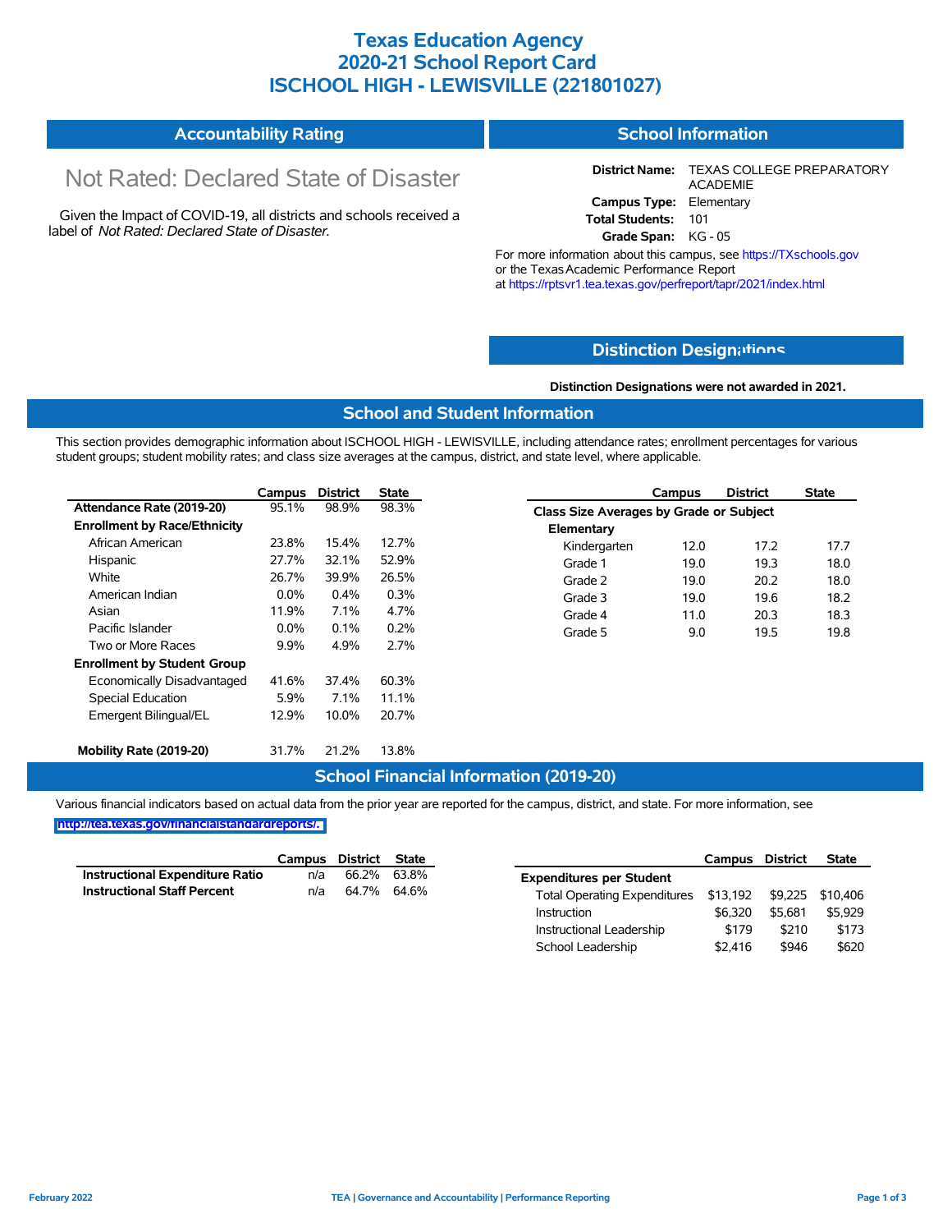# Texas Education Agency
# 2020-21 School Report Card
# ISCHOOL HIGH - LEWISVILLE (221801027)

## Accountability Rating

Not Rated: Declared State of Disaster

Given the Impact of COVID-19, all districts and schools received a label of *Not Rated: Declared State of Disaster*.

## School Information

**District Name:** TEXAS COLLEGE PREPARATORY ACADEMIE
**Campus Type:** Elementary
**Total Students:** 101
**Grade Span:** KG - 05

For more information about this campus, see https://TXschools.gov or the Texas Academic Performance Report at https://rptsvr1.tea.texas.gov/perfreport/tapr/2021/index.html

## Distinction Designations

**Distinction Designations were not awarded in 2021.**

## School and Student Information

This section provides demographic information about ISCHOOL HIGH - LEWISVILLE, including attendance rates; enrollment percentages for various student groups; student mobility rates; and class size averages at the campus, district, and state level, where applicable.

| | Campus | District | State |
|---|---|---|---|
| **Attendance Rate (2019-20)** | 95.1% | 98.9% | 98.3% |
| **Enrollment by Race/Ethnicity** | | | |
| African American | 23.8% | 15.4% | 12.7% |
| Hispanic | 27.7% | 32.1% | 52.9% |
| White | 26.7% | 39.9% | 26.5% |
| American Indian | 0.0% | 0.4% | 0.3% |
| Asian | 11.9% | 7.1% | 4.7% |
| Pacific Islander | 0.0% | 0.1% | 0.2% |
| Two or More Races | 9.9% | 4.9% | 2.7% |
| **Enrollment by Student Group** | | | |
| Economically Disadvantaged | 41.6% | 37.4% | 60.3% |
| Special Education | 5.9% | 7.1% | 11.1% |
| Emergent Bilingual/EL | 12.9% | 10.0% | 20.7% |
| **Mobility Rate (2019-20)** | 31.7% | 21.2% | 13.8% |

| | Campus | District | State |
|---|---|---|---|
| **Class Size Averages by Grade or Subject** | | | |
| **Elementary** | | | |
| Kindergarten | 12.0 | 17.2 | 17.7 |
| Grade 1 | 19.0 | 19.3 | 18.0 |
| Grade 2 | 19.0 | 20.2 | 18.0 |
| Grade 3 | 19.0 | 19.6 | 18.2 |
| Grade 4 | 11.0 | 20.3 | 18.3 |
| Grade 5 | 9.0 | 19.5 | 19.8 |

## School Financial Information (2019-20)

Various financial indicators based on actual data from the prior year are reported for the campus, district, and state. For more information, see http://tea.texas.gov/financialstandardreports/.

| | Campus | District | State |
|---|---|---|---|
| **Instructional Expenditure Ratio** | n/a | 66.2% | 63.8% |
| **Instructional Staff Percent** | n/a | 64.7% | 64.6% |

| | Campus | District | State |
|---|---|---|---|
| **Expenditures per Student** | | | |
| Total Operating Expenditures | $13,192 | $9,225 | $10,406 |
| Instruction | $6,320 | $5,681 | $5,929 |
| Instructional Leadership | $179 | $210 | $173 |
| School Leadership | $2,416 | $946 | $620 |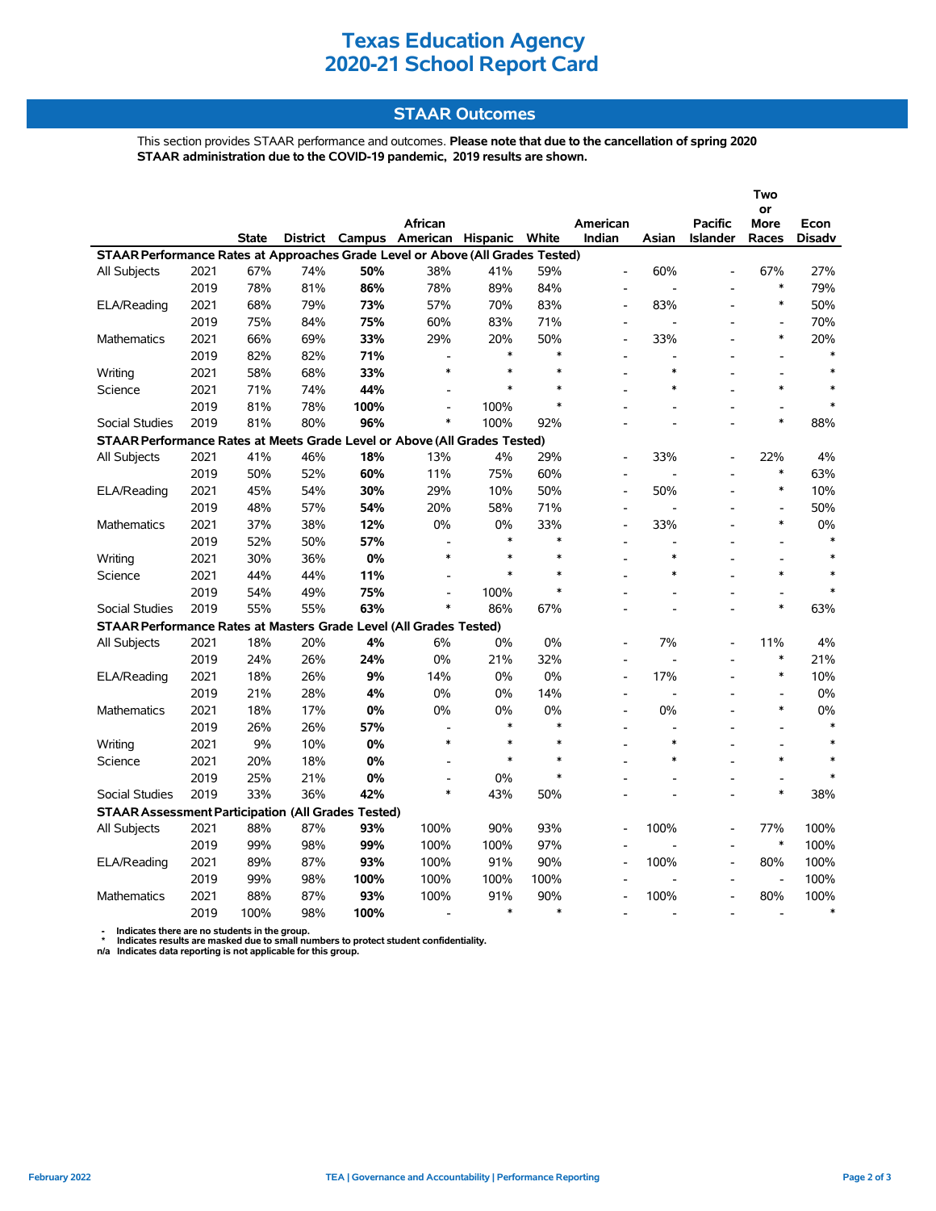# Texas Education Agency
# 2020-21 School Report Card

## STAAR Outcomes

This section provides STAAR performance and outcomes. **Please note that due to the cancellation of spring 2020 STAAR administration due to the COVID-19 pandemic, 2019 results are shown.**

| | | State | District | Campus | African American | Hispanic | White | American Indian | Asian | Pacific Islander | Two or More Races | Econ Disadv |
|---|---|---|---|---|---|---|---|---|---|---|---|---|
| **STAAR Performance Rates at Approaches Grade Level or Above (All Grades Tested)** | | | | | | | | | | | | |
| All Subjects | 2021 | 67% | 74% | **50%** | 38% | 41% | 59% | - | 60% | - | 67% | 27% |
| | 2019 | 78% | 81% | **86%** | 78% | 89% | 84% | - | - | - | * | 79% |
| ELA/Reading | 2021 | 68% | 79% | **73%** | 57% | 70% | 83% | - | 83% | - | * | 50% |
| | 2019 | 75% | 84% | **75%** | 60% | 83% | 71% | - | - | - | - | 70% |
| Mathematics | 2021 | 66% | 69% | **33%** | 29% | 20% | 50% | - | 33% | - | * | 20% |
| | 2019 | 82% | 82% | **71%** | - | * | * | - | - | - | - | * |
| Writing | 2021 | 58% | 68% | **33%** | * | * | * | - | * | - | - | * |
| Science | 2021 | 71% | 74% | **44%** | - | * | * | - | * | - | * | * |
| | 2019 | 81% | 78% | **100%** | - | 100% | * | - | - | - | - | * |
| Social Studies | 2019 | 81% | 80% | **96%** | * | 100% | 92% | - | - | - | * | 88% |
| **STAAR Performance Rates at Meets Grade Level or Above (All Grades Tested)** | | | | | | | | | | | | |
| All Subjects | 2021 | 41% | 46% | **18%** | 13% | 4% | 29% | - | 33% | - | 22% | 4% |
| | 2019 | 50% | 52% | **60%** | 11% | 75% | 60% | - | - | - | * | 63% |
| ELA/Reading | 2021 | 45% | 54% | **30%** | 29% | 10% | 50% | - | 50% | - | * | 10% |
| | 2019 | 48% | 57% | **54%** | 20% | 58% | 71% | - | - | - | - | 50% |
| Mathematics | 2021 | 37% | 38% | **12%** | 0% | 0% | 33% | - | 33% | - | * | 0% |
| | 2019 | 52% | 50% | **57%** | - | * | * | - | - | - | - | * |
| Writing | 2021 | 30% | 36% | **0%** | * | * | * | - | * | - | - | * |
| Science | 2021 | 44% | 44% | **11%** | - | * | * | - | * | - | * | * |
| | 2019 | 54% | 49% | **75%** | - | 100% | * | - | - | - | - | * |
| Social Studies | 2019 | 55% | 55% | **63%** | * | 86% | 67% | - | - | - | * | 63% |
| **STAAR Performance Rates at Masters Grade Level (All Grades Tested)** | | | | | | | | | | | | |
| All Subjects | 2021 | 18% | 20% | **4%** | 6% | 0% | 0% | - | 7% | - | 11% | 4% |
| | 2019 | 24% | 26% | **24%** | 0% | 21% | 32% | - | - | - | * | 21% |
| ELA/Reading | 2021 | 18% | 26% | **9%** | 14% | 0% | 0% | - | 17% | - | * | 10% |
| | 2019 | 21% | 28% | **4%** | 0% | 0% | 14% | - | - | - | - | 0% |
| Mathematics | 2021 | 18% | 17% | **0%** | 0% | 0% | 0% | - | 0% | - | * | 0% |
| | 2019 | 26% | 26% | **57%** | - | * | * | - | - | - | - | * |
| Writing | 2021 | 9% | 10% | **0%** | * | * | * | - | * | - | - | * |
| Science | 2021 | 20% | 18% | **0%** | - | * | * | - | * | - | * | * |
| | 2019 | 25% | 21% | **0%** | - | 0% | * | - | - | - | - | * |
| Social Studies | 2019 | 33% | 36% | **42%** | * | 43% | 50% | - | - | - | * | 38% |
| **STAAR Assessment Participation (All Grades Tested)** | | | | | | | | | | | | |
| All Subjects | 2021 | 88% | 87% | **93%** | 100% | 90% | 93% | - | 100% | - | 77% | 100% |
| | 2019 | 99% | 98% | **99%** | 100% | 100% | 97% | - | - | - | * | 100% |
| ELA/Reading | 2021 | 89% | 87% | **93%** | 100% | 91% | 90% | - | 100% | - | 80% | 100% |
| | 2019 | 99% | 98% | **100%** | 100% | 100% | 100% | - | - | - | - | 100% |
| Mathematics | 2021 | 88% | 87% | **93%** | 100% | 91% | 90% | - | 100% | - | 80% | 100% |
| | 2019 | 100% | 98% | **100%** | - | * | * | - | - | - | - | * |

\- Indicates there are no students in the group.
\* Indicates results are masked due to small numbers to protect student confidentiality.
n/a Indicates data reporting is not applicable for this group.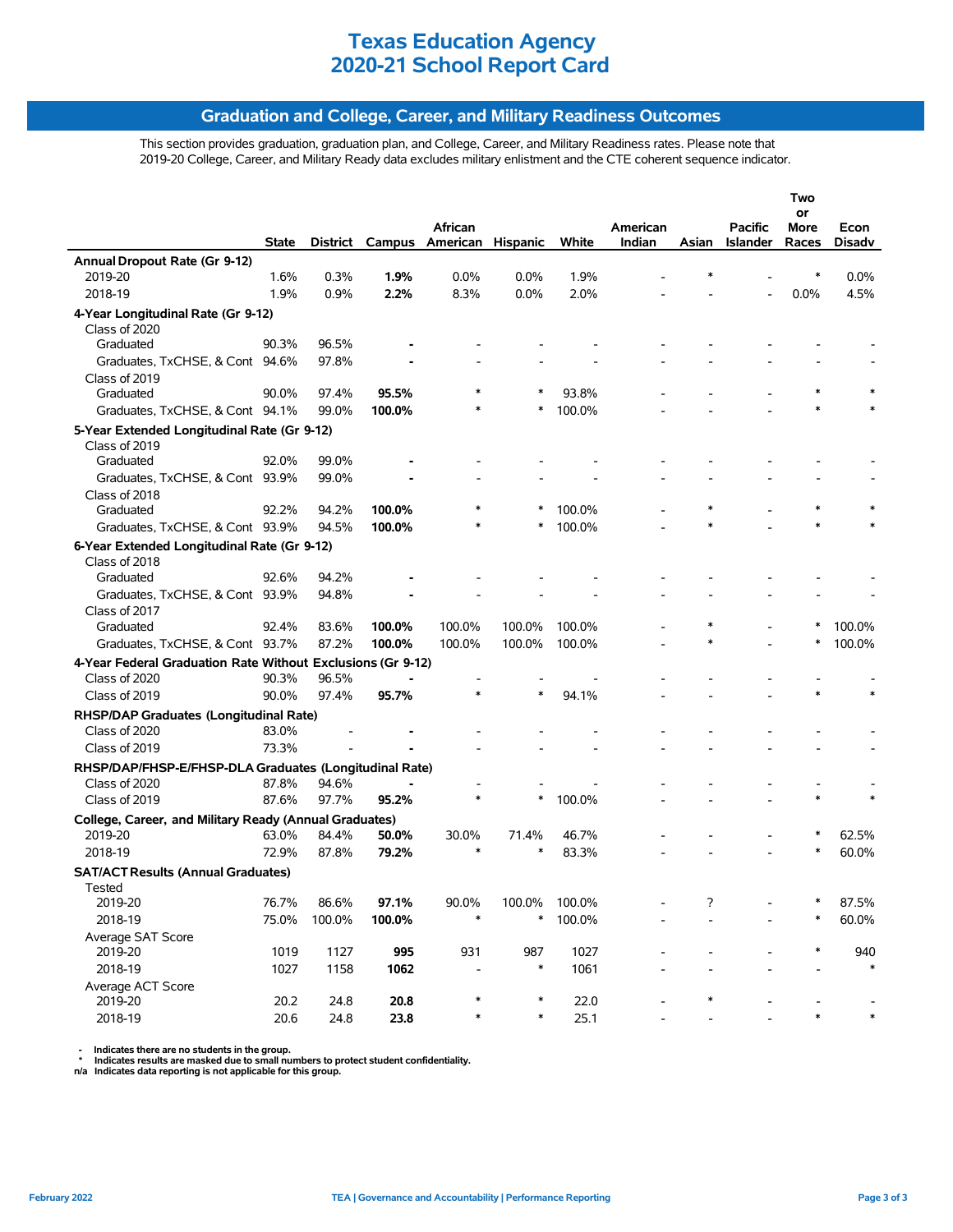# Texas Education Agency
# 2020-21 School Report Card

## Graduation and College, Career, and Military Readiness Outcomes

This section provides graduation, graduation plan, and College, Career, and Military Readiness rates. Please note that 2019-20 College, Career, and Military Ready data excludes military enlistment and the CTE coherent sequence indicator.

| | State | District | Campus | African American | Hispanic | White | American Indian | Asian | Pacific Islander | Two or More Races | Econ Disadv |
|---|---|---|---|---|---|---|---|---|---|---|---|
| **Annual Dropout Rate (Gr 9-12)** | | | | | | | | | | | |
| 2019-20 | 1.6% | 0.3% | **1.9%** | 0.0% | 0.0% | 1.9% | - | * | - | * | 0.0% |
| 2018-19 | 1.9% | 0.9% | **2.2%** | 8.3% | 0.0% | 2.0% | - | - | - | 0.0% | 4.5% |
| **4-Year Longitudinal Rate (Gr 9-12)** | | | | | | | | | | | |
| Class of 2020 | | | | | | | | | | | |
| Graduated | 90.3% | 96.5% | **-** | - | - | - | - | - | - | - | - |
| Graduates, TxCHSE, & Cont | 94.6% | 97.8% | **-** | - | - | - | - | - | - | - | - |
| Class of 2019 | | | | | | | | | | | |
| Graduated | 90.0% | 97.4% | **95.5%** | * | * | 93.8% | - | - | - | * | * |
| Graduates, TxCHSE, & Cont | 94.1% | 99.0% | **100.0%** | * | * | 100.0% | - | - | - | * | * |
| **5-Year Extended Longitudinal Rate (Gr 9-12)** | | | | | | | | | | | |
| Class of 2019 | | | | | | | | | | | |
| Graduated | 92.0% | 99.0% | **-** | - | - | - | - | - | - | - | - |
| Graduates, TxCHSE, & Cont | 93.9% | 99.0% | **-** | - | - | - | - | - | - | - | - |
| Class of 2018 | | | | | | | | | | | |
| Graduated | 92.2% | 94.2% | **100.0%** | * | * | 100.0% | - | * | - | * | * |
| Graduates, TxCHSE, & Cont | 93.9% | 94.5% | **100.0%** | * | * | 100.0% | - | * | - | * | * |
| **6-Year Extended Longitudinal Rate (Gr 9-12)** | | | | | | | | | | | |
| Class of 2018 | | | | | | | | | | | |
| Graduated | 92.6% | 94.2% | **-** | - | - | - | - | - | - | - | - |
| Graduates, TxCHSE, & Cont | 93.9% | 94.8% | **-** | - | - | - | - | - | - | - | - |
| Class of 2017 | | | | | | | | | | | |
| Graduated | 92.4% | 83.6% | **100.0%** | 100.0% | 100.0% | 100.0% | - | * | - | * | 100.0% |
| Graduates, TxCHSE, & Cont | 93.7% | 87.2% | **100.0%** | 100.0% | 100.0% | 100.0% | - | * | - | * | 100.0% |
| **4-Year Federal Graduation Rate Without Exclusions (Gr 9-12)** | | | | | | | | | | | |
| Class of 2020 | 90.3% | 96.5% | **-** | - | - | - | - | - | - | - | - |
| Class of 2019 | 90.0% | 97.4% | **95.7%** | * | * | 94.1% | - | - | - | * | * |
| **RHSP/DAP Graduates (Longitudinal Rate)** | | | | | | | | | | | |
| Class of 2020 | 83.0% | - | **-** | - | - | - | - | - | - | - | - |
| Class of 2019 | 73.3% | - | **-** | - | - | - | - | - | - | - | - |
| **RHSP/DAP/FHSP-E/FHSP-DLA Graduates (Longitudinal Rate)** | | | | | | | | | | | |
| Class of 2020 | 87.8% | 94.6% | **-** | - | - | - | - | - | - | - | - |
| Class of 2019 | 87.6% | 97.7% | **95.2%** | * | * | 100.0% | - | - | - | * | * |
| **College, Career, and Military Ready (Annual Graduates)** | | | | | | | | | | | |
| 2019-20 | 63.0% | 84.4% | **50.0%** | 30.0% | 71.4% | 46.7% | - | - | - | * | 62.5% |
| 2018-19 | 72.9% | 87.8% | **79.2%** | * | * | 83.3% | - | - | - | * | 60.0% |
| **SAT/ACT Results (Annual Graduates)** | | | | | | | | | | | |
| Tested | | | | | | | | | | | |
| 2019-20 | 76.7% | 86.6% | **97.1%** | 90.0% | 100.0% | 100.0% | - | ? | - | * | 87.5% |
| 2018-19 | 75.0% | 100.0% | **100.0%** | * | * | 100.0% | - | - | - | * | 60.0% |
| Average SAT Score | | | | | | | | | | | |
| 2019-20 | 1019 | 1127 | **995** | 931 | 987 | 1027 | - | - | - | * | 940 |
| 2018-19 | 1027 | 1158 | **1062** | - | * | 1061 | - | - | - | - | * |
| Average ACT Score | | | | | | | | | | | |
| 2019-20 | 20.2 | 24.8 | **20.8** | * | * | 22.0 | - | * | - | - | - |
| 2018-19 | 20.6 | 24.8 | **23.8** | * | * | 25.1 | - | - | - | * | * |

**-** Indicates there are no students in the group.
**\*** Indicates results are masked due to small numbers to protect student confidentiality.
**n/a** Indicates data reporting is not applicable for this group.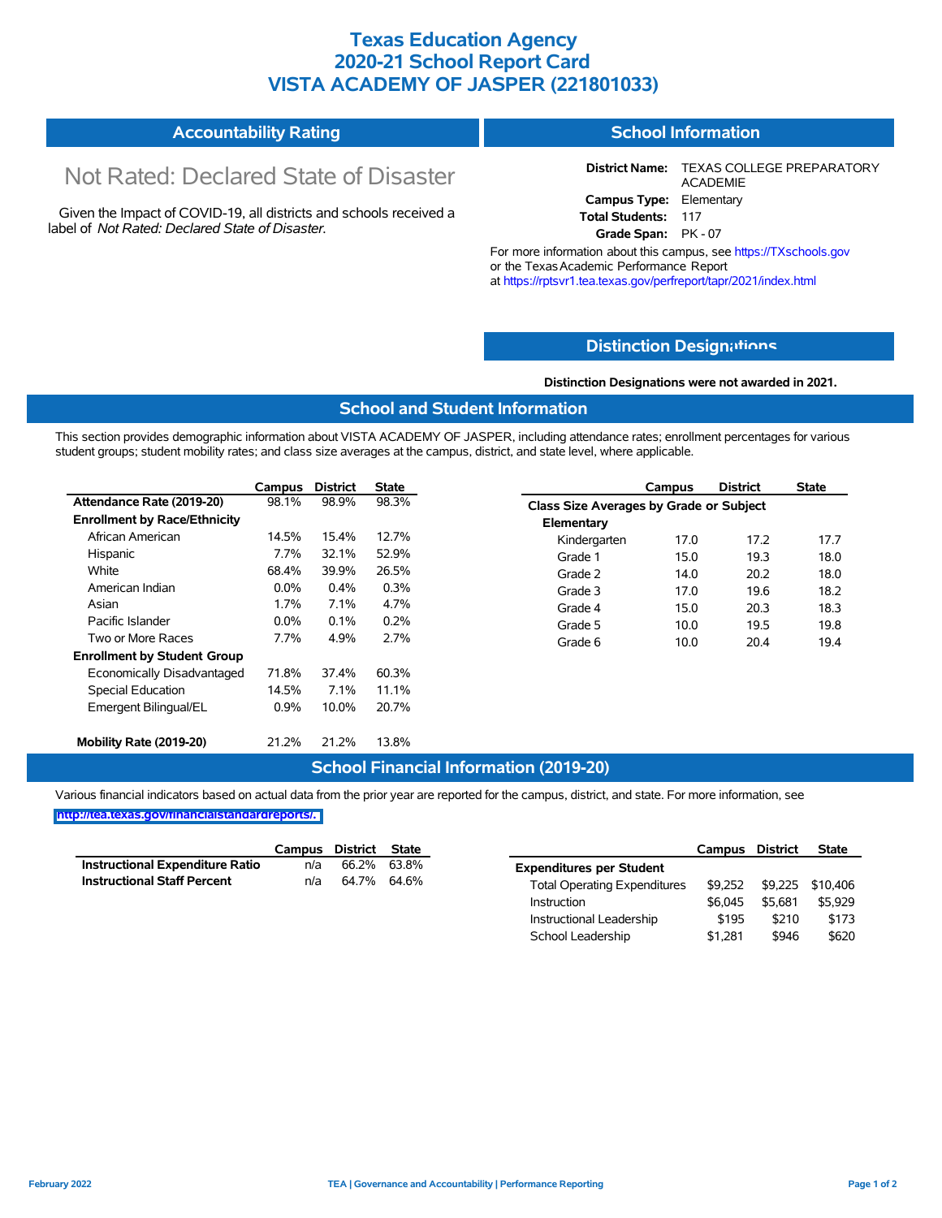# Texas Education Agency
# 2020-21 School Report Card
# VISTA ACADEMY OF JASPER (221801033)

## Accountability Rating

Not Rated: Declared State of Disaster

Given the Impact of COVID-19, all districts and schools received a label of *Not Rated: Declared State of Disaster.*

## School Information

**District Name:** TEXAS COLLEGE PREPARATORY ACADEMIE
**Campus Type:** Elementary
**Total Students:** 117
**Grade Span:** PK - 07

For more information about this campus, see https://TXschools.gov or the Texas Academic Performance Report at https://rptsvr1.tea.texas.gov/perfreport/tapr/2021/index.html

## Distinction Designations

**Distinction Designations were not awarded in 2021.**

## School and Student Information

This section provides demographic information about VISTA ACADEMY OF JASPER, including attendance rates; enrollment percentages for various student groups; student mobility rates; and class size averages at the campus, district, and state level, where applicable.

| | Campus | District | State |
|---|---|---|---|
| **Attendance Rate (2019-20)** | 98.1% | 98.9% | 98.3% |
| **Enrollment by Race/Ethnicity** | | | |
| African American | 14.5% | 15.4% | 12.7% |
| Hispanic | 7.7% | 32.1% | 52.9% |
| White | 68.4% | 39.9% | 26.5% |
| American Indian | 0.0% | 0.4% | 0.3% |
| Asian | 1.7% | 7.1% | 4.7% |
| Pacific Islander | 0.0% | 0.1% | 0.2% |
| Two or More Races | 7.7% | 4.9% | 2.7% |
| **Enrollment by Student Group** | | | |
| Economically Disadvantaged | 71.8% | 37.4% | 60.3% |
| Special Education | 14.5% | 7.1% | 11.1% |
| Emergent Bilingual/EL | 0.9% | 10.0% | 20.7% |
| **Mobility Rate (2019-20)** | 21.2% | 21.2% | 13.8% |

| | Campus | District | State |
|---|---|---|---|
| **Class Size Averages by Grade or Subject** | | | |
| **Elementary** | | | |
| Kindergarten | 17.0 | 17.2 | 17.7 |
| Grade 1 | 15.0 | 19.3 | 18.0 |
| Grade 2 | 14.0 | 20.2 | 18.0 |
| Grade 3 | 17.0 | 19.6 | 18.2 |
| Grade 4 | 15.0 | 20.3 | 18.3 |
| Grade 5 | 10.0 | 19.5 | 19.8 |
| Grade 6 | 10.0 | 20.4 | 19.4 |

## School Financial Information (2019-20)

Various financial indicators based on actual data from the prior year are reported for the campus, district, and state. For more information, see http://tea.texas.gov/financialstandardreports/.

| | Campus | District | State |
|---|---|---|---|
| **Instructional Expenditure Ratio** | n/a | 66.2% | 63.8% |
| **Instructional Staff Percent** | n/a | 64.7% | 64.6% |

| | Campus | District | State |
|---|---|---|---|
| **Expenditures per Student** | | | |
| Total Operating Expenditures | $9,252 | $9,225 | $10,406 |
| Instruction | $6,045 | $5,681 | $5,929 |
| Instructional Leadership | $195 | $210 | $173 |
| School Leadership | $1,281 | $946 | $620 |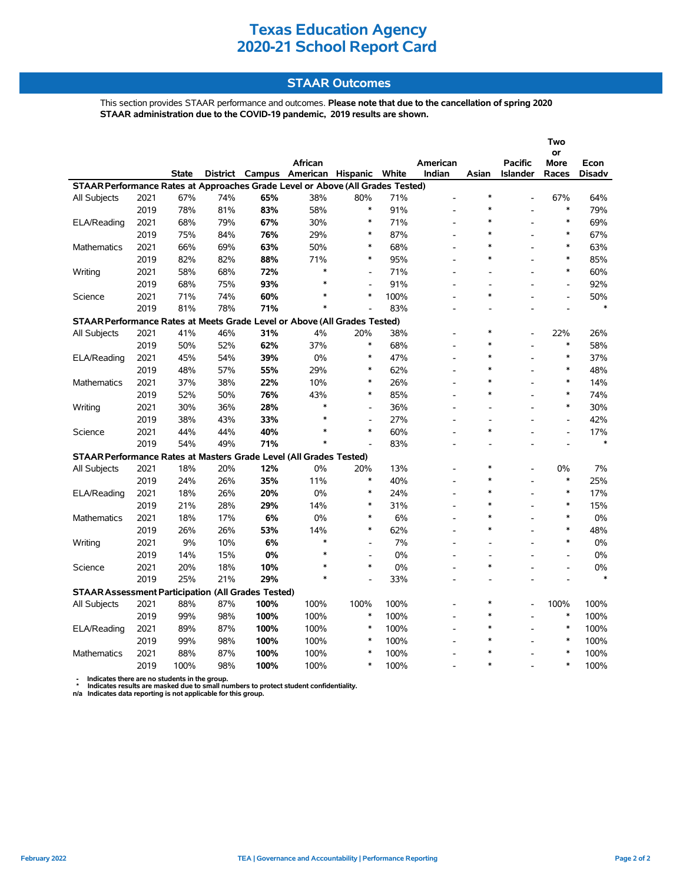# Texas Education Agency
# 2020-21 School Report Card

## STAAR Outcomes

This section provides STAAR performance and outcomes. **Please note that due to the cancellation of spring 2020 STAAR administration due to the COVID-19 pandemic, 2019 results are shown.**

| | | State | District | Campus | African American | Hispanic | White | American Indian | Asian | Pacific Islander | Two or More Races | Econ Disadv |
|---|---|---|---|---|---|---|---|---|---|---|---|---|
| **STAAR Performance Rates at Approaches Grade Level or Above (All Grades Tested)** | | | | | | | | | | | | |
| All Subjects | 2021 | 67% | 74% | **65%** | 38% | 80% | 71% | - | * | - | 67% | 64% |
| | 2019 | 78% | 81% | **83%** | 58% | * | 91% | - | * | - | * | 79% |
| ELA/Reading | 2021 | 68% | 79% | **67%** | 30% | * | 71% | - | * | - | * | 69% |
| | 2019 | 75% | 84% | **76%** | 29% | * | 87% | - | * | - | * | 67% |
| Mathematics | 2021 | 66% | 69% | **63%** | 50% | * | 68% | - | * | - | * | 63% |
| | 2019 | 82% | 82% | **88%** | 71% | * | 95% | - | * | - | * | 85% |
| Writing | 2021 | 58% | 68% | **72%** | * | - | 71% | - | - | - | * | 60% |
| | 2019 | 68% | 75% | **93%** | * | - | 91% | - | - | - | - | 92% |
| Science | 2021 | 71% | 74% | **60%** | * | * | 100% | - | * | - | - | 50% |
| | 2019 | 81% | 78% | **71%** | * | - | 83% | - | - | - | - | * |
| **STAAR Performance Rates at Meets Grade Level or Above (All Grades Tested)** | | | | | | | | | | | | |
| All Subjects | 2021 | 41% | 46% | **31%** | 4% | 20% | 38% | - | * | - | 22% | 26% |
| | 2019 | 50% | 52% | **62%** | 37% | * | 68% | - | * | - | * | 58% |
| ELA/Reading | 2021 | 45% | 54% | **39%** | 0% | * | 47% | - | * | - | * | 37% |
| | 2019 | 48% | 57% | **55%** | 29% | * | 62% | - | * | - | * | 48% |
| Mathematics | 2021 | 37% | 38% | **22%** | 10% | * | 26% | - | * | - | * | 14% |
| | 2019 | 52% | 50% | **76%** | 43% | * | 85% | - | * | - | * | 74% |
| Writing | 2021 | 30% | 36% | **28%** | * | - | 36% | - | - | - | * | 30% |
| | 2019 | 38% | 43% | **33%** | * | - | 27% | - | - | - | - | 42% |
| Science | 2021 | 44% | 44% | **40%** | * | * | 60% | - | * | - | - | 17% |
| | 2019 | 54% | 49% | **71%** | * | - | 83% | - | - | - | - | * |
| **STAAR Performance Rates at Masters Grade Level (All Grades Tested)** | | | | | | | | | | | | |
| All Subjects | 2021 | 18% | 20% | **12%** | 0% | 20% | 13% | - | * | - | 0% | 7% |
| | 2019 | 24% | 26% | **35%** | 11% | * | 40% | - | * | - | * | 25% |
| ELA/Reading | 2021 | 18% | 26% | **20%** | 0% | * | 24% | - | * | - | * | 17% |
| | 2019 | 21% | 28% | **29%** | 14% | * | 31% | - | * | - | * | 15% |
| Mathematics | 2021 | 18% | 17% | **6%** | 0% | * | 6% | - | * | - | * | 0% |
| | 2019 | 26% | 26% | **53%** | 14% | * | 62% | - | * | - | * | 48% |
| Writing | 2021 | 9% | 10% | **6%** | * | - | 7% | - | - | - | * | 0% |
| | 2019 | 14% | 15% | **0%** | * | - | 0% | - | - | - | - | 0% |
| Science | 2021 | 20% | 18% | **10%** | * | * | 0% | - | * | - | - | 0% |
| | 2019 | 25% | 21% | **29%** | * | - | 33% | - | - | - | - | * |
| **STAAR Assessment Participation (All Grades Tested)** | | | | | | | | | | | | |
| All Subjects | 2021 | 88% | 87% | **100%** | 100% | 100% | 100% | - | * | - | 100% | 100% |
| | 2019 | 99% | 98% | **100%** | 100% | * | 100% | - | * | - | * | 100% |
| ELA/Reading | 2021 | 89% | 87% | **100%** | 100% | * | 100% | - | * | - | * | 100% |
| | 2019 | 99% | 98% | **100%** | 100% | * | 100% | - | * | - | * | 100% |
| Mathematics | 2021 | 88% | 87% | **100%** | 100% | * | 100% | - | * | - | * | 100% |
| | 2019 | 100% | 98% | **100%** | 100% | * | 100% | - | * | - | * | 100% |

- Indicates there are no students in the group.
\* Indicates results are masked due to small numbers to protect student confidentiality.
n/a Indicates data reporting is not applicable for this group.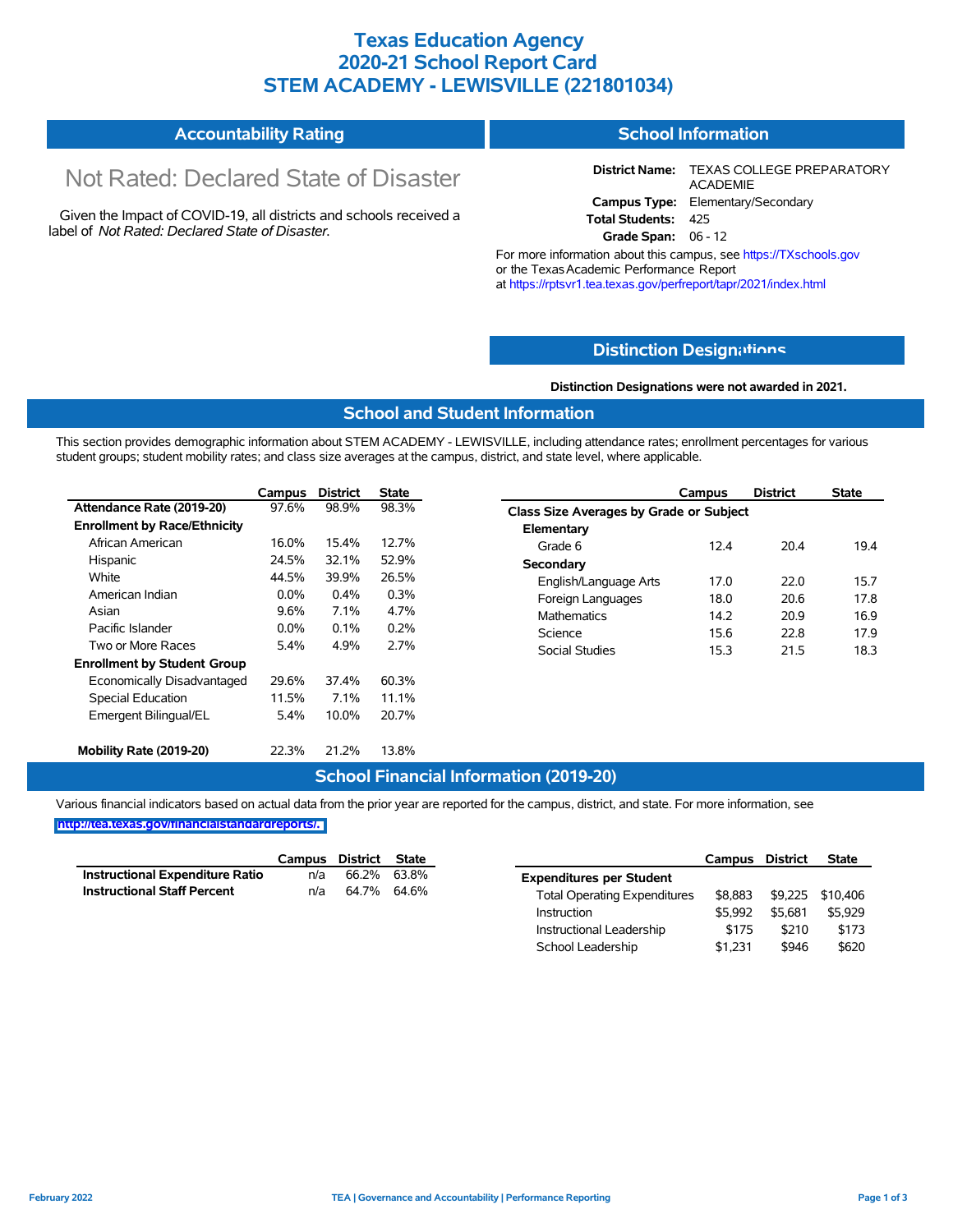# Texas Education Agency
# 2020-21 School Report Card
# STEM ACADEMY - LEWISVILLE (221801034)

## Accountability Rating

Not Rated: Declared State of Disaster

Given the Impact of COVID-19, all districts and schools received a label of *Not Rated: Declared State of Disaster*.

## School Information

**District Name:** TEXAS COLLEGE PREPARATORY ACADEMIE
**Campus Type:** Elementary/Secondary
**Total Students:** 425
**Grade Span:** 06 - 12

For more information about this campus, see https://TXschools.gov or the Texas Academic Performance Report at https://rptsvr1.tea.texas.gov/perfreport/tapr/2021/index.html

## Distinction Designations

**Distinction Designations were not awarded in 2021.**

## School and Student Information

This section provides demographic information about STEM ACADEMY - LEWISVILLE, including attendance rates; enrollment percentages for various student groups; student mobility rates; and class size averages at the campus, district, and state level, where applicable.

| | Campus | District | State |
|---|---|---|---|
| **Attendance Rate (2019-20)** | 97.6% | 98.9% | 98.3% |
| **Enrollment by Race/Ethnicity** | | | |
| African American | 16.0% | 15.4% | 12.7% |
| Hispanic | 24.5% | 32.1% | 52.9% |
| White | 44.5% | 39.9% | 26.5% |
| American Indian | 0.0% | 0.4% | 0.3% |
| Asian | 9.6% | 7.1% | 4.7% |
| Pacific Islander | 0.0% | 0.1% | 0.2% |
| Two or More Races | 5.4% | 4.9% | 2.7% |
| **Enrollment by Student Group** | | | |
| Economically Disadvantaged | 29.6% | 37.4% | 60.3% |
| Special Education | 11.5% | 7.1% | 11.1% |
| Emergent Bilingual/EL | 5.4% | 10.0% | 20.7% |
| **Mobility Rate (2019-20)** | 22.3% | 21.2% | 13.8% |

| | Campus | District | State |
|---|---|---|---|
| **Class Size Averages by Grade or Subject** | | | |
| **Elementary** | | | |
| Grade 6 | 12.4 | 20.4 | 19.4 |
| **Secondary** | | | |
| English/Language Arts | 17.0 | 22.0 | 15.7 |
| Foreign Languages | 18.0 | 20.6 | 17.8 |
| Mathematics | 14.2 | 20.9 | 16.9 |
| Science | 15.6 | 22.8 | 17.9 |
| Social Studies | 15.3 | 21.5 | 18.3 |

## School Financial Information (2019-20)

Various financial indicators based on actual data from the prior year are reported for the campus, district, and state. For more information, see http://tea.texas.gov/financialstandardreports/.

| | Campus | District | State |
|---|---|---|---|
| **Instructional Expenditure Ratio** | n/a | 66.2% | 63.8% |
| **Instructional Staff Percent** | n/a | 64.7% | 64.6% |

| | Campus | District | State |
|---|---|---|---|
| **Expenditures per Student** | | | |
| Total Operating Expenditures | $8,883 | $9,225 | $10,406 |
| Instruction | $5,992 | $5,681 | $5,929 |
| Instructional Leadership | $175 | $210 | $173 |
| School Leadership | $1,231 | $946 | $620 |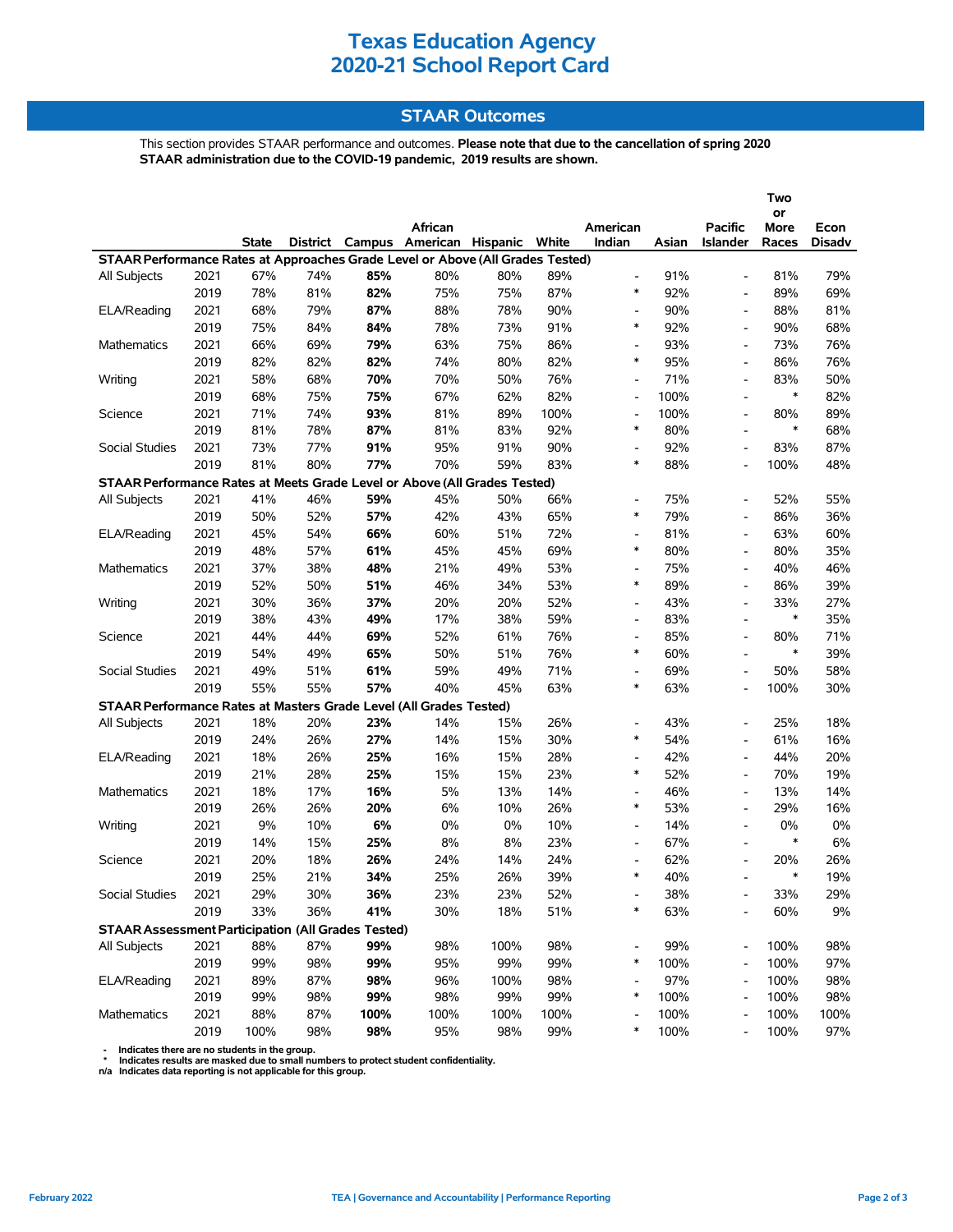# Texas Education Agency
# 2020-21 School Report Card

## STAAR Outcomes

This section provides STAAR performance and outcomes. **Please note that due to the cancellation of spring 2020 STAAR administration due to the COVID-19 pandemic, 2019 results are shown.**

| | | State | District | Campus | African American | Hispanic | White | American Indian | Asian | Pacific Islander | Two or More Races | Econ Disadv |
|---|---|---|---|---|---|---|---|---|---|---|---|---|
| **STAAR Performance Rates at Approaches Grade Level or Above (All Grades Tested)** | | | | | | | | | | | | |
| All Subjects | 2021 | 67% | 74% | **85%** | 80% | 80% | 89% | - | 91% | - | 81% | 79% |
| | 2019 | 78% | 81% | **82%** | 75% | 75% | 87% | * | 92% | - | 89% | 69% |
| ELA/Reading | 2021 | 68% | 79% | **87%** | 88% | 78% | 90% | - | 90% | - | 88% | 81% |
| | 2019 | 75% | 84% | **84%** | 78% | 73% | 91% | * | 92% | - | 90% | 68% |
| Mathematics | 2021 | 66% | 69% | **79%** | 63% | 75% | 86% | - | 93% | - | 73% | 76% |
| | 2019 | 82% | 82% | **82%** | 74% | 80% | 82% | * | 95% | - | 86% | 76% |
| Writing | 2021 | 58% | 68% | **70%** | 70% | 50% | 76% | - | 71% | - | 83% | 50% |
| | 2019 | 68% | 75% | **75%** | 67% | 62% | 82% | - | 100% | - | * | 82% |
| Science | 2021 | 71% | 74% | **93%** | 81% | 89% | 100% | - | 100% | - | 80% | 89% |
| | 2019 | 81% | 78% | **87%** | 81% | 83% | 92% | * | 80% | - | * | 68% |
| Social Studies | 2021 | 73% | 77% | **91%** | 95% | 91% | 90% | - | 92% | - | 83% | 87% |
| | 2019 | 81% | 80% | **77%** | 70% | 59% | 83% | * | 88% | - | 100% | 48% |
| **STAAR Performance Rates at Meets Grade Level or Above (All Grades Tested)** | | | | | | | | | | | | |
| All Subjects | 2021 | 41% | 46% | **59%** | 45% | 50% | 66% | - | 75% | - | 52% | 55% |
| | 2019 | 50% | 52% | **57%** | 42% | 43% | 65% | * | 79% | - | 86% | 36% |
| ELA/Reading | 2021 | 45% | 54% | **66%** | 60% | 51% | 72% | - | 81% | - | 63% | 60% |
| | 2019 | 48% | 57% | **61%** | 45% | 45% | 69% | * | 80% | - | 80% | 35% |
| Mathematics | 2021 | 37% | 38% | **48%** | 21% | 49% | 53% | - | 75% | - | 40% | 46% |
| | 2019 | 52% | 50% | **51%** | 46% | 34% | 53% | * | 89% | - | 86% | 39% |
| Writing | 2021 | 30% | 36% | **37%** | 20% | 20% | 52% | - | 43% | - | 33% | 27% |
| | 2019 | 38% | 43% | **49%** | 17% | 38% | 59% | - | 83% | - | * | 35% |
| Science | 2021 | 44% | 44% | **69%** | 52% | 61% | 76% | - | 85% | - | 80% | 71% |
| | 2019 | 54% | 49% | **65%** | 50% | 51% | 76% | * | 60% | - | * | 39% |
| Social Studies | 2021 | 49% | 51% | **61%** | 59% | 49% | 71% | - | 69% | - | 50% | 58% |
| | 2019 | 55% | 55% | **57%** | 40% | 45% | 63% | * | 63% | - | 100% | 30% |
| **STAAR Performance Rates at Masters Grade Level (All Grades Tested)** | | | | | | | | | | | | |
| All Subjects | 2021 | 18% | 20% | **23%** | 14% | 15% | 26% | - | 43% | - | 25% | 18% |
| | 2019 | 24% | 26% | **27%** | 14% | 15% | 30% | * | 54% | - | 61% | 16% |
| ELA/Reading | 2021 | 18% | 26% | **25%** | 16% | 15% | 28% | - | 42% | - | 44% | 20% |
| | 2019 | 21% | 28% | **25%** | 15% | 15% | 23% | * | 52% | - | 70% | 19% |
| Mathematics | 2021 | 18% | 17% | **16%** | 5% | 13% | 14% | - | 46% | - | 13% | 14% |
| | 2019 | 26% | 26% | **20%** | 6% | 10% | 26% | * | 53% | - | 29% | 16% |
| Writing | 2021 | 9% | 10% | **6%** | 0% | 0% | 10% | - | 14% | - | 0% | 0% |
| | 2019 | 14% | 15% | **25%** | 8% | 8% | 23% | - | 67% | - | * | 6% |
| Science | 2021 | 20% | 18% | **26%** | 24% | 14% | 24% | - | 62% | - | 20% | 26% |
| | 2019 | 25% | 21% | **34%** | 25% | 26% | 39% | * | 40% | - | * | 19% |
| Social Studies | 2021 | 29% | 30% | **36%** | 23% | 23% | 52% | - | 38% | - | 33% | 29% |
| | 2019 | 33% | 36% | **41%** | 30% | 18% | 51% | * | 63% | - | 60% | 9% |
| **STAAR Assessment Participation (All Grades Tested)** | | | | | | | | | | | | |
| All Subjects | 2021 | 88% | 87% | **99%** | 98% | 100% | 98% | - | 99% | - | 100% | 98% |
| | 2019 | 99% | 98% | **99%** | 95% | 99% | 99% | * | 100% | - | 100% | 97% |
| ELA/Reading | 2021 | 89% | 87% | **98%** | 96% | 100% | 98% | - | 97% | - | 100% | 98% |
| | 2019 | 99% | 98% | **99%** | 98% | 99% | 99% | * | 100% | - | 100% | 98% |
| Mathematics | 2021 | 88% | 87% | **100%** | 100% | 100% | 100% | - | 100% | - | 100% | 100% |
| | 2019 | 100% | 98% | **98%** | 95% | 98% | 99% | * | 100% | - | 100% | 97% |

**-** Indicates there are no students in the group.
**\*** Indicates results are masked due to small numbers to protect student confidentiality.
**n/a** Indicates data reporting is not applicable for this group.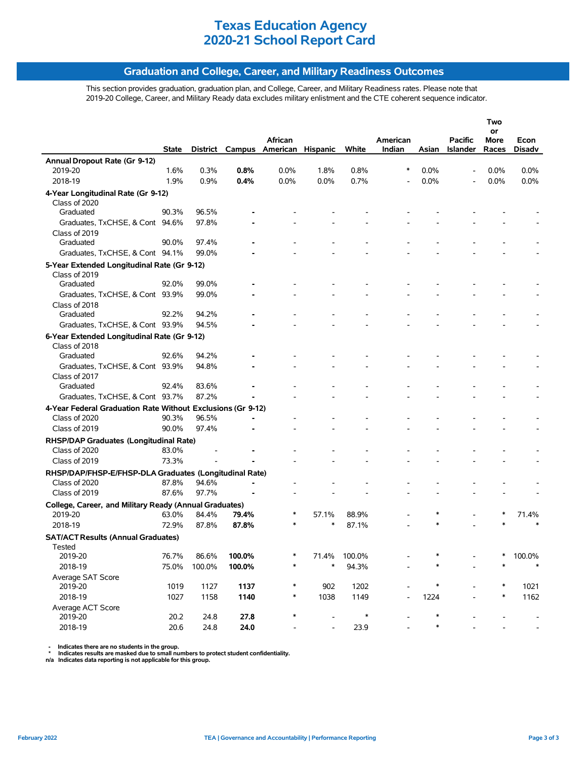# Texas Education Agency
# 2020-21 School Report Card

## Graduation and College, Career, and Military Readiness Outcomes

This section provides graduation, graduation plan, and College, Career, and Military Readiness rates. Please note that 2019-20 College, Career, and Military Ready data excludes military enlistment and the CTE coherent sequence indicator.

| | State | District | Campus | African American | Hispanic | White | American Indian | Asian | Pacific Islander | Two or More Races | Econ Disadv |
|---|---|---|---|---|---|---|---|---|---|---|---|
| **Annual Dropout Rate (Gr 9-12)** | | | | | | | | | | | |
| 2019-20 | 1.6% | 0.3% | **0.8%** | 0.0% | 1.8% | 0.8% | * | 0.0% | - | 0.0% | 0.0% |
| 2018-19 | 1.9% | 0.9% | **0.4%** | 0.0% | 0.0% | 0.7% | - | 0.0% | - | 0.0% | 0.0% |
| **4-Year Longitudinal Rate (Gr 9-12)** | | | | | | | | | | | |
| Class of 2020 | | | | | | | | | | | |
| Graduated | 90.3% | 96.5% | **-** | - | - | - | - | - | - | - | - |
| Graduates, TxCHSE, & Cont | 94.6% | 97.8% | **-** | - | - | - | - | - | - | - | - |
| Class of 2019 | | | | | | | | | | | |
| Graduated | 90.0% | 97.4% | **-** | - | - | - | - | - | - | - | - |
| Graduates, TxCHSE, & Cont | 94.1% | 99.0% | **-** | - | - | - | - | - | - | - | - |
| **5-Year Extended Longitudinal Rate (Gr 9-12)** | | | | | | | | | | | |
| Class of 2019 | | | | | | | | | | | |
| Graduated | 92.0% | 99.0% | **-** | - | - | - | - | - | - | - | - |
| Graduates, TxCHSE, & Cont | 93.9% | 99.0% | **-** | - | - | - | - | - | - | - | - |
| Class of 2018 | | | | | | | | | | | |
| Graduated | 92.2% | 94.2% | **-** | - | - | - | - | - | - | - | - |
| Graduates, TxCHSE, & Cont | 93.9% | 94.5% | **-** | - | - | - | - | - | - | - | - |
| **6-Year Extended Longitudinal Rate (Gr 9-12)** | | | | | | | | | | | |
| Class of 2018 | | | | | | | | | | | |
| Graduated | 92.6% | 94.2% | **-** | - | - | - | - | - | - | - | - |
| Graduates, TxCHSE, & Cont | 93.9% | 94.8% | **-** | - | - | - | - | - | - | - | - |
| Class of 2017 | | | | | | | | | | | |
| Graduated | 92.4% | 83.6% | **-** | - | - | - | - | - | - | - | - |
| Graduates, TxCHSE, & Cont | 93.7% | 87.2% | **-** | - | - | - | - | - | - | - | - |
| **4-Year Federal Graduation Rate Without Exclusions (Gr 9-12)** | | | | | | | | | | | |
| Class of 2020 | 90.3% | 96.5% | **-** | - | - | - | - | - | - | - | - |
| Class of 2019 | 90.0% | 97.4% | **-** | - | - | - | - | - | - | - | - |
| **RHSP/DAP Graduates (Longitudinal Rate)** | | | | | | | | | | | |
| Class of 2020 | 83.0% | - | **-** | - | - | - | - | - | - | - | - |
| Class of 2019 | 73.3% | - | **-** | - | - | - | - | - | - | - | - |
| **RHSP/DAP/FHSP-E/FHSP-DLA Graduates (Longitudinal Rate)** | | | | | | | | | | | |
| Class of 2020 | 87.8% | 94.6% | **-** | - | - | - | - | - | - | - | - |
| Class of 2019 | 87.6% | 97.7% | **-** | - | - | - | - | - | - | - | - |
| **College, Career, and Military Ready (Annual Graduates)** | | | | | | | | | | | |
| 2019-20 | 63.0% | 84.4% | **79.4%** | * | 57.1% | 88.9% | - | * | - | * | 71.4% |
| 2018-19 | 72.9% | 87.8% | **87.8%** | * | * | 87.1% | - | * | - | * | * |
| **SAT/ACT Results (Annual Graduates)** | | | | | | | | | | | |
| Tested | | | | | | | | | | | |
| 2019-20 | 76.7% | 86.6% | **100.0%** | * | 71.4% | 100.0% | - | * | - | * | 100.0% |
| 2018-19 | 75.0% | 100.0% | **100.0%** | * | * | 94.3% | - | * | - | * | * |
| Average SAT Score | | | | | | | | | | | |
| 2019-20 | 1019 | 1127 | **1137** | * | 902 | 1202 | - | * | - | * | 1021 |
| 2018-19 | 1027 | 1158 | **1140** | * | 1038 | 1149 | - | 1224 | - | * | 1162 |
| Average ACT Score | | | | | | | | | | | |
| 2019-20 | 20.2 | 24.8 | **27.8** | * | - | * | - | * | - | - | - |
| 2018-19 | 20.6 | 24.8 | **24.0** | - | - | 23.9 | - | * | - | - | - |

**-  Indicates there are no students in the group.**
**\*  Indicates results are masked due to small numbers to protect student confidentiality.**
**n/a  Indicates data reporting is not applicable for this group.**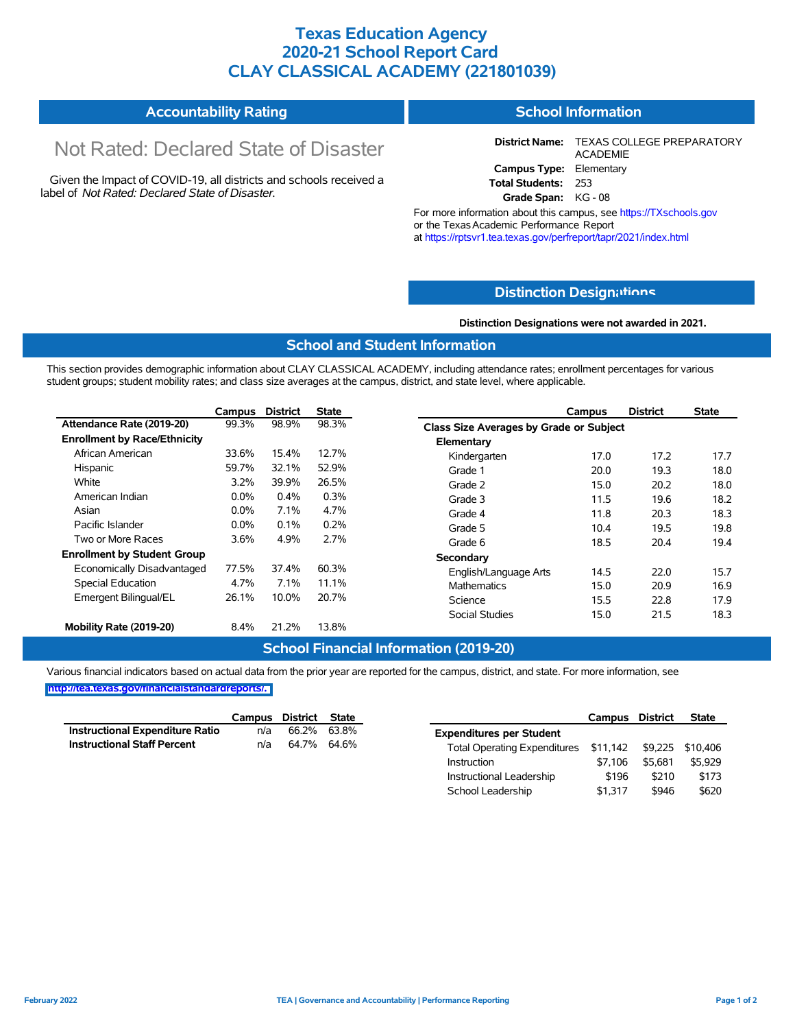# Texas Education Agency
# 2020-21 School Report Card
# CLAY CLASSICAL ACADEMY (221801039)

## Accountability Rating

Not Rated: Declared State of Disaster

Given the Impact of COVID-19, all districts and schools received a label of *Not Rated: Declared State of Disaster*.

## School Information

**District Name:** TEXAS COLLEGE PREPARATORY ACADEMIE
**Campus Type:** Elementary
**Total Students:** 253
**Grade Span:** KG - 08

For more information about this campus, see https://TXschools.gov or the Texas Academic Performance Report at https://rptsvr1.tea.texas.gov/perfreport/tapr/2021/index.html

## Distinction Designations

**Distinction Designations were not awarded in 2021.**

## School and Student Information

This section provides demographic information about CLAY CLASSICAL ACADEMY, including attendance rates; enrollment percentages for various student groups; student mobility rates; and class size averages at the campus, district, and state level, where applicable.

| | Campus | District | State |
|---|---|---|---|
| **Attendance Rate (2019-20)** | 99.3% | 98.9% | 98.3% |
| **Enrollment by Race/Ethnicity** | | | |
| African American | 33.6% | 15.4% | 12.7% |
| Hispanic | 59.7% | 32.1% | 52.9% |
| White | 3.2% | 39.9% | 26.5% |
| American Indian | 0.0% | 0.4% | 0.3% |
| Asian | 0.0% | 7.1% | 4.7% |
| Pacific Islander | 0.0% | 0.1% | 0.2% |
| Two or More Races | 3.6% | 4.9% | 2.7% |
| **Enrollment by Student Group** | | | |
| Economically Disadvantaged | 77.5% | 37.4% | 60.3% |
| Special Education | 4.7% | 7.1% | 11.1% |
| Emergent Bilingual/EL | 26.1% | 10.0% | 20.7% |
| **Mobility Rate (2019-20)** | 8.4% | 21.2% | 13.8% |

| | Campus | District | State |
|---|---|---|---|
| **Class Size Averages by Grade or Subject** | | | |
| **Elementary** | | | |
| Kindergarten | 17.0 | 17.2 | 17.7 |
| Grade 1 | 20.0 | 19.3 | 18.0 |
| Grade 2 | 15.0 | 20.2 | 18.0 |
| Grade 3 | 11.5 | 19.6 | 18.2 |
| Grade 4 | 11.8 | 20.3 | 18.3 |
| Grade 5 | 10.4 | 19.5 | 19.8 |
| Grade 6 | 18.5 | 20.4 | 19.4 |
| **Secondary** | | | |
| English/Language Arts | 14.5 | 22.0 | 15.7 |
| Mathematics | 15.0 | 20.9 | 16.9 |
| Science | 15.5 | 22.8 | 17.9 |
| Social Studies | 15.0 | 21.5 | 18.3 |

## School Financial Information (2019-20)

Various financial indicators based on actual data from the prior year are reported for the campus, district, and state. For more information, see http://tea.texas.gov/financialstandardreports/.

| | Campus | District | State |
|---|---|---|---|
| **Instructional Expenditure Ratio** | n/a | 66.2% | 63.8% |
| **Instructional Staff Percent** | n/a | 64.7% | 64.6% |

| | Campus | District | State |
|---|---|---|---|
| **Expenditures per Student** | | | |
| Total Operating Expenditures | $11,142 | $9,225 | $10,406 |
| Instruction | $7,106 | $5,681 | $5,929 |
| Instructional Leadership | $196 | $210 | $173 |
| School Leadership | $1,317 | $946 | $620 |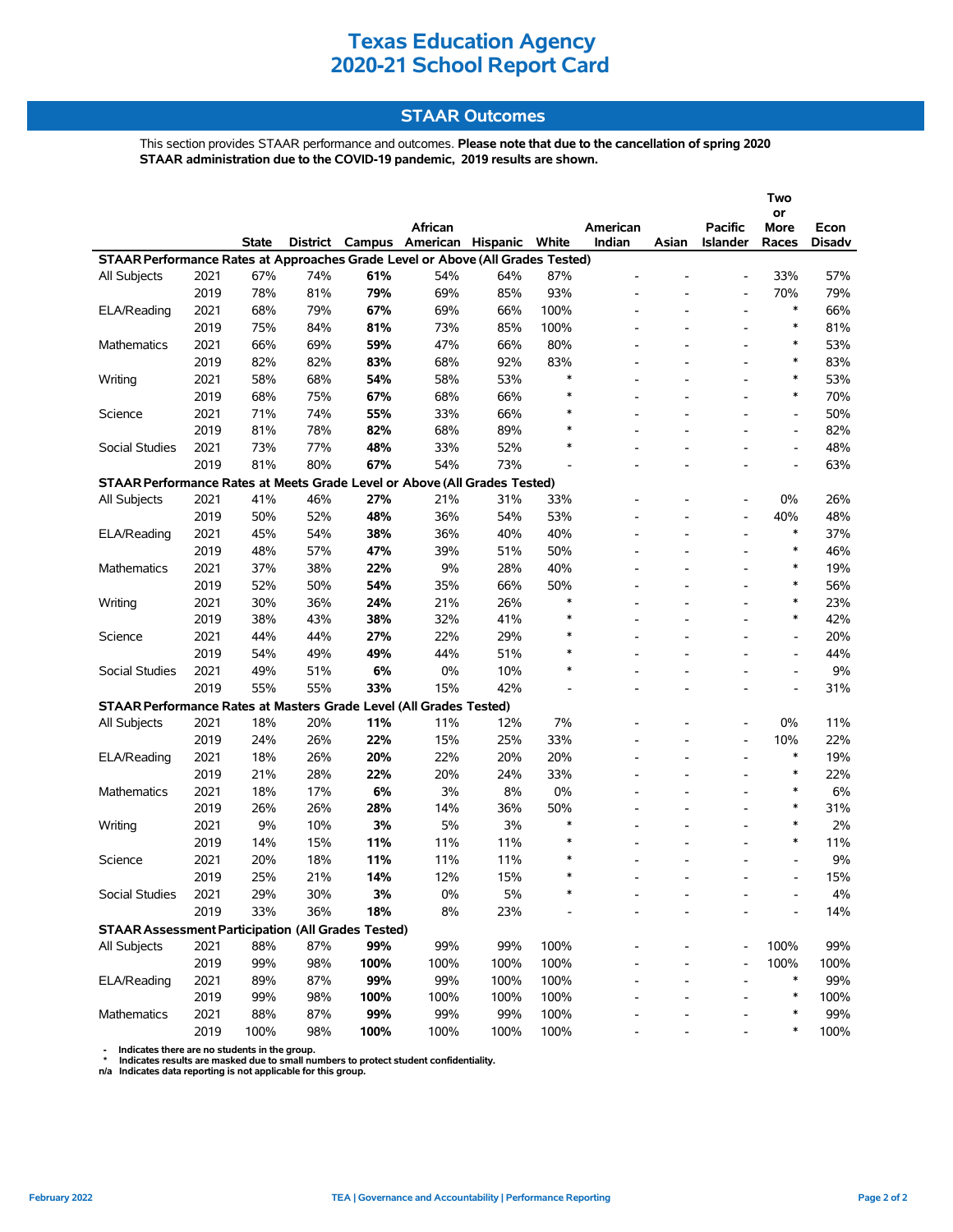# Texas Education Agency
# 2020-21 School Report Card

## STAAR Outcomes

This section provides STAAR performance and outcomes. **Please note that due to the cancellation of spring 2020 STAAR administration due to the COVID-19 pandemic, 2019 results are shown.**

| | | State | District | Campus | African American | Hispanic | White | American Indian | Asian | Pacific Islander | Two or More Races | Econ Disadv |
|---|---|---|---|---|---|---|---|---|---|---|---|---|
| **STAAR Performance Rates at Approaches Grade Level or Above (All Grades Tested)** | | | | | | | | | | | | |
| All Subjects | 2021 | 67% | 74% | **61%** | 54% | 64% | 87% | - | - | - | 33% | 57% |
| | 2019 | 78% | 81% | **79%** | 69% | 85% | 93% | - | - | - | 70% | 79% |
| ELA/Reading | 2021 | 68% | 79% | **67%** | 69% | 66% | 100% | - | - | - | * | 66% |
| | 2019 | 75% | 84% | **81%** | 73% | 85% | 100% | - | - | - | * | 81% |
| Mathematics | 2021 | 66% | 69% | **59%** | 47% | 66% | 80% | - | - | - | * | 53% |
| | 2019 | 82% | 82% | **83%** | 68% | 92% | 83% | - | - | - | * | 83% |
| Writing | 2021 | 58% | 68% | **54%** | 58% | 53% | * | - | - | - | * | 53% |
| | 2019 | 68% | 75% | **67%** | 68% | 66% | * | - | - | - | * | 70% |
| Science | 2021 | 71% | 74% | **55%** | 33% | 66% | * | - | - | - | - | 50% |
| | 2019 | 81% | 78% | **82%** | 68% | 89% | * | - | - | - | - | 82% |
| Social Studies | 2021 | 73% | 77% | **48%** | 33% | 52% | * | - | - | - | - | 48% |
| | 2019 | 81% | 80% | **67%** | 54% | 73% | - | - | - | - | - | 63% |
| **STAAR Performance Rates at Meets Grade Level or Above (All Grades Tested)** | | | | | | | | | | | | |
| All Subjects | 2021 | 41% | 46% | **27%** | 21% | 31% | 33% | - | - | - | 0% | 26% |
| | 2019 | 50% | 52% | **48%** | 36% | 54% | 53% | - | - | - | 40% | 48% |
| ELA/Reading | 2021 | 45% | 54% | **38%** | 36% | 40% | 40% | - | - | - | * | 37% |
| | 2019 | 48% | 57% | **47%** | 39% | 51% | 50% | - | - | - | * | 46% |
| Mathematics | 2021 | 37% | 38% | **22%** | 9% | 28% | 40% | - | - | - | * | 19% |
| | 2019 | 52% | 50% | **54%** | 35% | 66% | 50% | - | - | - | * | 56% |
| Writing | 2021 | 30% | 36% | **24%** | 21% | 26% | * | - | - | - | * | 23% |
| | 2019 | 38% | 43% | **38%** | 32% | 41% | * | - | - | - | * | 42% |
| Science | 2021 | 44% | 44% | **27%** | 22% | 29% | * | - | - | - | - | 20% |
| | 2019 | 54% | 49% | **49%** | 44% | 51% | * | - | - | - | - | 44% |
| Social Studies | 2021 | 49% | 51% | **6%** | 0% | 10% | * | - | - | - | - | 9% |
| | 2019 | 55% | 55% | **33%** | 15% | 42% | - | - | - | - | - | 31% |
| **STAAR Performance Rates at Masters Grade Level (All Grades Tested)** | | | | | | | | | | | | |
| All Subjects | 2021 | 18% | 20% | **11%** | 11% | 12% | 7% | - | - | - | 0% | 11% |
| | 2019 | 24% | 26% | **22%** | 15% | 25% | 33% | - | - | - | 10% | 22% |
| ELA/Reading | 2021 | 18% | 26% | **20%** | 22% | 20% | 20% | - | - | - | * | 19% |
| | 2019 | 21% | 28% | **22%** | 20% | 24% | 33% | - | - | - | * | 22% |
| Mathematics | 2021 | 18% | 17% | **6%** | 3% | 8% | 0% | - | - | - | * | 6% |
| | 2019 | 26% | 26% | **28%** | 14% | 36% | 50% | - | - | - | * | 31% |
| Writing | 2021 | 9% | 10% | **3%** | 5% | 3% | * | - | - | - | * | 2% |
| | 2019 | 14% | 15% | **11%** | 11% | 11% | * | - | - | - | * | 11% |
| Science | 2021 | 20% | 18% | **11%** | 11% | 11% | * | - | - | - | - | 9% |
| | 2019 | 25% | 21% | **14%** | 12% | 15% | * | - | - | - | - | 15% |
| Social Studies | 2021 | 29% | 30% | **3%** | 0% | 5% | * | - | - | - | - | 4% |
| | 2019 | 33% | 36% | **18%** | 8% | 23% | - | - | - | - | - | 14% |
| **STAAR Assessment Participation (All Grades Tested)** | | | | | | | | | | | | |
| All Subjects | 2021 | 88% | 87% | **99%** | 99% | 99% | 100% | - | - | - | 100% | 99% |
| | 2019 | 99% | 98% | **100%** | 100% | 100% | 100% | - | - | - | 100% | 100% |
| ELA/Reading | 2021 | 89% | 87% | **99%** | 99% | 100% | 100% | - | - | - | * | 99% |
| | 2019 | 99% | 98% | **100%** | 100% | 100% | 100% | - | - | - | * | 100% |
| Mathematics | 2021 | 88% | 87% | **99%** | 99% | 99% | 100% | - | - | - | * | 99% |
| | 2019 | 100% | 98% | **100%** | 100% | 100% | 100% | - | - | - | * | 100% |

- Indicates there are no students in the group.
\* Indicates results are masked due to small numbers to protect student confidentiality.
n/a Indicates data reporting is not applicable for this group.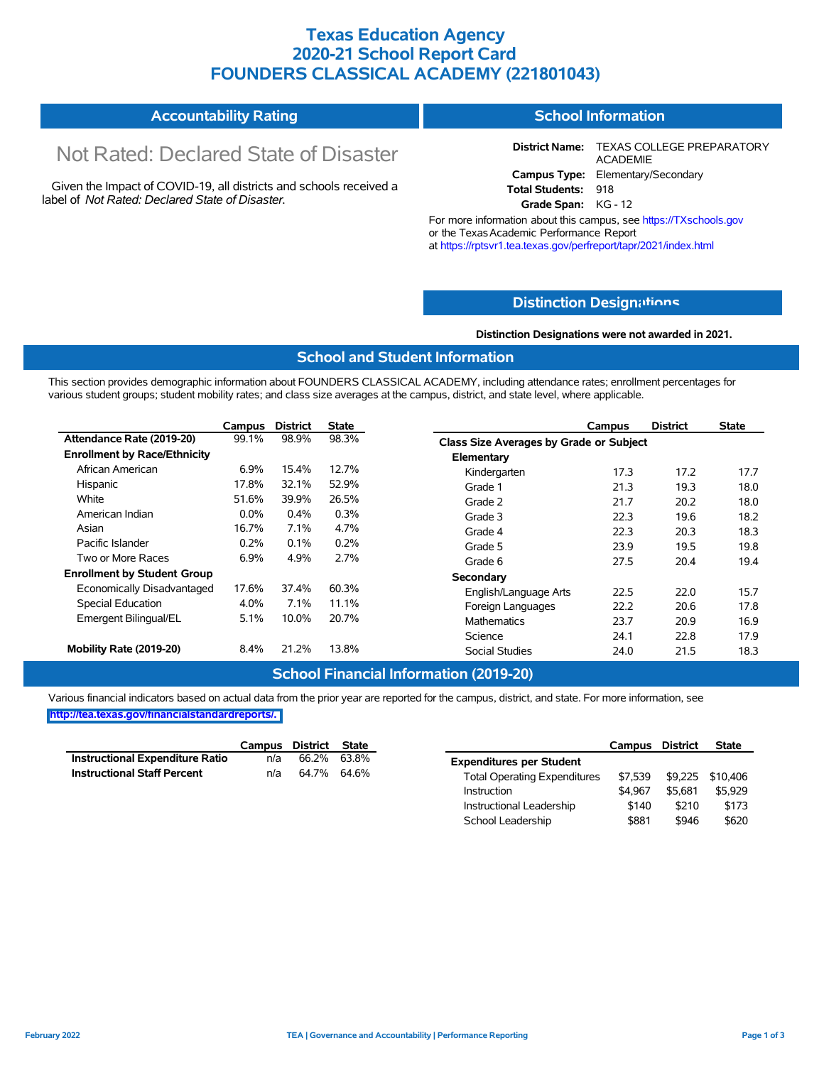# Texas Education Agency
# 2020-21 School Report Card
# FOUNDERS CLASSICAL ACADEMY (221801043)

## Accountability Rating

Not Rated: Declared State of Disaster

Given the Impact of COVID-19, all districts and schools received a label of *Not Rated: Declared State of Disaster*.

## School Information

**District Name:** TEXAS COLLEGE PREPARATORY ACADEMIE
**Campus Type:** Elementary/Secondary
**Total Students:** 918
**Grade Span:** KG - 12

For more information about this campus, see https://TXschools.gov or the Texas Academic Performance Report at https://rptsvr1.tea.texas.gov/perfreport/tapr/2021/index.html

## Distinction Designations

**Distinction Designations were not awarded in 2021.**

## School and Student Information

This section provides demographic information about FOUNDERS CLASSICAL ACADEMY, including attendance rates; enrollment percentages for various student groups; student mobility rates; and class size averages at the campus, district, and state level, where applicable.

| | Campus | District | State |
|---|---|---|---|
| **Attendance Rate (2019-20)** | 99.1% | 98.9% | 98.3% |
| **Enrollment by Race/Ethnicity** | | | |
| African American | 6.9% | 15.4% | 12.7% |
| Hispanic | 17.8% | 32.1% | 52.9% |
| White | 51.6% | 39.9% | 26.5% |
| American Indian | 0.0% | 0.4% | 0.3% |
| Asian | 16.7% | 7.1% | 4.7% |
| Pacific Islander | 0.2% | 0.1% | 0.2% |
| Two or More Races | 6.9% | 4.9% | 2.7% |
| **Enrollment by Student Group** | | | |
| Economically Disadvantaged | 17.6% | 37.4% | 60.3% |
| Special Education | 4.0% | 7.1% | 11.1% |
| Emergent Bilingual/EL | 5.1% | 10.0% | 20.7% |
| **Mobility Rate (2019-20)** | 8.4% | 21.2% | 13.8% |

| | Campus | District | State |
|---|---|---|---|
| **Class Size Averages by Grade or Subject** | | | |
| **Elementary** | | | |
| Kindergarten | 17.3 | 17.2 | 17.7 |
| Grade 1 | 21.3 | 19.3 | 18.0 |
| Grade 2 | 21.7 | 20.2 | 18.0 |
| Grade 3 | 22.3 | 19.6 | 18.2 |
| Grade 4 | 22.3 | 20.3 | 18.3 |
| Grade 5 | 23.9 | 19.5 | 19.8 |
| Grade 6 | 27.5 | 20.4 | 19.4 |
| **Secondary** | | | |
| English/Language Arts | 22.5 | 22.0 | 15.7 |
| Foreign Languages | 22.2 | 20.6 | 17.8 |
| Mathematics | 23.7 | 20.9 | 16.9 |
| Science | 24.1 | 22.8 | 17.9 |
| Social Studies | 24.0 | 21.5 | 18.3 |

## School Financial Information (2019-20)

Various financial indicators based on actual data from the prior year are reported for the campus, district, and state. For more information, see http://tea.texas.gov/financialstandardreports/.

| | Campus | District | State |
|---|---|---|---|
| **Instructional Expenditure Ratio** | n/a | 66.2% | 63.8% |
| **Instructional Staff Percent** | n/a | 64.7% | 64.6% |

| | Campus | District | State |
|---|---|---|---|
| **Expenditures per Student** | | | |
| Total Operating Expenditures | $7,539 | $9,225 | $10,406 |
| Instruction | $4,967 | $5,681 | $5,929 |
| Instructional Leadership | $140 | $210 | $173 |
| School Leadership | $881 | $946 | $620 |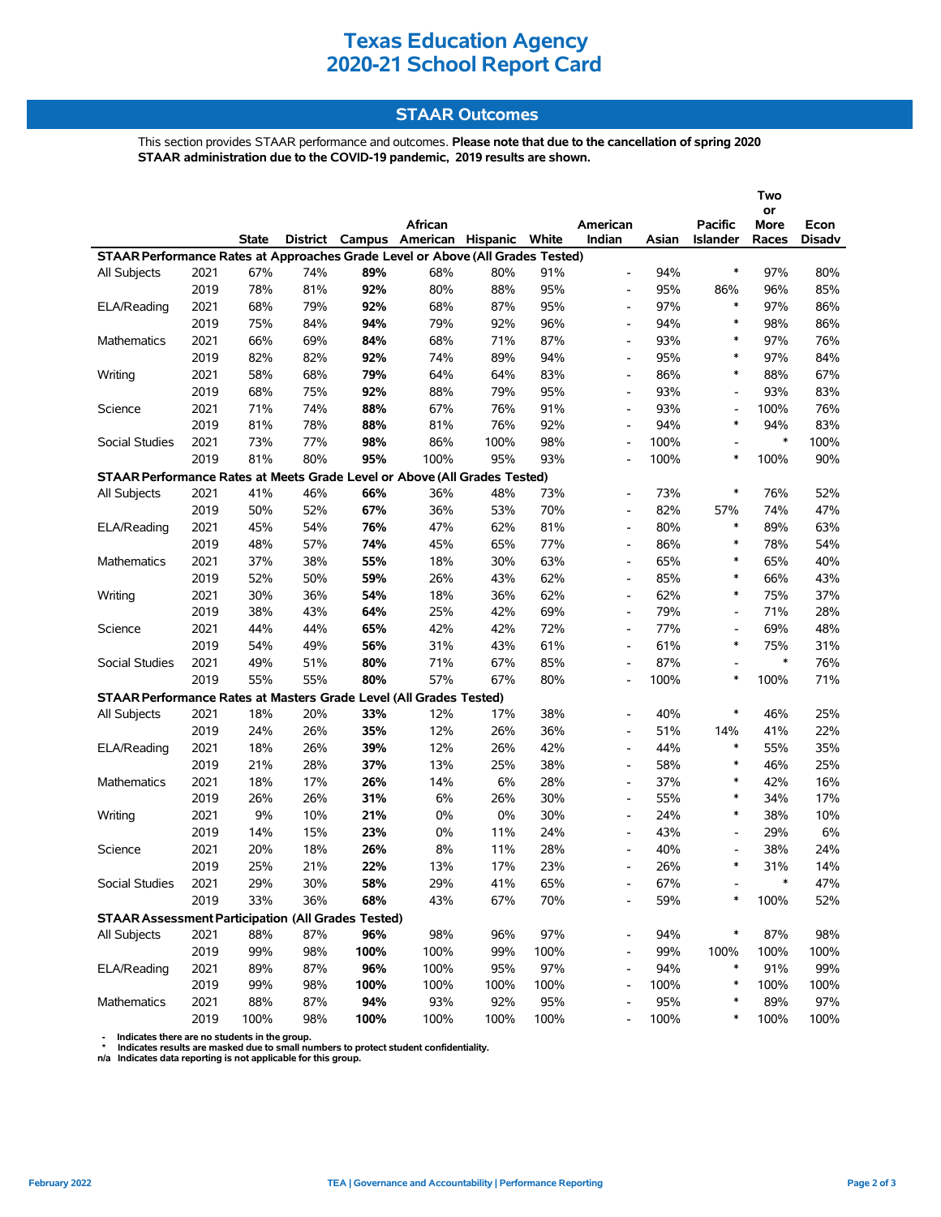# Texas Education Agency
# 2020-21 School Report Card

## STAAR Outcomes

This section provides STAAR performance and outcomes. **Please note that due to the cancellation of spring 2020 STAAR administration due to the COVID-19 pandemic, 2019 results are shown.**

| | | State | District | Campus | African American | Hispanic | White | American Indian | Asian | Pacific Islander | Two or More Races | Econ Disadv |
|---|---|---|---|---|---|---|---|---|---|---|---|---|
| **STAAR Performance Rates at Approaches Grade Level or Above (All Grades Tested)** | | | | | | | | | | | | |
| All Subjects | 2021 | 67% | 74% | **89%** | 68% | 80% | 91% | - | 94% | * | 97% | 80% |
| | 2019 | 78% | 81% | **92%** | 80% | 88% | 95% | - | 95% | 86% | 96% | 85% |
| ELA/Reading | 2021 | 68% | 79% | **92%** | 68% | 87% | 95% | - | 97% | * | 97% | 86% |
| | 2019 | 75% | 84% | **94%** | 79% | 92% | 96% | - | 94% | * | 98% | 86% |
| Mathematics | 2021 | 66% | 69% | **84%** | 68% | 71% | 87% | - | 93% | * | 97% | 76% |
| | 2019 | 82% | 82% | **92%** | 74% | 89% | 94% | - | 95% | * | 97% | 84% |
| Writing | 2021 | 58% | 68% | **79%** | 64% | 64% | 83% | - | 86% | * | 88% | 67% |
| | 2019 | 68% | 75% | **92%** | 88% | 79% | 95% | - | 93% | - | 93% | 83% |
| Science | 2021 | 71% | 74% | **88%** | 67% | 76% | 91% | - | 93% | - | 100% | 76% |
| | 2019 | 81% | 78% | **88%** | 81% | 76% | 92% | - | 94% | * | 94% | 83% |
| Social Studies | 2021 | 73% | 77% | **98%** | 86% | 100% | 98% | - | 100% | - | * | 100% |
| | 2019 | 81% | 80% | **95%** | 100% | 95% | 93% | - | 100% | * | 100% | 90% |
| **STAAR Performance Rates at Meets Grade Level or Above (All Grades Tested)** | | | | | | | | | | | | |
| All Subjects | 2021 | 41% | 46% | **66%** | 36% | 48% | 73% | - | 73% | * | 76% | 52% |
| | 2019 | 50% | 52% | **67%** | 36% | 53% | 70% | - | 82% | 57% | 74% | 47% |
| ELA/Reading | 2021 | 45% | 54% | **76%** | 47% | 62% | 81% | - | 80% | * | 89% | 63% |
| | 2019 | 48% | 57% | **74%** | 45% | 65% | 77% | - | 86% | * | 78% | 54% |
| Mathematics | 2021 | 37% | 38% | **55%** | 18% | 30% | 63% | - | 65% | * | 65% | 40% |
| | 2019 | 52% | 50% | **59%** | 26% | 43% | 62% | - | 85% | * | 66% | 43% |
| Writing | 2021 | 30% | 36% | **54%** | 18% | 36% | 62% | - | 62% | * | 75% | 37% |
| | 2019 | 38% | 43% | **64%** | 25% | 42% | 69% | - | 79% | - | 71% | 28% |
| Science | 2021 | 44% | 44% | **65%** | 42% | 42% | 72% | - | 77% | - | 69% | 48% |
| | 2019 | 54% | 49% | **56%** | 31% | 43% | 61% | - | 61% | * | 75% | 31% |
| Social Studies | 2021 | 49% | 51% | **80%** | 71% | 67% | 85% | - | 87% | - | * | 76% |
| | 2019 | 55% | 55% | **80%** | 57% | 67% | 80% | - | 100% | * | 100% | 71% |
| **STAAR Performance Rates at Masters Grade Level (All Grades Tested)** | | | | | | | | | | | | |
| All Subjects | 2021 | 18% | 20% | **33%** | 12% | 17% | 38% | - | 40% | * | 46% | 25% |
| | 2019 | 24% | 26% | **35%** | 12% | 26% | 36% | - | 51% | 14% | 41% | 22% |
| ELA/Reading | 2021 | 18% | 26% | **39%** | 12% | 26% | 42% | - | 44% | * | 55% | 35% |
| | 2019 | 21% | 28% | **37%** | 13% | 25% | 38% | - | 58% | * | 46% | 25% |
| Mathematics | 2021 | 18% | 17% | **26%** | 14% | 6% | 28% | - | 37% | * | 42% | 16% |
| | 2019 | 26% | 26% | **31%** | 6% | 26% | 30% | - | 55% | * | 34% | 17% |
| Writing | 2021 | 9% | 10% | **21%** | 0% | 0% | 30% | - | 24% | * | 38% | 10% |
| | 2019 | 14% | 15% | **23%** | 0% | 11% | 24% | - | 43% | - | 29% | 6% |
| Science | 2021 | 20% | 18% | **26%** | 8% | 11% | 28% | - | 40% | - | 38% | 24% |
| | 2019 | 25% | 21% | **22%** | 13% | 17% | 23% | - | 26% | * | 31% | 14% |
| Social Studies | 2021 | 29% | 30% | **58%** | 29% | 41% | 65% | - | 67% | - | * | 47% |
| | 2019 | 33% | 36% | **68%** | 43% | 67% | 70% | - | 59% | * | 100% | 52% |
| **STAAR Assessment Participation (All Grades Tested)** | | | | | | | | | | | | |
| All Subjects | 2021 | 88% | 87% | **96%** | 98% | 96% | 97% | - | 94% | * | 87% | 98% |
| | 2019 | 99% | 98% | **100%** | 100% | 99% | 100% | - | 99% | 100% | 100% | 100% |
| ELA/Reading | 2021 | 89% | 87% | **96%** | 100% | 95% | 97% | - | 94% | * | 91% | 99% |
| | 2019 | 99% | 98% | **100%** | 100% | 100% | 100% | - | 100% | * | 100% | 100% |
| Mathematics | 2021 | 88% | 87% | **94%** | 93% | 92% | 95% | - | 95% | * | 89% | 97% |
| | 2019 | 100% | 98% | **100%** | 100% | 100% | 100% | - | 100% | * | 100% | 100% |

- '-' Indicates there are no students in the group.
- '*' Indicates results are masked due to small numbers to protect student confidentiality.
- n/a Indicates data reporting is not applicable for this group.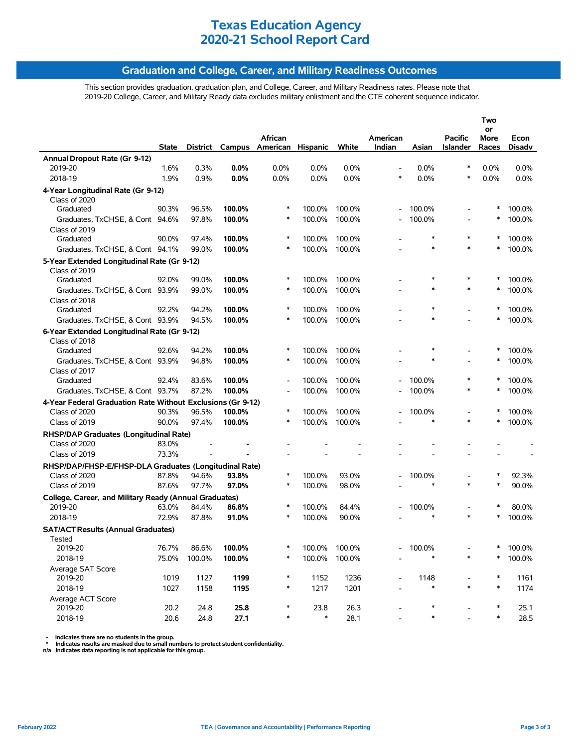# Texas Education Agency
# 2020-21 School Report Card

## Graduation and College, Career, and Military Readiness Outcomes

This section provides graduation, graduation plan, and College, Career, and Military Readiness rates. Please note that 2019-20 College, Career, and Military Ready data excludes military enlistment and the CTE coherent sequence indicator.

| | State | District | Campus | African American | Hispanic | White | American Indian | Asian | Pacific Islander | Two or More Races | Econ Disadv |
|---|---|---|---|---|---|---|---|---|---|---|---|
| **Annual Dropout Rate (Gr 9-12)** | | | | | | | | | | | |
| 2019-20 | 1.6% | 0.3% | **0.0%** | 0.0% | 0.0% | 0.0% | - | 0.0% | * | 0.0% | 0.0% |
| 2018-19 | 1.9% | 0.9% | **0.0%** | 0.0% | 0.0% | 0.0% | * | 0.0% | * | 0.0% | 0.0% |
| **4-Year Longitudinal Rate (Gr 9-12)** | | | | | | | | | | | |
| Class of 2020 | | | | | | | | | | | |
| Graduated | 90.3% | 96.5% | **100.0%** | * | 100.0% | 100.0% | - | 100.0% | - | * | 100.0% |
| Graduates, TxCHSE, & Cont | 94.6% | 97.8% | **100.0%** | * | 100.0% | 100.0% | - | 100.0% | - | * | 100.0% |
| Class of 2019 | | | | | | | | | | | |
| Graduated | 90.0% | 97.4% | **100.0%** | * | 100.0% | 100.0% | - | * | * | * | 100.0% |
| Graduates, TxCHSE, & Cont | 94.1% | 99.0% | **100.0%** | * | 100.0% | 100.0% | - | * | * | * | 100.0% |
| **5-Year Extended Longitudinal Rate (Gr 9-12)** | | | | | | | | | | | |
| Class of 2019 | | | | | | | | | | | |
| Graduated | 92.0% | 99.0% | **100.0%** | * | 100.0% | 100.0% | - | * | * | * | 100.0% |
| Graduates, TxCHSE, & Cont | 93.9% | 99.0% | **100.0%** | * | 100.0% | 100.0% | - | * | * | * | 100.0% |
| Class of 2018 | | | | | | | | | | | |
| Graduated | 92.2% | 94.2% | **100.0%** | * | 100.0% | 100.0% | - | * | - | * | 100.0% |
| Graduates, TxCHSE, & Cont | 93.9% | 94.5% | **100.0%** | * | 100.0% | 100.0% | - | * | - | * | 100.0% |
| **6-Year Extended Longitudinal Rate (Gr 9-12)** | | | | | | | | | | | |
| Class of 2018 | | | | | | | | | | | |
| Graduated | 92.6% | 94.2% | **100.0%** | * | 100.0% | 100.0% | - | * | - | * | 100.0% |
| Graduates, TxCHSE, & Cont | 93.9% | 94.8% | **100.0%** | * | 100.0% | 100.0% | - | * | - | * | 100.0% |
| Class of 2017 | | | | | | | | | | | |
| Graduated | 92.4% | 83.6% | **100.0%** | - | 100.0% | 100.0% | - | 100.0% | * | * | 100.0% |
| Graduates, TxCHSE, & Cont | 93.7% | 87.2% | **100.0%** | - | 100.0% | 100.0% | - | 100.0% | * | * | 100.0% |
| **4-Year Federal Graduation Rate Without Exclusions (Gr 9-12)** | | | | | | | | | | | |
| Class of 2020 | 90.3% | 96.5% | **100.0%** | * | 100.0% | 100.0% | - | 100.0% | - | * | 100.0% |
| Class of 2019 | 90.0% | 97.4% | **100.0%** | * | 100.0% | 100.0% | - | * | * | * | 100.0% |
| **RHSP/DAP Graduates (Longitudinal Rate)** | | | | | | | | | | | |
| Class of 2020 | 83.0% | - | **-** | - | - | - | - | - | - | - | - |
| Class of 2019 | 73.3% | - | **-** | - | - | - | - | - | - | - | - |
| **RHSP/DAP/FHSP-E/FHSP-DLA Graduates (Longitudinal Rate)** | | | | | | | | | | | |
| Class of 2020 | 87.8% | 94.6% | **93.8%** | * | 100.0% | 93.0% | - | 100.0% | - | * | 92.3% |
| Class of 2019 | 87.6% | 97.7% | **97.0%** | * | 100.0% | 98.0% | - | * | * | * | 90.0% |
| **College, Career, and Military Ready (Annual Graduates)** | | | | | | | | | | | |
| 2019-20 | 63.0% | 84.4% | **86.8%** | * | 100.0% | 84.4% | - | 100.0% | - | * | 80.0% |
| 2018-19 | 72.9% | 87.8% | **91.0%** | * | 100.0% | 90.0% | - | * | * | * | 100.0% |
| **SAT/ACT Results (Annual Graduates)** | | | | | | | | | | | |
| Tested | | | | | | | | | | | |
| 2019-20 | 76.7% | 86.6% | **100.0%** | * | 100.0% | 100.0% | - | 100.0% | - | * | 100.0% |
| 2018-19 | 75.0% | 100.0% | **100.0%** | * | 100.0% | 100.0% | - | * | * | * | 100.0% |
| Average SAT Score | | | | | | | | | | | |
| 2019-20 | 1019 | 1127 | **1199** | * | 1152 | 1236 | - | 1148 | - | * | 1161 |
| 2018-19 | 1027 | 1158 | **1195** | * | 1217 | 1201 | - | * | * | * | 1174 |
| Average ACT Score | | | | | | | | | | | |
| 2019-20 | 20.2 | 24.8 | **25.8** | * | 23.8 | 26.3 | - | * | - | * | 25.1 |
| 2018-19 | 20.6 | 24.8 | **27.1** | * | * | 28.1 | - | * | - | * | 28.5 |

- Indicates there are no students in the group.
\* Indicates results are masked due to small numbers to protect student confidentiality.
n/a Indicates data reporting is not applicable for this group.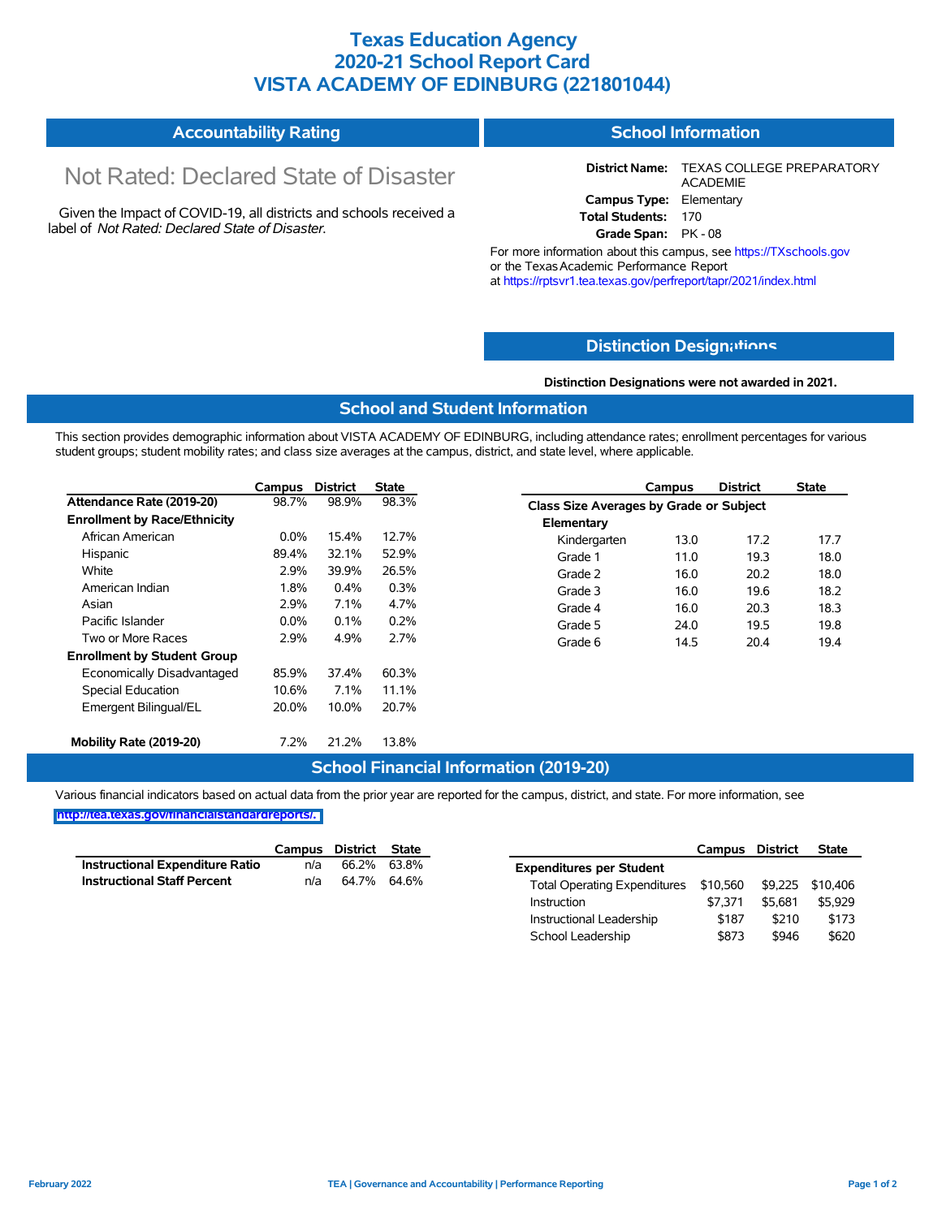# Texas Education Agency
# 2020-21 School Report Card
# VISTA ACADEMY OF EDINBURG (221801044)

## Accountability Rating

Not Rated: Declared State of Disaster

Given the Impact of COVID-19, all districts and schools received a label of *Not Rated: Declared State of Disaster*.

## School Information

**District Name:** TEXAS COLLEGE PREPARATORY ACADEMIE
**Campus Type:** Elementary
**Total Students:** 170
**Grade Span:** PK - 08

For more information about this campus, see https://TXschools.gov or the Texas Academic Performance Report at https://rptsvr1.tea.texas.gov/perfreport/tapr/2021/index.html

## Distinction Designations

**Distinction Designations were not awarded in 2021.**

## School and Student Information

This section provides demographic information about VISTA ACADEMY OF EDINBURG, including attendance rates; enrollment percentages for various student groups; student mobility rates; and class size averages at the campus, district, and state level, where applicable.

| | Campus | District | State |
|---|---|---|---|
| **Attendance Rate (2019-20)** | 98.7% | 98.9% | 98.3% |
| **Enrollment by Race/Ethnicity** | | | |
| African American | 0.0% | 15.4% | 12.7% |
| Hispanic | 89.4% | 32.1% | 52.9% |
| White | 2.9% | 39.9% | 26.5% |
| American Indian | 1.8% | 0.4% | 0.3% |
| Asian | 2.9% | 7.1% | 4.7% |
| Pacific Islander | 0.0% | 0.1% | 0.2% |
| Two or More Races | 2.9% | 4.9% | 2.7% |
| **Enrollment by Student Group** | | | |
| Economically Disadvantaged | 85.9% | 37.4% | 60.3% |
| Special Education | 10.6% | 7.1% | 11.1% |
| Emergent Bilingual/EL | 20.0% | 10.0% | 20.7% |
| **Mobility Rate (2019-20)** | 7.2% | 21.2% | 13.8% |

| | Campus | District | State |
|---|---|---|---|
| **Class Size Averages by Grade or Subject** | | | |
| **Elementary** | | | |
| Kindergarten | 13.0 | 17.2 | 17.7 |
| Grade 1 | 11.0 | 19.3 | 18.0 |
| Grade 2 | 16.0 | 20.2 | 18.0 |
| Grade 3 | 16.0 | 19.6 | 18.2 |
| Grade 4 | 16.0 | 20.3 | 18.3 |
| Grade 5 | 24.0 | 19.5 | 19.8 |
| Grade 6 | 14.5 | 20.4 | 19.4 |

## School Financial Information (2019-20)

Various financial indicators based on actual data from the prior year are reported for the campus, district, and state. For more information, see http://tea.texas.gov/financialstandardreports/.

| | Campus | District | State |
|---|---|---|---|
| **Instructional Expenditure Ratio** | n/a | 66.2% | 63.8% |
| **Instructional Staff Percent** | n/a | 64.7% | 64.6% |

| | Campus | District | State |
|---|---|---|---|
| **Expenditures per Student** | | | |
| Total Operating Expenditures | $10,560 | $9,225 | $10,406 |
| Instruction | $7,371 | $5,681 | $5,929 |
| Instructional Leadership | $187 | $210 | $173 |
| School Leadership | $873 | $946 | $620 |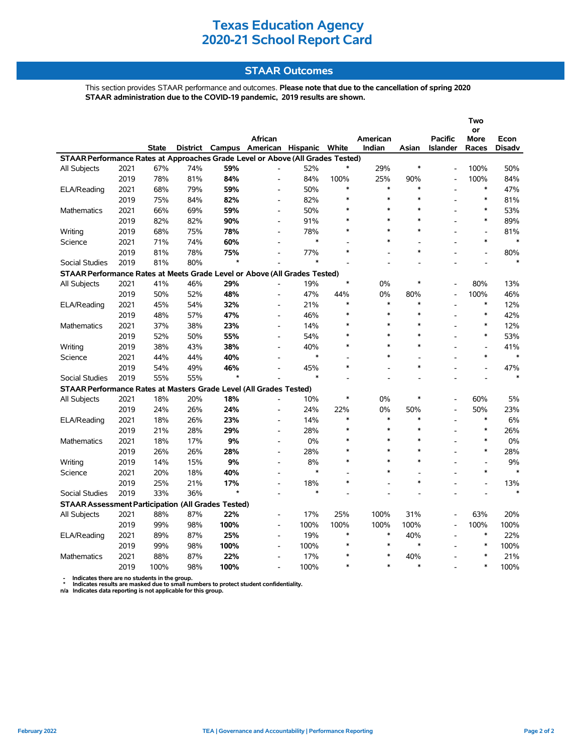# Texas Education Agency
# 2020-21 School Report Card

## STAAR Outcomes

This section provides STAAR performance and outcomes. **Please note that due to the cancellation of spring 2020 STAAR administration due to the COVID-19 pandemic, 2019 results are shown.**

| | | State | District | Campus | African American | Hispanic | White | American Indian | Asian | Pacific Islander | Two or More Races | Econ Disadv |
|---|---|---|---|---|---|---|---|---|---|---|---|---|
| **STAAR Performance Rates at Approaches Grade Level or Above (All Grades Tested)** | | | | | | | | | | | | |
| All Subjects | 2021 | 67% | 74% | **59%** | - | 52% | * | 29% | * | - | 100% | 50% |
| | 2019 | 78% | 81% | **84%** | - | 84% | 100% | 25% | 90% | - | 100% | 84% |
| ELA/Reading | 2021 | 68% | 79% | **59%** | - | 50% | * | * | * | - | * | 47% |
| | 2019 | 75% | 84% | **82%** | - | 82% | * | * | * | - | * | 81% |
| Mathematics | 2021 | 66% | 69% | **59%** | - | 50% | * | * | * | - | * | 53% |
| | 2019 | 82% | 82% | **90%** | - | 91% | * | * | * | - | * | 89% |
| Writing | 2019 | 68% | 75% | **78%** | - | 78% | * | * | * | - | - | 81% |
| Science | 2021 | 71% | 74% | **60%** | - | * | - | * | - | - | * | * |
| | 2019 | 81% | 78% | **75%** | - | 77% | * | - | * | - | - | 80% |
| Social Studies | 2019 | 81% | 80% | * | - | * | - | - | - | - | - | * |
| **STAAR Performance Rates at Meets Grade Level or Above (All Grades Tested)** | | | | | | | | | | | | |
| All Subjects | 2021 | 41% | 46% | **29%** | - | 19% | * | 0% | * | - | 80% | 13% |
| | 2019 | 50% | 52% | **48%** | - | 47% | 44% | 0% | 80% | - | 100% | 46% |
| ELA/Reading | 2021 | 45% | 54% | **32%** | - | 21% | * | * | * | - | * | 12% |
| | 2019 | 48% | 57% | **47%** | - | 46% | * | * | * | - | * | 42% |
| Mathematics | 2021 | 37% | 38% | **23%** | - | 14% | * | * | * | - | * | 12% |
| | 2019 | 52% | 50% | **55%** | - | 54% | * | * | * | - | * | 53% |
| Writing | 2019 | 38% | 43% | **38%** | - | 40% | * | * | * | - | - | 41% |
| Science | 2021 | 44% | 44% | **40%** | - | * | - | * | - | - | * | * |
| | 2019 | 54% | 49% | **46%** | - | 45% | * | - | * | - | - | 47% |
| Social Studies | 2019 | 55% | 55% | * | - | * | - | - | - | - | - | * |
| **STAAR Performance Rates at Masters Grade Level (All Grades Tested)** | | | | | | | | | | | | |
| All Subjects | 2021 | 18% | 20% | **18%** | - | 10% | * | 0% | * | - | 60% | 5% |
| | 2019 | 24% | 26% | **24%** | - | 24% | 22% | 0% | 50% | - | 50% | 23% |
| ELA/Reading | 2021 | 18% | 26% | **23%** | - | 14% | * | * | * | - | * | 6% |
| | 2019 | 21% | 28% | **29%** | - | 28% | * | * | * | - | * | 26% |
| Mathematics | 2021 | 18% | 17% | **9%** | - | 0% | * | * | * | - | * | 0% |
| | 2019 | 26% | 26% | **28%** | - | 28% | * | * | * | - | * | 28% |
| Writing | 2019 | 14% | 15% | **9%** | - | 8% | * | * | * | - | - | 9% |
| Science | 2021 | 20% | 18% | **40%** | - | * | - | * | - | - | * | * |
| | 2019 | 25% | 21% | **17%** | - | 18% | * | - | * | - | - | 13% |
| Social Studies | 2019 | 33% | 36% | * | - | * | - | - | - | - | - | * |
| **STAAR Assessment Participation (All Grades Tested)** | | | | | | | | | | | | |
| All Subjects | 2021 | 88% | 87% | **22%** | - | 17% | 25% | 100% | 31% | - | 63% | 20% |
| | 2019 | 99% | 98% | **100%** | - | 100% | 100% | 100% | 100% | - | 100% | 100% |
| ELA/Reading | 2021 | 89% | 87% | **25%** | - | 19% | * | * | 40% | - | * | 22% |
| | 2019 | 99% | 98% | **100%** | - | 100% | * | * | * | - | * | 100% |
| Mathematics | 2021 | 88% | 87% | **22%** | - | 17% | * | * | 40% | - | * | 21% |
| | 2019 | 100% | 98% | **100%** | - | 100% | * | * | * | - | * | 100% |

**- Indicates there are no students in the group.**
**\* Indicates results are masked due to small numbers to protect student confidentiality.**
**n/a Indicates data reporting is not applicable for this group.**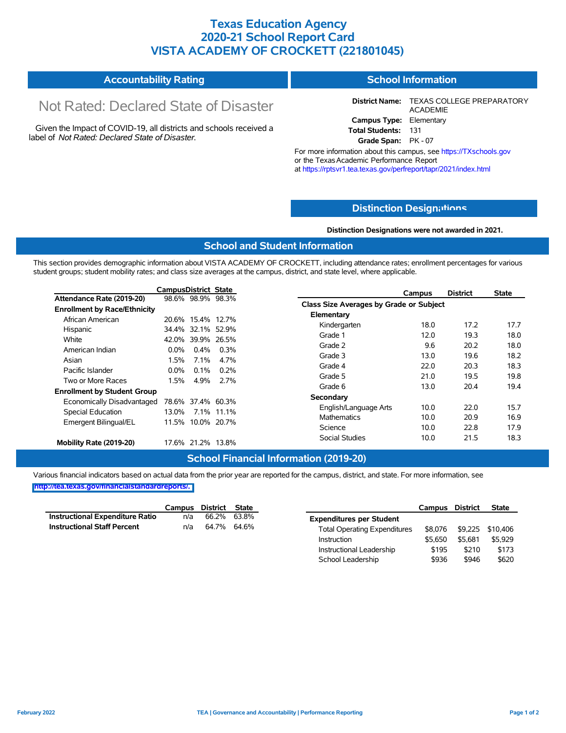# Texas Education Agency
# 2020-21 School Report Card
# VISTA ACADEMY OF CROCKETT (221801045)

## Accountability Rating

Not Rated: Declared State of Disaster

Given the Impact of COVID-19, all districts and schools received a label of *Not Rated: Declared State of Disaster*.

## School Information

**District Name:** TEXAS COLLEGE PREPARATORY ACADEMIE
**Campus Type:** Elementary
**Total Students:** 131
**Grade Span:** PK - 07

For more information about this campus, see https://TXschools.gov or the Texas Academic Performance Report at https://rptsvr1.tea.texas.gov/perfreport/tapr/2021/index.html

## Distinction Designations

**Distinction Designations were not awarded in 2021.**

## School and Student Information

This section provides demographic information about VISTA ACADEMY OF CROCKETT, including attendance rates; enrollment percentages for various student groups; student mobility rates; and class size averages at the campus, district, and state level, where applicable.

| | Campus | District | State |
|---|---|---|---|
| **Attendance Rate (2019-20)** | 98.6% | 98.9% | 98.3% |
| **Enrollment by Race/Ethnicity** | | | |
| African American | 20.6% | 15.4% | 12.7% |
| Hispanic | 34.4% | 32.1% | 52.9% |
| White | 42.0% | 39.9% | 26.5% |
| American Indian | 0.0% | 0.4% | 0.3% |
| Asian | 1.5% | 7.1% | 4.7% |
| Pacific Islander | 0.0% | 0.1% | 0.2% |
| Two or More Races | 1.5% | 4.9% | 2.7% |
| **Enrollment by Student Group** | | | |
| Economically Disadvantaged | 78.6% | 37.4% | 60.3% |
| Special Education | 13.0% | 7.1% | 11.1% |
| Emergent Bilingual/EL | 11.5% | 10.0% | 20.7% |
| **Mobility Rate (2019-20)** | 17.6% | 21.2% | 13.8% |

| | Campus | District | State |
|---|---|---|---|
| **Class Size Averages by Grade or Subject** | | | |
| **Elementary** | | | |
| Kindergarten | 18.0 | 17.2 | 17.7 |
| Grade 1 | 12.0 | 19.3 | 18.0 |
| Grade 2 | 9.6 | 20.2 | 18.0 |
| Grade 3 | 13.0 | 19.6 | 18.2 |
| Grade 4 | 22.0 | 20.3 | 18.3 |
| Grade 5 | 21.0 | 19.5 | 19.8 |
| Grade 6 | 13.0 | 20.4 | 19.4 |
| **Secondary** | | | |
| English/Language Arts | 10.0 | 22.0 | 15.7 |
| Mathematics | 10.0 | 20.9 | 16.9 |
| Science | 10.0 | 22.8 | 17.9 |
| Social Studies | 10.0 | 21.5 | 18.3 |

## School Financial Information (2019-20)

Various financial indicators based on actual data from the prior year are reported for the campus, district, and state. For more information, see http://tea.texas.gov/financialstandardreports/.

| | Campus | District | State |
|---|---|---|---|
| **Instructional Expenditure Ratio** | n/a | 66.2% | 63.8% |
| **Instructional Staff Percent** | n/a | 64.7% | 64.6% |

| | Campus | District | State |
|---|---|---|---|
| **Expenditures per Student** | | | |
| Total Operating Expenditures | $8,076 | $9,225 | $10,406 |
| Instruction | $5,650 | $5,681 | $5,929 |
| Instructional Leadership | $195 | $210 | $173 |
| School Leadership | $936 | $946 | $620 |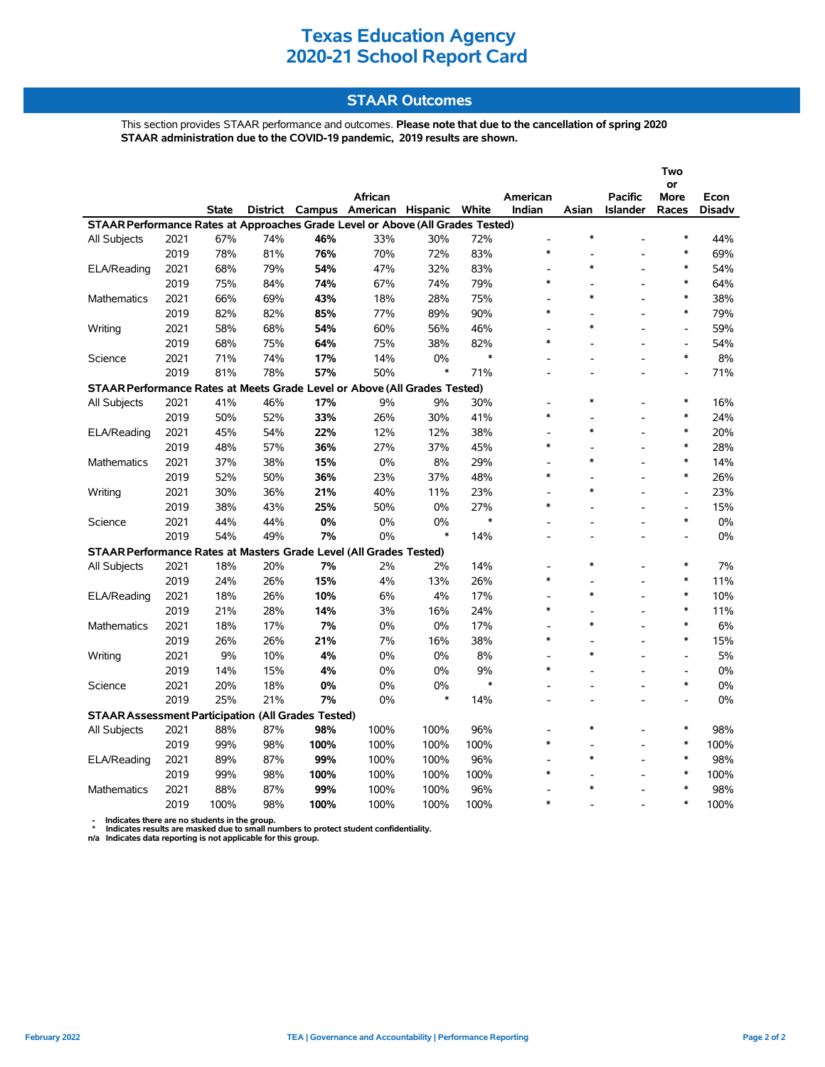# Texas Education Agency
# 2020-21 School Report Card

## STAAR Outcomes

This section provides STAAR performance and outcomes. **Please note that due to the cancellation of spring 2020 STAAR administration due to the COVID-19 pandemic, 2019 results are shown.**

| | | State | District | Campus | African American | Hispanic | White | American Indian | Asian | Pacific Islander | Two or More Races | Econ Disadv |
|---|---|---|---|---|---|---|---|---|---|---|---|---|
| **STAAR Performance Rates at Approaches Grade Level or Above (All Grades Tested)** | | | | | | | | | | | | |
| All Subjects | 2021 | 67% | 74% | **46%** | 33% | 30% | 72% | - | * | - | * | 44% |
| | 2019 | 78% | 81% | **76%** | 70% | 72% | 83% | * | - | - | * | 69% |
| ELA/Reading | 2021 | 68% | 79% | **54%** | 47% | 32% | 83% | - | * | - | * | 54% |
| | 2019 | 75% | 84% | **74%** | 67% | 74% | 79% | * | - | - | * | 64% |
| Mathematics | 2021 | 66% | 69% | **43%** | 18% | 28% | 75% | - | * | - | * | 38% |
| | 2019 | 82% | 82% | **85%** | 77% | 89% | 90% | * | - | - | * | 79% |
| Writing | 2021 | 58% | 68% | **54%** | 60% | 56% | 46% | - | * | - | - | 59% |
| | 2019 | 68% | 75% | **64%** | 75% | 38% | 82% | * | - | - | - | 54% |
| Science | 2021 | 71% | 74% | **17%** | 14% | 0% | * | - | - | - | * | 8% |
| | 2019 | 81% | 78% | **57%** | 50% | * | 71% | - | - | - | - | 71% |
| **STAAR Performance Rates at Meets Grade Level or Above (All Grades Tested)** | | | | | | | | | | | | |
| All Subjects | 2021 | 41% | 46% | **17%** | 9% | 9% | 30% | - | * | - | * | 16% |
| | 2019 | 50% | 52% | **33%** | 26% | 30% | 41% | * | - | - | * | 24% |
| ELA/Reading | 2021 | 45% | 54% | **22%** | 12% | 12% | 38% | - | * | - | * | 20% |
| | 2019 | 48% | 57% | **36%** | 27% | 37% | 45% | * | - | - | * | 28% |
| Mathematics | 2021 | 37% | 38% | **15%** | 0% | 8% | 29% | - | * | - | * | 14% |
| | 2019 | 52% | 50% | **36%** | 23% | 37% | 48% | * | - | - | * | 26% |
| Writing | 2021 | 30% | 36% | **21%** | 40% | 11% | 23% | - | * | - | - | 23% |
| | 2019 | 38% | 43% | **25%** | 50% | 0% | 27% | * | - | - | - | 15% |
| Science | 2021 | 44% | 44% | **0%** | 0% | 0% | * | - | - | - | * | 0% |
| | 2019 | 54% | 49% | **7%** | 0% | * | 14% | - | - | - | - | 0% |
| **STAAR Performance Rates at Masters Grade Level (All Grades Tested)** | | | | | | | | | | | | |
| All Subjects | 2021 | 18% | 20% | **7%** | 2% | 2% | 14% | - | * | - | * | 7% |
| | 2019 | 24% | 26% | **15%** | 4% | 13% | 26% | * | - | - | * | 11% |
| ELA/Reading | 2021 | 18% | 26% | **10%** | 6% | 4% | 17% | - | * | - | * | 10% |
| | 2019 | 21% | 28% | **14%** | 3% | 16% | 24% | * | - | - | * | 11% |
| Mathematics | 2021 | 18% | 17% | **7%** | 0% | 0% | 17% | - | * | - | * | 6% |
| | 2019 | 26% | 26% | **21%** | 7% | 16% | 38% | * | - | - | * | 15% |
| Writing | 2021 | 9% | 10% | **4%** | 0% | 0% | 8% | - | * | - | - | 5% |
| | 2019 | 14% | 15% | **4%** | 0% | 0% | 9% | * | - | - | - | 0% |
| Science | 2021 | 20% | 18% | **0%** | 0% | 0% | * | - | - | - | * | 0% |
| | 2019 | 25% | 21% | **7%** | 0% | * | 14% | - | - | - | - | 0% |
| **STAAR Assessment Participation (All Grades Tested)** | | | | | | | | | | | | |
| All Subjects | 2021 | 88% | 87% | **98%** | 100% | 100% | 96% | - | * | - | * | 98% |
| | 2019 | 99% | 98% | **100%** | 100% | 100% | 100% | * | - | - | * | 100% |
| ELA/Reading | 2021 | 89% | 87% | **99%** | 100% | 100% | 96% | - | * | - | * | 98% |
| | 2019 | 99% | 98% | **100%** | 100% | 100% | 100% | * | - | - | * | 100% |
| Mathematics | 2021 | 88% | 87% | **99%** | 100% | 100% | 96% | - | * | - | * | 98% |
| | 2019 | 100% | 98% | **100%** | 100% | 100% | 100% | * | - | - | * | 100% |

- Indicates there are no students in the group.
* Indicates results are masked due to small numbers to protect student confidentiality.
n/a Indicates data reporting is not applicable for this group.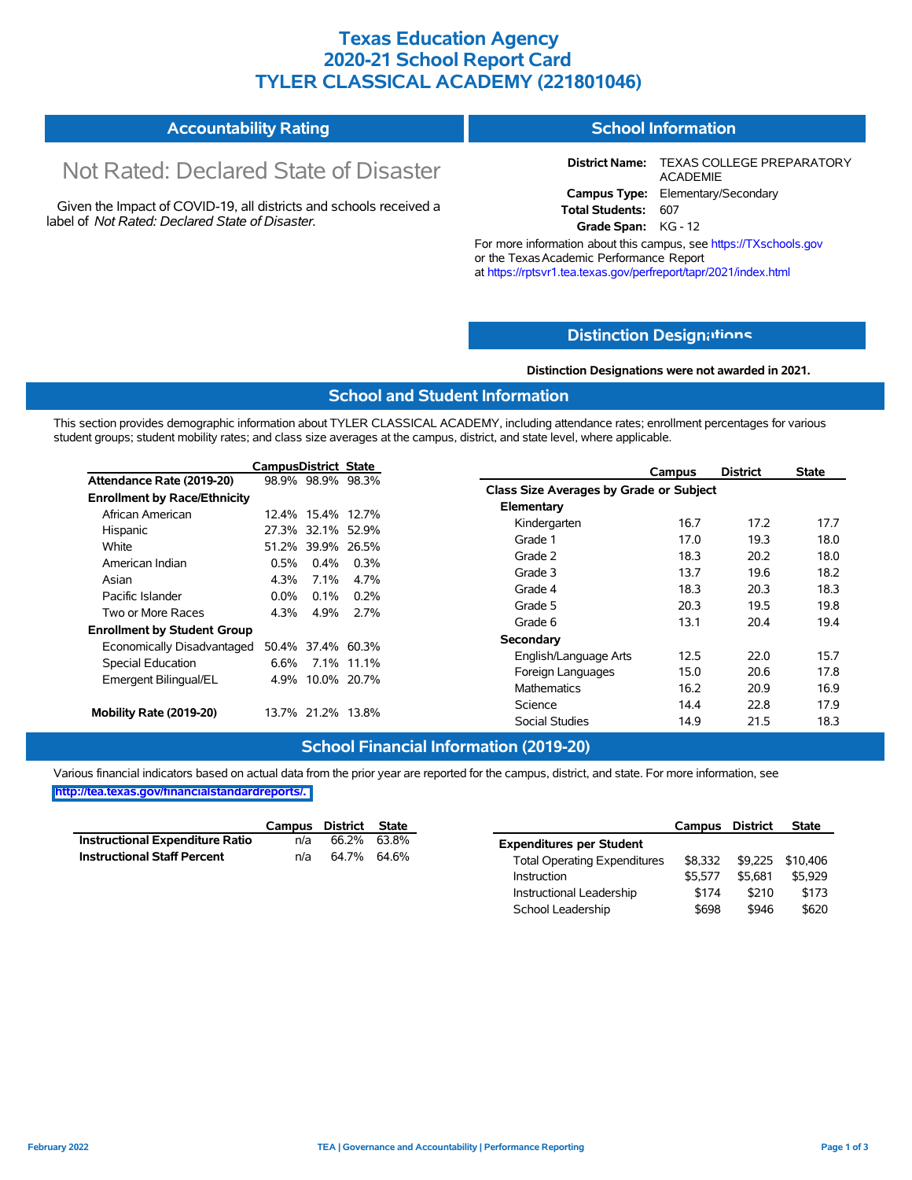# Texas Education Agency
# 2020-21 School Report Card
# TYLER CLASSICAL ACADEMY (221801046)

## Accountability Rating

Not Rated: Declared State of Disaster

Given the Impact of COVID-19, all districts and schools received a label of *Not Rated: Declared State of Disaster*.

## School Information

**District Name:** TEXAS COLLEGE PREPARATORY ACADEMIE
**Campus Type:** Elementary/Secondary
**Total Students:** 607
**Grade Span:** KG - 12

For more information about this campus, see https://TXschools.gov or the Texas Academic Performance Report at https://rptsvr1.tea.texas.gov/perfreport/tapr/2021/index.html

## Distinction Designations

**Distinction Designations were not awarded in 2021.**

## School and Student Information

This section provides demographic information about TYLER CLASSICAL ACADEMY, including attendance rates; enrollment percentages for various student groups; student mobility rates; and class size averages at the campus, district, and state level, where applicable.

| | Campus | District | State |
|---|---|---|---|
| **Attendance Rate (2019-20)** | 98.9% | 98.9% | 98.3% |
| **Enrollment by Race/Ethnicity** | | | |
| African American | 12.4% | 15.4% | 12.7% |
| Hispanic | 27.3% | 32.1% | 52.9% |
| White | 51.2% | 39.9% | 26.5% |
| American Indian | 0.5% | 0.4% | 0.3% |
| Asian | 4.3% | 7.1% | 4.7% |
| Pacific Islander | 0.0% | 0.1% | 0.2% |
| Two or More Races | 4.3% | 4.9% | 2.7% |
| **Enrollment by Student Group** | | | |
| Economically Disadvantaged | 50.4% | 37.4% | 60.3% |
| Special Education | 6.6% | 7.1% | 11.1% |
| Emergent Bilingual/EL | 4.9% | 10.0% | 20.7% |
| **Mobility Rate (2019-20)** | 13.7% | 21.2% | 13.8% |

| | Campus | District | State |
|---|---|---|---|
| **Class Size Averages by Grade or Subject** | | | |
| **Elementary** | | | |
| Kindergarten | 16.7 | 17.2 | 17.7 |
| Grade 1 | 17.0 | 19.3 | 18.0 |
| Grade 2 | 18.3 | 20.2 | 18.0 |
| Grade 3 | 13.7 | 19.6 | 18.2 |
| Grade 4 | 18.3 | 20.3 | 18.3 |
| Grade 5 | 20.3 | 19.5 | 19.8 |
| Grade 6 | 13.1 | 20.4 | 19.4 |
| **Secondary** | | | |
| English/Language Arts | 12.5 | 22.0 | 15.7 |
| Foreign Languages | 15.0 | 20.6 | 17.8 |
| Mathematics | 16.2 | 20.9 | 16.9 |
| Science | 14.4 | 22.8 | 17.9 |
| Social Studies | 14.9 | 21.5 | 18.3 |

## School Financial Information (2019-20)

Various financial indicators based on actual data from the prior year are reported for the campus, district, and state. For more information, see http://tea.texas.gov/financialstandardreports/.

| | Campus | District | State |
|---|---|---|---|
| **Instructional Expenditure Ratio** | n/a | 66.2% | 63.8% |
| **Instructional Staff Percent** | n/a | 64.7% | 64.6% |

| | Campus | District | State |
|---|---|---|---|
| **Expenditures per Student** | | | |
| Total Operating Expenditures | $8,332 | $9,225 | $10,406 |
| Instruction | $5,577 | $5,681 | $5,929 |
| Instructional Leadership | $174 | $210 | $173 |
| School Leadership | $698 | $946 | $620 |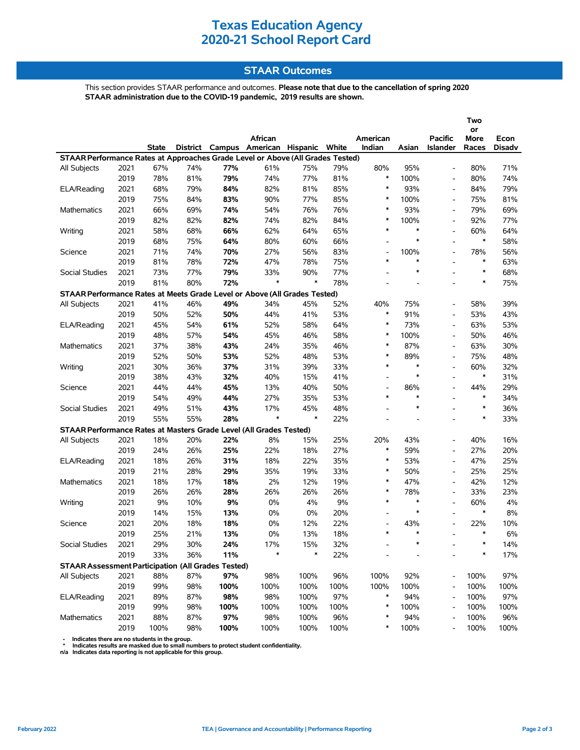# Texas Education Agency
# 2020-21 School Report Card

## STAAR Outcomes

This section provides STAAR performance and outcomes. **Please note that due to the cancellation of spring 2020 STAAR administration due to the COVID-19 pandemic, 2019 results are shown.**

| | | State | District | Campus | African American | Hispanic | White | American Indian | Asian | Pacific Islander | Two or More Races | Econ Disadv |
|---|---|---|---|---|---|---|---|---|---|---|---|---|
| **STAAR Performance Rates at Approaches Grade Level or Above (All Grades Tested)** | | | | | | | | | | | | |
| All Subjects | 2021 | 67% | 74% | **77%** | 61% | 75% | 79% | 80% | 95% | - | 80% | 71% |
| | 2019 | 78% | 81% | **79%** | 74% | 77% | 81% | * | 100% | - | 80% | 74% |
| ELA/Reading | 2021 | 68% | 79% | **84%** | 82% | 81% | 85% | * | 93% | - | 84% | 79% |
| | 2019 | 75% | 84% | **83%** | 90% | 77% | 85% | * | 100% | - | 75% | 81% |
| Mathematics | 2021 | 66% | 69% | **74%** | 54% | 76% | 76% | * | 93% | - | 79% | 69% |
| | 2019 | 82% | 82% | **82%** | 74% | 82% | 84% | * | 100% | - | 92% | 77% |
| Writing | 2021 | 58% | 68% | **66%** | 62% | 64% | 65% | * | * | - | 60% | 64% |
| | 2019 | 68% | 75% | **64%** | 80% | 60% | 66% | - | * | - | * | 58% |
| Science | 2021 | 71% | 74% | **70%** | 27% | 56% | 83% | - | 100% | - | 78% | 56% |
| | 2019 | 81% | 78% | **72%** | 47% | 78% | 75% | * | * | - | * | 63% |
| Social Studies | 2021 | 73% | 77% | **79%** | 33% | 90% | 77% | - | * | - | * | 68% |
| | 2019 | 81% | 80% | **72%** | * | * | 78% | - | - | - | * | 75% |
| **STAAR Performance Rates at Meets Grade Level or Above (All Grades Tested)** | | | | | | | | | | | | |
| All Subjects | 2021 | 41% | 46% | **49%** | 34% | 45% | 52% | 40% | 75% | - | 58% | 39% |
| | 2019 | 50% | 52% | **50%** | 44% | 41% | 53% | * | 91% | - | 53% | 43% |
| ELA/Reading | 2021 | 45% | 54% | **61%** | 52% | 58% | 64% | * | 73% | - | 63% | 53% |
| | 2019 | 48% | 57% | **54%** | 45% | 46% | 58% | * | 100% | - | 50% | 46% |
| Mathematics | 2021 | 37% | 38% | **43%** | 24% | 35% | 46% | * | 87% | - | 63% | 30% |
| | 2019 | 52% | 50% | **53%** | 52% | 48% | 53% | * | 89% | - | 75% | 48% |
| Writing | 2021 | 30% | 36% | **37%** | 31% | 39% | 33% | * | * | - | 60% | 32% |
| | 2019 | 38% | 43% | **32%** | 40% | 15% | 41% | - | * | - | * | 31% |
| Science | 2021 | 44% | 44% | **45%** | 13% | 40% | 50% | - | 86% | - | 44% | 29% |
| | 2019 | 54% | 49% | **44%** | 27% | 35% | 53% | * | * | - | * | 34% |
| Social Studies | 2021 | 49% | 51% | **43%** | 17% | 45% | 48% | - | * | - | * | 36% |
| | 2019 | 55% | 55% | **28%** | * | * | 22% | - | - | - | * | 33% |
| **STAAR Performance Rates at Masters Grade Level (All Grades Tested)** | | | | | | | | | | | | |
| All Subjects | 2021 | 18% | 20% | **22%** | 8% | 15% | 25% | 20% | 43% | - | 40% | 16% |
| | 2019 | 24% | 26% | **25%** | 22% | 18% | 27% | * | 59% | - | 27% | 20% |
| ELA/Reading | 2021 | 18% | 26% | **31%** | 18% | 22% | 35% | * | 53% | - | 47% | 25% |
| | 2019 | 21% | 28% | **29%** | 35% | 19% | 33% | * | 50% | - | 25% | 25% |
| Mathematics | 2021 | 18% | 17% | **18%** | 2% | 12% | 19% | * | 47% | - | 42% | 12% |
| | 2019 | 26% | 26% | **28%** | 26% | 26% | 26% | * | 78% | - | 33% | 23% |
| Writing | 2021 | 9% | 10% | **9%** | 0% | 4% | 9% | * | * | - | 60% | 4% |
| | 2019 | 14% | 15% | **13%** | 0% | 0% | 20% | - | * | - | * | 8% |
| Science | 2021 | 20% | 18% | **18%** | 0% | 12% | 22% | - | 43% | - | 22% | 10% |
| | 2019 | 25% | 21% | **13%** | 0% | 13% | 18% | * | * | - | * | 6% |
| Social Studies | 2021 | 29% | 30% | **24%** | 17% | 15% | 32% | - | * | - | * | 14% |
| | 2019 | 33% | 36% | **11%** | * | * | 22% | - | - | - | * | 17% |
| **STAAR Assessment Participation (All Grades Tested)** | | | | | | | | | | | | |
| All Subjects | 2021 | 88% | 87% | **97%** | 98% | 100% | 96% | 100% | 92% | - | 100% | 97% |
| | 2019 | 99% | 98% | **100%** | 100% | 100% | 100% | 100% | 100% | - | 100% | 100% |
| ELA/Reading | 2021 | 89% | 87% | **98%** | 98% | 100% | 97% | * | 94% | - | 100% | 97% |
| | 2019 | 99% | 98% | **100%** | 100% | 100% | 100% | * | 100% | - | 100% | 100% |
| Mathematics | 2021 | 88% | 87% | **97%** | 98% | 100% | 96% | * | 94% | - | 100% | 96% |
| | 2019 | 100% | 98% | **100%** | 100% | 100% | 100% | * | 100% | - | 100% | 100% |

- \- Indicates there are no students in the group.
- \* Indicates results are masked due to small numbers to protect student confidentiality.
- n/a Indicates data reporting is not applicable for this group.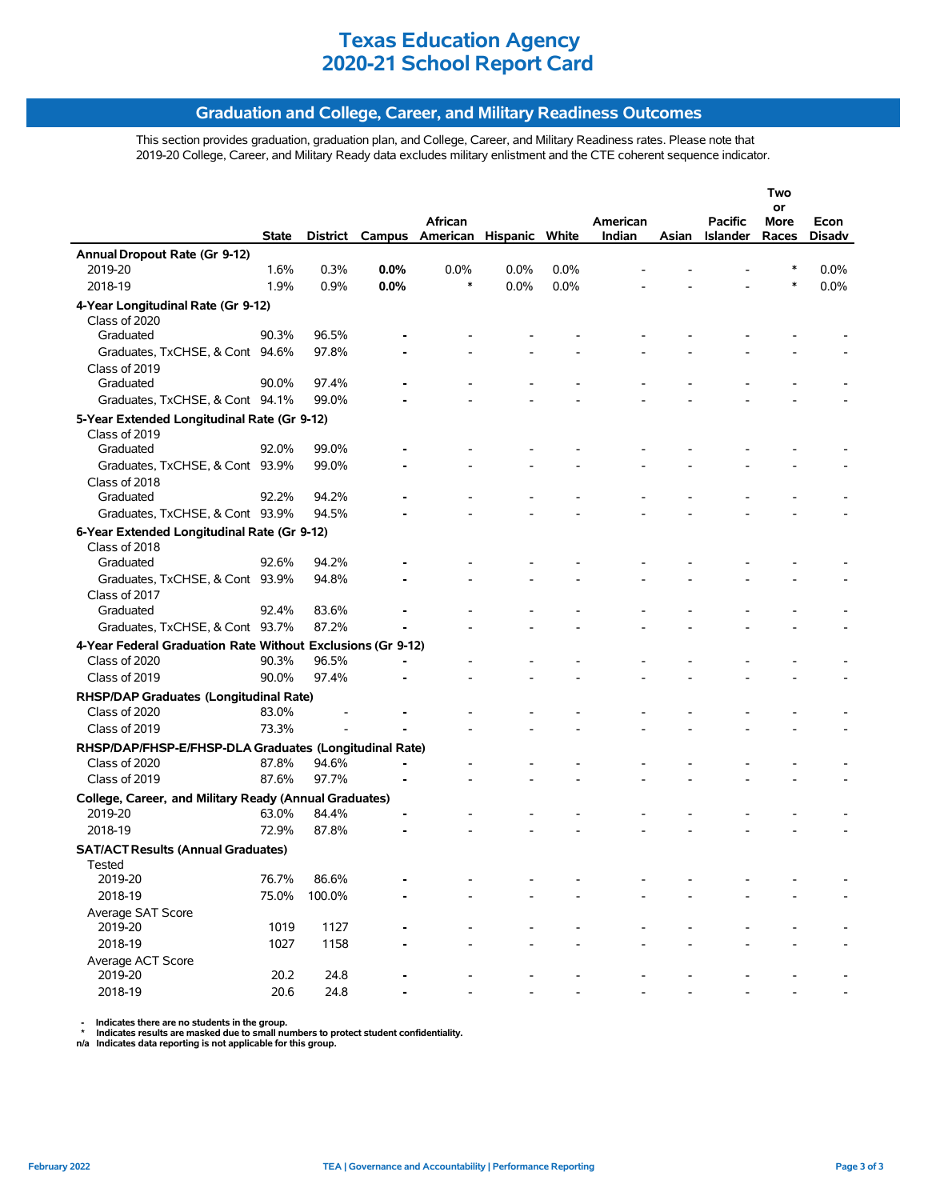# Texas Education Agency
# 2020-21 School Report Card

## Graduation and College, Career, and Military Readiness Outcomes

This section provides graduation, graduation plan, and College, Career, and Military Readiness rates. Please note that 2019-20 College, Career, and Military Ready data excludes military enlistment and the CTE coherent sequence indicator.

| | State | District | Campus | African American | Hispanic | White | American Indian | Asian | Pacific Islander | Two or More Races | Econ Disadv |
|---|---|---|---|---|---|---|---|---|---|---|---|
| **Annual Dropout Rate (Gr 9-12)** | | | | | | | | | | | |
| 2019-20 | 1.6% | 0.3% | **0.0%** | 0.0% | 0.0% | 0.0% | - | - | - | * | 0.0% |
| 2018-19 | 1.9% | 0.9% | **0.0%** | * | 0.0% | 0.0% | - | - | - | * | 0.0% |
| **4-Year Longitudinal Rate (Gr 9-12)** | | | | | | | | | | | |
| Class of 2020 | | | | | | | | | | | |
| Graduated | 90.3% | 96.5% | **-** | - | - | - | - | - | - | - | - |
| Graduates, TxCHSE, & Cont | 94.6% | 97.8% | **-** | - | - | - | - | - | - | - | - |
| Class of 2019 | | | | | | | | | | | |
| Graduated | 90.0% | 97.4% | **-** | - | - | - | - | - | - | - | - |
| Graduates, TxCHSE, & Cont | 94.1% | 99.0% | **-** | - | - | - | - | - | - | - | - |
| **5-Year Extended Longitudinal Rate (Gr 9-12)** | | | | | | | | | | | |
| Class of 2019 | | | | | | | | | | | |
| Graduated | 92.0% | 99.0% | **-** | - | - | - | - | - | - | - | - |
| Graduates, TxCHSE, & Cont | 93.9% | 99.0% | **-** | - | - | - | - | - | - | - | - |
| Class of 2018 | | | | | | | | | | | |
| Graduated | 92.2% | 94.2% | **-** | - | - | - | - | - | - | - | - |
| Graduates, TxCHSE, & Cont | 93.9% | 94.5% | **-** | - | - | - | - | - | - | - | - |
| **6-Year Extended Longitudinal Rate (Gr 9-12)** | | | | | | | | | | | |
| Class of 2018 | | | | | | | | | | | |
| Graduated | 92.6% | 94.2% | **-** | - | - | - | - | - | - | - | - |
| Graduates, TxCHSE, & Cont | 93.9% | 94.8% | **-** | - | - | - | - | - | - | - | - |
| Class of 2017 | | | | | | | | | | | |
| Graduated | 92.4% | 83.6% | **-** | - | - | - | - | - | - | - | - |
| Graduates, TxCHSE, & Cont | 93.7% | 87.2% | **-** | - | - | - | - | - | - | - | - |
| **4-Year Federal Graduation Rate Without Exclusions (Gr 9-12)** | | | | | | | | | | | |
| Class of 2020 | 90.3% | 96.5% | **-** | - | - | - | - | - | - | - | - |
| Class of 2019 | 90.0% | 97.4% | **-** | - | - | - | - | - | - | - | - |
| **RHSP/DAP Graduates (Longitudinal Rate)** | | | | | | | | | | | |
| Class of 2020 | 83.0% | - | **-** | - | - | - | - | - | - | - | - |
| Class of 2019 | 73.3% | - | **-** | - | - | - | - | - | - | - | - |
| **RHSP/DAP/FHSP-E/FHSP-DLA Graduates (Longitudinal Rate)** | | | | | | | | | | | |
| Class of 2020 | 87.8% | 94.6% | **-** | - | - | - | - | - | - | - | - |
| Class of 2019 | 87.6% | 97.7% | **-** | - | - | - | - | - | - | - | - |
| **College, Career, and Military Ready (Annual Graduates)** | | | | | | | | | | | |
| 2019-20 | 63.0% | 84.4% | **-** | - | - | - | - | - | - | - | - |
| 2018-19 | 72.9% | 87.8% | **-** | - | - | - | - | - | - | - | - |
| **SAT/ACT Results (Annual Graduates)** | | | | | | | | | | | |
| Tested | | | | | | | | | | | |
| 2019-20 | 76.7% | 86.6% | **-** | - | - | - | - | - | - | - | - |
| 2018-19 | 75.0% | 100.0% | **-** | - | - | - | - | - | - | - | - |
| Average SAT Score | | | | | | | | | | | |
| 2019-20 | 1019 | 1127 | **-** | - | - | - | - | - | - | - | - |
| 2018-19 | 1027 | 1158 | **-** | - | - | - | - | - | - | - | - |
| Average ACT Score | | | | | | | | | | | |
| 2019-20 | 20.2 | 24.8 | **-** | - | - | - | - | - | - | - | - |
| 2018-19 | 20.6 | 24.8 | **-** | - | - | - | - | - | - | - | - |

**-** Indicates there are no students in the group.
**\*** Indicates results are masked due to small numbers to protect student confidentiality.
**n/a** Indicates data reporting is not applicable for this group.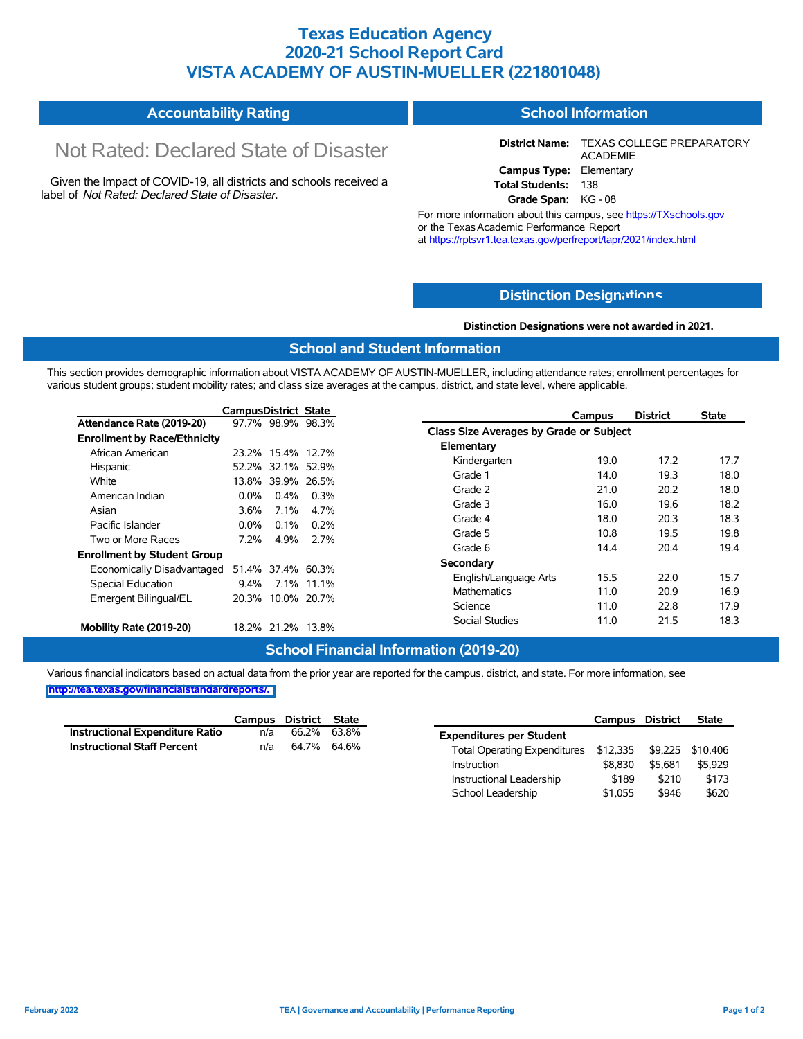# Texas Education Agency
# 2020-21 School Report Card
# VISTA ACADEMY OF AUSTIN-MUELLER (221801048)

## Accountability Rating

Not Rated: Declared State of Disaster

Given the Impact of COVID-19, all districts and schools received a label of *Not Rated: Declared State of Disaster*.

## School Information

**District Name:** TEXAS COLLEGE PREPARATORY ACADEMIE
**Campus Type:** Elementary
**Total Students:** 138
**Grade Span:** KG - 08

For more information about this campus, see https://TXschools.gov or the Texas Academic Performance Report at https://rptsvr1.tea.texas.gov/perfreport/tapr/2021/index.html

## Distinction Designations

**Distinction Designations were not awarded in 2021.**

## School and Student Information

This section provides demographic information about VISTA ACADEMY OF AUSTIN-MUELLER, including attendance rates; enrollment percentages for various student groups; student mobility rates; and class size averages at the campus, district, and state level, where applicable.

| | Campus | District | State |
|---|---|---|---|
| **Attendance Rate (2019-20)** | 97.7% | 98.9% | 98.3% |
| **Enrollment by Race/Ethnicity** | | | |
| African American | 23.2% | 15.4% | 12.7% |
| Hispanic | 52.2% | 32.1% | 52.9% |
| White | 13.8% | 39.9% | 26.5% |
| American Indian | 0.0% | 0.4% | 0.3% |
| Asian | 3.6% | 7.1% | 4.7% |
| Pacific Islander | 0.0% | 0.1% | 0.2% |
| Two or More Races | 7.2% | 4.9% | 2.7% |
| **Enrollment by Student Group** | | | |
| Economically Disadvantaged | 51.4% | 37.4% | 60.3% |
| Special Education | 9.4% | 7.1% | 11.1% |
| Emergent Bilingual/EL | 20.3% | 10.0% | 20.7% |
| **Mobility Rate (2019-20)** | 18.2% | 21.2% | 13.8% |

| | Campus | District | State |
|---|---|---|---|
| **Class Size Averages by Grade or Subject** | | | |
| **Elementary** | | | |
| Kindergarten | 19.0 | 17.2 | 17.7 |
| Grade 1 | 14.0 | 19.3 | 18.0 |
| Grade 2 | 21.0 | 20.2 | 18.0 |
| Grade 3 | 16.0 | 19.6 | 18.2 |
| Grade 4 | 18.0 | 20.3 | 18.3 |
| Grade 5 | 10.8 | 19.5 | 19.8 |
| Grade 6 | 14.4 | 20.4 | 19.4 |
| **Secondary** | | | |
| English/Language Arts | 15.5 | 22.0 | 15.7 |
| Mathematics | 11.0 | 20.9 | 16.9 |
| Science | 11.0 | 22.8 | 17.9 |
| Social Studies | 11.0 | 21.5 | 18.3 |

## School Financial Information (2019-20)

Various financial indicators based on actual data from the prior year are reported for the campus, district, and state. For more information, see http://tea.texas.gov/financialstandardreports/.

| | Campus | District | State |
|---|---|---|---|
| **Instructional Expenditure Ratio** | n/a | 66.2% | 63.8% |
| **Instructional Staff Percent** | n/a | 64.7% | 64.6% |

| | Campus | District | State |
|---|---|---|---|
| **Expenditures per Student** | | | |
| Total Operating Expenditures | $12,335 | $9,225 | $10,406 |
| Instruction | $8,830 | $5,681 | $5,929 |
| Instructional Leadership | $189 | $210 | $173 |
| School Leadership | $1,055 | $946 | $620 |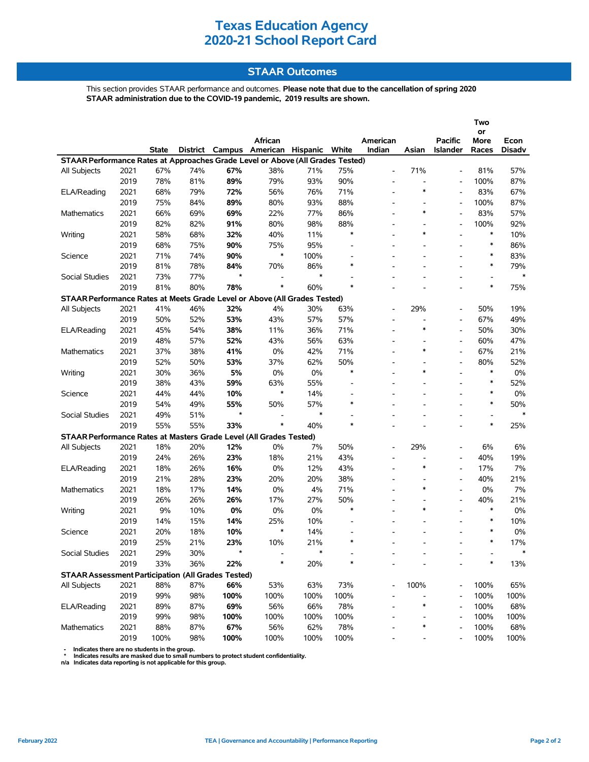# Texas Education Agency
# 2020-21 School Report Card

## STAAR Outcomes

This section provides STAAR performance and outcomes. **Please note that due to the cancellation of spring 2020 STAAR administration due to the COVID-19 pandemic, 2019 results are shown.**

| | | State | District | Campus | African American | Hispanic | White | American Indian | Asian | Pacific Islander | Two or More Races | Econ Disadv |
|---|---|---|---|---|---|---|---|---|---|---|---|---|
| **STAAR Performance Rates at Approaches Grade Level or Above (All Grades Tested)** | | | | | | | | | | | | |
| All Subjects | 2021 | 67% | 74% | **67%** | 38% | 71% | 75% | - | 71% | - | 81% | 57% |
| | 2019 | 78% | 81% | **89%** | 79% | 93% | 90% | - | - | - | 100% | 87% |
| ELA/Reading | 2021 | 68% | 79% | **72%** | 56% | 76% | 71% | - | * | - | 83% | 67% |
| | 2019 | 75% | 84% | **89%** | 80% | 93% | 88% | - | - | - | 100% | 87% |
| Mathematics | 2021 | 66% | 69% | **69%** | 22% | 77% | 86% | - | * | - | 83% | 57% |
| | 2019 | 82% | 82% | **91%** | 80% | 98% | 88% | - | - | - | 100% | 92% |
| Writing | 2021 | 58% | 68% | **32%** | 40% | 11% | * | - | * | - | * | 10% |
| | 2019 | 68% | 75% | **90%** | 75% | 95% | - | - | - | - | * | 86% |
| Science | 2021 | 71% | 74% | **90%** | * | 100% | - | - | - | - | * | 83% |
| | 2019 | 81% | 78% | **84%** | 70% | 86% | * | - | - | - | * | 79% |
| Social Studies | 2021 | 73% | 77% | * | - | * | - | - | - | - | - | * |
| | 2019 | 81% | 80% | **78%** | * | 60% | * | - | - | - | * | 75% |
| **STAAR Performance Rates at Meets Grade Level or Above (All Grades Tested)** | | | | | | | | | | | | |
| All Subjects | 2021 | 41% | 46% | **32%** | 4% | 30% | 63% | - | 29% | - | 50% | 19% |
| | 2019 | 50% | 52% | **53%** | 43% | 57% | 57% | - | - | - | 67% | 49% |
| ELA/Reading | 2021 | 45% | 54% | **38%** | 11% | 36% | 71% | - | * | - | 50% | 30% |
| | 2019 | 48% | 57% | **52%** | 43% | 56% | 63% | - | - | - | 60% | 47% |
| Mathematics | 2021 | 37% | 38% | **41%** | 0% | 42% | 71% | - | * | - | 67% | 21% |
| | 2019 | 52% | 50% | **53%** | 37% | 62% | 50% | - | - | - | 80% | 52% |
| Writing | 2021 | 30% | 36% | **5%** | 0% | 0% | * | - | * | - | * | 0% |
| | 2019 | 38% | 43% | **59%** | 63% | 55% | - | - | - | - | * | 52% |
| Science | 2021 | 44% | 44% | **10%** | * | 14% | - | - | - | - | * | 0% |
| | 2019 | 54% | 49% | **55%** | 50% | 57% | * | - | - | - | * | 50% |
| Social Studies | 2021 | 49% | 51% | * | - | * | - | - | - | - | - | * |
| | 2019 | 55% | 55% | **33%** | * | 40% | * | - | - | - | * | 25% |
| **STAAR Performance Rates at Masters Grade Level (All Grades Tested)** | | | | | | | | | | | | |
| All Subjects | 2021 | 18% | 20% | **12%** | 0% | 7% | 50% | - | 29% | - | 6% | 6% |
| | 2019 | 24% | 26% | **23%** | 18% | 21% | 43% | - | - | - | 40% | 19% |
| ELA/Reading | 2021 | 18% | 26% | **16%** | 0% | 12% | 43% | - | * | - | 17% | 7% |
| | 2019 | 21% | 28% | **23%** | 20% | 20% | 38% | - | - | - | 40% | 21% |
| Mathematics | 2021 | 18% | 17% | **14%** | 0% | 4% | 71% | - | * | - | 0% | 7% |
| | 2019 | 26% | 26% | **26%** | 17% | 27% | 50% | - | - | - | 40% | 21% |
| Writing | 2021 | 9% | 10% | **0%** | 0% | 0% | * | - | * | - | * | 0% |
| | 2019 | 14% | 15% | **14%** | 25% | 10% | - | - | - | - | * | 10% |
| Science | 2021 | 20% | 18% | **10%** | * | 14% | - | - | - | - | * | 0% |
| | 2019 | 25% | 21% | **23%** | 10% | 21% | * | - | - | - | * | 17% |
| Social Studies | 2021 | 29% | 30% | * | - | * | - | - | - | - | - | * |
| | 2019 | 33% | 36% | **22%** | * | 20% | * | - | - | - | * | 13% |
| **STAAR Assessment Participation (All Grades Tested)** | | | | | | | | | | | | |
| All Subjects | 2021 | 88% | 87% | **66%** | 53% | 63% | 73% | - | 100% | - | 100% | 65% |
| | 2019 | 99% | 98% | **100%** | 100% | 100% | 100% | - | - | - | 100% | 100% |
| ELA/Reading | 2021 | 89% | 87% | **69%** | 56% | 66% | 78% | - | * | - | 100% | 68% |
| | 2019 | 99% | 98% | **100%** | 100% | 100% | 100% | - | - | - | 100% | 100% |
| Mathematics | 2021 | 88% | 87% | **67%** | 56% | 62% | 78% | - | * | - | 100% | 68% |
| | 2019 | 100% | 98% | **100%** | 100% | 100% | 100% | - | - | - | 100% | 100% |

- Indicates there are no students in the group.
* Indicates results are masked due to small numbers to protect student confidentiality.
n/a Indicates data reporting is not applicable for this group.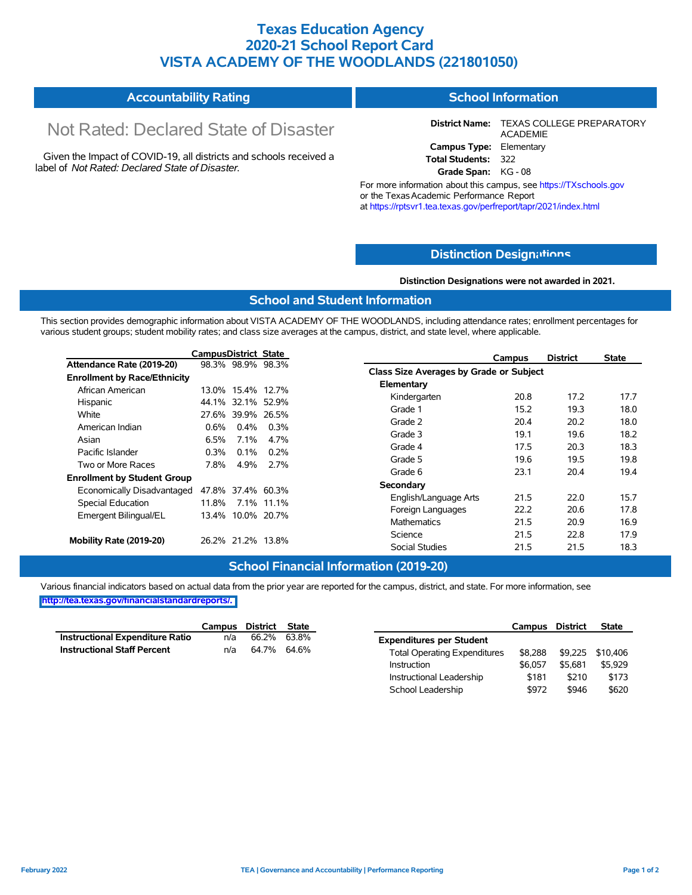# Texas Education Agency
# 2020-21 School Report Card
# VISTA ACADEMY OF THE WOODLANDS (221801050)

## Accountability Rating

Not Rated: Declared State of Disaster

Given the Impact of COVID-19, all districts and schools received a label of *Not Rated: Declared State of Disaster*.

## School Information

**District Name:** TEXAS COLLEGE PREPARATORY ACADEMIE
**Campus Type:** Elementary
**Total Students:** 322
**Grade Span:** KG - 08

For more information about this campus, see https://TXschools.gov or the Texas Academic Performance Report at https://rptsvr1.tea.texas.gov/perfreport/tapr/2021/index.html

## Distinction Designations

**Distinction Designations were not awarded in 2021.**

## School and Student Information

This section provides demographic information about VISTA ACADEMY OF THE WOODLANDS, including attendance rates; enrollment percentages for various student groups; student mobility rates; and class size averages at the campus, district, and state level, where applicable.

| | Campus | District | State |
|---|---|---|---|
| **Attendance Rate (2019-20)** | 98.3% | 98.9% | 98.3% |
| **Enrollment by Race/Ethnicity** | | | |
| African American | 13.0% | 15.4% | 12.7% |
| Hispanic | 44.1% | 32.1% | 52.9% |
| White | 27.6% | 39.9% | 26.5% |
| American Indian | 0.6% | 0.4% | 0.3% |
| Asian | 6.5% | 7.1% | 4.7% |
| Pacific Islander | 0.3% | 0.1% | 0.2% |
| Two or More Races | 7.8% | 4.9% | 2.7% |
| **Enrollment by Student Group** | | | |
| Economically Disadvantaged | 47.8% | 37.4% | 60.3% |
| Special Education | 11.8% | 7.1% | 11.1% |
| Emergent Bilingual/EL | 13.4% | 10.0% | 20.7% |
| **Mobility Rate (2019-20)** | 26.2% | 21.2% | 13.8% |

| | Campus | District | State |
|---|---|---|---|
| **Class Size Averages by Grade or Subject** | | | |
| **Elementary** | | | |
| Kindergarten | 20.8 | 17.2 | 17.7 |
| Grade 1 | 15.2 | 19.3 | 18.0 |
| Grade 2 | 20.4 | 20.2 | 18.0 |
| Grade 3 | 19.1 | 19.6 | 18.2 |
| Grade 4 | 17.5 | 20.3 | 18.3 |
| Grade 5 | 19.6 | 19.5 | 19.8 |
| Grade 6 | 23.1 | 20.4 | 19.4 |
| **Secondary** | | | |
| English/Language Arts | 21.5 | 22.0 | 15.7 |
| Foreign Languages | 22.2 | 20.6 | 17.8 |
| Mathematics | 21.5 | 20.9 | 16.9 |
| Science | 21.5 | 22.8 | 17.9 |
| Social Studies | 21.5 | 21.5 | 18.3 |

## School Financial Information (2019-20)

Various financial indicators based on actual data from the prior year are reported for the campus, district, and state. For more information, see http://tea.texas.gov/financialstandardreports/.

| | Campus | District | State |
|---|---|---|---|
| **Instructional Expenditure Ratio** | n/a | 66.2% | 63.8% |
| **Instructional Staff Percent** | n/a | 64.7% | 64.6% |

| | Campus | District | State |
|---|---|---|---|
| **Expenditures per Student** | | | |
| Total Operating Expenditures | $8,288 | $9,225 | $10,406 |
| Instruction | $6,057 | $5,681 | $5,929 |
| Instructional Leadership | $181 | $210 | $173 |
| School Leadership | $972 | $946 | $620 |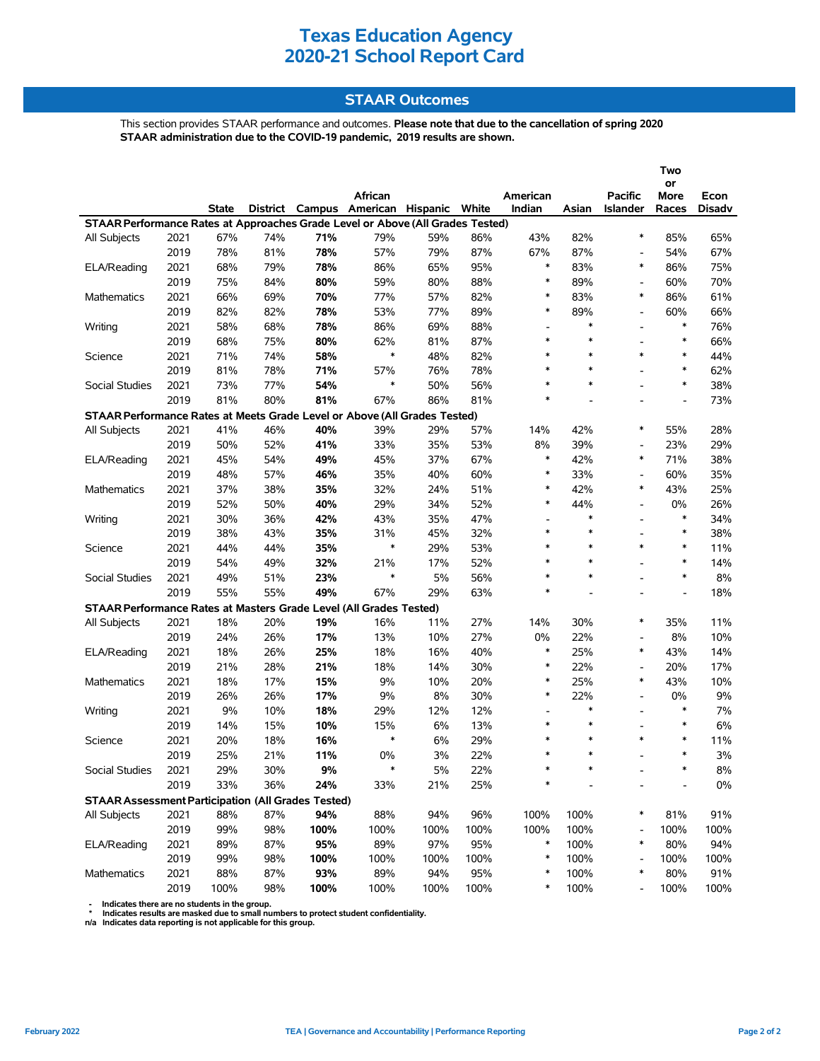# Texas Education Agency
# 2020-21 School Report Card

## STAAR Outcomes

This section provides STAAR performance and outcomes. **Please note that due to the cancellation of spring 2020 STAAR administration due to the COVID-19 pandemic, 2019 results are shown.**

| | | State | District | Campus | African American | Hispanic | White | American Indian | Asian | Pacific Islander | Two or More Races | Econ Disadv |
|---|---|---|---|---|---|---|---|---|---|---|---|---|
| **STAAR Performance Rates at Approaches Grade Level or Above (All Grades Tested)** | | | | | | | | | | | | |
| All Subjects | 2021 | 67% | 74% | **71%** | 79% | 59% | 86% | 43% | 82% | * | 85% | 65% |
| | 2019 | 78% | 81% | **78%** | 57% | 79% | 87% | 67% | 87% | - | 54% | 67% |
| ELA/Reading | 2021 | 68% | 79% | **78%** | 86% | 65% | 95% | * | 83% | * | 86% | 75% |
| | 2019 | 75% | 84% | **80%** | 59% | 80% | 88% | * | 89% | - | 60% | 70% |
| Mathematics | 2021 | 66% | 69% | **70%** | 77% | 57% | 82% | * | 83% | * | 86% | 61% |
| | 2019 | 82% | 82% | **78%** | 53% | 77% | 89% | * | 89% | - | 60% | 66% |
| Writing | 2021 | 58% | 68% | **78%** | 86% | 69% | 88% | - | * | - | * | 76% |
| | 2019 | 68% | 75% | **80%** | 62% | 81% | 87% | * | * | - | * | 66% |
| Science | 2021 | 71% | 74% | **58%** | * | 48% | 82% | * | * | * | * | 44% |
| | 2019 | 81% | 78% | **71%** | 57% | 76% | 78% | * | * | - | * | 62% |
| Social Studies | 2021 | 73% | 77% | **54%** | * | 50% | 56% | * | * | - | * | 38% |
| | 2019 | 81% | 80% | **81%** | 67% | 86% | 81% | * | - | - | - | 73% |
| **STAAR Performance Rates at Meets Grade Level or Above (All Grades Tested)** | | | | | | | | | | | | |
| All Subjects | 2021 | 41% | 46% | **40%** | 39% | 29% | 57% | 14% | 42% | * | 55% | 28% |
| | 2019 | 50% | 52% | **41%** | 33% | 35% | 53% | 8% | 39% | - | 23% | 29% |
| ELA/Reading | 2021 | 45% | 54% | **49%** | 45% | 37% | 67% | * | 42% | * | 71% | 38% |
| | 2019 | 48% | 57% | **46%** | 35% | 40% | 60% | * | 33% | - | 60% | 35% |
| Mathematics | 2021 | 37% | 38% | **35%** | 32% | 24% | 51% | * | 42% | * | 43% | 25% |
| | 2019 | 52% | 50% | **40%** | 29% | 34% | 52% | * | 44% | - | 0% | 26% |
| Writing | 2021 | 30% | 36% | **42%** | 43% | 35% | 47% | - | * | - | * | 34% |
| | 2019 | 38% | 43% | **35%** | 31% | 45% | 32% | * | * | - | * | 38% |
| Science | 2021 | 44% | 44% | **35%** | * | 29% | 53% | * | * | * | * | 11% |
| | 2019 | 54% | 49% | **32%** | 21% | 17% | 52% | * | * | - | * | 14% |
| Social Studies | 2021 | 49% | 51% | **23%** | * | 5% | 56% | * | * | - | * | 8% |
| | 2019 | 55% | 55% | **49%** | 67% | 29% | 63% | * | - | - | - | 18% |
| **STAAR Performance Rates at Masters Grade Level (All Grades Tested)** | | | | | | | | | | | | |
| All Subjects | 2021 | 18% | 20% | **19%** | 16% | 11% | 27% | 14% | 30% | * | 35% | 11% |
| | 2019 | 24% | 26% | **17%** | 13% | 10% | 27% | 0% | 22% | - | 8% | 10% |
| ELA/Reading | 2021 | 18% | 26% | **25%** | 18% | 16% | 40% | * | 25% | * | 43% | 14% |
| | 2019 | 21% | 28% | **21%** | 18% | 14% | 30% | * | 22% | - | 20% | 17% |
| Mathematics | 2021 | 18% | 17% | **15%** | 9% | 10% | 20% | * | 25% | * | 43% | 10% |
| | 2019 | 26% | 26% | **17%** | 9% | 8% | 30% | * | 22% | - | 0% | 9% |
| Writing | 2021 | 9% | 10% | **18%** | 29% | 12% | 12% | - | * | - | * | 7% |
| | 2019 | 14% | 15% | **10%** | 15% | 6% | 13% | * | * | - | * | 6% |
| Science | 2021 | 20% | 18% | **16%** | * | 6% | 29% | * | * | * | * | 11% |
| | 2019 | 25% | 21% | **11%** | 0% | 3% | 22% | * | * | - | * | 3% |
| Social Studies | 2021 | 29% | 30% | **9%** | * | 5% | 22% | * | * | - | * | 8% |
| | 2019 | 33% | 36% | **24%** | 33% | 21% | 25% | * | - | - | - | 0% |
| **STAAR Assessment Participation (All Grades Tested)** | | | | | | | | | | | | |
| All Subjects | 2021 | 88% | 87% | **94%** | 88% | 94% | 96% | 100% | 100% | * | 81% | 91% |
| | 2019 | 99% | 98% | **100%** | 100% | 100% | 100% | 100% | 100% | - | 100% | 100% |
| ELA/Reading | 2021 | 89% | 87% | **95%** | 89% | 97% | 95% | * | 100% | * | 80% | 94% |
| | 2019 | 99% | 98% | **100%** | 100% | 100% | 100% | * | 100% | - | 100% | 100% |
| Mathematics | 2021 | 88% | 87% | **93%** | 89% | 94% | 95% | * | 100% | * | 80% | 91% |
| | 2019 | 100% | 98% | **100%** | 100% | 100% | 100% | * | 100% | - | 100% | 100% |

- '-' Indicates there are no students in the group.
- '*' Indicates results are masked due to small numbers to protect student confidentiality.
- n/a Indicates data reporting is not applicable for this group.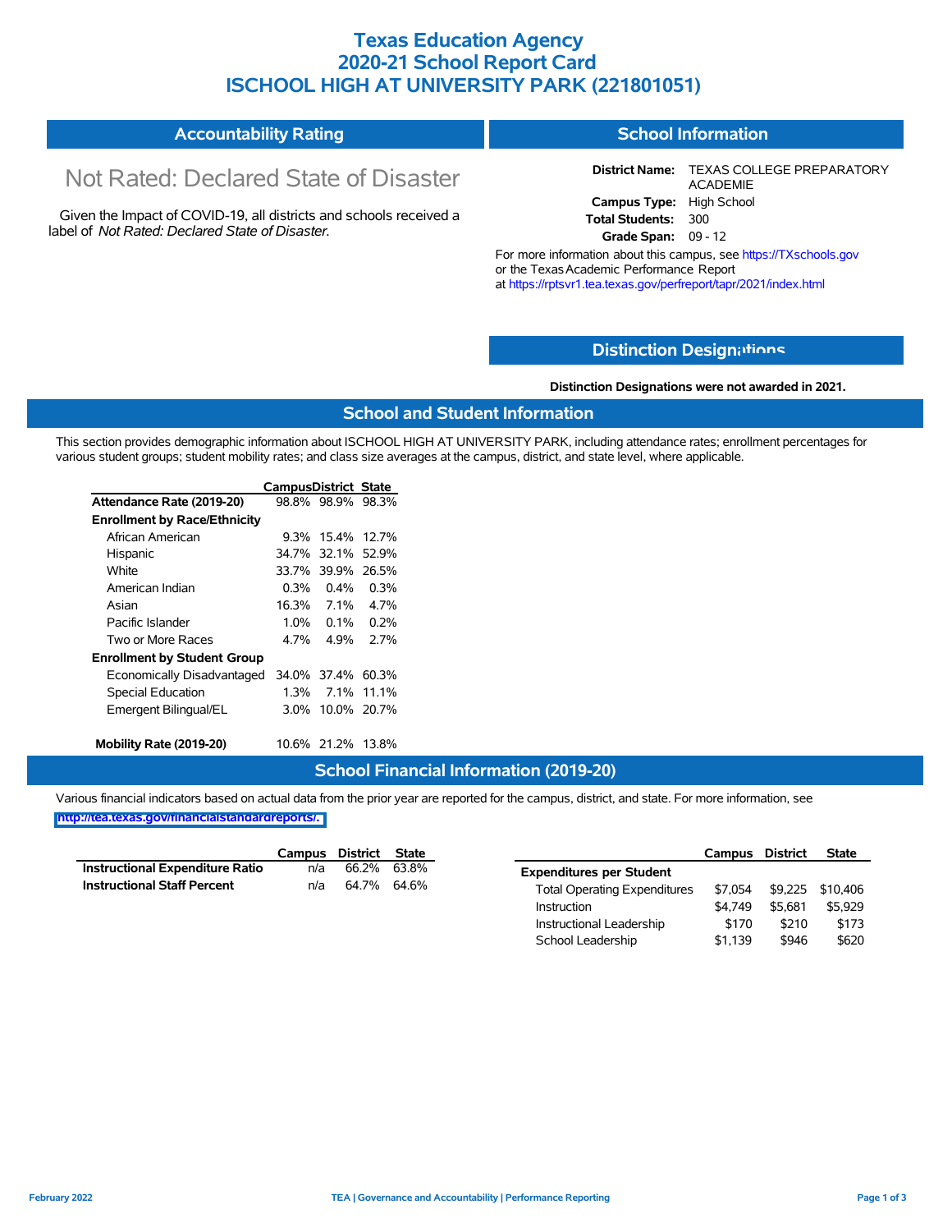# Texas Education Agency
# 2020-21 School Report Card
# ISCHOOL HIGH AT UNIVERSITY PARK (221801051)

## Accountability Rating

Not Rated: Declared State of Disaster

Given the Impact of COVID-19, all districts and schools received a label of *Not Rated: Declared State of Disaster*.

## School Information

**District Name:** TEXAS COLLEGE PREPARATORY ACADEMIE
**Campus Type:** High School
**Total Students:** 300
**Grade Span:** 09 - 12

For more information about this campus, see https://TXschools.gov or the Texas Academic Performance Report at https://rptsvr1.tea.texas.gov/perfreport/tapr/2021/index.html

## Distinction Designations

**Distinction Designations were not awarded in 2021.**

## School and Student Information

This section provides demographic information about ISCHOOL HIGH AT UNIVERSITY PARK, including attendance rates; enrollment percentages for various student groups; student mobility rates; and class size averages at the campus, district, and state level, where applicable.

| | Campus | District | State |
|---|---|---|---|
| **Attendance Rate (2019-20)** | 98.8% | 98.9% | 98.3% |
| **Enrollment by Race/Ethnicity** | | | |
| African American | 9.3% | 15.4% | 12.7% |
| Hispanic | 34.7% | 32.1% | 52.9% |
| White | 33.7% | 39.9% | 26.5% |
| American Indian | 0.3% | 0.4% | 0.3% |
| Asian | 16.3% | 7.1% | 4.7% |
| Pacific Islander | 1.0% | 0.1% | 0.2% |
| Two or More Races | 4.7% | 4.9% | 2.7% |
| **Enrollment by Student Group** | | | |
| Economically Disadvantaged | 34.0% | 37.4% | 60.3% |
| Special Education | 1.3% | 7.1% | 11.1% |
| Emergent Bilingual/EL | 3.0% | 10.0% | 20.7% |
| **Mobility Rate (2019-20)** | 10.6% | 21.2% | 13.8% |

## School Financial Information (2019-20)

Various financial indicators based on actual data from the prior year are reported for the campus, district, and state. For more information, see http://tea.texas.gov/financialstandardreports/.

| | Campus | District | State |
|---|---|---|---|
| **Instructional Expenditure Ratio** | n/a | 66.2% | 63.8% |
| **Instructional Staff Percent** | n/a | 64.7% | 64.6% |

| | Campus | District | State |
|---|---|---|---|
| **Expenditures per Student** | | | |
| Total Operating Expenditures | $7,054 | $9,225 | $10,406 |
| Instruction | $4,749 | $5,681 | $5,929 |
| Instructional Leadership | $170 | $210 | $173 |
| School Leadership | $1,139 | $946 | $620 |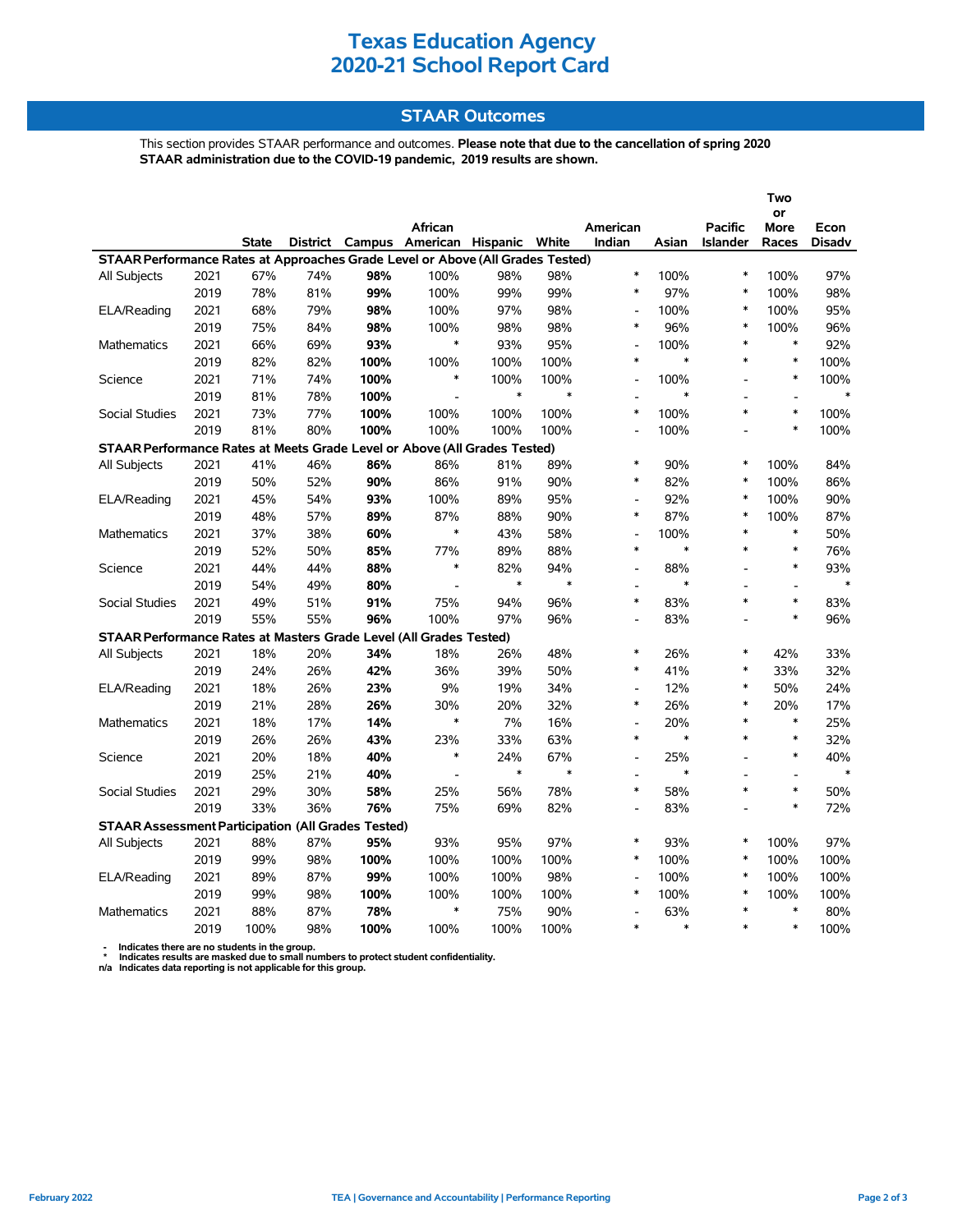# Texas Education Agency
# 2020-21 School Report Card

## STAAR Outcomes

This section provides STAAR performance and outcomes. **Please note that due to the cancellation of spring 2020 STAAR administration due to the COVID-19 pandemic, 2019 results are shown.**

| | | State | District | Campus | African American | Hispanic | White | American Indian | Asian | Pacific Islander | Two or More Races | Econ Disadv |
|---|---|---|---|---|---|---|---|---|---|---|---|---|
| **STAAR Performance Rates at Approaches Grade Level or Above (All Grades Tested)** | | | | | | | | | | | | |
| All Subjects | 2021 | 67% | 74% | **98%** | 100% | 98% | 98% | * | 100% | * | 100% | 97% |
| | 2019 | 78% | 81% | **99%** | 100% | 99% | 99% | * | 97% | * | 100% | 98% |
| ELA/Reading | 2021 | 68% | 79% | **98%** | 100% | 97% | 98% | - | 100% | * | 100% | 95% |
| | 2019 | 75% | 84% | **98%** | 100% | 98% | 98% | * | 96% | * | 100% | 96% |
| Mathematics | 2021 | 66% | 69% | **93%** | * | 93% | 95% | - | 100% | * | * | 92% |
| | 2019 | 82% | 82% | **100%** | 100% | 100% | 100% | * | * | * | * | 100% |
| Science | 2021 | 71% | 74% | **100%** | * | 100% | 100% | - | 100% | - | * | 100% |
| | 2019 | 81% | 78% | **100%** | - | * | * | - | * | - | - | * |
| Social Studies | 2021 | 73% | 77% | **100%** | 100% | 100% | 100% | * | 100% | * | * | 100% |
| | 2019 | 81% | 80% | **100%** | 100% | 100% | 100% | - | 100% | - | * | 100% |
| **STAAR Performance Rates at Meets Grade Level or Above (All Grades Tested)** | | | | | | | | | | | | |
| All Subjects | 2021 | 41% | 46% | **86%** | 86% | 81% | 89% | * | 90% | * | 100% | 84% |
| | 2019 | 50% | 52% | **90%** | 86% | 91% | 90% | * | 82% | * | 100% | 86% |
| ELA/Reading | 2021 | 45% | 54% | **93%** | 100% | 89% | 95% | - | 92% | * | 100% | 90% |
| | 2019 | 48% | 57% | **89%** | 87% | 88% | 90% | * | 87% | * | 100% | 87% |
| Mathematics | 2021 | 37% | 38% | **60%** | * | 43% | 58% | - | 100% | * | * | 50% |
| | 2019 | 52% | 50% | **85%** | 77% | 89% | 88% | * | * | * | * | 76% |
| Science | 2021 | 44% | 44% | **88%** | * | 82% | 94% | - | 88% | - | * | 93% |
| | 2019 | 54% | 49% | **80%** | - | * | * | - | * | - | - | * |
| Social Studies | 2021 | 49% | 51% | **91%** | 75% | 94% | 96% | * | 83% | * | * | 83% |
| | 2019 | 55% | 55% | **96%** | 100% | 97% | 96% | - | 83% | - | * | 96% |
| **STAAR Performance Rates at Masters Grade Level (All Grades Tested)** | | | | | | | | | | | | |
| All Subjects | 2021 | 18% | 20% | **34%** | 18% | 26% | 48% | * | 26% | * | 42% | 33% |
| | 2019 | 24% | 26% | **42%** | 36% | 39% | 50% | * | 41% | * | 33% | 32% |
| ELA/Reading | 2021 | 18% | 26% | **23%** | 9% | 19% | 34% | - | 12% | * | 50% | 24% |
| | 2019 | 21% | 28% | **26%** | 30% | 20% | 32% | * | 26% | * | 20% | 17% |
| Mathematics | 2021 | 18% | 17% | **14%** | * | 7% | 16% | - | 20% | * | * | 25% |
| | 2019 | 26% | 26% | **43%** | 23% | 33% | 63% | * | * | * | * | 32% |
| Science | 2021 | 20% | 18% | **40%** | * | 24% | 67% | - | 25% | - | * | 40% |
| | 2019 | 25% | 21% | **40%** | - | * | * | - | * | - | - | * |
| Social Studies | 2021 | 29% | 30% | **58%** | 25% | 56% | 78% | * | 58% | * | * | 50% |
| | 2019 | 33% | 36% | **76%** | 75% | 69% | 82% | - | 83% | - | * | 72% |
| **STAAR Assessment Participation (All Grades Tested)** | | | | | | | | | | | | |
| All Subjects | 2021 | 88% | 87% | **95%** | 93% | 95% | 97% | * | 93% | * | 100% | 97% |
| | 2019 | 99% | 98% | **100%** | 100% | 100% | 100% | * | 100% | * | 100% | 100% |
| ELA/Reading | 2021 | 89% | 87% | **99%** | 100% | 100% | 98% | - | 100% | * | 100% | 100% |
| | 2019 | 99% | 98% | **100%** | 100% | 100% | 100% | * | 100% | * | 100% | 100% |
| Mathematics | 2021 | 88% | 87% | **78%** | * | 75% | 90% | - | 63% | * | * | 80% |
| | 2019 | 100% | 98% | **100%** | 100% | 100% | 100% | * | * | * | * | 100% |

**-** Indicates there are no students in the group.
**\*** Indicates results are masked due to small numbers to protect student confidentiality.
**n/a** Indicates data reporting is not applicable for this group.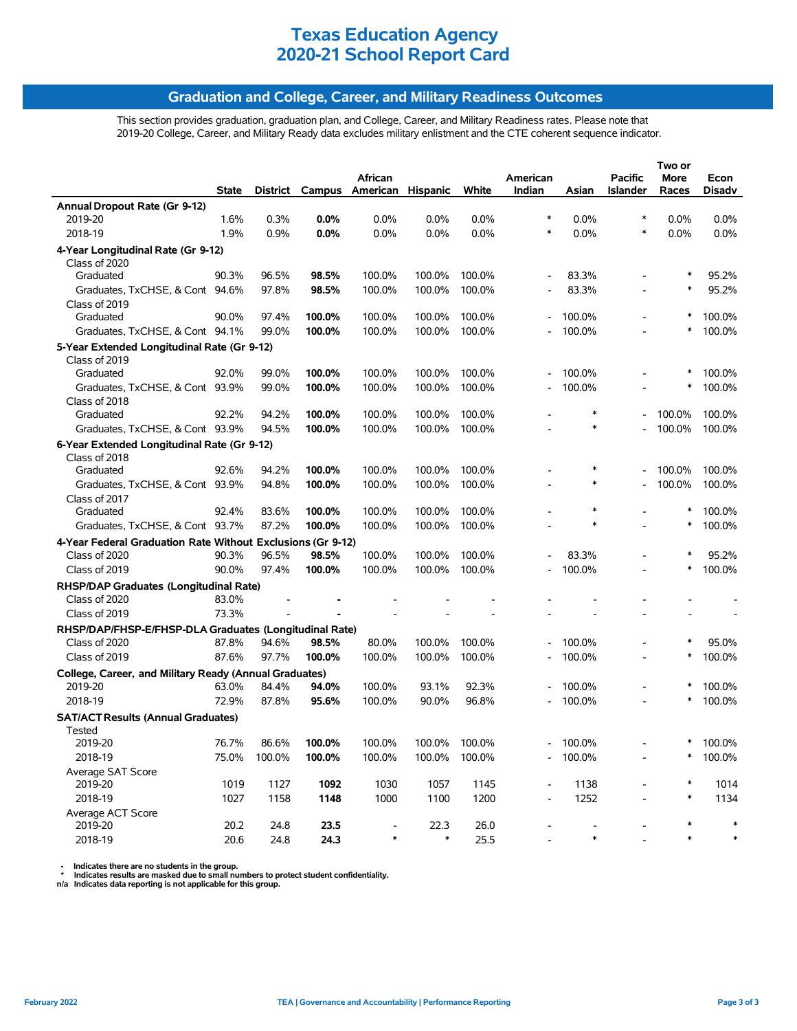# Texas Education Agency
# 2020-21 School Report Card

## Graduation and College, Career, and Military Readiness Outcomes

This section provides graduation, graduation plan, and College, Career, and Military Readiness rates. Please note that 2019-20 College, Career, and Military Ready data excludes military enlistment and the CTE coherent sequence indicator.

| | State | District | Campus | African American | Hispanic | White | American Indian | Asian | Pacific Islander | Two or More Races | Econ Disadv |
|---|---|---|---|---|---|---|---|---|---|---|---|
| **Annual Dropout Rate (Gr 9-12)** | | | | | | | | | | | |
| 2019-20 | 1.6% | 0.3% | **0.0%** | 0.0% | 0.0% | 0.0% | * | 0.0% | * | 0.0% | 0.0% |
| 2018-19 | 1.9% | 0.9% | **0.0%** | 0.0% | 0.0% | 0.0% | * | 0.0% | * | 0.0% | 0.0% |
| **4-Year Longitudinal Rate (Gr 9-12)** | | | | | | | | | | | |
| Class of 2020 | | | | | | | | | | | |
| Graduated | 90.3% | 96.5% | **98.5%** | 100.0% | 100.0% | 100.0% | - | 83.3% | - | * | 95.2% |
| Graduates, TxCHSE, & Cont | 94.6% | 97.8% | **98.5%** | 100.0% | 100.0% | 100.0% | - | 83.3% | - | * | 95.2% |
| Class of 2019 | | | | | | | | | | | |
| Graduated | 90.0% | 97.4% | **100.0%** | 100.0% | 100.0% | 100.0% | - | 100.0% | - | * | 100.0% |
| Graduates, TxCHSE, & Cont | 94.1% | 99.0% | **100.0%** | 100.0% | 100.0% | 100.0% | - | 100.0% | - | * | 100.0% |
| **5-Year Extended Longitudinal Rate (Gr 9-12)** | | | | | | | | | | | |
| Class of 2019 | | | | | | | | | | | |
| Graduated | 92.0% | 99.0% | **100.0%** | 100.0% | 100.0% | 100.0% | - | 100.0% | - | * | 100.0% |
| Graduates, TxCHSE, & Cont | 93.9% | 99.0% | **100.0%** | 100.0% | 100.0% | 100.0% | - | 100.0% | - | * | 100.0% |
| Class of 2018 | | | | | | | | | | | |
| Graduated | 92.2% | 94.2% | **100.0%** | 100.0% | 100.0% | 100.0% | - | * | - | 100.0% | 100.0% |
| Graduates, TxCHSE, & Cont | 93.9% | 94.5% | **100.0%** | 100.0% | 100.0% | 100.0% | - | * | - | 100.0% | 100.0% |
| **6-Year Extended Longitudinal Rate (Gr 9-12)** | | | | | | | | | | | |
| Class of 2018 | | | | | | | | | | | |
| Graduated | 92.6% | 94.2% | **100.0%** | 100.0% | 100.0% | 100.0% | - | * | - | 100.0% | 100.0% |
| Graduates, TxCHSE, & Cont | 93.9% | 94.8% | **100.0%** | 100.0% | 100.0% | 100.0% | - | * | - | 100.0% | 100.0% |
| Class of 2017 | | | | | | | | | | | |
| Graduated | 92.4% | 83.6% | **100.0%** | 100.0% | 100.0% | 100.0% | - | * | - | * | 100.0% |
| Graduates, TxCHSE, & Cont | 93.7% | 87.2% | **100.0%** | 100.0% | 100.0% | 100.0% | - | * | - | * | 100.0% |
| **4-Year Federal Graduation Rate Without Exclusions (Gr 9-12)** | | | | | | | | | | | |
| Class of 2020 | 90.3% | 96.5% | **98.5%** | 100.0% | 100.0% | 100.0% | - | 83.3% | - | * | 95.2% |
| Class of 2019 | 90.0% | 97.4% | **100.0%** | 100.0% | 100.0% | 100.0% | - | 100.0% | - | * | 100.0% |
| **RHSP/DAP Graduates (Longitudinal Rate)** | | | | | | | | | | | |
| Class of 2020 | 83.0% | - | **-** | - | - | - | - | - | - | - | - |
| Class of 2019 | 73.3% | - | **-** | - | - | - | - | - | - | - | - |
| **RHSP/DAP/FHSP-E/FHSP-DLA Graduates (Longitudinal Rate)** | | | | | | | | | | | |
| Class of 2020 | 87.8% | 94.6% | **98.5%** | 80.0% | 100.0% | 100.0% | - | 100.0% | - | * | 95.0% |
| Class of 2019 | 87.6% | 97.7% | **100.0%** | 100.0% | 100.0% | 100.0% | - | 100.0% | - | * | 100.0% |
| **College, Career, and Military Ready (Annual Graduates)** | | | | | | | | | | | |
| 2019-20 | 63.0% | 84.4% | **94.0%** | 100.0% | 93.1% | 92.3% | - | 100.0% | - | * | 100.0% |
| 2018-19 | 72.9% | 87.8% | **95.6%** | 100.0% | 90.0% | 96.8% | - | 100.0% | - | * | 100.0% |
| **SAT/ACT Results (Annual Graduates)** | | | | | | | | | | | |
| Tested | | | | | | | | | | | |
| 2019-20 | 76.7% | 86.6% | **100.0%** | 100.0% | 100.0% | 100.0% | - | 100.0% | - | * | 100.0% |
| 2018-19 | 75.0% | 100.0% | **100.0%** | 100.0% | 100.0% | 100.0% | - | 100.0% | - | * | 100.0% |
| Average SAT Score | | | | | | | | | | | |
| 2019-20 | 1019 | 1127 | **1092** | 1030 | 1057 | 1145 | - | 1138 | - | * | 1014 |
| 2018-19 | 1027 | 1158 | **1148** | 1000 | 1100 | 1200 | - | 1252 | - | * | 1134 |
| Average ACT Score | | | | | | | | | | | |
| 2019-20 | 20.2 | 24.8 | **23.5** | - | 22.3 | 26.0 | - | - | - | * | * |
| 2018-19 | 20.6 | 24.8 | **24.3** | * | * | 25.5 | - | * | - | * | * |

**- Indicates there are no students in the group.**
**\* Indicates results are masked due to small numbers to protect student confidentiality.**
**n/a Indicates data reporting is not applicable for this group.**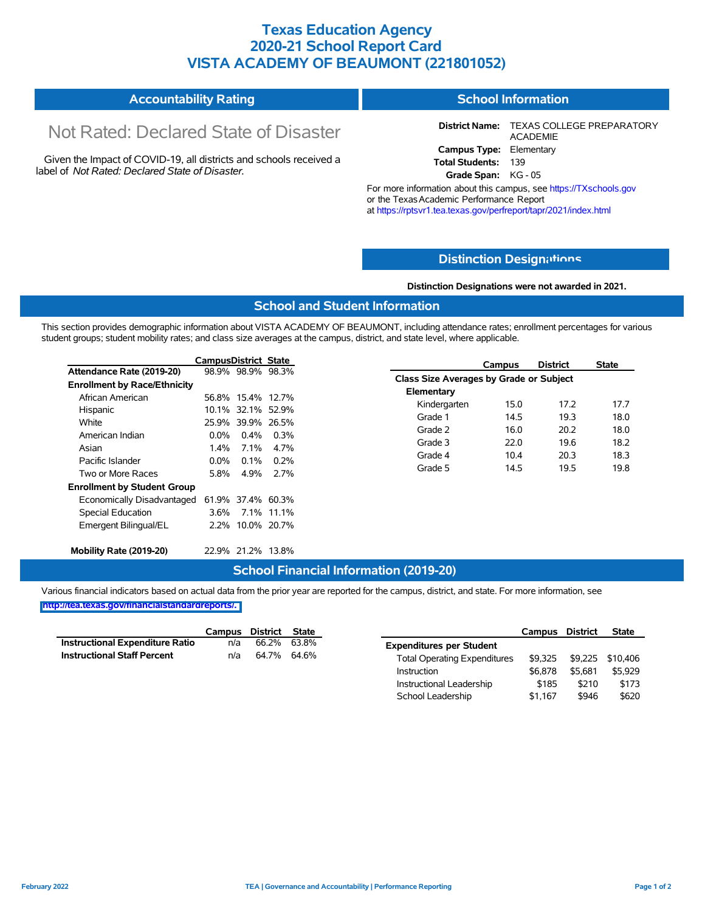# Texas Education Agency
# 2020-21 School Report Card
# VISTA ACADEMY OF BEAUMONT (221801052)

## Accountability Rating

Not Rated: Declared State of Disaster

Given the Impact of COVID-19, all districts and schools received a label of *Not Rated: Declared State of Disaster*.

## School Information

**District Name:** TEXAS COLLEGE PREPARATORY ACADEMIE
**Campus Type:** Elementary
**Total Students:** 139
**Grade Span:** KG - 05

For more information about this campus, see https://TXschools.gov or the Texas Academic Performance Report at https://rptsvr1.tea.texas.gov/perfreport/tapr/2021/index.html

## Distinction Designations

**Distinction Designations were not awarded in 2021.**

## School and Student Information

This section provides demographic information about VISTA ACADEMY OF BEAUMONT, including attendance rates; enrollment percentages for various student groups; student mobility rates; and class size averages at the campus, district, and state level, where applicable.

| | Campus | District | State |
|---|---|---|---|
| **Attendance Rate (2019-20)** | 98.9% | 98.9% | 98.3% |
| **Enrollment by Race/Ethnicity** | | | |
| African American | 56.8% | 15.4% | 12.7% |
| Hispanic | 10.1% | 32.1% | 52.9% |
| White | 25.9% | 39.9% | 26.5% |
| American Indian | 0.0% | 0.4% | 0.3% |
| Asian | 1.4% | 7.1% | 4.7% |
| Pacific Islander | 0.0% | 0.1% | 0.2% |
| Two or More Races | 5.8% | 4.9% | 2.7% |
| **Enrollment by Student Group** | | | |
| Economically Disadvantaged | 61.9% | 37.4% | 60.3% |
| Special Education | 3.6% | 7.1% | 11.1% |
| Emergent Bilingual/EL | 2.2% | 10.0% | 20.7% |
| **Mobility Rate (2019-20)** | 22.9% | 21.2% | 13.8% |

| | Campus | District | State |
|---|---|---|---|
| **Class Size Averages by Grade or Subject** | | | |
| **Elementary** | | | |
| Kindergarten | 15.0 | 17.2 | 17.7 |
| Grade 1 | 14.5 | 19.3 | 18.0 |
| Grade 2 | 16.0 | 20.2 | 18.0 |
| Grade 3 | 22.0 | 19.6 | 18.2 |
| Grade 4 | 10.4 | 20.3 | 18.3 |
| Grade 5 | 14.5 | 19.5 | 19.8 |

## School Financial Information (2019-20)

Various financial indicators based on actual data from the prior year are reported for the campus, district, and state. For more information, see http://tea.texas.gov/financialstandardreports/.

| | Campus | District | State |
|---|---|---|---|
| **Instructional Expenditure Ratio** | n/a | 66.2% | 63.8% |
| **Instructional Staff Percent** | n/a | 64.7% | 64.6% |

| | Campus | District | State |
|---|---|---|---|
| **Expenditures per Student** | | | |
| Total Operating Expenditures | $9,325 | $9,225 | $10,406 |
| Instruction | $6,878 | $5,681 | $5,929 |
| Instructional Leadership | $185 | $210 | $173 |
| School Leadership | $1,167 | $946 | $620 |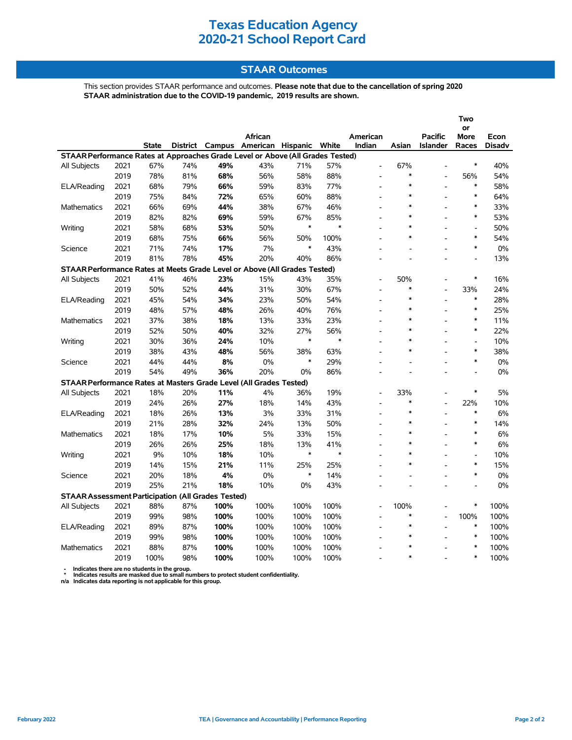# Texas Education Agency
# 2020-21 School Report Card

## STAAR Outcomes

This section provides STAAR performance and outcomes. **Please note that due to the cancellation of spring 2020 STAAR administration due to the COVID-19 pandemic, 2019 results are shown.**

| | | State | District | Campus | African American | Hispanic | White | American Indian | Asian | Pacific Islander | Two or More Races | Econ Disadv |
|---|---|---|---|---|---|---|---|---|---|---|---|---|
| **STAAR Performance Rates at Approaches Grade Level or Above (All Grades Tested)** | | | | | | | | | | | | |
| All Subjects | 2021 | 67% | 74% | **49%** | 43% | 71% | 57% | - | 67% | - | * | 40% |
| | 2019 | 78% | 81% | **68%** | 56% | 58% | 88% | - | * | - | 56% | 54% |
| ELA/Reading | 2021 | 68% | 79% | **66%** | 59% | 83% | 77% | - | * | - | * | 58% |
| | 2019 | 75% | 84% | **72%** | 65% | 60% | 88% | - | * | - | * | 64% |
| Mathematics | 2021 | 66% | 69% | **44%** | 38% | 67% | 46% | - | * | - | * | 33% |
| | 2019 | 82% | 82% | **69%** | 59% | 67% | 85% | - | * | - | * | 53% |
| Writing | 2021 | 58% | 68% | **53%** | 50% | * | * | - | * | - | - | 50% |
| | 2019 | 68% | 75% | **66%** | 56% | 50% | 100% | - | * | - | * | 54% |
| Science | 2021 | 71% | 74% | **17%** | 7% | * | 43% | - | - | - | * | 0% |
| | 2019 | 81% | 78% | **45%** | 20% | 40% | 86% | - | - | - | - | 13% |
| **STAAR Performance Rates at Meets Grade Level or Above (All Grades Tested)** | | | | | | | | | | | | |
| All Subjects | 2021 | 41% | 46% | **23%** | 15% | 43% | 35% | - | 50% | - | * | 16% |
| | 2019 | 50% | 52% | **44%** | 31% | 30% | 67% | - | * | - | 33% | 24% |
| ELA/Reading | 2021 | 45% | 54% | **34%** | 23% | 50% | 54% | - | * | - | * | 28% |
| | 2019 | 48% | 57% | **48%** | 26% | 40% | 76% | - | * | - | * | 25% |
| Mathematics | 2021 | 37% | 38% | **18%** | 13% | 33% | 23% | - | * | - | * | 11% |
| | 2019 | 52% | 50% | **40%** | 32% | 27% | 56% | - | * | - | * | 22% |
| Writing | 2021 | 30% | 36% | **24%** | 10% | * | * | - | * | - | - | 10% |
| | 2019 | 38% | 43% | **48%** | 56% | 38% | 63% | - | * | - | * | 38% |
| Science | 2021 | 44% | 44% | **8%** | 0% | * | 29% | - | - | - | * | 0% |
| | 2019 | 54% | 49% | **36%** | 20% | 0% | 86% | - | - | - | - | 0% |
| **STAAR Performance Rates at Masters Grade Level (All Grades Tested)** | | | | | | | | | | | | |
| All Subjects | 2021 | 18% | 20% | **11%** | 4% | 36% | 19% | - | 33% | - | * | 5% |
| | 2019 | 24% | 26% | **27%** | 18% | 14% | 43% | - | * | - | 22% | 10% |
| ELA/Reading | 2021 | 18% | 26% | **13%** | 3% | 33% | 31% | - | * | - | * | 6% |
| | 2019 | 21% | 28% | **32%** | 24% | 13% | 50% | - | * | - | * | 14% |
| Mathematics | 2021 | 18% | 17% | **10%** | 5% | 33% | 15% | - | * | - | * | 6% |
| | 2019 | 26% | 26% | **25%** | 18% | 13% | 41% | - | * | - | * | 6% |
| Writing | 2021 | 9% | 10% | **18%** | 10% | * | * | - | * | - | - | 10% |
| | 2019 | 14% | 15% | **21%** | 11% | 25% | 25% | - | * | - | * | 15% |
| Science | 2021 | 20% | 18% | **4%** | 0% | * | 14% | - | - | - | * | 0% |
| | 2019 | 25% | 21% | **18%** | 10% | 0% | 43% | - | - | - | - | 0% |
| **STAAR Assessment Participation (All Grades Tested)** | | | | | | | | | | | | |
| All Subjects | 2021 | 88% | 87% | **100%** | 100% | 100% | 100% | - | 100% | - | * | 100% |
| | 2019 | 99% | 98% | **100%** | 100% | 100% | 100% | - | * | - | 100% | 100% |
| ELA/Reading | 2021 | 89% | 87% | **100%** | 100% | 100% | 100% | - | * | - | * | 100% |
| | 2019 | 99% | 98% | **100%** | 100% | 100% | 100% | - | * | - | * | 100% |
| Mathematics | 2021 | 88% | 87% | **100%** | 100% | 100% | 100% | - | * | - | * | 100% |
| | 2019 | 100% | 98% | **100%** | 100% | 100% | 100% | - | * | - | * | 100% |

- Indicates there are no students in the group.
* Indicates results are masked due to small numbers to protect student confidentiality.
n/a Indicates data reporting is not applicable for this group.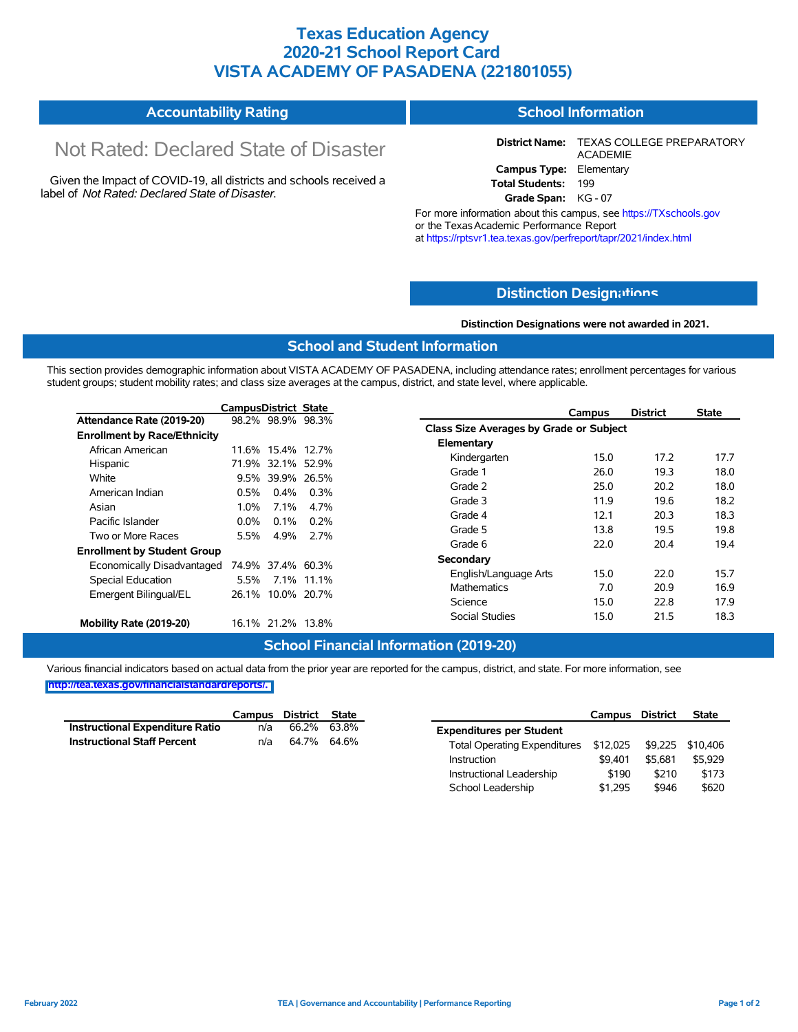# Texas Education Agency
# 2020-21 School Report Card
# VISTA ACADEMY OF PASADENA (221801055)

## Accountability Rating

Not Rated: Declared State of Disaster

Given the Impact of COVID-19, all districts and schools received a label of *Not Rated: Declared State of Disaster*.

## School Information

**District Name:** TEXAS COLLEGE PREPARATORY ACADEMIE
**Campus Type:** Elementary
**Total Students:** 199
**Grade Span:** KG - 07

For more information about this campus, see https://TXschools.gov or the Texas Academic Performance Report at https://rptsvr1.tea.texas.gov/perfreport/tapr/2021/index.html

## Distinction Designations

**Distinction Designations were not awarded in 2021.**

## School and Student Information

This section provides demographic information about VISTA ACADEMY OF PASADENA, including attendance rates; enrollment percentages for various student groups; student mobility rates; and class size averages at the campus, district, and state level, where applicable.

| | Campus | District | State |
|---|---|---|---|
| **Attendance Rate (2019-20)** | 98.2% | 98.9% | 98.3% |
| **Enrollment by Race/Ethnicity** | | | |
| African American | 11.6% | 15.4% | 12.7% |
| Hispanic | 71.9% | 32.1% | 52.9% |
| White | 9.5% | 39.9% | 26.5% |
| American Indian | 0.5% | 0.4% | 0.3% |
| Asian | 1.0% | 7.1% | 4.7% |
| Pacific Islander | 0.0% | 0.1% | 0.2% |
| Two or More Races | 5.5% | 4.9% | 2.7% |
| **Enrollment by Student Group** | | | |
| Economically Disadvantaged | 74.9% | 37.4% | 60.3% |
| Special Education | 5.5% | 7.1% | 11.1% |
| Emergent Bilingual/EL | 26.1% | 10.0% | 20.7% |
| **Mobility Rate (2019-20)** | 16.1% | 21.2% | 13.8% |

| | Campus | District | State |
|---|---|---|---|
| **Class Size Averages by Grade or Subject** | | | |
| **Elementary** | | | |
| Kindergarten | 15.0 | 17.2 | 17.7 |
| Grade 1 | 26.0 | 19.3 | 18.0 |
| Grade 2 | 25.0 | 20.2 | 18.0 |
| Grade 3 | 11.9 | 19.6 | 18.2 |
| Grade 4 | 12.1 | 20.3 | 18.3 |
| Grade 5 | 13.8 | 19.5 | 19.8 |
| Grade 6 | 22.0 | 20.4 | 19.4 |
| **Secondary** | | | |
| English/Language Arts | 15.0 | 22.0 | 15.7 |
| Mathematics | 7.0 | 20.9 | 16.9 |
| Science | 15.0 | 22.8 | 17.9 |
| Social Studies | 15.0 | 21.5 | 18.3 |

## School Financial Information (2019-20)

Various financial indicators based on actual data from the prior year are reported for the campus, district, and state. For more information, see http://tea.texas.gov/financialstandardreports/.

| | Campus | District | State |
|---|---|---|---|
| **Instructional Expenditure Ratio** | n/a | 66.2% | 63.8% |
| **Instructional Staff Percent** | n/a | 64.7% | 64.6% |

| | Campus | District | State |
|---|---|---|---|
| **Expenditures per Student** | | | |
| Total Operating Expenditures | $12,025 | $9,225 | $10,406 |
| Instruction | $9,401 | $5,681 | $5,929 |
| Instructional Leadership | $190 | $210 | $173 |
| School Leadership | $1,295 | $946 | $620 |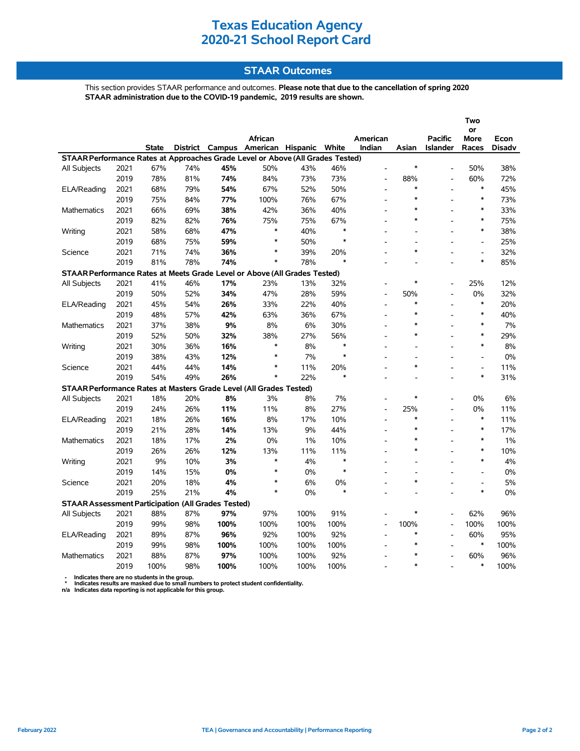# Texas Education Agency
# 2020-21 School Report Card

## STAAR Outcomes

This section provides STAAR performance and outcomes. **Please note that due to the cancellation of spring 2020 STAAR administration due to the COVID-19 pandemic, 2019 results are shown.**

| | | State | District | Campus | African American | Hispanic | White | American Indian | Asian | Pacific Islander | Two or More Races | Econ Disadv |
|---|---|---|---|---|---|---|---|---|---|---|---|---|
| **STAAR Performance Rates at Approaches Grade Level or Above (All Grades Tested)** | | | | | | | | | | | | |
| All Subjects | 2021 | 67% | 74% | **45%** | 50% | 43% | 46% | - | * | - | 50% | 38% |
| | 2019 | 78% | 81% | **74%** | 84% | 73% | 73% | - | 88% | - | 60% | 72% |
| ELA/Reading | 2021 | 68% | 79% | **54%** | 67% | 52% | 50% | - | * | - | * | 45% |
| | 2019 | 75% | 84% | **77%** | 100% | 76% | 67% | - | * | - | * | 73% |
| Mathematics | 2021 | 66% | 69% | **38%** | 42% | 36% | 40% | - | * | - | * | 33% |
| | 2019 | 82% | 82% | **76%** | 75% | 75% | 67% | - | * | - | * | 75% |
| Writing | 2021 | 58% | 68% | **47%** | * | 40% | * | - | - | - | * | 38% |
| | 2019 | 68% | 75% | **59%** | * | 50% | * | - | - | - | - | 25% |
| Science | 2021 | 71% | 74% | **36%** | * | 39% | 20% | - | * | - | - | 32% |
| | 2019 | 81% | 78% | **74%** | * | 78% | * | - | - | - | * | 85% |
| **STAAR Performance Rates at Meets Grade Level or Above (All Grades Tested)** | | | | | | | | | | | | |
| All Subjects | 2021 | 41% | 46% | **17%** | 23% | 13% | 32% | - | * | - | 25% | 12% |
| | 2019 | 50% | 52% | **34%** | 47% | 28% | 59% | - | 50% | - | 0% | 32% |
| ELA/Reading | 2021 | 45% | 54% | **26%** | 33% | 22% | 40% | - | * | - | * | 20% |
| | 2019 | 48% | 57% | **42%** | 63% | 36% | 67% | - | * | - | * | 40% |
| Mathematics | 2021 | 37% | 38% | **9%** | 8% | 6% | 30% | - | * | - | * | 7% |
| | 2019 | 52% | 50% | **32%** | 38% | 27% | 56% | - | * | - | * | 29% |
| Writing | 2021 | 30% | 36% | **16%** | * | 8% | * | - | - | - | * | 8% |
| | 2019 | 38% | 43% | **12%** | * | 7% | * | - | - | - | - | 0% |
| Science | 2021 | 44% | 44% | **14%** | * | 11% | 20% | - | * | - | - | 11% |
| | 2019 | 54% | 49% | **26%** | * | 22% | * | - | - | - | * | 31% |
| **STAAR Performance Rates at Masters Grade Level (All Grades Tested)** | | | | | | | | | | | | |
| All Subjects | 2021 | 18% | 20% | **8%** | 3% | 8% | 7% | - | * | - | 0% | 6% |
| | 2019 | 24% | 26% | **11%** | 11% | 8% | 27% | - | 25% | - | 0% | 11% |
| ELA/Reading | 2021 | 18% | 26% | **16%** | 8% | 17% | 10% | - | * | - | * | 11% |
| | 2019 | 21% | 28% | **14%** | 13% | 9% | 44% | - | * | - | * | 17% |
| Mathematics | 2021 | 18% | 17% | **2%** | 0% | 1% | 10% | - | * | - | * | 1% |
| | 2019 | 26% | 26% | **12%** | 13% | 11% | 11% | - | * | - | * | 10% |
| Writing | 2021 | 9% | 10% | **3%** | * | 4% | * | - | - | - | * | 4% |
| | 2019 | 14% | 15% | **0%** | * | 0% | * | - | - | - | - | 0% |
| Science | 2021 | 20% | 18% | **4%** | * | 6% | 0% | - | * | - | - | 5% |
| | 2019 | 25% | 21% | **4%** | * | 0% | * | - | - | - | * | 0% |
| **STAAR Assessment Participation (All Grades Tested)** | | | | | | | | | | | | |
| All Subjects | 2021 | 88% | 87% | **97%** | 97% | 100% | 91% | - | * | - | 62% | 96% |
| | 2019 | 99% | 98% | **100%** | 100% | 100% | 100% | - | 100% | - | 100% | 100% |
| ELA/Reading | 2021 | 89% | 87% | **96%** | 92% | 100% | 92% | - | * | - | 60% | 95% |
| | 2019 | 99% | 98% | **100%** | 100% | 100% | 100% | - | * | - | * | 100% |
| Mathematics | 2021 | 88% | 87% | **97%** | 100% | 100% | 92% | - | * | - | 60% | 96% |
| | 2019 | 100% | 98% | **100%** | 100% | 100% | 100% | - | * | - | * | 100% |

- Indicates there are no students in the group.
* Indicates results are masked due to small numbers to protect student confidentiality.
n/a Indicates data reporting is not applicable for this group.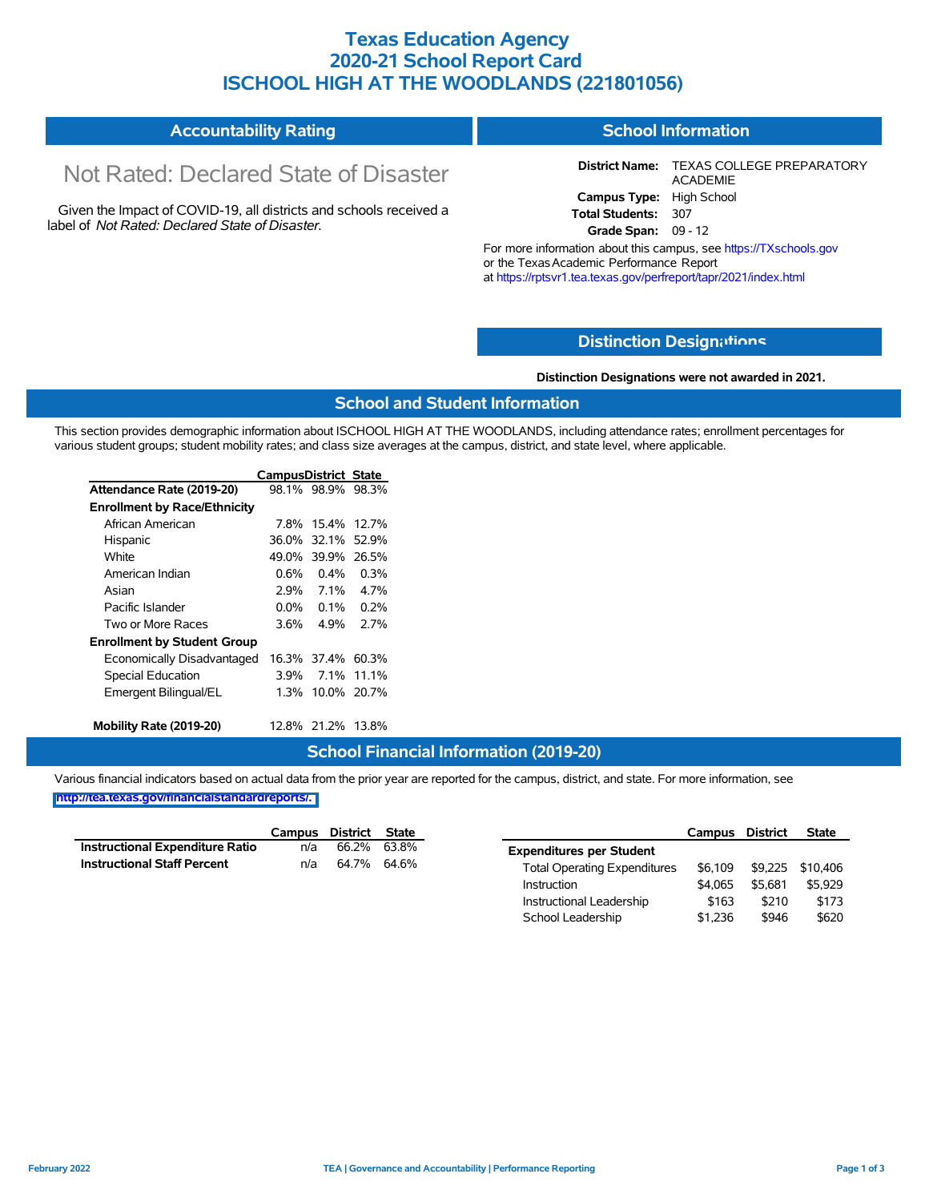# Texas Education Agency
# 2020-21 School Report Card
# ISCHOOL HIGH AT THE WOODLANDS (221801056)

## Accountability Rating

Not Rated: Declared State of Disaster

Given the Impact of COVID-19, all districts and schools received a label of *Not Rated: Declared State of Disaster*.

## School Information

**District Name:** TEXAS COLLEGE PREPARATORY ACADEMIE
**Campus Type:** High School
**Total Students:** 307
**Grade Span:** 09 - 12

For more information about this campus, see https://TXschools.gov or the Texas Academic Performance Report at https://rptsvr1.tea.texas.gov/perfreport/tapr/2021/index.html

## Distinction Designations

**Distinction Designations were not awarded in 2021.**

## School and Student Information

This section provides demographic information about ISCHOOL HIGH AT THE WOODLANDS, including attendance rates; enrollment percentages for various student groups; student mobility rates; and class size averages at the campus, district, and state level, where applicable.

| | Campus | District | State |
|---|---|---|---|
| **Attendance Rate (2019-20)** | 98.1% | 98.9% | 98.3% |
| **Enrollment by Race/Ethnicity** | | | |
| African American | 7.8% | 15.4% | 12.7% |
| Hispanic | 36.0% | 32.1% | 52.9% |
| White | 49.0% | 39.9% | 26.5% |
| American Indian | 0.6% | 0.4% | 0.3% |
| Asian | 2.9% | 7.1% | 4.7% |
| Pacific Islander | 0.0% | 0.1% | 0.2% |
| Two or More Races | 3.6% | 4.9% | 2.7% |
| **Enrollment by Student Group** | | | |
| Economically Disadvantaged | 16.3% | 37.4% | 60.3% |
| Special Education | 3.9% | 7.1% | 11.1% |
| Emergent Bilingual/EL | 1.3% | 10.0% | 20.7% |
| **Mobility Rate (2019-20)** | 12.8% | 21.2% | 13.8% |

## School Financial Information (2019-20)

Various financial indicators based on actual data from the prior year are reported for the campus, district, and state. For more information, see http://tea.texas.gov/financialstandardreports/.

| | Campus | District | State |
|---|---|---|---|
| **Instructional Expenditure Ratio** | n/a | 66.2% | 63.8% |
| **Instructional Staff Percent** | n/a | 64.7% | 64.6% |

| | Campus | District | State |
|---|---|---|---|
| **Expenditures per Student** | | | |
| Total Operating Expenditures | $6,109 | $9,225 | $10,406 |
| Instruction | $4,065 | $5,681 | $5,929 |
| Instructional Leadership | $163 | $210 | $173 |
| School Leadership | $1,236 | $946 | $620 |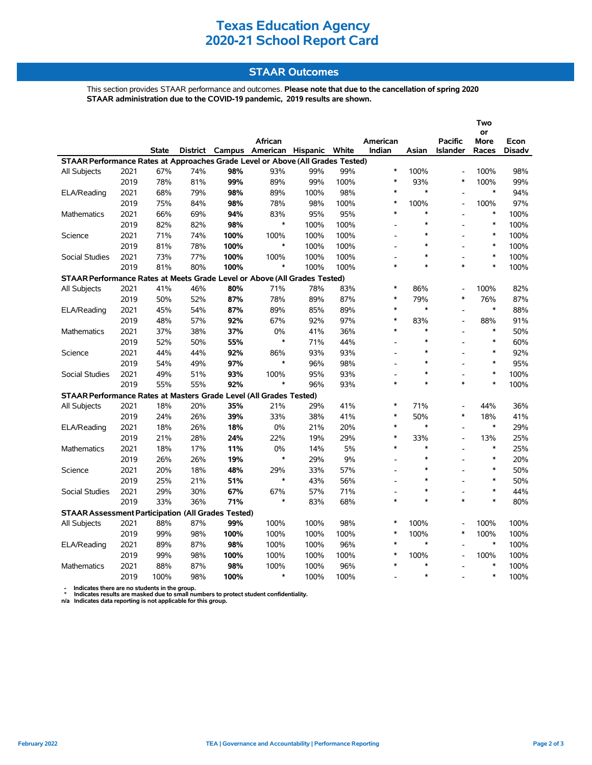# Texas Education Agency
# 2020-21 School Report Card

## STAAR Outcomes

This section provides STAAR performance and outcomes. **Please note that due to the cancellation of spring 2020 STAAR administration due to the COVID-19 pandemic, 2019 results are shown.**

| | | State | District | Campus | African American | Hispanic | White | American Indian | Asian | Pacific Islander | Two or More Races | Econ Disadv |
|---|---|---|---|---|---|---|---|---|---|---|---|---|
| **STAAR Performance Rates at Approaches Grade Level or Above (All Grades Tested)** | | | | | | | | | | | | |
| All Subjects | 2021 | 67% | 74% | **98%** | 93% | 99% | 99% | * | 100% | - | 100% | 98% |
| | 2019 | 78% | 81% | **99%** | 89% | 99% | 100% | * | 93% | * | 100% | 99% |
| ELA/Reading | 2021 | 68% | 79% | **98%** | 89% | 100% | 98% | * | * | - | * | 94% |
| | 2019 | 75% | 84% | **98%** | 78% | 98% | 100% | * | 100% | - | 100% | 97% |
| Mathematics | 2021 | 66% | 69% | **94%** | 83% | 95% | 95% | * | * | - | * | 100% |
| | 2019 | 82% | 82% | **98%** | * | 100% | 100% | - | * | - | * | 100% |
| Science | 2021 | 71% | 74% | **100%** | 100% | 100% | 100% | - | * | - | * | 100% |
| | 2019 | 81% | 78% | **100%** | * | 100% | 100% | - | * | - | * | 100% |
| Social Studies | 2021 | 73% | 77% | **100%** | 100% | 100% | 100% | - | * | - | * | 100% |
| | 2019 | 81% | 80% | **100%** | * | 100% | 100% | * | * | * | * | 100% |
| **STAAR Performance Rates at Meets Grade Level or Above (All Grades Tested)** | | | | | | | | | | | | |
| All Subjects | 2021 | 41% | 46% | **80%** | 71% | 78% | 83% | * | 86% | - | 100% | 82% |
| | 2019 | 50% | 52% | **87%** | 78% | 89% | 87% | * | 79% | * | 76% | 87% |
| ELA/Reading | 2021 | 45% | 54% | **87%** | 89% | 85% | 89% | * | * | - | * | 88% |
| | 2019 | 48% | 57% | **92%** | 67% | 92% | 97% | * | 83% | - | 88% | 91% |
| Mathematics | 2021 | 37% | 38% | **37%** | 0% | 41% | 36% | * | * | - | * | 50% |
| | 2019 | 52% | 50% | **55%** | * | 71% | 44% | - | * | - | * | 60% |
| Science | 2021 | 44% | 44% | **92%** | 86% | 93% | 93% | - | * | - | * | 92% |
| | 2019 | 54% | 49% | **97%** | * | 96% | 98% | - | * | - | * | 95% |
| Social Studies | 2021 | 49% | 51% | **93%** | 100% | 95% | 93% | - | * | - | * | 100% |
| | 2019 | 55% | 55% | **92%** | * | 96% | 93% | * | * | * | * | 100% |
| **STAAR Performance Rates at Masters Grade Level (All Grades Tested)** | | | | | | | | | | | | |
| All Subjects | 2021 | 18% | 20% | **35%** | 21% | 29% | 41% | * | 71% | - | 44% | 36% |
| | 2019 | 24% | 26% | **39%** | 33% | 38% | 41% | * | 50% | * | 18% | 41% |
| ELA/Reading | 2021 | 18% | 26% | **18%** | 0% | 21% | 20% | * | * | - | * | 29% |
| | 2019 | 21% | 28% | **24%** | 22% | 19% | 29% | * | 33% | - | 13% | 25% |
| Mathematics | 2021 | 18% | 17% | **11%** | 0% | 14% | 5% | * | * | - | * | 25% |
| | 2019 | 26% | 26% | **19%** | * | 29% | 9% | - | * | - | * | 20% |
| Science | 2021 | 20% | 18% | **48%** | 29% | 33% | 57% | - | * | - | * | 50% |
| | 2019 | 25% | 21% | **51%** | * | 43% | 56% | - | * | - | * | 50% |
| Social Studies | 2021 | 29% | 30% | **67%** | 67% | 57% | 71% | - | * | - | * | 44% |
| | 2019 | 33% | 36% | **71%** | * | 83% | 68% | * | * | * | * | 80% |
| **STAAR Assessment Participation (All Grades Tested)** | | | | | | | | | | | | |
| All Subjects | 2021 | 88% | 87% | **99%** | 100% | 100% | 98% | * | 100% | - | 100% | 100% |
| | 2019 | 99% | 98% | **100%** | 100% | 100% | 100% | * | 100% | * | 100% | 100% |
| ELA/Reading | 2021 | 89% | 87% | **98%** | 100% | 100% | 96% | * | * | - | * | 100% |
| | 2019 | 99% | 98% | **100%** | 100% | 100% | 100% | * | 100% | - | 100% | 100% |
| Mathematics | 2021 | 88% | 87% | **98%** | 100% | 100% | 96% | * | * | - | * | 100% |
| | 2019 | 100% | 98% | **100%** | * | 100% | 100% | - | * | - | * | 100% |

- Indicates there are no students in the group.
* Indicates results are masked due to small numbers to protect student confidentiality.
n/a Indicates data reporting is not applicable for this group.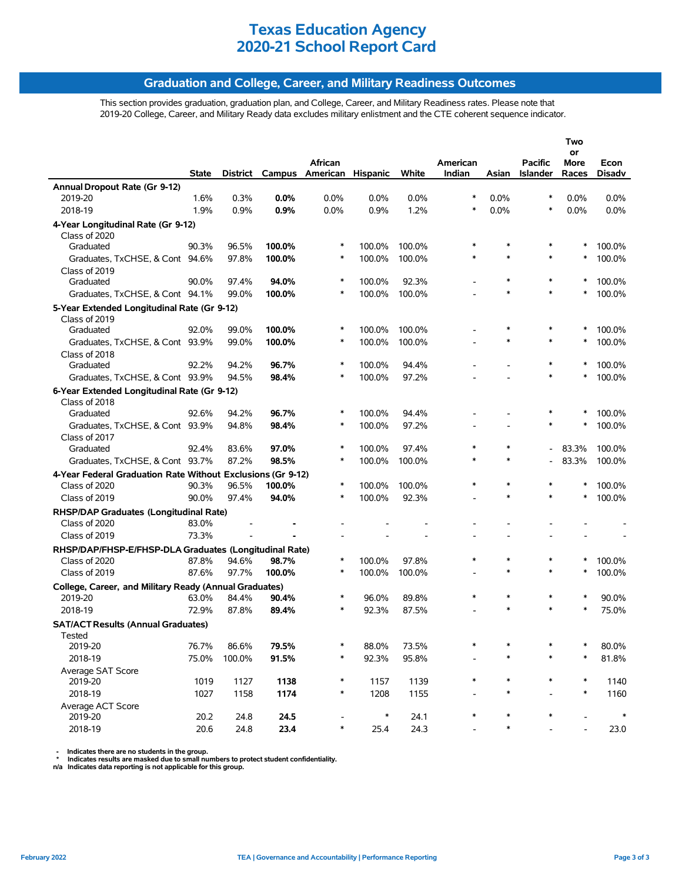# Texas Education Agency
# 2020-21 School Report Card

## Graduation and College, Career, and Military Readiness Outcomes

This section provides graduation, graduation plan, and College, Career, and Military Readiness rates. Please note that 2019-20 College, Career, and Military Ready data excludes military enlistment and the CTE coherent sequence indicator.

| | State | District | Campus | African American | Hispanic | White | American Indian | Asian | Pacific Islander | Two or More Races | Econ Disadv |
|---|---|---|---|---|---|---|---|---|---|---|---|
| **Annual Dropout Rate (Gr 9-12)** | | | | | | | | | | | |
| 2019-20 | 1.6% | 0.3% | **0.0%** | 0.0% | 0.0% | 0.0% | * | 0.0% | * | 0.0% | 0.0% |
| 2018-19 | 1.9% | 0.9% | **0.9%** | 0.0% | 0.9% | 1.2% | * | 0.0% | * | 0.0% | 0.0% |
| **4-Year Longitudinal Rate (Gr 9-12)** | | | | | | | | | | | |
| Class of 2020 | | | | | | | | | | | |
| Graduated | 90.3% | 96.5% | **100.0%** | * | 100.0% | 100.0% | * | * | * | * | 100.0% |
| Graduates, TxCHSE, & Cont | 94.6% | 97.8% | **100.0%** | * | 100.0% | 100.0% | * | * | * | * | 100.0% |
| Class of 2019 | | | | | | | | | | | |
| Graduated | 90.0% | 97.4% | **94.0%** | * | 100.0% | 92.3% | - | * | * | * | 100.0% |
| Graduates, TxCHSE, & Cont | 94.1% | 99.0% | **100.0%** | * | 100.0% | 100.0% | - | * | * | * | 100.0% |
| **5-Year Extended Longitudinal Rate (Gr 9-12)** | | | | | | | | | | | |
| Class of 2019 | | | | | | | | | | | |
| Graduated | 92.0% | 99.0% | **100.0%** | * | 100.0% | 100.0% | - | * | * | * | 100.0% |
| Graduates, TxCHSE, & Cont | 93.9% | 99.0% | **100.0%** | * | 100.0% | 100.0% | - | * | * | * | 100.0% |
| Class of 2018 | | | | | | | | | | | |
| Graduated | 92.2% | 94.2% | **96.7%** | * | 100.0% | 94.4% | - | - | * | * | 100.0% |
| Graduates, TxCHSE, & Cont | 93.9% | 94.5% | **98.4%** | * | 100.0% | 97.2% | - | - | * | * | 100.0% |
| **6-Year Extended Longitudinal Rate (Gr 9-12)** | | | | | | | | | | | |
| Class of 2018 | | | | | | | | | | | |
| Graduated | 92.6% | 94.2% | **96.7%** | * | 100.0% | 94.4% | - | - | * | * | 100.0% |
| Graduates, TxCHSE, & Cont | 93.9% | 94.8% | **98.4%** | * | 100.0% | 97.2% | - | - | * | * | 100.0% |
| Class of 2017 | | | | | | | | | | | |
| Graduated | 92.4% | 83.6% | **97.0%** | * | 100.0% | 97.4% | * | * | - | 83.3% | 100.0% |
| Graduates, TxCHSE, & Cont | 93.7% | 87.2% | **98.5%** | * | 100.0% | 100.0% | * | * | - | 83.3% | 100.0% |
| **4-Year Federal Graduation Rate Without Exclusions (Gr 9-12)** | | | | | | | | | | | |
| Class of 2020 | 90.3% | 96.5% | **100.0%** | * | 100.0% | 100.0% | * | * | * | * | 100.0% |
| Class of 2019 | 90.0% | 97.4% | **94.0%** | * | 100.0% | 92.3% | - | * | * | * | 100.0% |
| **RHSP/DAP Graduates (Longitudinal Rate)** | | | | | | | | | | | |
| Class of 2020 | 83.0% | - | **-** | - | - | - | - | - | - | - | - |
| Class of 2019 | 73.3% | - | **-** | - | - | - | - | - | - | - | - |
| **RHSP/DAP/FHSP-E/FHSP-DLA Graduates (Longitudinal Rate)** | | | | | | | | | | | |
| Class of 2020 | 87.8% | 94.6% | **98.7%** | * | 100.0% | 97.8% | * | * | * | * | 100.0% |
| Class of 2019 | 87.6% | 97.7% | **100.0%** | * | 100.0% | 100.0% | - | * | * | * | 100.0% |
| **College, Career, and Military Ready (Annual Graduates)** | | | | | | | | | | | |
| 2019-20 | 63.0% | 84.4% | **90.4%** | * | 96.0% | 89.8% | * | * | * | * | 90.0% |
| 2018-19 | 72.9% | 87.8% | **89.4%** | * | 92.3% | 87.5% | - | * | * | * | 75.0% |
| **SAT/ACT Results (Annual Graduates)** | | | | | | | | | | | |
| Tested | | | | | | | | | | | |
| 2019-20 | 76.7% | 86.6% | **79.5%** | * | 88.0% | 73.5% | * | * | * | * | 80.0% |
| 2018-19 | 75.0% | 100.0% | **91.5%** | * | 92.3% | 95.8% | - | * | * | * | 81.8% |
| Average SAT Score | | | | | | | | | | | |
| 2019-20 | 1019 | 1127 | **1138** | * | 1157 | 1139 | * | * | * | * | 1140 |
| 2018-19 | 1027 | 1158 | **1174** | * | 1208 | 1155 | - | * | - | * | 1160 |
| Average ACT Score | | | | | | | | | | | |
| 2019-20 | 20.2 | 24.8 | **24.5** | - | * | 24.1 | * | * | * | - | * |
| 2018-19 | 20.6 | 24.8 | **23.4** | * | 25.4 | 24.3 | - | * | - | - | 23.0 |

**- Indicates there are no students in the group.**
**\* Indicates results are masked due to small numbers to protect student confidentiality.**
**n/a Indicates data reporting is not applicable for this group.**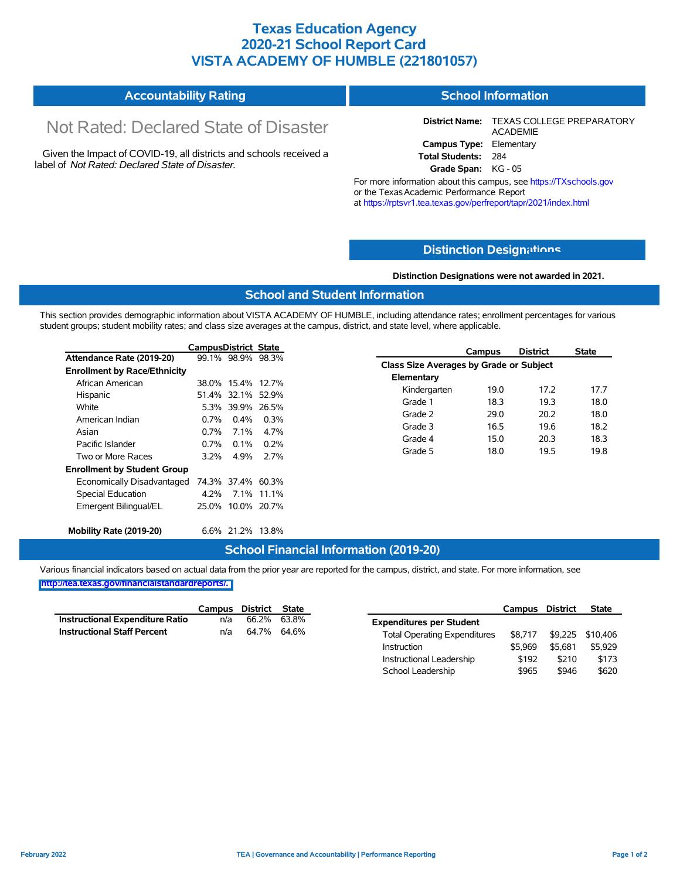# Texas Education Agency
# 2020-21 School Report Card
# VISTA ACADEMY OF HUMBLE (221801057)

## Accountability Rating

Not Rated: Declared State of Disaster

Given the Impact of COVID-19, all districts and schools received a label of *Not Rated: Declared State of Disaster*.

## School Information

**District Name:** TEXAS COLLEGE PREPARATORY ACADEMIE
**Campus Type:** Elementary
**Total Students:** 284
**Grade Span:** KG - 05

For more information about this campus, see https://TXschools.gov or the Texas Academic Performance Report at https://rptsvr1.tea.texas.gov/perfreport/tapr/2021/index.html

## Distinction Designations

**Distinction Designations were not awarded in 2021.**

## School and Student Information

This section provides demographic information about VISTA ACADEMY OF HUMBLE, including attendance rates; enrollment percentages for various student groups; student mobility rates; and class size averages at the campus, district, and state level, where applicable.

| | Campus | District | State |
|---|---|---|---|
| **Attendance Rate (2019-20)** | 99.1% | 98.9% | 98.3% |
| **Enrollment by Race/Ethnicity** | | | |
| African American | 38.0% | 15.4% | 12.7% |
| Hispanic | 51.4% | 32.1% | 52.9% |
| White | 5.3% | 39.9% | 26.5% |
| American Indian | 0.7% | 0.4% | 0.3% |
| Asian | 0.7% | 7.1% | 4.7% |
| Pacific Islander | 0.7% | 0.1% | 0.2% |
| Two or More Races | 3.2% | 4.9% | 2.7% |
| **Enrollment by Student Group** | | | |
| Economically Disadvantaged | 74.3% | 37.4% | 60.3% |
| Special Education | 4.2% | 7.1% | 11.1% |
| Emergent Bilingual/EL | 25.0% | 10.0% | 20.7% |
| **Mobility Rate (2019-20)** | 6.6% | 21.2% | 13.8% |

| | Campus | District | State |
|---|---|---|---|
| **Class Size Averages by Grade or Subject** | | | |
| **Elementary** | | | |
| Kindergarten | 19.0 | 17.2 | 17.7 |
| Grade 1 | 18.3 | 19.3 | 18.0 |
| Grade 2 | 29.0 | 20.2 | 18.0 |
| Grade 3 | 16.5 | 19.6 | 18.2 |
| Grade 4 | 15.0 | 20.3 | 18.3 |
| Grade 5 | 18.0 | 19.5 | 19.8 |

## School Financial Information (2019-20)

Various financial indicators based on actual data from the prior year are reported for the campus, district, and state. For more information, see http://tea.texas.gov/financialstandardreports/.

| | Campus | District | State |
|---|---|---|---|
| **Instructional Expenditure Ratio** | n/a | 66.2% | 63.8% |
| **Instructional Staff Percent** | n/a | 64.7% | 64.6% |

| | Campus | District | State |
|---|---|---|---|
| **Expenditures per Student** | | | |
| Total Operating Expenditures | $8,717 | $9,225 | $10,406 |
| Instruction | $5,969 | $5,681 | $5,929 |
| Instructional Leadership | $192 | $210 | $173 |
| School Leadership | $965 | $946 | $620 |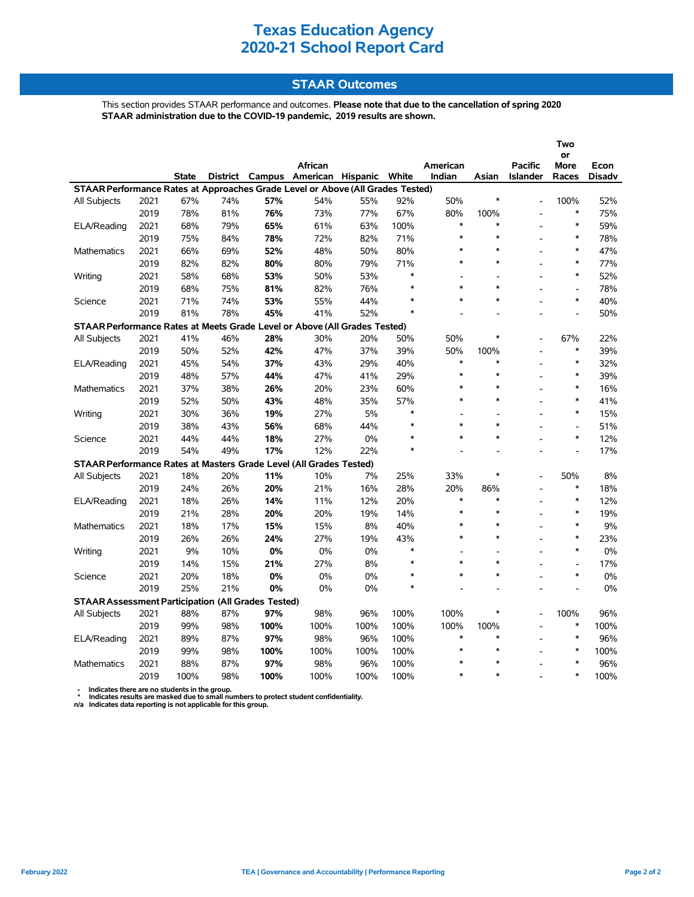# Texas Education Agency
# 2020-21 School Report Card

## STAAR Outcomes

This section provides STAAR performance and outcomes. **Please note that due to the cancellation of spring 2020 STAAR administration due to the COVID-19 pandemic, 2019 results are shown.**

| | | State | District | Campus | African American | Hispanic | White | American Indian | Asian | Pacific Islander | Two or More Races | Econ Disadv |
|---|---|---|---|---|---|---|---|---|---|---|---|---|
| **STAAR Performance Rates at Approaches Grade Level or Above (All Grades Tested)** | | | | | | | | | | | | |
| All Subjects | 2021 | 67% | 74% | **57%** | 54% | 55% | 92% | 50% | * | - | 100% | 52% |
| | 2019 | 78% | 81% | **76%** | 73% | 77% | 67% | 80% | 100% | - | * | 75% |
| ELA/Reading | 2021 | 68% | 79% | **65%** | 61% | 63% | 100% | * | * | - | * | 59% |
| | 2019 | 75% | 84% | **78%** | 72% | 82% | 71% | * | * | - | * | 78% |
| Mathematics | 2021 | 66% | 69% | **52%** | 48% | 50% | 80% | * | * | - | * | 47% |
| | 2019 | 82% | 82% | **80%** | 80% | 79% | 71% | * | * | - | * | 77% |
| Writing | 2021 | 58% | 68% | **53%** | 50% | 53% | * | - | - | - | * | 52% |
| | 2019 | 68% | 75% | **81%** | 82% | 76% | * | * | * | - | - | 78% |
| Science | 2021 | 71% | 74% | **53%** | 55% | 44% | * | * | * | - | * | 40% |
| | 2019 | 81% | 78% | **45%** | 41% | 52% | * | - | - | - | - | 50% |
| **STAAR Performance Rates at Meets Grade Level or Above (All Grades Tested)** | | | | | | | | | | | | |
| All Subjects | 2021 | 41% | 46% | **28%** | 30% | 20% | 50% | 50% | * | - | 67% | 22% |
| | 2019 | 50% | 52% | **42%** | 47% | 37% | 39% | 50% | 100% | - | * | 39% |
| ELA/Reading | 2021 | 45% | 54% | **37%** | 43% | 29% | 40% | * | * | - | * | 32% |
| | 2019 | 48% | 57% | **44%** | 47% | 41% | 29% | * | * | - | * | 39% |
| Mathematics | 2021 | 37% | 38% | **26%** | 20% | 23% | 60% | * | * | - | * | 16% |
| | 2019 | 52% | 50% | **43%** | 48% | 35% | 57% | * | * | - | * | 41% |
| Writing | 2021 | 30% | 36% | **19%** | 27% | 5% | * | - | - | - | * | 15% |
| | 2019 | 38% | 43% | **56%** | 68% | 44% | * | * | * | - | - | 51% |
| Science | 2021 | 44% | 44% | **18%** | 27% | 0% | * | * | * | - | * | 12% |
| | 2019 | 54% | 49% | **17%** | 12% | 22% | * | - | - | - | - | 17% |
| **STAAR Performance Rates at Masters Grade Level (All Grades Tested)** | | | | | | | | | | | | |
| All Subjects | 2021 | 18% | 20% | **11%** | 10% | 7% | 25% | 33% | * | - | 50% | 8% |
| | 2019 | 24% | 26% | **20%** | 21% | 16% | 28% | 20% | 86% | - | * | 18% |
| ELA/Reading | 2021 | 18% | 26% | **14%** | 11% | 12% | 20% | * | * | - | * | 12% |
| | 2019 | 21% | 28% | **20%** | 20% | 19% | 14% | * | * | - | * | 19% |
| Mathematics | 2021 | 18% | 17% | **15%** | 15% | 8% | 40% | * | * | - | * | 9% |
| | 2019 | 26% | 26% | **24%** | 27% | 19% | 43% | * | * | - | * | 23% |
| Writing | 2021 | 9% | 10% | **0%** | 0% | 0% | * | - | - | - | * | 0% |
| | 2019 | 14% | 15% | **21%** | 27% | 8% | * | * | * | - | - | 17% |
| Science | 2021 | 20% | 18% | **0%** | 0% | 0% | * | * | * | - | * | 0% |
| | 2019 | 25% | 21% | **0%** | 0% | 0% | * | - | - | - | - | 0% |
| **STAAR Assessment Participation (All Grades Tested)** | | | | | | | | | | | | |
| All Subjects | 2021 | 88% | 87% | **97%** | 98% | 96% | 100% | 100% | * | - | 100% | 96% |
| | 2019 | 99% | 98% | **100%** | 100% | 100% | 100% | 100% | 100% | - | * | 100% |
| ELA/Reading | 2021 | 89% | 87% | **97%** | 98% | 96% | 100% | * | * | - | * | 96% |
| | 2019 | 99% | 98% | **100%** | 100% | 100% | 100% | * | * | - | * | 100% |
| Mathematics | 2021 | 88% | 87% | **97%** | 98% | 96% | 100% | * | * | - | * | 96% |
| | 2019 | 100% | 98% | **100%** | 100% | 100% | 100% | * | * | - | * | 100% |

- '-' Indicates there are no students in the group.
- '*' Indicates results are masked due to small numbers to protect student confidentiality.
- n/a Indicates data reporting is not applicable for this group.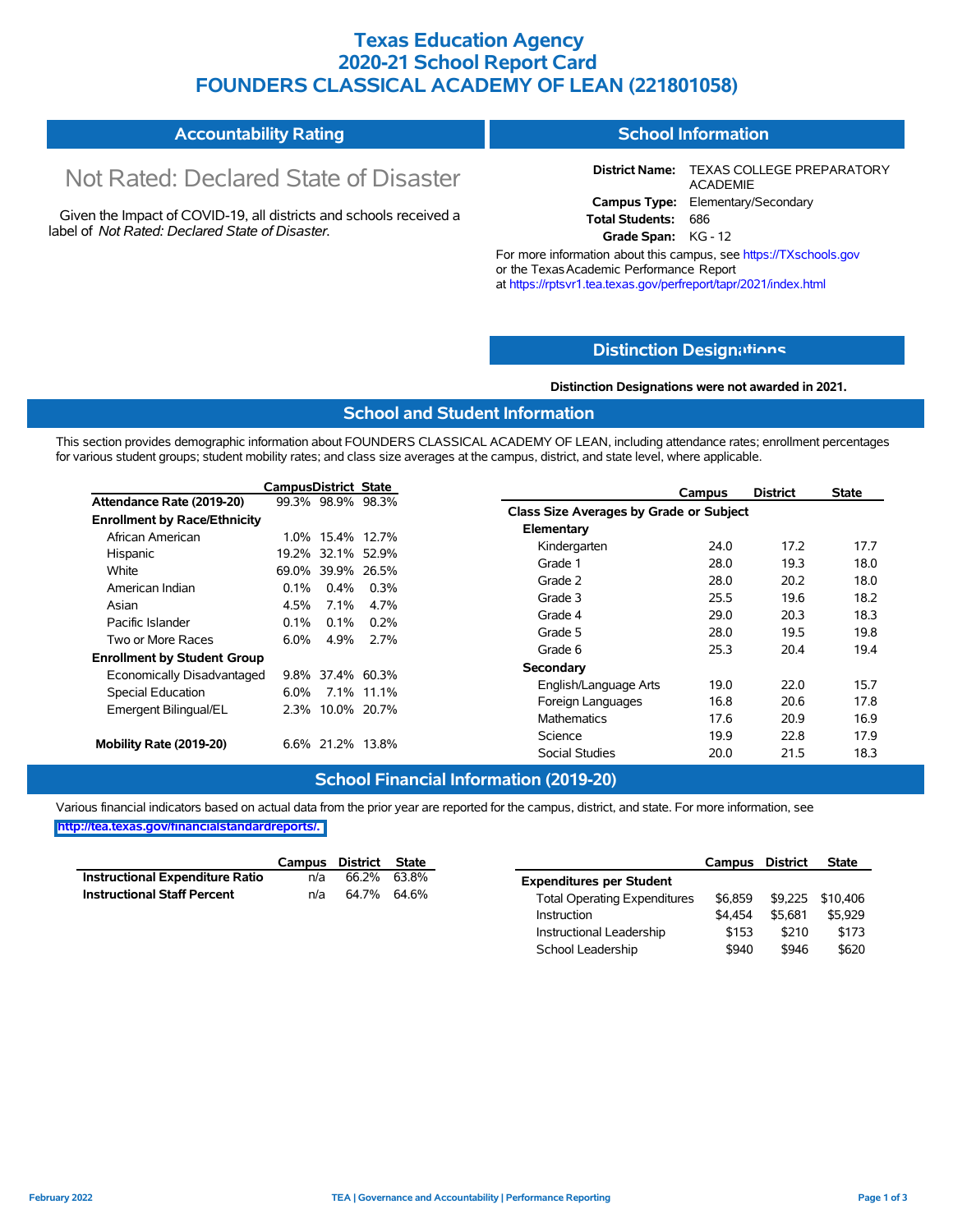# Texas Education Agency
# 2020-21 School Report Card
# FOUNDERS CLASSICAL ACADEMY OF LEAN (221801058)

## Accountability Rating

Not Rated: Declared State of Disaster

Given the Impact of COVID-19, all districts and schools received a label of *Not Rated: Declared State of Disaster*.

## School Information

**District Name:** TEXAS COLLEGE PREPARATORY ACADEMIE
**Campus Type:** Elementary/Secondary
**Total Students:** 686
**Grade Span:** KG - 12

For more information about this campus, see https://TXschools.gov or the Texas Academic Performance Report at https://rptsvr1.tea.texas.gov/perfreport/tapr/2021/index.html

## Distinction Designations

**Distinction Designations were not awarded in 2021.**

## School and Student Information

This section provides demographic information about FOUNDERS CLASSICAL ACADEMY OF LEAN, including attendance rates; enrollment percentages for various student groups; student mobility rates; and class size averages at the campus, district, and state level, where applicable.

| | Campus | District | State |
|---|---|---|---|
| **Attendance Rate (2019-20)** | 99.3% | 98.9% | 98.3% |
| **Enrollment by Race/Ethnicity** | | | |
| African American | 1.0% | 15.4% | 12.7% |
| Hispanic | 19.2% | 32.1% | 52.9% |
| White | 69.0% | 39.9% | 26.5% |
| American Indian | 0.1% | 0.4% | 0.3% |
| Asian | 4.5% | 7.1% | 4.7% |
| Pacific Islander | 0.1% | 0.1% | 0.2% |
| Two or More Races | 6.0% | 4.9% | 2.7% |
| **Enrollment by Student Group** | | | |
| Economically Disadvantaged | 9.8% | 37.4% | 60.3% |
| Special Education | 6.0% | 7.1% | 11.1% |
| Emergent Bilingual/EL | 2.3% | 10.0% | 20.7% |
| **Mobility Rate (2019-20)** | 6.6% | 21.2% | 13.8% |

| | Campus | District | State |
|---|---|---|---|
| **Class Size Averages by Grade or Subject** | | | |
| **Elementary** | | | |
| Kindergarten | 24.0 | 17.2 | 17.7 |
| Grade 1 | 28.0 | 19.3 | 18.0 |
| Grade 2 | 28.0 | 20.2 | 18.0 |
| Grade 3 | 25.5 | 19.6 | 18.2 |
| Grade 4 | 29.0 | 20.3 | 18.3 |
| Grade 5 | 28.0 | 19.5 | 19.8 |
| Grade 6 | 25.3 | 20.4 | 19.4 |
| **Secondary** | | | |
| English/Language Arts | 19.0 | 22.0 | 15.7 |
| Foreign Languages | 16.8 | 20.6 | 17.8 |
| Mathematics | 17.6 | 20.9 | 16.9 |
| Science | 19.9 | 22.8 | 17.9 |
| Social Studies | 20.0 | 21.5 | 18.3 |

## School Financial Information (2019-20)

Various financial indicators based on actual data from the prior year are reported for the campus, district, and state. For more information, see http://tea.texas.gov/financialstandardreports/.

| | Campus | District | State |
|---|---|---|---|
| **Instructional Expenditure Ratio** | n/a | 66.2% | 63.8% |
| **Instructional Staff Percent** | n/a | 64.7% | 64.6% |

| | Campus | District | State |
|---|---|---|---|
| **Expenditures per Student** | | | |
| Total Operating Expenditures | $6,859 | $9,225 | $10,406 |
| Instruction | $4,454 | $5,681 | $5,929 |
| Instructional Leadership | $153 | $210 | $173 |
| School Leadership | $940 | $946 | $620 |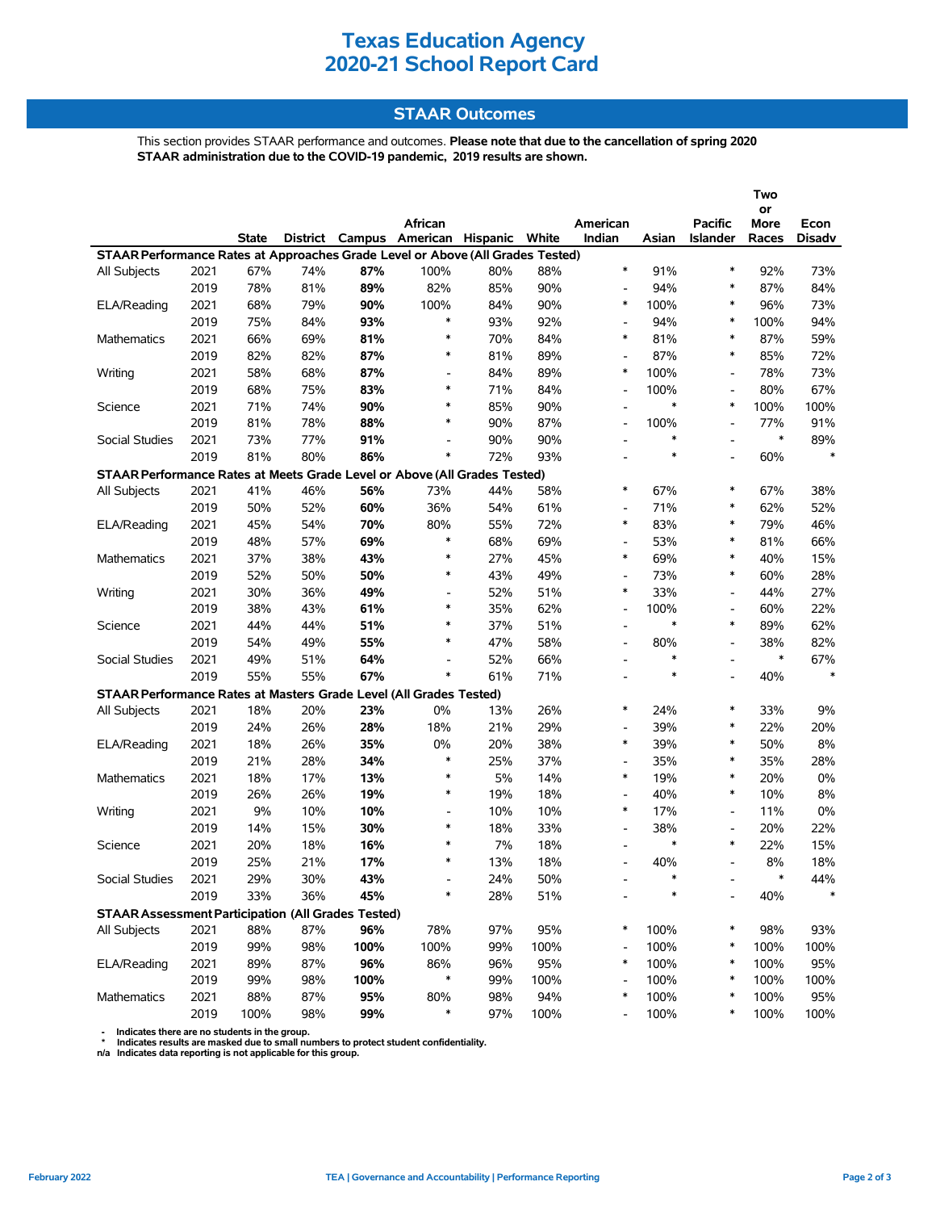# Texas Education Agency
# 2020-21 School Report Card

## STAAR Outcomes

This section provides STAAR performance and outcomes. **Please note that due to the cancellation of spring 2020 STAAR administration due to the COVID-19 pandemic, 2019 results are shown.**

| | | State | District | Campus | African American | Hispanic | White | American Indian | Asian | Pacific Islander | Two or More Races | Econ Disadv |
|---|---|---|---|---|---|---|---|---|---|---|---|---|
| **STAAR Performance Rates at Approaches Grade Level or Above (All Grades Tested)** | | | | | | | | | | | | |
| All Subjects | 2021 | 67% | 74% | **87%** | 100% | 80% | 88% | * | 91% | * | 92% | 73% |
| | 2019 | 78% | 81% | **89%** | 82% | 85% | 90% | - | 94% | * | 87% | 84% |
| ELA/Reading | 2021 | 68% | 79% | **90%** | 100% | 84% | 90% | * | 100% | * | 96% | 73% |
| | 2019 | 75% | 84% | **93%** | * | 93% | 92% | - | 94% | * | 100% | 94% |
| Mathematics | 2021 | 66% | 69% | **81%** | * | 70% | 84% | * | 81% | * | 87% | 59% |
| | 2019 | 82% | 82% | **87%** | * | 81% | 89% | - | 87% | * | 85% | 72% |
| Writing | 2021 | 58% | 68% | **87%** | - | 84% | 89% | * | 100% | - | 78% | 73% |
| | 2019 | 68% | 75% | **83%** | * | 71% | 84% | - | 100% | - | 80% | 67% |
| Science | 2021 | 71% | 74% | **90%** | * | 85% | 90% | - | * | * | 100% | 100% |
| | 2019 | 81% | 78% | **88%** | * | 90% | 87% | - | 100% | - | 77% | 91% |
| Social Studies | 2021 | 73% | 77% | **91%** | - | 90% | 90% | - | * | - | * | 89% |
| | 2019 | 81% | 80% | **86%** | * | 72% | 93% | - | * | - | 60% | * |
| **STAAR Performance Rates at Meets Grade Level or Above (All Grades Tested)** | | | | | | | | | | | | |
| All Subjects | 2021 | 41% | 46% | **56%** | 73% | 44% | 58% | * | 67% | * | 67% | 38% |
| | 2019 | 50% | 52% | **60%** | 36% | 54% | 61% | - | 71% | * | 62% | 52% |
| ELA/Reading | 2021 | 45% | 54% | **70%** | 80% | 55% | 72% | * | 83% | * | 79% | 46% |
| | 2019 | 48% | 57% | **69%** | * | 68% | 69% | - | 53% | * | 81% | 66% |
| Mathematics | 2021 | 37% | 38% | **43%** | * | 27% | 45% | * | 69% | * | 40% | 15% |
| | 2019 | 52% | 50% | **50%** | * | 43% | 49% | - | 73% | * | 60% | 28% |
| Writing | 2021 | 30% | 36% | **49%** | - | 52% | 51% | * | 33% | - | 44% | 27% |
| | 2019 | 38% | 43% | **61%** | * | 35% | 62% | - | 100% | - | 60% | 22% |
| Science | 2021 | 44% | 44% | **51%** | * | 37% | 51% | - | * | * | 89% | 62% |
| | 2019 | 54% | 49% | **55%** | * | 47% | 58% | - | 80% | - | 38% | 82% |
| Social Studies | 2021 | 49% | 51% | **64%** | - | 52% | 66% | - | * | - | * | 67% |
| | 2019 | 55% | 55% | **67%** | * | 61% | 71% | - | * | - | 40% | * |
| **STAAR Performance Rates at Masters Grade Level (All Grades Tested)** | | | | | | | | | | | | |
| All Subjects | 2021 | 18% | 20% | **23%** | 0% | 13% | 26% | * | 24% | * | 33% | 9% |
| | 2019 | 24% | 26% | **28%** | 18% | 21% | 29% | - | 39% | * | 22% | 20% |
| ELA/Reading | 2021 | 18% | 26% | **35%** | 0% | 20% | 38% | * | 39% | * | 50% | 8% |
| | 2019 | 21% | 28% | **34%** | * | 25% | 37% | - | 35% | * | 35% | 28% |
| Mathematics | 2021 | 18% | 17% | **13%** | * | 5% | 14% | * | 19% | * | 20% | 0% |
| | 2019 | 26% | 26% | **19%** | * | 19% | 18% | - | 40% | * | 10% | 8% |
| Writing | 2021 | 9% | 10% | **10%** | - | 10% | 10% | * | 17% | - | 11% | 0% |
| | 2019 | 14% | 15% | **30%** | * | 18% | 33% | - | 38% | - | 20% | 22% |
| Science | 2021 | 20% | 18% | **16%** | * | 7% | 18% | - | * | * | 22% | 15% |
| | 2019 | 25% | 21% | **17%** | * | 13% | 18% | - | 40% | - | 8% | 18% |
| Social Studies | 2021 | 29% | 30% | **43%** | - | 24% | 50% | - | * | - | * | 44% |
| | 2019 | 33% | 36% | **45%** | * | 28% | 51% | - | * | - | 40% | * |
| **STAAR Assessment Participation (All Grades Tested)** | | | | | | | | | | | | |
| All Subjects | 2021 | 88% | 87% | **96%** | 78% | 97% | 95% | * | 100% | * | 98% | 93% |
| | 2019 | 99% | 98% | **100%** | 100% | 99% | 100% | - | 100% | * | 100% | 100% |
| ELA/Reading | 2021 | 89% | 87% | **96%** | 86% | 96% | 95% | * | 100% | * | 100% | 95% |
| | 2019 | 99% | 98% | **100%** | * | 99% | 100% | - | 100% | * | 100% | 100% |
| Mathematics | 2021 | 88% | 87% | **95%** | 80% | 98% | 94% | * | 100% | * | 100% | 95% |
| | 2019 | 100% | 98% | **99%** | * | 97% | 100% | - | 100% | * | 100% | 100% |

- \- Indicates there are no students in the group.
- \* Indicates results are masked due to small numbers to protect student confidentiality.
- n/a Indicates data reporting is not applicable for this group.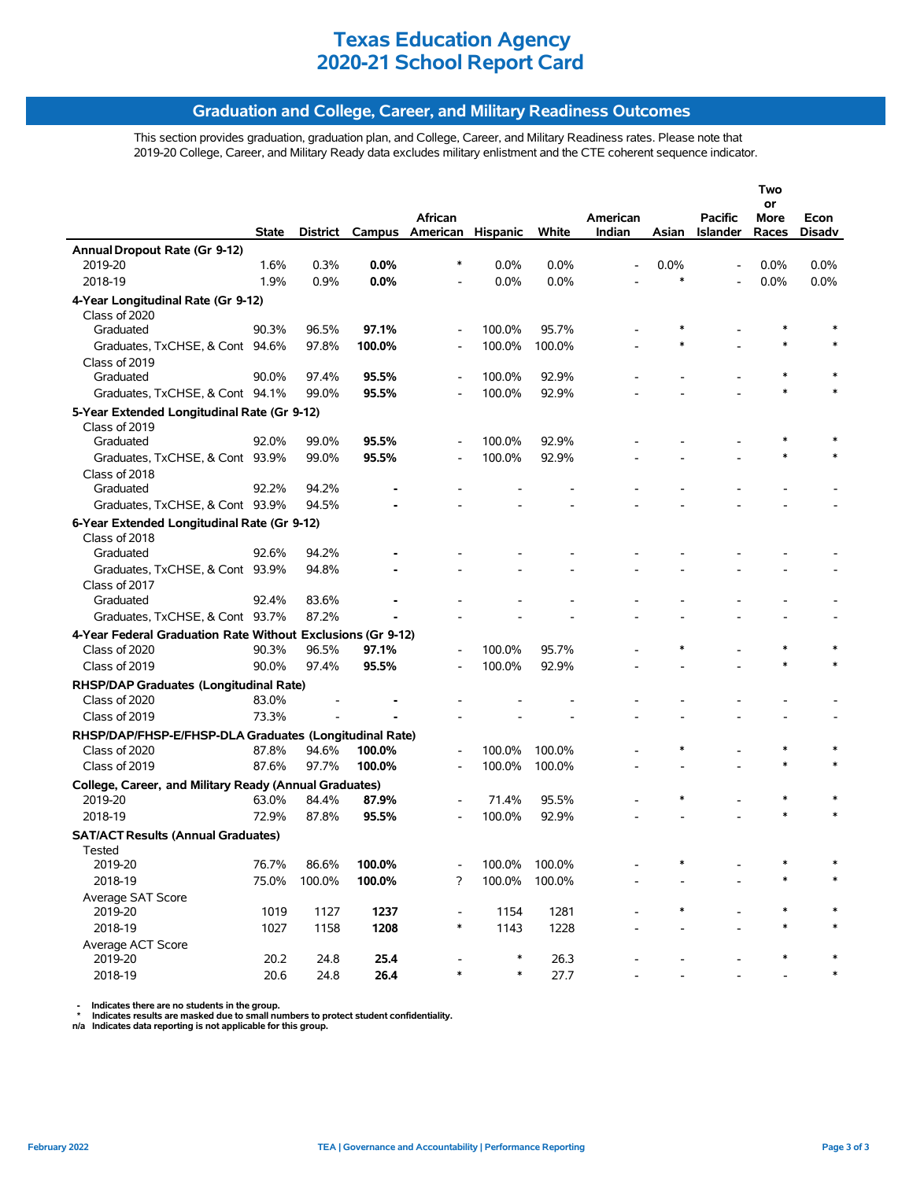# Texas Education Agency
# 2020-21 School Report Card

## Graduation and College, Career, and Military Readiness Outcomes

This section provides graduation, graduation plan, and College, Career, and Military Readiness rates. Please note that 2019-20 College, Career, and Military Ready data excludes military enlistment and the CTE coherent sequence indicator.

| | State | District | Campus | African American | Hispanic | White | American Indian | Asian | Pacific Islander | Two or More Races | Econ Disadv |
|---|---|---|---|---|---|---|---|---|---|---|---|
| **Annual Dropout Rate (Gr 9-12)** | | | | | | | | | | | |
| 2019-20 | 1.6% | 0.3% | **0.0%** | * | 0.0% | 0.0% | - | 0.0% | - | 0.0% | 0.0% |
| 2018-19 | 1.9% | 0.9% | **0.0%** | - | 0.0% | 0.0% | - | * | - | 0.0% | 0.0% |
| **4-Year Longitudinal Rate (Gr 9-12)** | | | | | | | | | | | |
| Class of 2020 | | | | | | | | | | | |
| Graduated | 90.3% | 96.5% | **97.1%** | - | 100.0% | 95.7% | - | * | - | * | * |
| Graduates, TxCHSE, & Cont | 94.6% | 97.8% | **100.0%** | - | 100.0% | 100.0% | - | * | - | * | * |
| Class of 2019 | | | | | | | | | | | |
| Graduated | 90.0% | 97.4% | **95.5%** | - | 100.0% | 92.9% | - | - | - | * | * |
| Graduates, TxCHSE, & Cont | 94.1% | 99.0% | **95.5%** | - | 100.0% | 92.9% | - | - | - | * | * |
| **5-Year Extended Longitudinal Rate (Gr 9-12)** | | | | | | | | | | | |
| Class of 2019 | | | | | | | | | | | |
| Graduated | 92.0% | 99.0% | **95.5%** | - | 100.0% | 92.9% | - | - | - | * | * |
| Graduates, TxCHSE, & Cont | 93.9% | 99.0% | **95.5%** | - | 100.0% | 92.9% | - | - | - | * | * |
| Class of 2018 | | | | | | | | | | | |
| Graduated | 92.2% | 94.2% | **-** | - | - | - | - | - | - | - | - |
| Graduates, TxCHSE, & Cont | 93.9% | 94.5% | **-** | - | - | - | - | - | - | - | - |
| **6-Year Extended Longitudinal Rate (Gr 9-12)** | | | | | | | | | | | |
| Class of 2018 | | | | | | | | | | | |
| Graduated | 92.6% | 94.2% | **-** | - | - | - | - | - | - | - | - |
| Graduates, TxCHSE, & Cont | 93.9% | 94.8% | **-** | - | - | - | - | - | - | - | - |
| Class of 2017 | | | | | | | | | | | |
| Graduated | 92.4% | 83.6% | **-** | - | - | - | - | - | - | - | - |
| Graduates, TxCHSE, & Cont | 93.7% | 87.2% | **-** | - | - | - | - | - | - | - | - |
| **4-Year Federal Graduation Rate Without Exclusions (Gr 9-12)** | | | | | | | | | | | |
| Class of 2020 | 90.3% | 96.5% | **97.1%** | - | 100.0% | 95.7% | - | * | - | * | * |
| Class of 2019 | 90.0% | 97.4% | **95.5%** | - | 100.0% | 92.9% | - | - | - | * | * |
| **RHSP/DAP Graduates (Longitudinal Rate)** | | | | | | | | | | | |
| Class of 2020 | 83.0% | - | **-** | - | - | - | - | - | - | - | - |
| Class of 2019 | 73.3% | - | **-** | - | - | - | - | - | - | - | - |
| **RHSP/DAP/FHSP-E/FHSP-DLA Graduates (Longitudinal Rate)** | | | | | | | | | | | |
| Class of 2020 | 87.8% | 94.6% | **100.0%** | - | 100.0% | 100.0% | - | * | - | * | * |
| Class of 2019 | 87.6% | 97.7% | **100.0%** | - | 100.0% | 100.0% | - | - | - | * | * |
| **College, Career, and Military Ready (Annual Graduates)** | | | | | | | | | | | |
| 2019-20 | 63.0% | 84.4% | **87.9%** | - | 71.4% | 95.5% | - | * | - | * | * |
| 2018-19 | 72.9% | 87.8% | **95.5%** | - | 100.0% | 92.9% | - | - | - | * | * |
| **SAT/ACT Results (Annual Graduates)** | | | | | | | | | | | |
| Tested | | | | | | | | | | | |
| 2019-20 | 76.7% | 86.6% | **100.0%** | - | 100.0% | 100.0% | - | * | - | * | * |
| 2018-19 | 75.0% | 100.0% | **100.0%** | ? | 100.0% | 100.0% | - | - | - | * | * |
| Average SAT Score | | | | | | | | | | | |
| 2019-20 | 1019 | 1127 | **1237** | - | 1154 | 1281 | - | * | - | * | * |
| 2018-19 | 1027 | 1158 | **1208** | * | 1143 | 1228 | - | - | - | * | * |
| Average ACT Score | | | | | | | | | | | |
| 2019-20 | 20.2 | 24.8 | **25.4** | - | * | 26.3 | - | - | - | * | * |
| 2018-19 | 20.6 | 24.8 | **26.4** | * | * | 27.7 | - | - | - | - | * |

**-** Indicates there are no students in the group.
**\*** Indicates results are masked due to small numbers to protect student confidentiality.
**n/a** Indicates data reporting is not applicable for this group.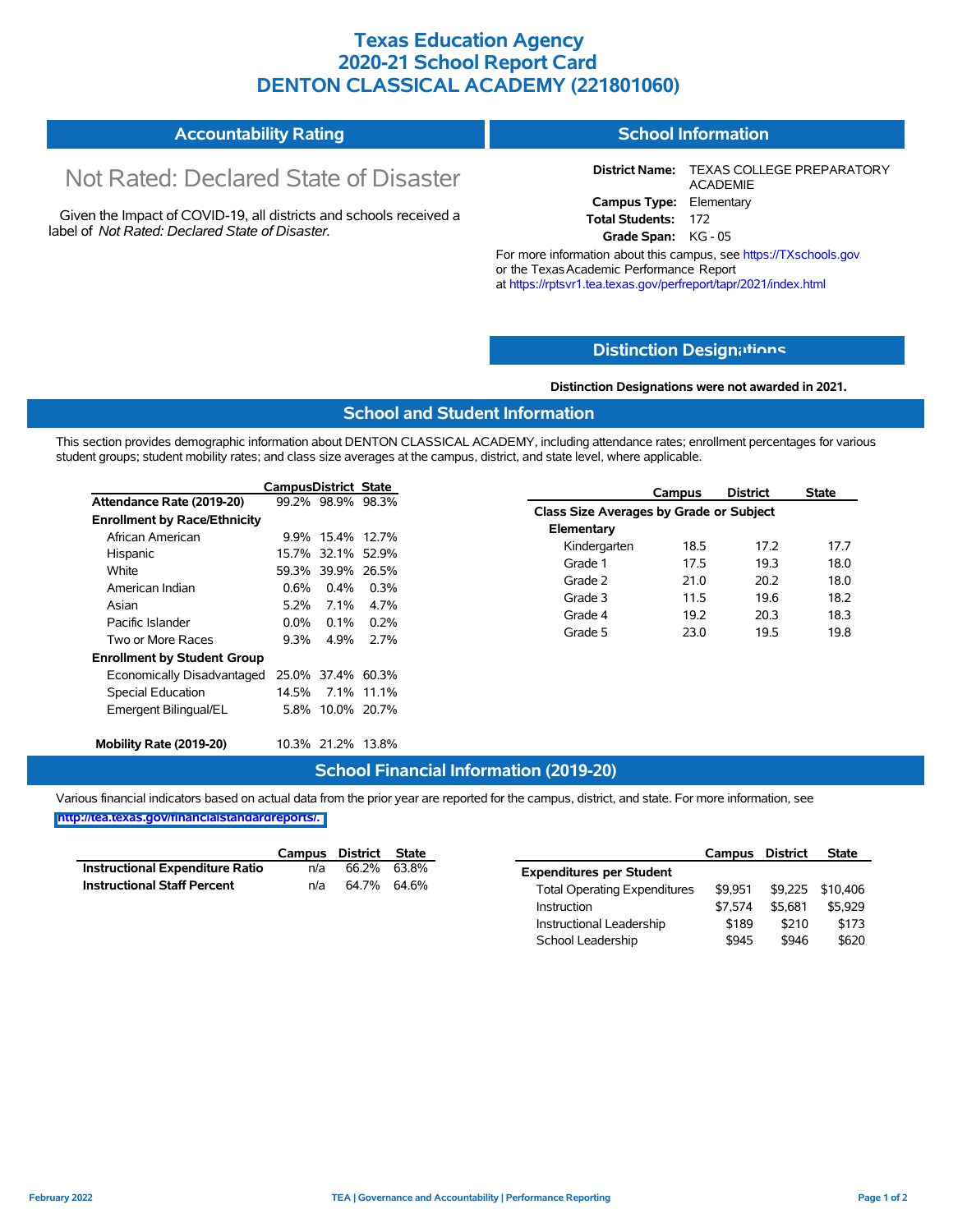# Texas Education Agency
# 2020-21 School Report Card
# DENTON CLASSICAL ACADEMY (221801060)

## Accountability Rating

Not Rated: Declared State of Disaster

Given the Impact of COVID-19, all districts and schools received a label of *Not Rated: Declared State of Disaster*.

## School Information

**District Name:** TEXAS COLLEGE PREPARATORY ACADEMIE
**Campus Type:** Elementary
**Total Students:** 172
**Grade Span:** KG - 05

For more information about this campus, see https://TXschools.gov or the Texas Academic Performance Report at https://rptsvr1.tea.texas.gov/perfreport/tapr/2021/index.html

## Distinction Designations

**Distinction Designations were not awarded in 2021.**

## School and Student Information

This section provides demographic information about DENTON CLASSICAL ACADEMY, including attendance rates; enrollment percentages for various student groups; student mobility rates; and class size averages at the campus, district, and state level, where applicable.

| | Campus | District | State |
|---|---|---|---|
| **Attendance Rate (2019-20)** | 99.2% | 98.9% | 98.3% |
| **Enrollment by Race/Ethnicity** | | | |
| African American | 9.9% | 15.4% | 12.7% |
| Hispanic | 15.7% | 32.1% | 52.9% |
| White | 59.3% | 39.9% | 26.5% |
| American Indian | 0.6% | 0.4% | 0.3% |
| Asian | 5.2% | 7.1% | 4.7% |
| Pacific Islander | 0.0% | 0.1% | 0.2% |
| Two or More Races | 9.3% | 4.9% | 2.7% |
| **Enrollment by Student Group** | | | |
| Economically Disadvantaged | 25.0% | 37.4% | 60.3% |
| Special Education | 14.5% | 7.1% | 11.1% |
| Emergent Bilingual/EL | 5.8% | 10.0% | 20.7% |
| **Mobility Rate (2019-20)** | 10.3% | 21.2% | 13.8% |

| | Campus | District | State |
|---|---|---|---|
| **Class Size Averages by Grade or Subject** | | | |
| **Elementary** | | | |
| Kindergarten | 18.5 | 17.2 | 17.7 |
| Grade 1 | 17.5 | 19.3 | 18.0 |
| Grade 2 | 21.0 | 20.2 | 18.0 |
| Grade 3 | 11.5 | 19.6 | 18.2 |
| Grade 4 | 19.2 | 20.3 | 18.3 |
| Grade 5 | 23.0 | 19.5 | 19.8 |

## School Financial Information (2019-20)

Various financial indicators based on actual data from the prior year are reported for the campus, district, and state. For more information, see http://tea.texas.gov/financialstandardreports/.

| | Campus | District | State |
|---|---|---|---|
| **Instructional Expenditure Ratio** | n/a | 66.2% | 63.8% |
| **Instructional Staff Percent** | n/a | 64.7% | 64.6% |

| | Campus | District | State |
|---|---|---|---|
| **Expenditures per Student** | | | |
| Total Operating Expenditures | $9,951 | $9,225 | $10,406 |
| Instruction | $7,574 | $5,681 | $5,929 |
| Instructional Leadership | $189 | $210 | $173 |
| School Leadership | $945 | $946 | $620 |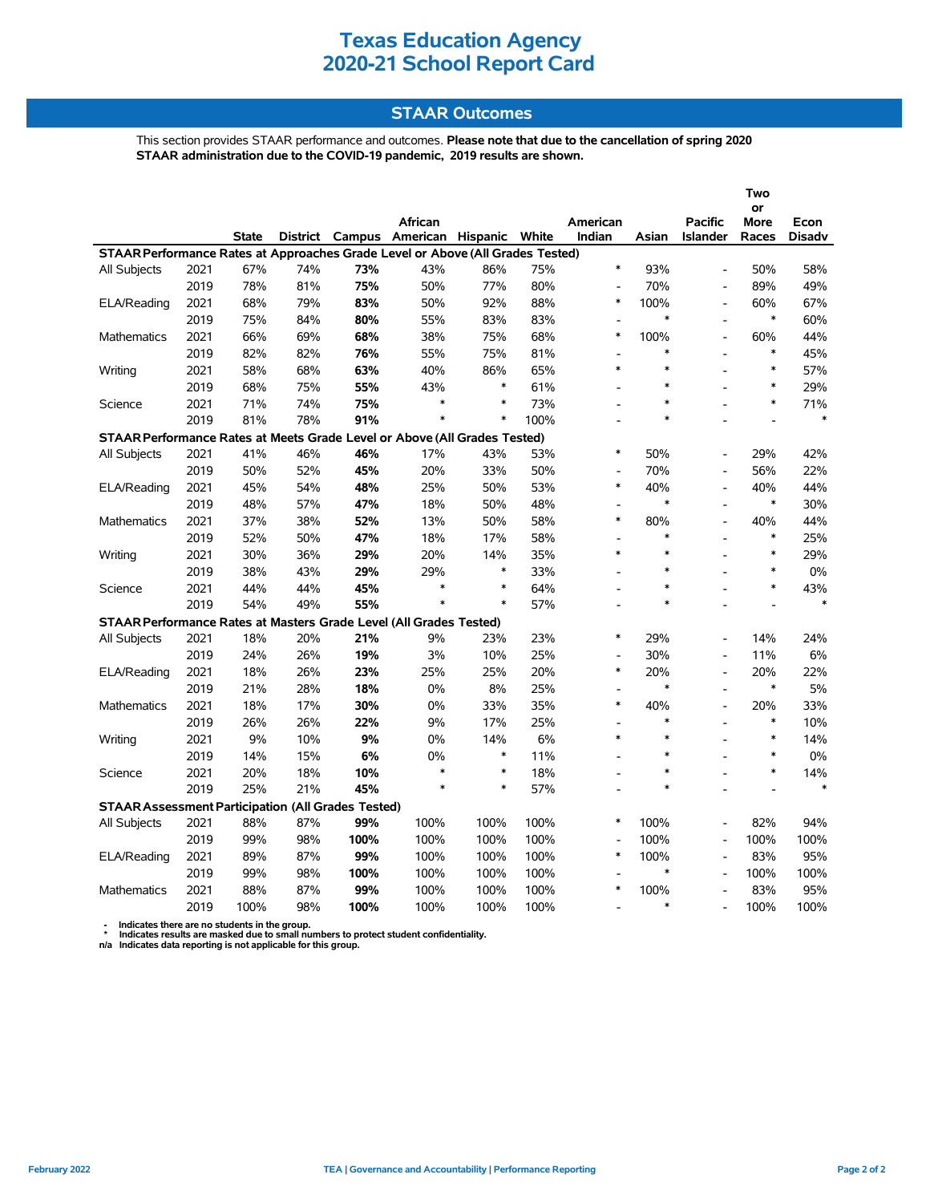# Texas Education Agency
# 2020-21 School Report Card

## STAAR Outcomes

This section provides STAAR performance and outcomes. **Please note that due to the cancellation of spring 2020 STAAR administration due to the COVID-19 pandemic, 2019 results are shown.**

| | | State | District | Campus | African American | Hispanic | White | American Indian | Asian | Pacific Islander | Two or More Races | Econ Disadv |
|---|---|---|---|---|---|---|---|---|---|---|---|---|
| **STAAR Performance Rates at Approaches Grade Level or Above (All Grades Tested)** | | | | | | | | | | | | |
| All Subjects | 2021 | 67% | 74% | **73%** | 43% | 86% | 75% | * | 93% | - | 50% | 58% |
| | 2019 | 78% | 81% | **75%** | 50% | 77% | 80% | - | 70% | - | 89% | 49% |
| ELA/Reading | 2021 | 68% | 79% | **83%** | 50% | 92% | 88% | * | 100% | - | 60% | 67% |
| | 2019 | 75% | 84% | **80%** | 55% | 83% | 83% | - | * | - | * | 60% |
| Mathematics | 2021 | 66% | 69% | **68%** | 38% | 75% | 68% | * | 100% | - | 60% | 44% |
| | 2019 | 82% | 82% | **76%** | 55% | 75% | 81% | - | * | - | * | 45% |
| Writing | 2021 | 58% | 68% | **63%** | 40% | 86% | 65% | * | * | - | * | 57% |
| | 2019 | 68% | 75% | **55%** | 43% | * | 61% | - | * | - | * | 29% |
| Science | 2021 | 71% | 74% | **75%** | * | * | 73% | - | * | - | * | 71% |
| | 2019 | 81% | 78% | **91%** | * | * | 100% | - | * | - | - | * |
| **STAAR Performance Rates at Meets Grade Level or Above (All Grades Tested)** | | | | | | | | | | | | |
| All Subjects | 2021 | 41% | 46% | **46%** | 17% | 43% | 53% | * | 50% | - | 29% | 42% |
| | 2019 | 50% | 52% | **45%** | 20% | 33% | 50% | - | 70% | - | 56% | 22% |
| ELA/Reading | 2021 | 45% | 54% | **48%** | 25% | 50% | 53% | * | 40% | - | 40% | 44% |
| | 2019 | 48% | 57% | **47%** | 18% | 50% | 48% | - | * | - | * | 30% |
| Mathematics | 2021 | 37% | 38% | **52%** | 13% | 50% | 58% | * | 80% | - | 40% | 44% |
| | 2019 | 52% | 50% | **47%** | 18% | 17% | 58% | - | * | - | * | 25% |
| Writing | 2021 | 30% | 36% | **29%** | 20% | 14% | 35% | * | * | - | * | 29% |
| | 2019 | 38% | 43% | **29%** | 29% | * | 33% | - | * | - | * | 0% |
| Science | 2021 | 44% | 44% | **45%** | * | * | 64% | - | * | - | * | 43% |
| | 2019 | 54% | 49% | **55%** | * | * | 57% | - | * | - | - | * |
| **STAAR Performance Rates at Masters Grade Level (All Grades Tested)** | | | | | | | | | | | | |
| All Subjects | 2021 | 18% | 20% | **21%** | 9% | 23% | 23% | * | 29% | - | 14% | 24% |
| | 2019 | 24% | 26% | **19%** | 3% | 10% | 25% | - | 30% | - | 11% | 6% |
| ELA/Reading | 2021 | 18% | 26% | **23%** | 25% | 25% | 20% | * | 20% | - | 20% | 22% |
| | 2019 | 21% | 28% | **18%** | 0% | 8% | 25% | - | * | - | * | 5% |
| Mathematics | 2021 | 18% | 17% | **30%** | 0% | 33% | 35% | * | 40% | - | 20% | 33% |
| | 2019 | 26% | 26% | **22%** | 9% | 17% | 25% | - | * | - | * | 10% |
| Writing | 2021 | 9% | 10% | **9%** | 0% | 14% | 6% | * | * | - | * | 14% |
| | 2019 | 14% | 15% | **6%** | 0% | * | 11% | - | * | - | * | 0% |
| Science | 2021 | 20% | 18% | **10%** | * | * | 18% | - | * | - | * | 14% |
| | 2019 | 25% | 21% | **45%** | * | * | 57% | - | * | - | - | * |
| **STAAR Assessment Participation (All Grades Tested)** | | | | | | | | | | | | |
| All Subjects | 2021 | 88% | 87% | **99%** | 100% | 100% | 100% | * | 100% | - | 82% | 94% |
| | 2019 | 99% | 98% | **100%** | 100% | 100% | 100% | - | 100% | - | 100% | 100% |
| ELA/Reading | 2021 | 89% | 87% | **99%** | 100% | 100% | 100% | * | 100% | - | 83% | 95% |
| | 2019 | 99% | 98% | **100%** | 100% | 100% | 100% | - | * | - | 100% | 100% |
| Mathematics | 2021 | 88% | 87% | **99%** | 100% | 100% | 100% | * | 100% | - | 83% | 95% |
| | 2019 | 100% | 98% | **100%** | 100% | 100% | 100% | - | * | - | 100% | 100% |

**-** Indicates there are no students in the group.
**\*** Indicates results are masked due to small numbers to protect student confidentiality.
**n/a** Indicates data reporting is not applicable for this group.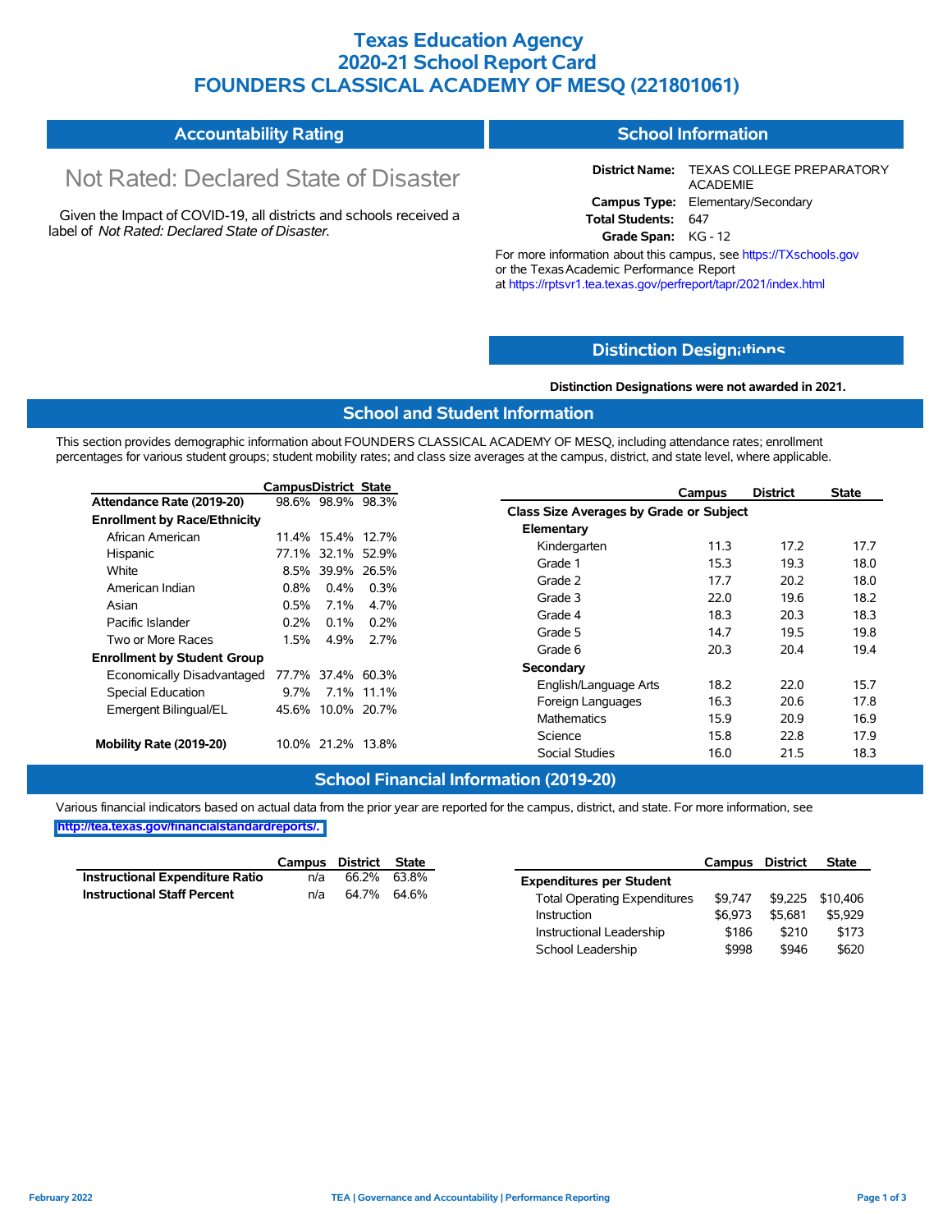# Texas Education Agency
# 2020-21 School Report Card
# FOUNDERS CLASSICAL ACADEMY OF MESQ (221801061)

## Accountability Rating

Not Rated: Declared State of Disaster

Given the Impact of COVID-19, all districts and schools received a label of *Not Rated: Declared State of Disaster*.

## School Information

**District Name:** TEXAS COLLEGE PREPARATORY ACADEMIE
**Campus Type:** Elementary/Secondary
**Total Students:** 647
**Grade Span:** KG - 12

For more information about this campus, see https://TXschools.gov or the Texas Academic Performance Report at https://rptsvr1.tea.texas.gov/perfreport/tapr/2021/index.html

## Distinction Designations

**Distinction Designations were not awarded in 2021.**

## School and Student Information

This section provides demographic information about FOUNDERS CLASSICAL ACADEMY OF MESQ, including attendance rates; enrollment percentages for various student groups; student mobility rates; and class size averages at the campus, district, and state level, where applicable.

| | Campus | District | State |
|---|---|---|---|
| **Attendance Rate (2019-20)** | 98.6% | 98.9% | 98.3% |
| **Enrollment by Race/Ethnicity** | | | |
| African American | 11.4% | 15.4% | 12.7% |
| Hispanic | 77.1% | 32.1% | 52.9% |
| White | 8.5% | 39.9% | 26.5% |
| American Indian | 0.8% | 0.4% | 0.3% |
| Asian | 0.5% | 7.1% | 4.7% |
| Pacific Islander | 0.2% | 0.1% | 0.2% |
| Two or More Races | 1.5% | 4.9% | 2.7% |
| **Enrollment by Student Group** | | | |
| Economically Disadvantaged | 77.7% | 37.4% | 60.3% |
| Special Education | 9.7% | 7.1% | 11.1% |
| Emergent Bilingual/EL | 45.6% | 10.0% | 20.7% |
| **Mobility Rate (2019-20)** | 10.0% | 21.2% | 13.8% |

| | Campus | District | State |
|---|---|---|---|
| **Class Size Averages by Grade or Subject** | | | |
| **Elementary** | | | |
| Kindergarten | 11.3 | 17.2 | 17.7 |
| Grade 1 | 15.3 | 19.3 | 18.0 |
| Grade 2 | 17.7 | 20.2 | 18.0 |
| Grade 3 | 22.0 | 19.6 | 18.2 |
| Grade 4 | 18.3 | 20.3 | 18.3 |
| Grade 5 | 14.7 | 19.5 | 19.8 |
| Grade 6 | 20.3 | 20.4 | 19.4 |
| **Secondary** | | | |
| English/Language Arts | 18.2 | 22.0 | 15.7 |
| Foreign Languages | 16.3 | 20.6 | 17.8 |
| Mathematics | 15.9 | 20.9 | 16.9 |
| Science | 15.8 | 22.8 | 17.9 |
| Social Studies | 16.0 | 21.5 | 18.3 |

## School Financial Information (2019-20)

Various financial indicators based on actual data from the prior year are reported for the campus, district, and state. For more information, see http://tea.texas.gov/financialstandardreports/.

| | Campus | District | State |
|---|---|---|---|
| **Instructional Expenditure Ratio** | n/a | 66.2% | 63.8% |
| **Instructional Staff Percent** | n/a | 64.7% | 64.6% |

| | Campus | District | State |
|---|---|---|---|
| **Expenditures per Student** | | | |
| Total Operating Expenditures | $9,747 | $9,225 | $10,406 |
| Instruction | $6,973 | $5,681 | $5,929 |
| Instructional Leadership | $186 | $210 | $173 |
| School Leadership | $998 | $946 | $620 |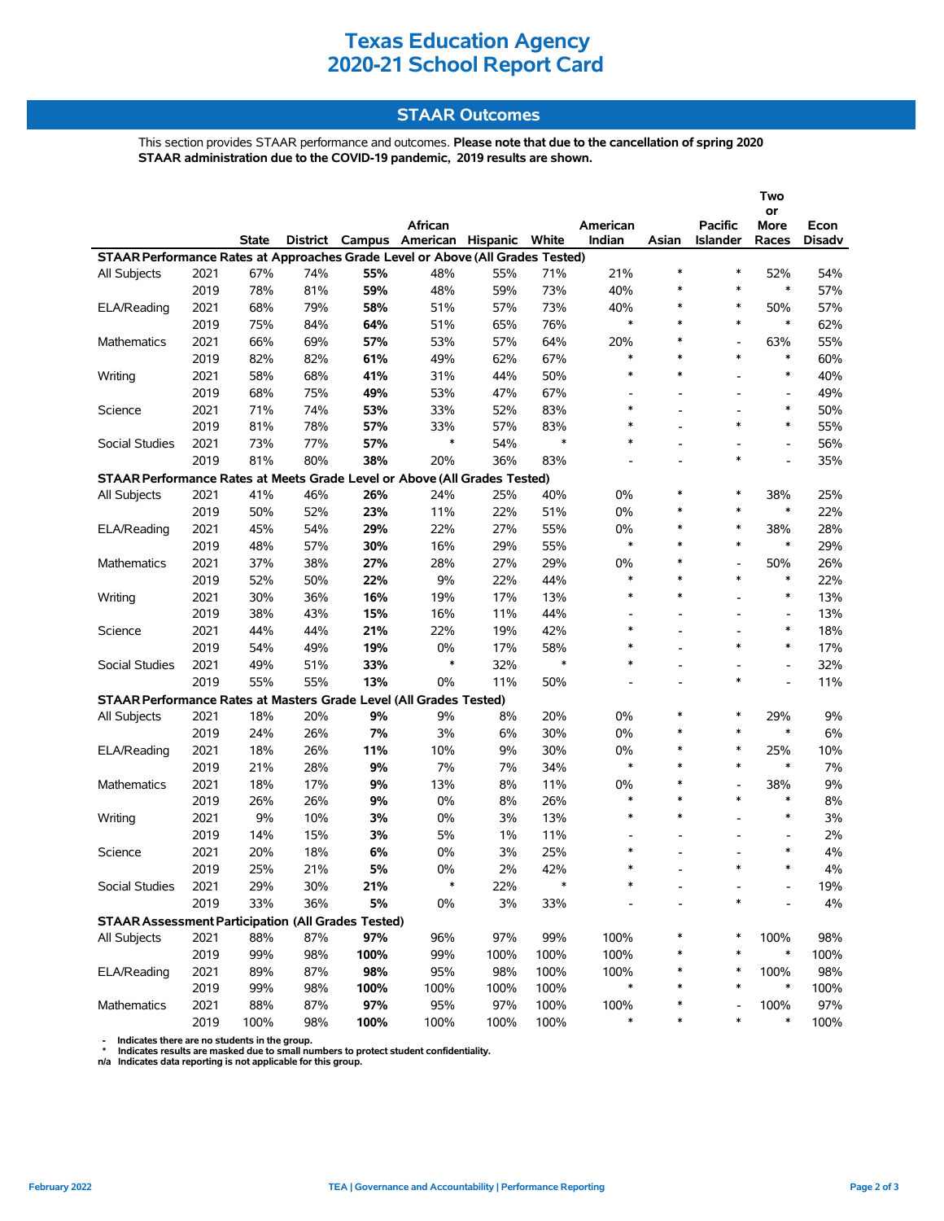# Texas Education Agency
# 2020-21 School Report Card

## STAAR Outcomes

This section provides STAAR performance and outcomes. **Please note that due to the cancellation of spring 2020 STAAR administration due to the COVID-19 pandemic, 2019 results are shown.**

| | | State | District | Campus | African American | Hispanic | White | American Indian | Asian | Pacific Islander | Two or More Races | Econ Disadv |
|---|---|---|---|---|---|---|---|---|---|---|---|---|
| **STAAR Performance Rates at Approaches Grade Level or Above (All Grades Tested)** | | | | | | | | | | | | |
| All Subjects | 2021 | 67% | 74% | **55%** | 48% | 55% | 71% | 21% | * | * | 52% | 54% |
| | 2019 | 78% | 81% | **59%** | 48% | 59% | 73% | 40% | * | * | * | 57% |
| ELA/Reading | 2021 | 68% | 79% | **58%** | 51% | 57% | 73% | 40% | * | * | 50% | 57% |
| | 2019 | 75% | 84% | **64%** | 51% | 65% | 76% | * | * | * | * | 62% |
| Mathematics | 2021 | 66% | 69% | **57%** | 53% | 57% | 64% | 20% | * | - | 63% | 55% |
| | 2019 | 82% | 82% | **61%** | 49% | 62% | 67% | * | * | * | * | 60% |
| Writing | 2021 | 58% | 68% | **41%** | 31% | 44% | 50% | * | * | - | * | 40% |
| | 2019 | 68% | 75% | **49%** | 53% | 47% | 67% | - | - | - | - | 49% |
| Science | 2021 | 71% | 74% | **53%** | 33% | 52% | 83% | * | - | - | * | 50% |
| | 2019 | 81% | 78% | **57%** | 33% | 57% | 83% | * | - | * | * | 55% |
| Social Studies | 2021 | 73% | 77% | **57%** | * | 54% | * | * | - | - | - | 56% |
| | 2019 | 81% | 80% | **38%** | 20% | 36% | 83% | - | - | * | - | 35% |
| **STAAR Performance Rates at Meets Grade Level or Above (All Grades Tested)** | | | | | | | | | | | | |
| All Subjects | 2021 | 41% | 46% | **26%** | 24% | 25% | 40% | 0% | * | * | 38% | 25% |
| | 2019 | 50% | 52% | **23%** | 11% | 22% | 51% | 0% | * | * | * | 22% |
| ELA/Reading | 2021 | 45% | 54% | **29%** | 22% | 27% | 55% | 0% | * | * | 38% | 28% |
| | 2019 | 48% | 57% | **30%** | 16% | 29% | 55% | * | * | * | * | 29% |
| Mathematics | 2021 | 37% | 38% | **27%** | 28% | 27% | 29% | 0% | * | - | 50% | 26% |
| | 2019 | 52% | 50% | **22%** | 9% | 22% | 44% | * | * | * | * | 22% |
| Writing | 2021 | 30% | 36% | **16%** | 19% | 17% | 13% | * | * | - | * | 13% |
| | 2019 | 38% | 43% | **15%** | 16% | 11% | 44% | - | - | - | - | 13% |
| Science | 2021 | 44% | 44% | **21%** | 22% | 19% | 42% | * | - | - | * | 18% |
| | 2019 | 54% | 49% | **19%** | 0% | 17% | 58% | * | - | * | * | 17% |
| Social Studies | 2021 | 49% | 51% | **33%** | * | 32% | * | * | - | - | - | 32% |
| | 2019 | 55% | 55% | **13%** | 0% | 11% | 50% | - | - | * | - | 11% |
| **STAAR Performance Rates at Masters Grade Level (All Grades Tested)** | | | | | | | | | | | | |
| All Subjects | 2021 | 18% | 20% | **9%** | 9% | 8% | 20% | 0% | * | * | 29% | 9% |
| | 2019 | 24% | 26% | **7%** | 3% | 6% | 30% | 0% | * | * | * | 6% |
| ELA/Reading | 2021 | 18% | 26% | **11%** | 10% | 9% | 30% | 0% | * | * | 25% | 10% |
| | 2019 | 21% | 28% | **9%** | 7% | 7% | 34% | * | * | * | * | 7% |
| Mathematics | 2021 | 18% | 17% | **9%** | 13% | 8% | 11% | 0% | * | - | 38% | 9% |
| | 2019 | 26% | 26% | **9%** | 0% | 8% | 26% | * | * | * | * | 8% |
| Writing | 2021 | 9% | 10% | **3%** | 0% | 3% | 13% | * | * | - | * | 3% |
| | 2019 | 14% | 15% | **3%** | 5% | 1% | 11% | - | - | - | - | 2% |
| Science | 2021 | 20% | 18% | **6%** | 0% | 3% | 25% | * | - | - | * | 4% |
| | 2019 | 25% | 21% | **5%** | 0% | 2% | 42% | * | - | * | * | 4% |
| Social Studies | 2021 | 29% | 30% | **21%** | * | 22% | * | * | - | - | - | 19% |
| | 2019 | 33% | 36% | **5%** | 0% | 3% | 33% | - | - | * | - | 4% |
| **STAAR Assessment Participation (All Grades Tested)** | | | | | | | | | | | | |
| All Subjects | 2021 | 88% | 87% | **97%** | 96% | 97% | 99% | 100% | * | * | 100% | 98% |
| | 2019 | 99% | 98% | **100%** | 99% | 100% | 100% | 100% | * | * | * | 100% |
| ELA/Reading | 2021 | 89% | 87% | **98%** | 95% | 98% | 100% | 100% | * | * | 100% | 98% |
| | 2019 | 99% | 98% | **100%** | 100% | 100% | 100% | * | * | * | * | 100% |
| Mathematics | 2021 | 88% | 87% | **97%** | 95% | 97% | 100% | 100% | * | - | 100% | 97% |
| | 2019 | 100% | 98% | **100%** | 100% | 100% | 100% | * | * | * | * | 100% |

- \- Indicates there are no students in the group.
- \* Indicates results are masked due to small numbers to protect student confidentiality.
- n/a Indicates data reporting is not applicable for this group.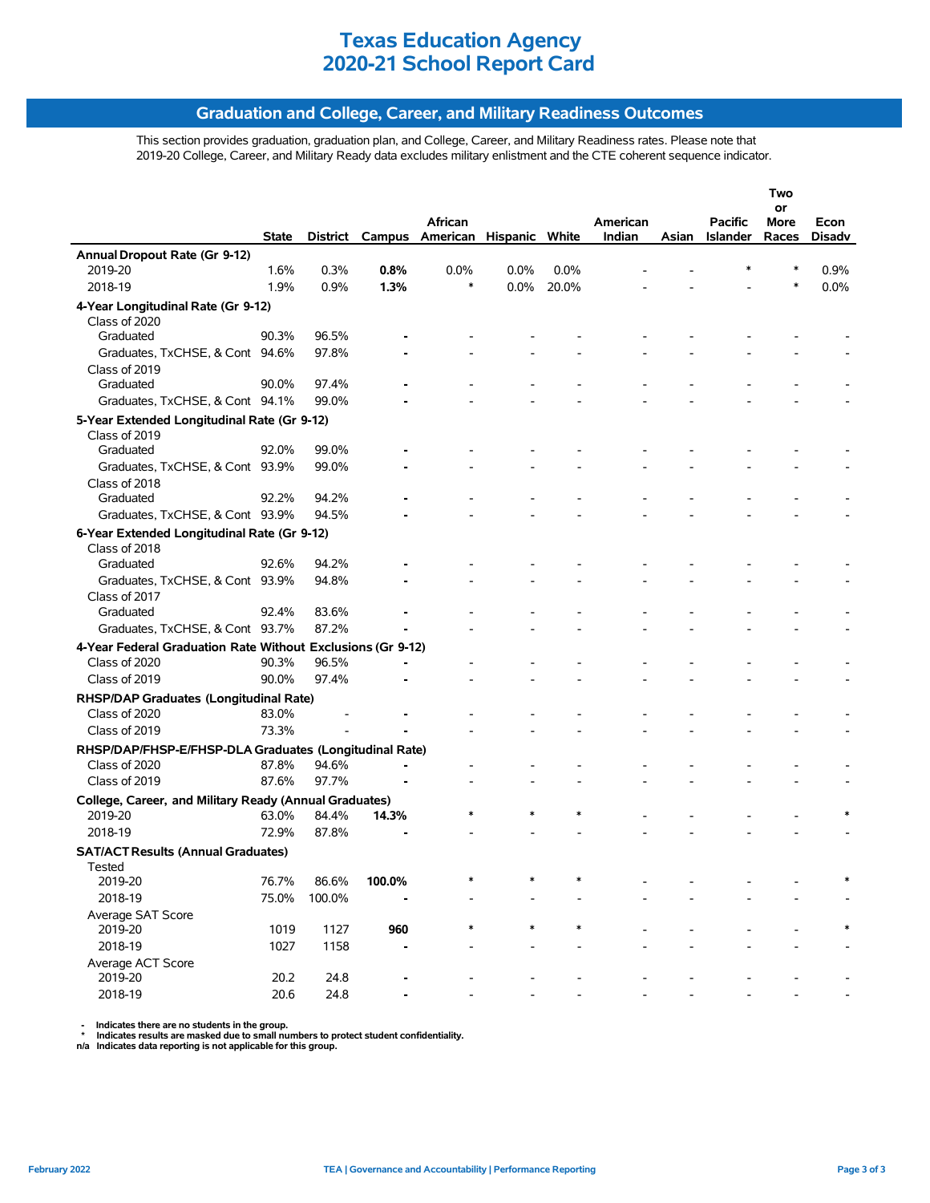# Texas Education Agency
# 2020-21 School Report Card

## Graduation and College, Career, and Military Readiness Outcomes

This section provides graduation, graduation plan, and College, Career, and Military Readiness rates. Please note that 2019-20 College, Career, and Military Ready data excludes military enlistment and the CTE coherent sequence indicator.

| | State | District | Campus | African American | Hispanic | White | American Indian | Asian | Pacific Islander | Two or More Races | Econ Disadv |
|---|---|---|---|---|---|---|---|---|---|---|---|
| **Annual Dropout Rate (Gr 9-12)** | | | | | | | | | | | |
| 2019-20 | 1.6% | 0.3% | **0.8%** | 0.0% | 0.0% | 0.0% | - | - | * | * | 0.9% |
| 2018-19 | 1.9% | 0.9% | **1.3%** | * | 0.0% | 20.0% | - | - | - | * | 0.0% |
| **4-Year Longitudinal Rate (Gr 9-12)** | | | | | | | | | | | |
| Class of 2020 | | | | | | | | | | | |
| Graduated | 90.3% | 96.5% | **-** | - | - | - | - | - | - | - | - |
| Graduates, TxCHSE, & Cont | 94.6% | 97.8% | **-** | - | - | - | - | - | - | - | - |
| Class of 2019 | | | | | | | | | | | |
| Graduated | 90.0% | 97.4% | **-** | - | - | - | - | - | - | - | - |
| Graduates, TxCHSE, & Cont | 94.1% | 99.0% | **-** | - | - | - | - | - | - | - | - |
| **5-Year Extended Longitudinal Rate (Gr 9-12)** | | | | | | | | | | | |
| Class of 2019 | | | | | | | | | | | |
| Graduated | 92.0% | 99.0% | **-** | - | - | - | - | - | - | - | - |
| Graduates, TxCHSE, & Cont | 93.9% | 99.0% | **-** | - | - | - | - | - | - | - | - |
| Class of 2018 | | | | | | | | | | | |
| Graduated | 92.2% | 94.2% | **-** | - | - | - | - | - | - | - | - |
| Graduates, TxCHSE, & Cont | 93.9% | 94.5% | **-** | - | - | - | - | - | - | - | - |
| **6-Year Extended Longitudinal Rate (Gr 9-12)** | | | | | | | | | | | |
| Class of 2018 | | | | | | | | | | | |
| Graduated | 92.6% | 94.2% | **-** | - | - | - | - | - | - | - | - |
| Graduates, TxCHSE, & Cont | 93.9% | 94.8% | **-** | - | - | - | - | - | - | - | - |
| Class of 2017 | | | | | | | | | | | |
| Graduated | 92.4% | 83.6% | **-** | - | - | - | - | - | - | - | - |
| Graduates, TxCHSE, & Cont | 93.7% | 87.2% | **-** | - | - | - | - | - | - | - | - |
| **4-Year Federal Graduation Rate Without Exclusions (Gr 9-12)** | | | | | | | | | | | |
| Class of 2020 | 90.3% | 96.5% | **-** | - | - | - | - | - | - | - | - |
| Class of 2019 | 90.0% | 97.4% | **-** | - | - | - | - | - | - | - | - |
| **RHSP/DAP Graduates (Longitudinal Rate)** | | | | | | | | | | | |
| Class of 2020 | 83.0% | - | **-** | - | - | - | - | - | - | - | - |
| Class of 2019 | 73.3% | - | **-** | - | - | - | - | - | - | - | - |
| **RHSP/DAP/FHSP-E/FHSP-DLA Graduates (Longitudinal Rate)** | | | | | | | | | | | |
| Class of 2020 | 87.8% | 94.6% | **-** | - | - | - | - | - | - | - | - |
| Class of 2019 | 87.6% | 97.7% | **-** | - | - | - | - | - | - | - | - |
| **College, Career, and Military Ready (Annual Graduates)** | | | | | | | | | | | |
| 2019-20 | 63.0% | 84.4% | **14.3%** | * | * | * | - | - | - | - | * |
| 2018-19 | 72.9% | 87.8% | **-** | - | - | - | - | - | - | - | - |
| **SAT/ACT Results (Annual Graduates)** | | | | | | | | | | | |
| Tested | | | | | | | | | | | |
| 2019-20 | 76.7% | 86.6% | **100.0%** | * | * | * | - | - | - | - | * |
| 2018-19 | 75.0% | 100.0% | **-** | - | - | - | - | - | - | - | - |
| Average SAT Score | | | | | | | | | | | |
| 2019-20 | 1019 | 1127 | **960** | * | * | * | - | - | - | - | * |
| 2018-19 | 1027 | 1158 | **-** | - | - | - | - | - | - | - | - |
| Average ACT Score | | | | | | | | | | | |
| 2019-20 | 20.2 | 24.8 | **-** | - | - | - | - | - | - | - | - |
| 2018-19 | 20.6 | 24.8 | **-** | - | - | - | - | - | - | - | - |

**- Indicates there are no students in the group.**
**\* Indicates results are masked due to small numbers to protect student confidentiality.**
**n/a Indicates data reporting is not applicable for this group.**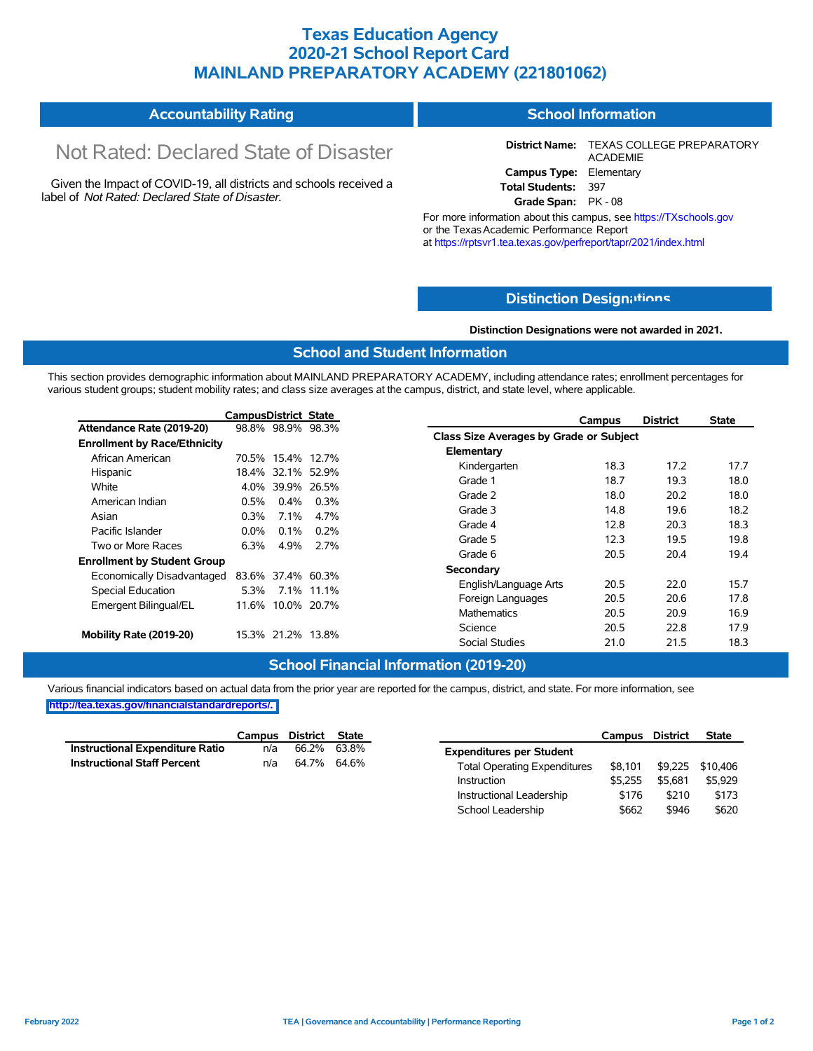# Texas Education Agency
# 2020-21 School Report Card
# MAINLAND PREPARATORY ACADEMY (221801062)

## Accountability Rating

Not Rated: Declared State of Disaster

Given the Impact of COVID-19, all districts and schools received a label of *Not Rated: Declared State of Disaster*.

## School Information

**District Name:** TEXAS COLLEGE PREPARATORY ACADEMIE
**Campus Type:** Elementary
**Total Students:** 397
**Grade Span:** PK - 08

For more information about this campus, see https://TXschools.gov or the Texas Academic Performance Report at https://rptsvr1.tea.texas.gov/perfreport/tapr/2021/index.html

## Distinction Designations

**Distinction Designations were not awarded in 2021.**

## School and Student Information

This section provides demographic information about MAINLAND PREPARATORY ACADEMY, including attendance rates; enrollment percentages for various student groups; student mobility rates; and class size averages at the campus, district, and state level, where applicable.

| | Campus | District | State |
|---|---|---|---|
| **Attendance Rate (2019-20)** | 98.8% | 98.9% | 98.3% |
| **Enrollment by Race/Ethnicity** | | | |
| African American | 70.5% | 15.4% | 12.7% |
| Hispanic | 18.4% | 32.1% | 52.9% |
| White | 4.0% | 39.9% | 26.5% |
| American Indian | 0.5% | 0.4% | 0.3% |
| Asian | 0.3% | 7.1% | 4.7% |
| Pacific Islander | 0.0% | 0.1% | 0.2% |
| Two or More Races | 6.3% | 4.9% | 2.7% |
| **Enrollment by Student Group** | | | |
| Economically Disadvantaged | 83.6% | 37.4% | 60.3% |
| Special Education | 5.3% | 7.1% | 11.1% |
| Emergent Bilingual/EL | 11.6% | 10.0% | 20.7% |
| **Mobility Rate (2019-20)** | 15.3% | 21.2% | 13.8% |

| | Campus | District | State |
|---|---|---|---|
| **Class Size Averages by Grade or Subject** | | | |
| **Elementary** | | | |
| Kindergarten | 18.3 | 17.2 | 17.7 |
| Grade 1 | 18.7 | 19.3 | 18.0 |
| Grade 2 | 18.0 | 20.2 | 18.0 |
| Grade 3 | 14.8 | 19.6 | 18.2 |
| Grade 4 | 12.8 | 20.3 | 18.3 |
| Grade 5 | 12.3 | 19.5 | 19.8 |
| Grade 6 | 20.5 | 20.4 | 19.4 |
| **Secondary** | | | |
| English/Language Arts | 20.5 | 22.0 | 15.7 |
| Foreign Languages | 20.5 | 20.6 | 17.8 |
| Mathematics | 20.5 | 20.9 | 16.9 |
| Science | 20.5 | 22.8 | 17.9 |
| Social Studies | 21.0 | 21.5 | 18.3 |

## School Financial Information (2019-20)

Various financial indicators based on actual data from the prior year are reported for the campus, district, and state. For more information, see http://tea.texas.gov/financialstandardreports/.

| | Campus | District | State |
|---|---|---|---|
| **Instructional Expenditure Ratio** | n/a | 66.2% | 63.8% |
| **Instructional Staff Percent** | n/a | 64.7% | 64.6% |

| | Campus | District | State |
|---|---|---|---|
| **Expenditures per Student** | | | |
| Total Operating Expenditures | $8,101 | $9,225 | $10,406 |
| Instruction | $5,255 | $5,681 | $5,929 |
| Instructional Leadership | $176 | $210 | $173 |
| School Leadership | $662 | $946 | $620 |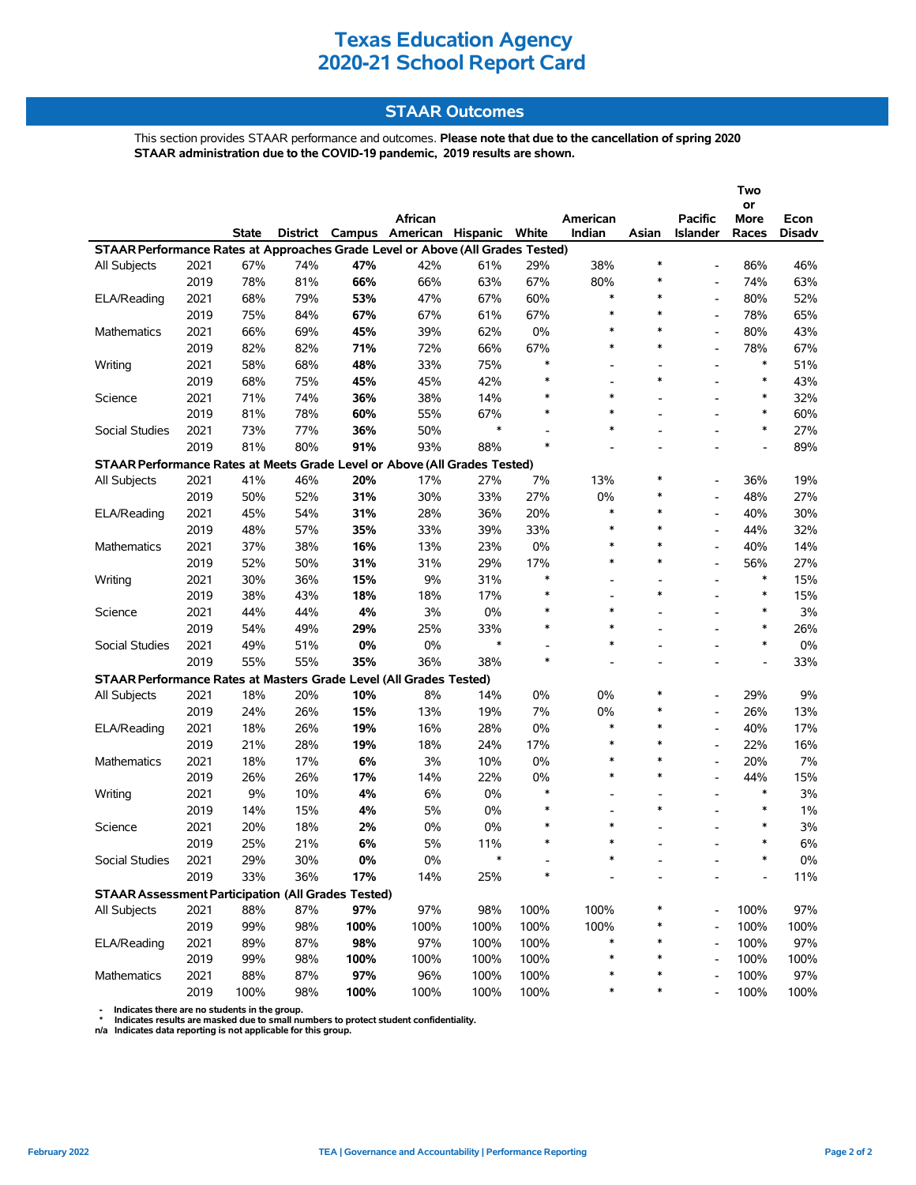# Texas Education Agency
# 2020-21 School Report Card

## STAAR Outcomes

This section provides STAAR performance and outcomes. **Please note that due to the cancellation of spring 2020 STAAR administration due to the COVID-19 pandemic, 2019 results are shown.**

| | | State | District | Campus | African American | Hispanic | White | American Indian | Asian | Pacific Islander | Two or More Races | Econ Disadv |
|---|---|---|---|---|---|---|---|---|---|---|---|---|
| **STAAR Performance Rates at Approaches Grade Level or Above (All Grades Tested)** | | | | | | | | | | | | |
| All Subjects | 2021 | 67% | 74% | **47%** | 42% | 61% | 29% | 38% | * | - | 86% | 46% |
| | 2019 | 78% | 81% | **66%** | 66% | 63% | 67% | 80% | * | - | 74% | 63% |
| ELA/Reading | 2021 | 68% | 79% | **53%** | 47% | 67% | 60% | * | * | - | 80% | 52% |
| | 2019 | 75% | 84% | **67%** | 67% | 61% | 67% | * | * | - | 78% | 65% |
| Mathematics | 2021 | 66% | 69% | **45%** | 39% | 62% | 0% | * | * | - | 80% | 43% |
| | 2019 | 82% | 82% | **71%** | 72% | 66% | 67% | * | * | - | 78% | 67% |
| Writing | 2021 | 58% | 68% | **48%** | 33% | 75% | * | - | - | - | * | 51% |
| | 2019 | 68% | 75% | **45%** | 45% | 42% | * | - | * | - | * | 43% |
| Science | 2021 | 71% | 74% | **36%** | 38% | 14% | * | * | - | - | * | 32% |
| | 2019 | 81% | 78% | **60%** | 55% | 67% | * | * | - | - | * | 60% |
| Social Studies | 2021 | 73% | 77% | **36%** | 50% | * | - | * | - | - | * | 27% |
| | 2019 | 81% | 80% | **91%** | 93% | 88% | * | - | - | - | - | 89% |
| **STAAR Performance Rates at Meets Grade Level or Above (All Grades Tested)** | | | | | | | | | | | | |
| All Subjects | 2021 | 41% | 46% | **20%** | 17% | 27% | 7% | 13% | * | - | 36% | 19% |
| | 2019 | 50% | 52% | **31%** | 30% | 33% | 27% | 0% | * | - | 48% | 27% |
| ELA/Reading | 2021 | 45% | 54% | **31%** | 28% | 36% | 20% | * | * | - | 40% | 30% |
| | 2019 | 48% | 57% | **35%** | 33% | 39% | 33% | * | * | - | 44% | 32% |
| Mathematics | 2021 | 37% | 38% | **16%** | 13% | 23% | 0% | * | * | - | 40% | 14% |
| | 2019 | 52% | 50% | **31%** | 31% | 29% | 17% | * | * | - | 56% | 27% |
| Writing | 2021 | 30% | 36% | **15%** | 9% | 31% | * | - | - | - | * | 15% |
| | 2019 | 38% | 43% | **18%** | 18% | 17% | * | - | * | - | * | 15% |
| Science | 2021 | 44% | 44% | **4%** | 3% | 0% | * | * | - | - | * | 3% |
| | 2019 | 54% | 49% | **29%** | 25% | 33% | * | * | - | - | * | 26% |
| Social Studies | 2021 | 49% | 51% | **0%** | 0% | * | - | * | - | - | * | 0% |
| | 2019 | 55% | 55% | **35%** | 36% | 38% | * | - | - | - | - | 33% |
| **STAAR Performance Rates at Masters Grade Level (All Grades Tested)** | | | | | | | | | | | | |
| All Subjects | 2021 | 18% | 20% | **10%** | 8% | 14% | 0% | 0% | * | - | 29% | 9% |
| | 2019 | 24% | 26% | **15%** | 13% | 19% | 7% | 0% | * | - | 26% | 13% |
| ELA/Reading | 2021 | 18% | 26% | **19%** | 16% | 28% | 0% | * | * | - | 40% | 17% |
| | 2019 | 21% | 28% | **19%** | 18% | 24% | 17% | * | * | - | 22% | 16% |
| Mathematics | 2021 | 18% | 17% | **6%** | 3% | 10% | 0% | * | * | - | 20% | 7% |
| | 2019 | 26% | 26% | **17%** | 14% | 22% | 0% | * | * | - | 44% | 15% |
| Writing | 2021 | 9% | 10% | **4%** | 6% | 0% | * | - | - | - | * | 3% |
| | 2019 | 14% | 15% | **4%** | 5% | 0% | * | - | * | - | * | 1% |
| Science | 2021 | 20% | 18% | **2%** | 0% | 0% | * | * | - | - | * | 3% |
| | 2019 | 25% | 21% | **6%** | 5% | 11% | * | * | - | - | * | 6% |
| Social Studies | 2021 | 29% | 30% | **0%** | 0% | * | - | * | - | - | * | 0% |
| | 2019 | 33% | 36% | **17%** | 14% | 25% | * | - | - | - | - | 11% |
| **STAAR Assessment Participation (All Grades Tested)** | | | | | | | | | | | | |
| All Subjects | 2021 | 88% | 87% | **97%** | 97% | 98% | 100% | 100% | * | - | 100% | 97% |
| | 2019 | 99% | 98% | **100%** | 100% | 100% | 100% | 100% | * | - | 100% | 100% |
| ELA/Reading | 2021 | 89% | 87% | **98%** | 97% | 100% | 100% | * | * | - | 100% | 97% |
| | 2019 | 99% | 98% | **100%** | 100% | 100% | 100% | * | * | - | 100% | 100% |
| Mathematics | 2021 | 88% | 87% | **97%** | 96% | 100% | 100% | * | * | - | 100% | 97% |
| | 2019 | 100% | 98% | **100%** | 100% | 100% | 100% | * | * | - | 100% | 100% |

- \- Indicates there are no students in the group.
- \* Indicates results are masked due to small numbers to protect student confidentiality.
- n/a Indicates data reporting is not applicable for this group.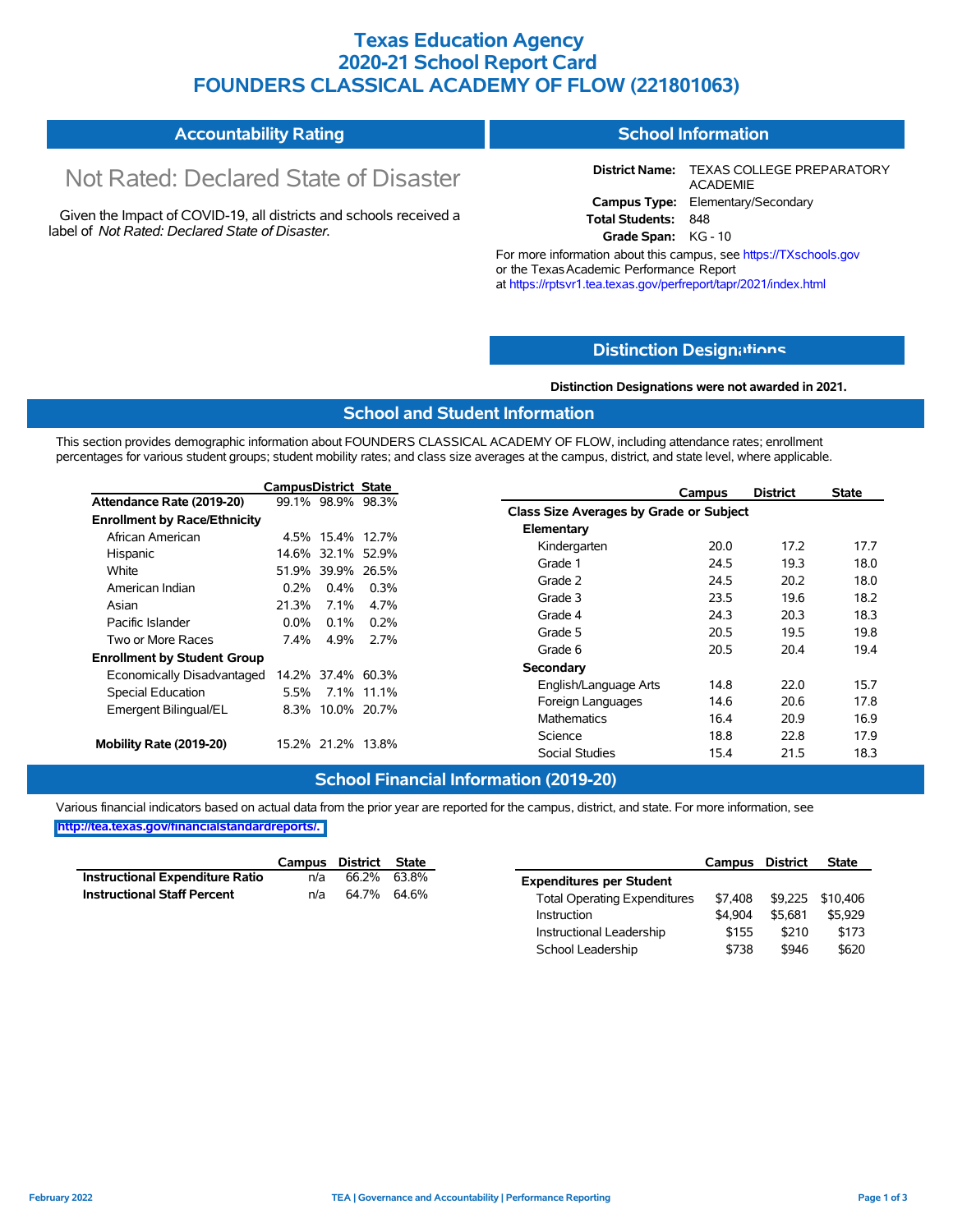# Texas Education Agency
# 2020-21 School Report Card
# FOUNDERS CLASSICAL ACADEMY OF FLOW (221801063)

## Accountability Rating

Not Rated: Declared State of Disaster

Given the Impact of COVID-19, all districts and schools received a label of *Not Rated: Declared State of Disaster*.

## School Information

**District Name:** TEXAS COLLEGE PREPARATORY ACADEMIE
**Campus Type:** Elementary/Secondary
**Total Students:** 848
**Grade Span:** KG - 10

For more information about this campus, see https://TXschools.gov or the Texas Academic Performance Report at https://rptsvr1.tea.texas.gov/perfreport/tapr/2021/index.html

## Distinction Designations

**Distinction Designations were not awarded in 2021.**

## School and Student Information

This section provides demographic information about FOUNDERS CLASSICAL ACADEMY OF FLOW, including attendance rates; enrollment percentages for various student groups; student mobility rates; and class size averages at the campus, district, and state level, where applicable.

| | Campus | District | State |
|---|---|---|---|
| **Attendance Rate (2019-20)** | 99.1% | 98.9% | 98.3% |
| **Enrollment by Race/Ethnicity** | | | |
| African American | 4.5% | 15.4% | 12.7% |
| Hispanic | 14.6% | 32.1% | 52.9% |
| White | 51.9% | 39.9% | 26.5% |
| American Indian | 0.2% | 0.4% | 0.3% |
| Asian | 21.3% | 7.1% | 4.7% |
| Pacific Islander | 0.0% | 0.1% | 0.2% |
| Two or More Races | 7.4% | 4.9% | 2.7% |
| **Enrollment by Student Group** | | | |
| Economically Disadvantaged | 14.2% | 37.4% | 60.3% |
| Special Education | 5.5% | 7.1% | 11.1% |
| Emergent Bilingual/EL | 8.3% | 10.0% | 20.7% |
| **Mobility Rate (2019-20)** | 15.2% | 21.2% | 13.8% |

| | Campus | District | State |
|---|---|---|---|
| **Class Size Averages by Grade or Subject** | | | |
| **Elementary** | | | |
| Kindergarten | 20.0 | 17.2 | 17.7 |
| Grade 1 | 24.5 | 19.3 | 18.0 |
| Grade 2 | 24.5 | 20.2 | 18.0 |
| Grade 3 | 23.5 | 19.6 | 18.2 |
| Grade 4 | 24.3 | 20.3 | 18.3 |
| Grade 5 | 20.5 | 19.5 | 19.8 |
| Grade 6 | 20.5 | 20.4 | 19.4 |
| **Secondary** | | | |
| English/Language Arts | 14.8 | 22.0 | 15.7 |
| Foreign Languages | 14.6 | 20.6 | 17.8 |
| Mathematics | 16.4 | 20.9 | 16.9 |
| Science | 18.8 | 22.8 | 17.9 |
| Social Studies | 15.4 | 21.5 | 18.3 |

## School Financial Information (2019-20)

Various financial indicators based on actual data from the prior year are reported for the campus, district, and state. For more information, see http://tea.texas.gov/financialstandardreports/.

| | Campus | District | State |
|---|---|---|---|
| **Instructional Expenditure Ratio** | n/a | 66.2% | 63.8% |
| **Instructional Staff Percent** | n/a | 64.7% | 64.6% |

| | Campus | District | State |
|---|---|---|---|
| **Expenditures per Student** | | | |
| Total Operating Expenditures | $7,408 | $9,225 | $10,406 |
| Instruction | $4,904 | $5,681 | $5,929 |
| Instructional Leadership | $155 | $210 | $173 |
| School Leadership | $738 | $946 | $620 |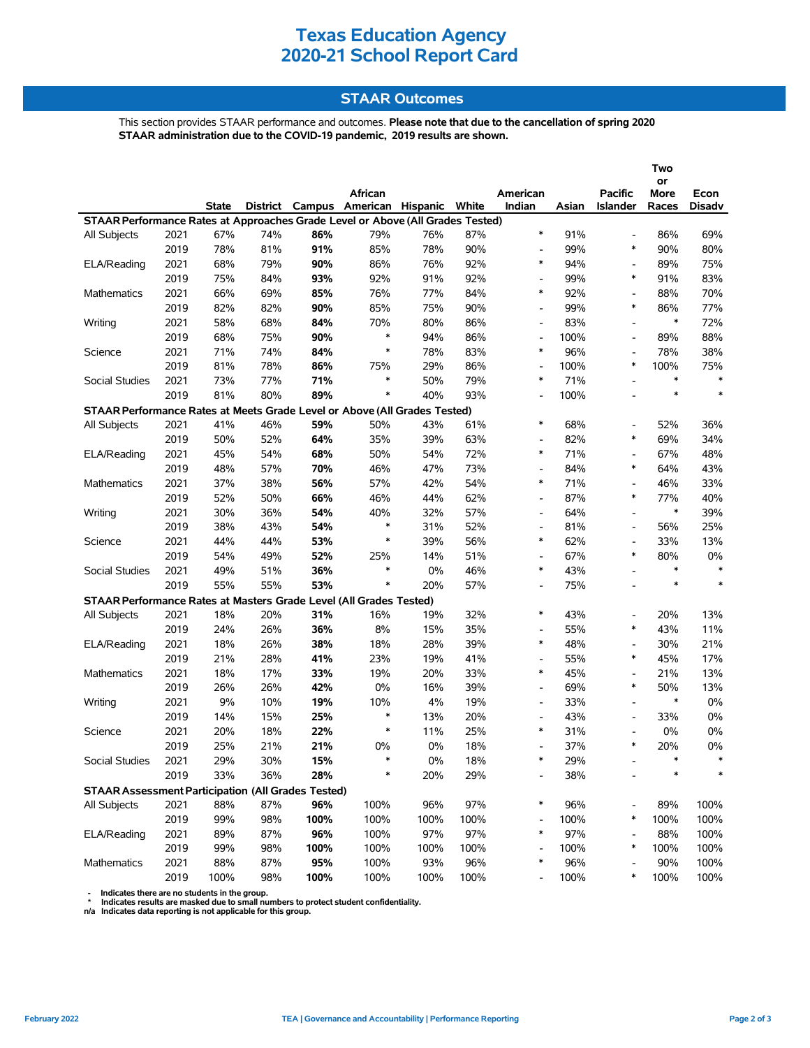# Texas Education Agency
# 2020-21 School Report Card

## STAAR Outcomes

This section provides STAAR performance and outcomes. **Please note that due to the cancellation of spring 2020 STAAR administration due to the COVID-19 pandemic, 2019 results are shown.**

| | | State | District | Campus | African American | Hispanic | White | American Indian | Asian | Pacific Islander | Two or More Races | Econ Disadv |
|---|---|---|---|---|---|---|---|---|---|---|---|---|
| **STAAR Performance Rates at Approaches Grade Level or Above (All Grades Tested)** | | | | | | | | | | | | |
| All Subjects | 2021 | 67% | 74% | **86%** | 79% | 76% | 87% | * | 91% | - | 86% | 69% |
| | 2019 | 78% | 81% | **91%** | 85% | 78% | 90% | - | 99% | * | 90% | 80% |
| ELA/Reading | 2021 | 68% | 79% | **90%** | 86% | 76% | 92% | * | 94% | - | 89% | 75% |
| | 2019 | 75% | 84% | **93%** | 92% | 91% | 92% | - | 99% | * | 91% | 83% |
| Mathematics | 2021 | 66% | 69% | **85%** | 76% | 77% | 84% | * | 92% | - | 88% | 70% |
| | 2019 | 82% | 82% | **90%** | 85% | 75% | 90% | - | 99% | * | 86% | 77% |
| Writing | 2021 | 58% | 68% | **84%** | 70% | 80% | 86% | - | 83% | - | * | 72% |
| | 2019 | 68% | 75% | **90%** | * | 94% | 86% | - | 100% | - | 89% | 88% |
| Science | 2021 | 71% | 74% | **84%** | * | 78% | 83% | * | 96% | - | 78% | 38% |
| | 2019 | 81% | 78% | **86%** | 75% | 29% | 86% | - | 100% | * | 100% | 75% |
| Social Studies | 2021 | 73% | 77% | **71%** | * | 50% | 79% | * | 71% | - | * | * |
| | 2019 | 81% | 80% | **89%** | * | 40% | 93% | - | 100% | - | * | * |
| **STAAR Performance Rates at Meets Grade Level or Above (All Grades Tested)** | | | | | | | | | | | | |
| All Subjects | 2021 | 41% | 46% | **59%** | 50% | 43% | 61% | * | 68% | - | 52% | 36% |
| | 2019 | 50% | 52% | **64%** | 35% | 39% | 63% | - | 82% | * | 69% | 34% |
| ELA/Reading | 2021 | 45% | 54% | **68%** | 50% | 54% | 72% | * | 71% | - | 67% | 48% |
| | 2019 | 48% | 57% | **70%** | 46% | 47% | 73% | - | 84% | * | 64% | 43% |
| Mathematics | 2021 | 37% | 38% | **56%** | 57% | 42% | 54% | * | 71% | - | 46% | 33% |
| | 2019 | 52% | 50% | **66%** | 46% | 44% | 62% | - | 87% | * | 77% | 40% |
| Writing | 2021 | 30% | 36% | **54%** | 40% | 32% | 57% | - | 64% | - | * | 39% |
| | 2019 | 38% | 43% | **54%** | * | 31% | 52% | - | 81% | - | 56% | 25% |
| Science | 2021 | 44% | 44% | **53%** | * | 39% | 56% | * | 62% | - | 33% | 13% |
| | 2019 | 54% | 49% | **52%** | 25% | 14% | 51% | - | 67% | * | 80% | 0% |
| Social Studies | 2021 | 49% | 51% | **36%** | * | 0% | 46% | * | 43% | - | * | * |
| | 2019 | 55% | 55% | **53%** | * | 20% | 57% | - | 75% | - | * | * |
| **STAAR Performance Rates at Masters Grade Level (All Grades Tested)** | | | | | | | | | | | | |
| All Subjects | 2021 | 18% | 20% | **31%** | 16% | 19% | 32% | * | 43% | - | 20% | 13% |
| | 2019 | 24% | 26% | **36%** | 8% | 15% | 35% | - | 55% | * | 43% | 11% |
| ELA/Reading | 2021 | 18% | 26% | **38%** | 18% | 28% | 39% | * | 48% | - | 30% | 21% |
| | 2019 | 21% | 28% | **41%** | 23% | 19% | 41% | - | 55% | * | 45% | 17% |
| Mathematics | 2021 | 18% | 17% | **33%** | 19% | 20% | 33% | * | 45% | - | 21% | 13% |
| | 2019 | 26% | 26% | **42%** | 0% | 16% | 39% | - | 69% | * | 50% | 13% |
| Writing | 2021 | 9% | 10% | **19%** | 10% | 4% | 19% | - | 33% | - | * | 0% |
| | 2019 | 14% | 15% | **25%** | * | 13% | 20% | - | 43% | - | 33% | 0% |
| Science | 2021 | 20% | 18% | **22%** | * | 11% | 25% | * | 31% | - | 0% | 0% |
| | 2019 | 25% | 21% | **21%** | 0% | 0% | 18% | - | 37% | * | 20% | 0% |
| Social Studies | 2021 | 29% | 30% | **15%** | * | 0% | 18% | * | 29% | - | * | * |
| | 2019 | 33% | 36% | **28%** | * | 20% | 29% | - | 38% | - | * | * |
| **STAAR Assessment Participation (All Grades Tested)** | | | | | | | | | | | | |
| All Subjects | 2021 | 88% | 87% | **96%** | 100% | 96% | 97% | * | 96% | - | 89% | 100% |
| | 2019 | 99% | 98% | **100%** | 100% | 100% | 100% | - | 100% | * | 100% | 100% |
| ELA/Reading | 2021 | 89% | 87% | **96%** | 100% | 97% | 97% | * | 97% | - | 88% | 100% |
| | 2019 | 99% | 98% | **100%** | 100% | 100% | 100% | - | 100% | * | 100% | 100% |
| Mathematics | 2021 | 88% | 87% | **95%** | 100% | 93% | 96% | * | 96% | - | 90% | 100% |
| | 2019 | 100% | 98% | **100%** | 100% | 100% | 100% | - | 100% | * | 100% | 100% |

- **-** Indicates there are no students in the group.
- **\*** Indicates results are masked due to small numbers to protect student confidentiality.
- **n/a** Indicates data reporting is not applicable for this group.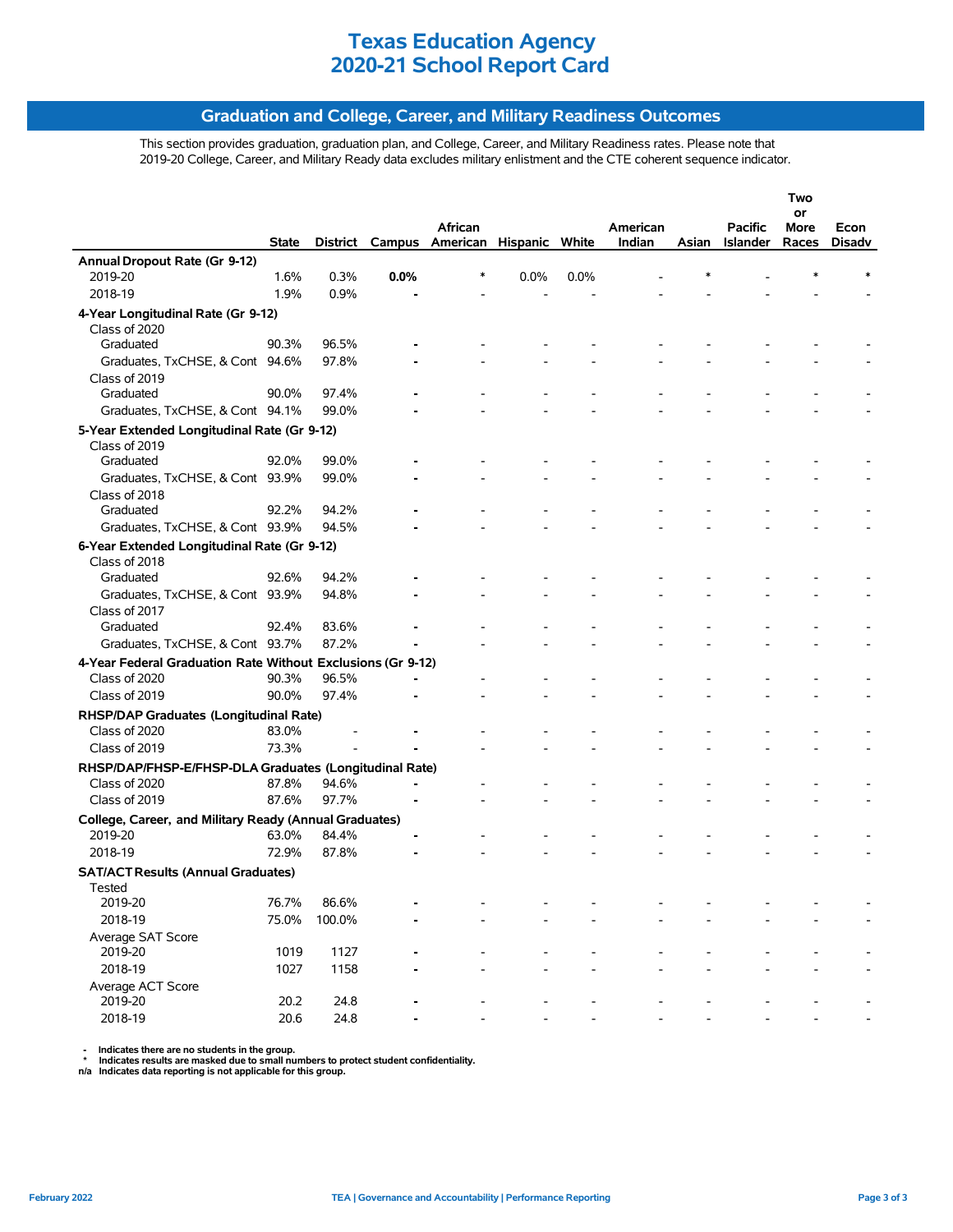# Texas Education Agency
# 2020-21 School Report Card

## Graduation and College, Career, and Military Readiness Outcomes

This section provides graduation, graduation plan, and College, Career, and Military Readiness rates. Please note that 2019-20 College, Career, and Military Ready data excludes military enlistment and the CTE coherent sequence indicator.

| | State | District | Campus | African American | Hispanic | White | American Indian | Asian | Pacific Islander | Two or More Races | Econ Disadv |
|---|---|---|---|---|---|---|---|---|---|---|---|
| **Annual Dropout Rate (Gr 9-12)** | | | | | | | | | | | |
| 2019-20 | 1.6% | 0.3% | **0.0%** | * | 0.0% | 0.0% | - | * | - | * | * |
| 2018-19 | 1.9% | 0.9% | **-** | - | - | - | - | - | - | - | - |
| **4-Year Longitudinal Rate (Gr 9-12)** | | | | | | | | | | | |
| Class of 2020 | | | | | | | | | | | |
| Graduated | 90.3% | 96.5% | **-** | - | - | - | - | - | - | - | - |
| Graduates, TxCHSE, & Cont | 94.6% | 97.8% | **-** | - | - | - | - | - | - | - | - |
| Class of 2019 | | | | | | | | | | | |
| Graduated | 90.0% | 97.4% | **-** | - | - | - | - | - | - | - | - |
| Graduates, TxCHSE, & Cont | 94.1% | 99.0% | **-** | - | - | - | - | - | - | - | - |
| **5-Year Extended Longitudinal Rate (Gr 9-12)** | | | | | | | | | | | |
| Class of 2019 | | | | | | | | | | | |
| Graduated | 92.0% | 99.0% | **-** | - | - | - | - | - | - | - | - |
| Graduates, TxCHSE, & Cont | 93.9% | 99.0% | **-** | - | - | - | - | - | - | - | - |
| Class of 2018 | | | | | | | | | | | |
| Graduated | 92.2% | 94.2% | **-** | - | - | - | - | - | - | - | - |
| Graduates, TxCHSE, & Cont | 93.9% | 94.5% | **-** | - | - | - | - | - | - | - | - |
| **6-Year Extended Longitudinal Rate (Gr 9-12)** | | | | | | | | | | | |
| Class of 2018 | | | | | | | | | | | |
| Graduated | 92.6% | 94.2% | **-** | - | - | - | - | - | - | - | - |
| Graduates, TxCHSE, & Cont | 93.9% | 94.8% | **-** | - | - | - | - | - | - | - | - |
| Class of 2017 | | | | | | | | | | | |
| Graduated | 92.4% | 83.6% | **-** | - | - | - | - | - | - | - | - |
| Graduates, TxCHSE, & Cont | 93.7% | 87.2% | **-** | - | - | - | - | - | - | - | - |
| **4-Year Federal Graduation Rate Without Exclusions (Gr 9-12)** | | | | | | | | | | | |
| Class of 2020 | 90.3% | 96.5% | **-** | - | - | - | - | - | - | - | - |
| Class of 2019 | 90.0% | 97.4% | **-** | - | - | - | - | - | - | - | - |
| **RHSP/DAP Graduates (Longitudinal Rate)** | | | | | | | | | | | |
| Class of 2020 | 83.0% | - | **-** | - | - | - | - | - | - | - | - |
| Class of 2019 | 73.3% | - | **-** | - | - | - | - | - | - | - | - |
| **RHSP/DAP/FHSP-E/FHSP-DLA Graduates (Longitudinal Rate)** | | | | | | | | | | | |
| Class of 2020 | 87.8% | 94.6% | **-** | - | - | - | - | - | - | - | - |
| Class of 2019 | 87.6% | 97.7% | **-** | - | - | - | - | - | - | - | - |
| **College, Career, and Military Ready (Annual Graduates)** | | | | | | | | | | | |
| 2019-20 | 63.0% | 84.4% | **-** | - | - | - | - | - | - | - | - |
| 2018-19 | 72.9% | 87.8% | **-** | - | - | - | - | - | - | - | - |
| **SAT/ACT Results (Annual Graduates)** | | | | | | | | | | | |
| Tested | | | | | | | | | | | |
| 2019-20 | 76.7% | 86.6% | **-** | - | - | - | - | - | - | - | - |
| 2018-19 | 75.0% | 100.0% | **-** | - | - | - | - | - | - | - | - |
| Average SAT Score | | | | | | | | | | | |
| 2019-20 | 1019 | 1127 | **-** | - | - | - | - | - | - | - | - |
| 2018-19 | 1027 | 1158 | **-** | - | - | - | - | - | - | - | - |
| Average ACT Score | | | | | | | | | | | |
| 2019-20 | 20.2 | 24.8 | **-** | - | - | - | - | - | - | - | - |
| 2018-19 | 20.6 | 24.8 | **-** | - | - | - | - | - | - | - | - |

**-** Indicates there are no students in the group.
**\*** Indicates results are masked due to small numbers to protect student confidentiality.
**n/a** Indicates data reporting is not applicable for this group.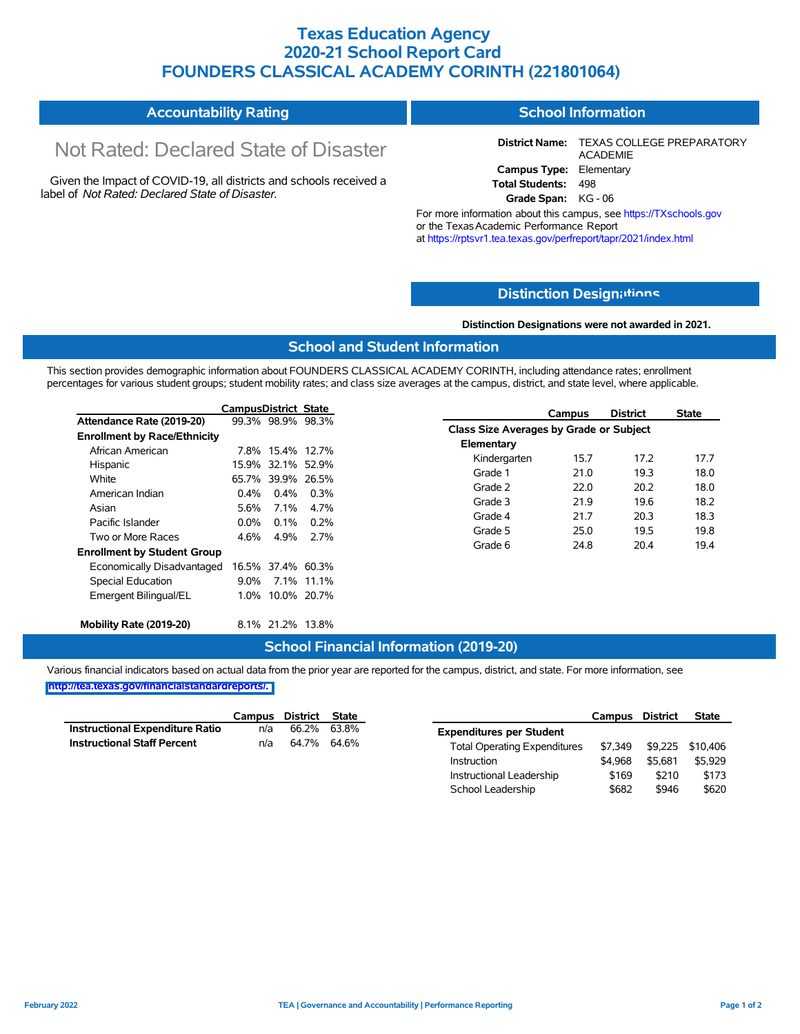# Texas Education Agency
# 2020-21 School Report Card
# FOUNDERS CLASSICAL ACADEMY CORINTH (221801064)

## Accountability Rating

Not Rated: Declared State of Disaster

Given the Impact of COVID-19, all districts and schools received a label of *Not Rated: Declared State of Disaster*.

## School Information

**District Name:** TEXAS COLLEGE PREPARATORY ACADEMIE
**Campus Type:** Elementary
**Total Students:** 498
**Grade Span:** KG - 06

For more information about this campus, see https://TXschools.gov or the Texas Academic Performance Report at https://rptsvr1.tea.texas.gov/perfreport/tapr/2021/index.html

## Distinction Designations

**Distinction Designations were not awarded in 2021.**

## School and Student Information

This section provides demographic information about FOUNDERS CLASSICAL ACADEMY CORINTH, including attendance rates; enrollment percentages for various student groups; student mobility rates; and class size averages at the campus, district, and state level, where applicable.

| | Campus | District | State |
|---|---|---|---|
| **Attendance Rate (2019-20)** | 99.3% | 98.9% | 98.3% |
| **Enrollment by Race/Ethnicity** | | | |
| African American | 7.8% | 15.4% | 12.7% |
| Hispanic | 15.9% | 32.1% | 52.9% |
| White | 65.7% | 39.9% | 26.5% |
| American Indian | 0.4% | 0.4% | 0.3% |
| Asian | 5.6% | 7.1% | 4.7% |
| Pacific Islander | 0.0% | 0.1% | 0.2% |
| Two or More Races | 4.6% | 4.9% | 2.7% |
| **Enrollment by Student Group** | | | |
| Economically Disadvantaged | 16.5% | 37.4% | 60.3% |
| Special Education | 9.0% | 7.1% | 11.1% |
| Emergent Bilingual/EL | 1.0% | 10.0% | 20.7% |
| **Mobility Rate (2019-20)** | 8.1% | 21.2% | 13.8% |

| | Campus | District | State |
|---|---|---|---|
| **Class Size Averages by Grade or Subject** | | | |
| **Elementary** | | | |
| Kindergarten | 15.7 | 17.2 | 17.7 |
| Grade 1 | 21.0 | 19.3 | 18.0 |
| Grade 2 | 22.0 | 20.2 | 18.0 |
| Grade 3 | 21.9 | 19.6 | 18.2 |
| Grade 4 | 21.7 | 20.3 | 18.3 |
| Grade 5 | 25.0 | 19.5 | 19.8 |
| Grade 6 | 24.8 | 20.4 | 19.4 |

## School Financial Information (2019-20)

Various financial indicators based on actual data from the prior year are reported for the campus, district, and state. For more information, see http://tea.texas.gov/financialstandardreports/.

| | Campus | District | State |
|---|---|---|---|
| **Instructional Expenditure Ratio** | n/a | 66.2% | 63.8% |
| **Instructional Staff Percent** | n/a | 64.7% | 64.6% |

| | Campus | District | State |
|---|---|---|---|
| **Expenditures per Student** | | | |
| Total Operating Expenditures | $7,349 | $9,225 | $10,406 |
| Instruction | $4,968 | $5,681 | $5,929 |
| Instructional Leadership | $169 | $210 | $173 |
| School Leadership | $682 | $946 | $620 |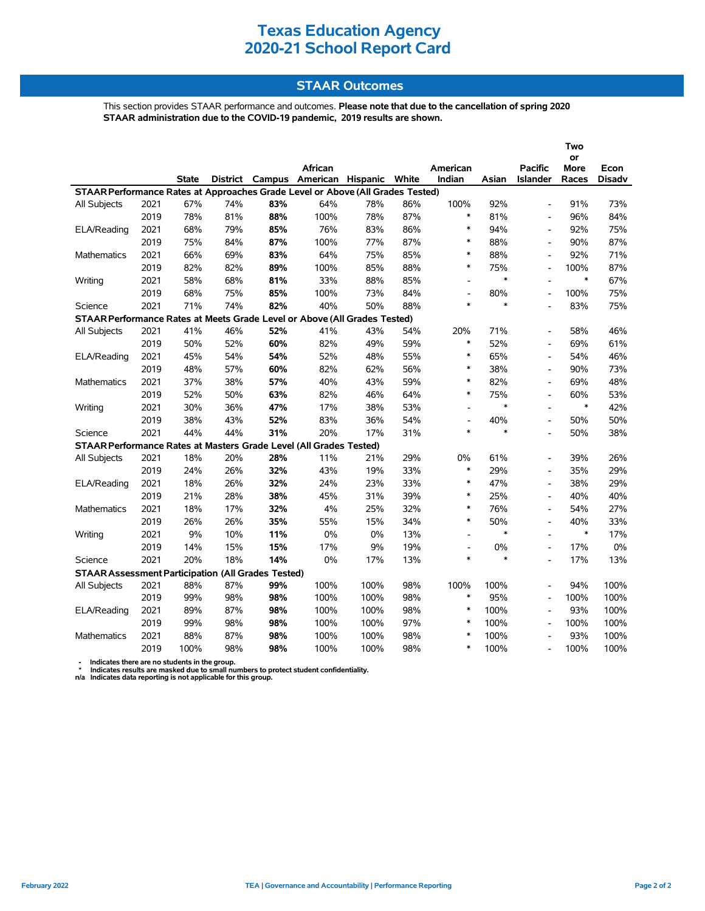# Texas Education Agency
# 2020-21 School Report Card

## STAAR Outcomes

This section provides STAAR performance and outcomes. **Please note that due to the cancellation of spring 2020 STAAR administration due to the COVID-19 pandemic, 2019 results are shown.**

| | | State | District | Campus | African American | Hispanic | White | American Indian | Asian | Pacific Islander | Two or More Races | Econ Disadv |
|---|---|---|---|---|---|---|---|---|---|---|---|---|
| **STAAR Performance Rates at Approaches Grade Level or Above (All Grades Tested)** | | | | | | | | | | | | |
| All Subjects | 2021 | 67% | 74% | **83%** | 64% | 78% | 86% | 100% | 92% | - | 91% | 73% |
| | 2019 | 78% | 81% | **88%** | 100% | 78% | 87% | * | 81% | - | 96% | 84% |
| ELA/Reading | 2021 | 68% | 79% | **85%** | 76% | 83% | 86% | * | 94% | - | 92% | 75% |
| | 2019 | 75% | 84% | **87%** | 100% | 77% | 87% | * | 88% | - | 90% | 87% |
| Mathematics | 2021 | 66% | 69% | **83%** | 64% | 75% | 85% | * | 88% | - | 92% | 71% |
| | 2019 | 82% | 82% | **89%** | 100% | 85% | 88% | * | 75% | - | 100% | 87% |
| Writing | 2021 | 58% | 68% | **81%** | 33% | 88% | 85% | - | * | - | * | 67% |
| | 2019 | 68% | 75% | **85%** | 100% | 73% | 84% | - | 80% | - | 100% | 75% |
| Science | 2021 | 71% | 74% | **82%** | 40% | 50% | 88% | * | * | - | 83% | 75% |
| **STAAR Performance Rates at Meets Grade Level or Above (All Grades Tested)** | | | | | | | | | | | | |
| All Subjects | 2021 | 41% | 46% | **52%** | 41% | 43% | 54% | 20% | 71% | - | 58% | 46% |
| | 2019 | 50% | 52% | **60%** | 82% | 49% | 59% | * | 52% | - | 69% | 61% |
| ELA/Reading | 2021 | 45% | 54% | **54%** | 52% | 48% | 55% | * | 65% | - | 54% | 46% |
| | 2019 | 48% | 57% | **60%** | 82% | 62% | 56% | * | 38% | - | 90% | 73% |
| Mathematics | 2021 | 37% | 38% | **57%** | 40% | 43% | 59% | * | 82% | - | 69% | 48% |
| | 2019 | 52% | 50% | **63%** | 82% | 46% | 64% | * | 75% | - | 60% | 53% |
| Writing | 2021 | 30% | 36% | **47%** | 17% | 38% | 53% | - | * | - | * | 42% |
| | 2019 | 38% | 43% | **52%** | 83% | 36% | 54% | - | 40% | - | 50% | 50% |
| Science | 2021 | 44% | 44% | **31%** | 20% | 17% | 31% | * | * | - | 50% | 38% |
| **STAAR Performance Rates at Masters Grade Level (All Grades Tested)** | | | | | | | | | | | | |
| All Subjects | 2021 | 18% | 20% | **28%** | 11% | 21% | 29% | 0% | 61% | - | 39% | 26% |
| | 2019 | 24% | 26% | **32%** | 43% | 19% | 33% | * | 29% | - | 35% | 29% |
| ELA/Reading | 2021 | 18% | 26% | **32%** | 24% | 23% | 33% | * | 47% | - | 38% | 29% |
| | 2019 | 21% | 28% | **38%** | 45% | 31% | 39% | * | 25% | - | 40% | 40% |
| Mathematics | 2021 | 18% | 17% | **32%** | 4% | 25% | 32% | * | 76% | - | 54% | 27% |
| | 2019 | 26% | 26% | **35%** | 55% | 15% | 34% | * | 50% | - | 40% | 33% |
| Writing | 2021 | 9% | 10% | **11%** | 0% | 0% | 13% | - | * | - | * | 17% |
| | 2019 | 14% | 15% | **15%** | 17% | 9% | 19% | - | 0% | - | 17% | 0% |
| Science | 2021 | 20% | 18% | **14%** | 0% | 17% | 13% | * | * | - | 17% | 13% |
| **STAAR Assessment Participation (All Grades Tested)** | | | | | | | | | | | | |
| All Subjects | 2021 | 88% | 87% | **99%** | 100% | 100% | 98% | 100% | 100% | - | 94% | 100% |
| | 2019 | 99% | 98% | **98%** | 100% | 100% | 98% | * | 95% | - | 100% | 100% |
| ELA/Reading | 2021 | 89% | 87% | **98%** | 100% | 100% | 98% | * | 100% | - | 93% | 100% |
| | 2019 | 99% | 98% | **98%** | 100% | 100% | 97% | * | 100% | - | 100% | 100% |
| Mathematics | 2021 | 88% | 87% | **98%** | 100% | 100% | 98% | * | 100% | - | 93% | 100% |
| | 2019 | 100% | 98% | **98%** | 100% | 100% | 98% | * | 100% | - | 100% | 100% |

- '-' Indicates there are no students in the group.
- '*' Indicates results are masked due to small numbers to protect student confidentiality.
- n/a Indicates data reporting is not applicable for this group.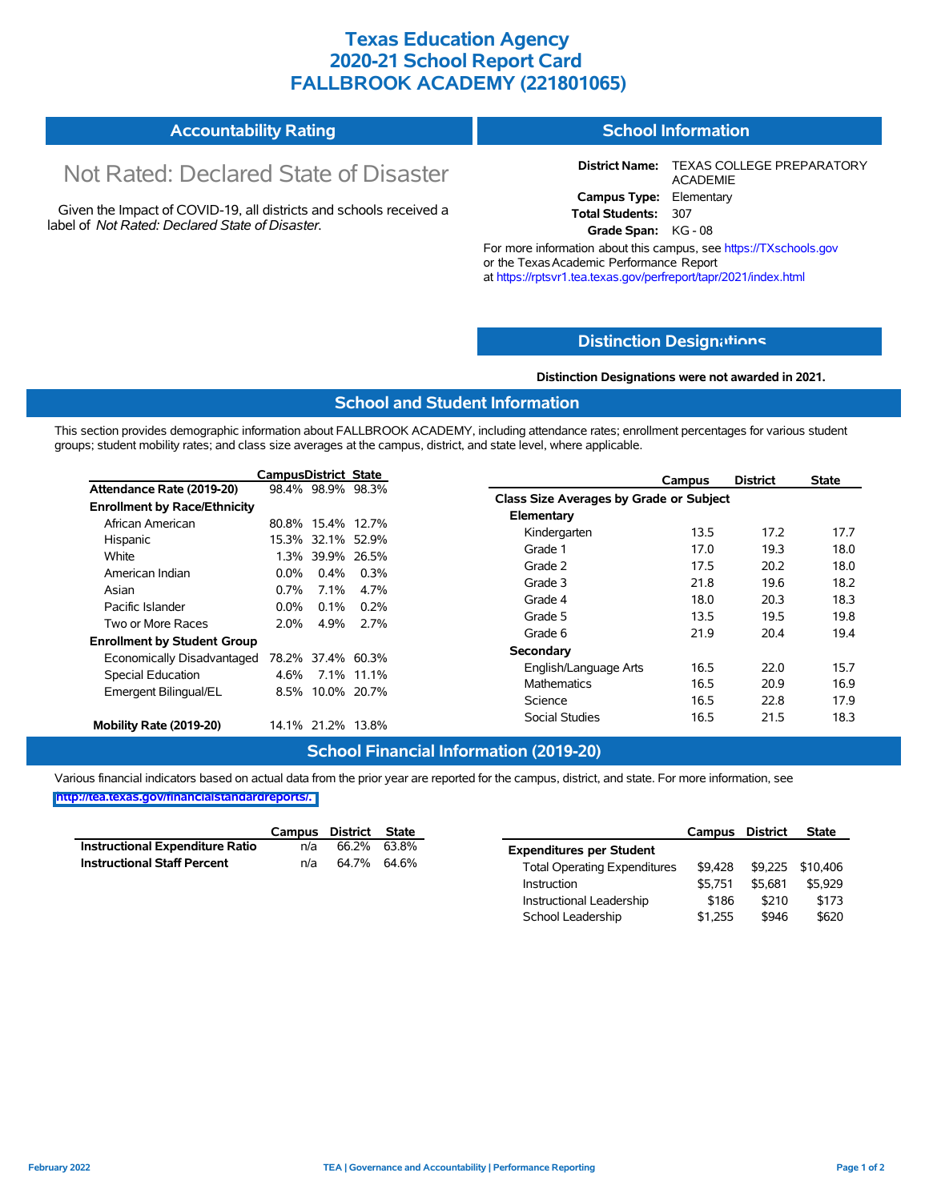# Texas Education Agency
# 2020-21 School Report Card
# FALLBROOK ACADEMY (221801065)

## Accountability Rating

Not Rated: Declared State of Disaster

Given the Impact of COVID-19, all districts and schools received a label of *Not Rated: Declared State of Disaster*.

## School Information

**District Name:** TEXAS COLLEGE PREPARATORY ACADEMIE
**Campus Type:** Elementary
**Total Students:** 307
**Grade Span:** KG - 08

For more information about this campus, see https://TXschools.gov or the Texas Academic Performance Report at https://rptsvr1.tea.texas.gov/perfreport/tapr/2021/index.html

## Distinction Designations

**Distinction Designations were not awarded in 2021.**

## School and Student Information

This section provides demographic information about FALLBROOK ACADEMY, including attendance rates; enrollment percentages for various student groups; student mobility rates; and class size averages at the campus, district, and state level, where applicable.

| | Campus | District | State |
|---|---|---|---|
| **Attendance Rate (2019-20)** | 98.4% | 98.9% | 98.3% |
| **Enrollment by Race/Ethnicity** | | | |
| African American | 80.8% | 15.4% | 12.7% |
| Hispanic | 15.3% | 32.1% | 52.9% |
| White | 1.3% | 39.9% | 26.5% |
| American Indian | 0.0% | 0.4% | 0.3% |
| Asian | 0.7% | 7.1% | 4.7% |
| Pacific Islander | 0.0% | 0.1% | 0.2% |
| Two or More Races | 2.0% | 4.9% | 2.7% |
| **Enrollment by Student Group** | | | |
| Economically Disadvantaged | 78.2% | 37.4% | 60.3% |
| Special Education | 4.6% | 7.1% | 11.1% |
| Emergent Bilingual/EL | 8.5% | 10.0% | 20.7% |
| **Mobility Rate (2019-20)** | 14.1% | 21.2% | 13.8% |

| | Campus | District | State |
|---|---|---|---|
| **Class Size Averages by Grade or Subject** | | | |
| **Elementary** | | | |
| Kindergarten | 13.5 | 17.2 | 17.7 |
| Grade 1 | 17.0 | 19.3 | 18.0 |
| Grade 2 | 17.5 | 20.2 | 18.0 |
| Grade 3 | 21.8 | 19.6 | 18.2 |
| Grade 4 | 18.0 | 20.3 | 18.3 |
| Grade 5 | 13.5 | 19.5 | 19.8 |
| Grade 6 | 21.9 | 20.4 | 19.4 |
| **Secondary** | | | |
| English/Language Arts | 16.5 | 22.0 | 15.7 |
| Mathematics | 16.5 | 20.9 | 16.9 |
| Science | 16.5 | 22.8 | 17.9 |
| Social Studies | 16.5 | 21.5 | 18.3 |

## School Financial Information (2019-20)

Various financial indicators based on actual data from the prior year are reported for the campus, district, and state. For more information, see http://tea.texas.gov/financialstandardreports/.

| | Campus | District | State |
|---|---|---|---|
| **Instructional Expenditure Ratio** | n/a | 66.2% | 63.8% |
| **Instructional Staff Percent** | n/a | 64.7% | 64.6% |

| | Campus | District | State |
|---|---|---|---|
| **Expenditures per Student** | | | |
| Total Operating Expenditures | $9,428 | $9,225 | $10,406 |
| Instruction | $5,751 | $5,681 | $5,929 |
| Instructional Leadership | $186 | $210 | $173 |
| School Leadership | $1,255 | $946 | $620 |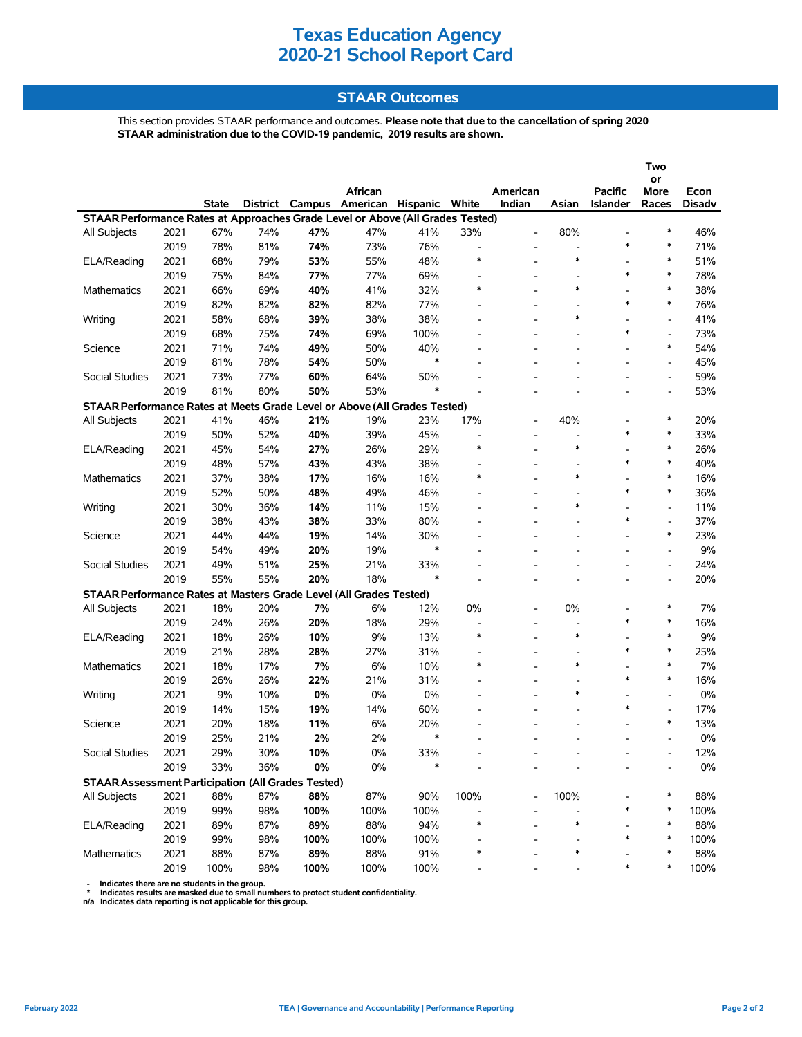# Texas Education Agency
# 2020-21 School Report Card

## STAAR Outcomes

This section provides STAAR performance and outcomes. **Please note that due to the cancellation of spring 2020 STAAR administration due to the COVID-19 pandemic, 2019 results are shown.**

| | | State | District | Campus | African American | Hispanic | White | American Indian | Asian | Pacific Islander | Two or More Races | Econ Disadv |
|---|---|---|---|---|---|---|---|---|---|---|---|---|
| **STAAR Performance Rates at Approaches Grade Level or Above (All Grades Tested)** | | | | | | | | | | | | |
| All Subjects | 2021 | 67% | 74% | **47%** | 47% | 41% | 33% | - | 80% | - | * | 46% |
| | 2019 | 78% | 81% | **74%** | 73% | 76% | - | - | - | * | * | 71% |
| ELA/Reading | 2021 | 68% | 79% | **53%** | 55% | 48% | * | - | * | - | * | 51% |
| | 2019 | 75% | 84% | **77%** | 77% | 69% | - | - | - | * | * | 78% |
| Mathematics | 2021 | 66% | 69% | **40%** | 41% | 32% | * | - | * | - | * | 38% |
| | 2019 | 82% | 82% | **82%** | 82% | 77% | - | - | - | * | * | 76% |
| Writing | 2021 | 58% | 68% | **39%** | 38% | 38% | - | - | * | - | - | 41% |
| | 2019 | 68% | 75% | **74%** | 69% | 100% | - | - | - | * | - | 73% |
| Science | 2021 | 71% | 74% | **49%** | 50% | 40% | - | - | - | - | * | 54% |
| | 2019 | 81% | 78% | **54%** | 50% | * | - | - | - | - | - | 45% |
| Social Studies | 2021 | 73% | 77% | **60%** | 64% | 50% | - | - | - | - | - | 59% |
| | 2019 | 81% | 80% | **50%** | 53% | * | - | - | - | - | - | 53% |
| **STAAR Performance Rates at Meets Grade Level or Above (All Grades Tested)** | | | | | | | | | | | | |
| All Subjects | 2021 | 41% | 46% | **21%** | 19% | 23% | 17% | - | 40% | - | * | 20% |
| | 2019 | 50% | 52% | **40%** | 39% | 45% | - | - | - | * | * | 33% |
| ELA/Reading | 2021 | 45% | 54% | **27%** | 26% | 29% | * | - | * | - | * | 26% |
| | 2019 | 48% | 57% | **43%** | 43% | 38% | - | - | - | * | * | 40% |
| Mathematics | 2021 | 37% | 38% | **17%** | 16% | 16% | * | - | * | - | * | 16% |
| | 2019 | 52% | 50% | **48%** | 49% | 46% | - | - | - | * | * | 36% |
| Writing | 2021 | 30% | 36% | **14%** | 11% | 15% | - | - | * | - | - | 11% |
| | 2019 | 38% | 43% | **38%** | 33% | 80% | - | - | - | * | - | 37% |
| Science | 2021 | 44% | 44% | **19%** | 14% | 30% | - | - | - | - | * | 23% |
| | 2019 | 54% | 49% | **20%** | 19% | * | - | - | - | - | - | 9% |
| Social Studies | 2021 | 49% | 51% | **25%** | 21% | 33% | - | - | - | - | - | 24% |
| | 2019 | 55% | 55% | **20%** | 18% | * | - | - | - | - | - | 20% |
| **STAAR Performance Rates at Masters Grade Level (All Grades Tested)** | | | | | | | | | | | | |
| All Subjects | 2021 | 18% | 20% | **7%** | 6% | 12% | 0% | - | 0% | - | * | 7% |
| | 2019 | 24% | 26% | **20%** | 18% | 29% | - | - | - | * | * | 16% |
| ELA/Reading | 2021 | 18% | 26% | **10%** | 9% | 13% | * | - | * | - | * | 9% |
| | 2019 | 21% | 28% | **28%** | 27% | 31% | - | - | - | * | * | 25% |
| Mathematics | 2021 | 18% | 17% | **7%** | 6% | 10% | * | - | * | - | * | 7% |
| | 2019 | 26% | 26% | **22%** | 21% | 31% | - | - | - | * | * | 16% |
| Writing | 2021 | 9% | 10% | **0%** | 0% | 0% | - | - | * | - | - | 0% |
| | 2019 | 14% | 15% | **19%** | 14% | 60% | - | - | - | * | - | 17% |
| Science | 2021 | 20% | 18% | **11%** | 6% | 20% | - | - | - | - | * | 13% |
| | 2019 | 25% | 21% | **2%** | 2% | * | - | - | - | - | - | 0% |
| Social Studies | 2021 | 29% | 30% | **10%** | 0% | 33% | - | - | - | - | - | 12% |
| | 2019 | 33% | 36% | **0%** | 0% | * | - | - | - | - | - | 0% |
| **STAAR Assessment Participation (All Grades Tested)** | | | | | | | | | | | | |
| All Subjects | 2021 | 88% | 87% | **88%** | 87% | 90% | 100% | - | 100% | - | * | 88% |
| | 2019 | 99% | 98% | **100%** | 100% | 100% | - | - | - | * | * | 100% |
| ELA/Reading | 2021 | 89% | 87% | **89%** | 88% | 94% | * | - | * | - | * | 88% |
| | 2019 | 99% | 98% | **100%** | 100% | 100% | - | - | - | * | * | 100% |
| Mathematics | 2021 | 88% | 87% | **89%** | 88% | 91% | * | - | * | - | * | 88% |
| | 2019 | 100% | 98% | **100%** | 100% | 100% | - | - | - | * | * | 100% |

- Indicates there are no students in the group.
* Indicates results are masked due to small numbers to protect student confidentiality.
n/a Indicates data reporting is not applicable for this group.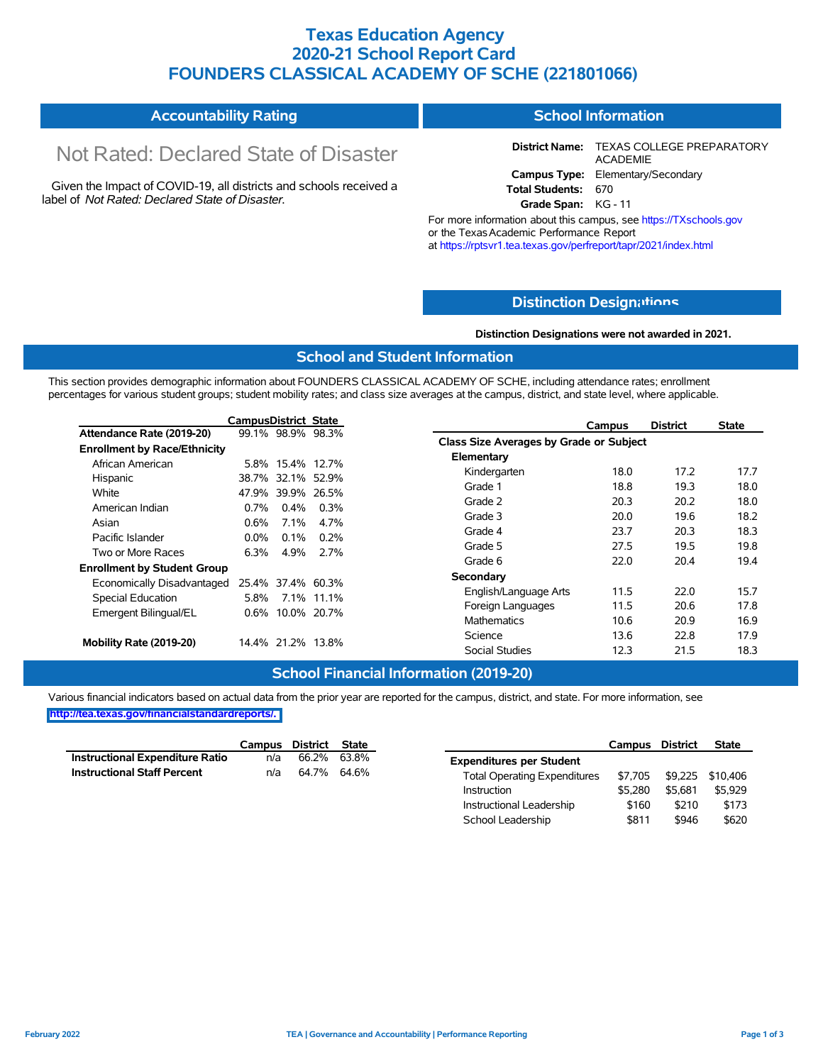# Texas Education Agency
# 2020-21 School Report Card
# FOUNDERS CLASSICAL ACADEMY OF SCHE (221801066)

## Accountability Rating

Not Rated: Declared State of Disaster

Given the Impact of COVID-19, all districts and schools received a label of *Not Rated: Declared State of Disaster*.

## School Information

**District Name:** TEXAS COLLEGE PREPARATORY ACADEMIE
**Campus Type:** Elementary/Secondary
**Total Students:** 670
**Grade Span:** KG - 11

For more information about this campus, see https://TXschools.gov or the Texas Academic Performance Report at https://rptsvr1.tea.texas.gov/perfreport/tapr/2021/index.html

## Distinction Designations

**Distinction Designations were not awarded in 2021.**

## School and Student Information

This section provides demographic information about FOUNDERS CLASSICAL ACADEMY OF SCHE, including attendance rates; enrollment percentages for various student groups; student mobility rates; and class size averages at the campus, district, and state level, where applicable.

| | Campus | District | State |
|---|---|---|---|
| **Attendance Rate (2019-20)** | 99.1% | 98.9% | 98.3% |
| **Enrollment by Race/Ethnicity** | | | |
| African American | 5.8% | 15.4% | 12.7% |
| Hispanic | 38.7% | 32.1% | 52.9% |
| White | 47.9% | 39.9% | 26.5% |
| American Indian | 0.7% | 0.4% | 0.3% |
| Asian | 0.6% | 7.1% | 4.7% |
| Pacific Islander | 0.0% | 0.1% | 0.2% |
| Two or More Races | 6.3% | 4.9% | 2.7% |
| **Enrollment by Student Group** | | | |
| Economically Disadvantaged | 25.4% | 37.4% | 60.3% |
| Special Education | 5.8% | 7.1% | 11.1% |
| Emergent Bilingual/EL | 0.6% | 10.0% | 20.7% |
| **Mobility Rate (2019-20)** | 14.4% | 21.2% | 13.8% |

| | Campus | District | State |
|---|---|---|---|
| **Class Size Averages by Grade or Subject** | | | |
| **Elementary** | | | |
| Kindergarten | 18.0 | 17.2 | 17.7 |
| Grade 1 | 18.8 | 19.3 | 18.0 |
| Grade 2 | 20.3 | 20.2 | 18.0 |
| Grade 3 | 20.0 | 19.6 | 18.2 |
| Grade 4 | 23.7 | 20.3 | 18.3 |
| Grade 5 | 27.5 | 19.5 | 19.8 |
| Grade 6 | 22.0 | 20.4 | 19.4 |
| **Secondary** | | | |
| English/Language Arts | 11.5 | 22.0 | 15.7 |
| Foreign Languages | 11.5 | 20.6 | 17.8 |
| Mathematics | 10.6 | 20.9 | 16.9 |
| Science | 13.6 | 22.8 | 17.9 |
| Social Studies | 12.3 | 21.5 | 18.3 |

## School Financial Information (2019-20)

Various financial indicators based on actual data from the prior year are reported for the campus, district, and state. For more information, see http://tea.texas.gov/financialstandardreports/.

| | Campus | District | State |
|---|---|---|---|
| **Instructional Expenditure Ratio** | n/a | 66.2% | 63.8% |
| **Instructional Staff Percent** | n/a | 64.7% | 64.6% |

| | Campus | District | State |
|---|---|---|---|
| **Expenditures per Student** | | | |
| Total Operating Expenditures | $7,705 | $9,225 | $10,406 |
| Instruction | $5,280 | $5,681 | $5,929 |
| Instructional Leadership | $160 | $210 | $173 |
| School Leadership | $811 | $946 | $620 |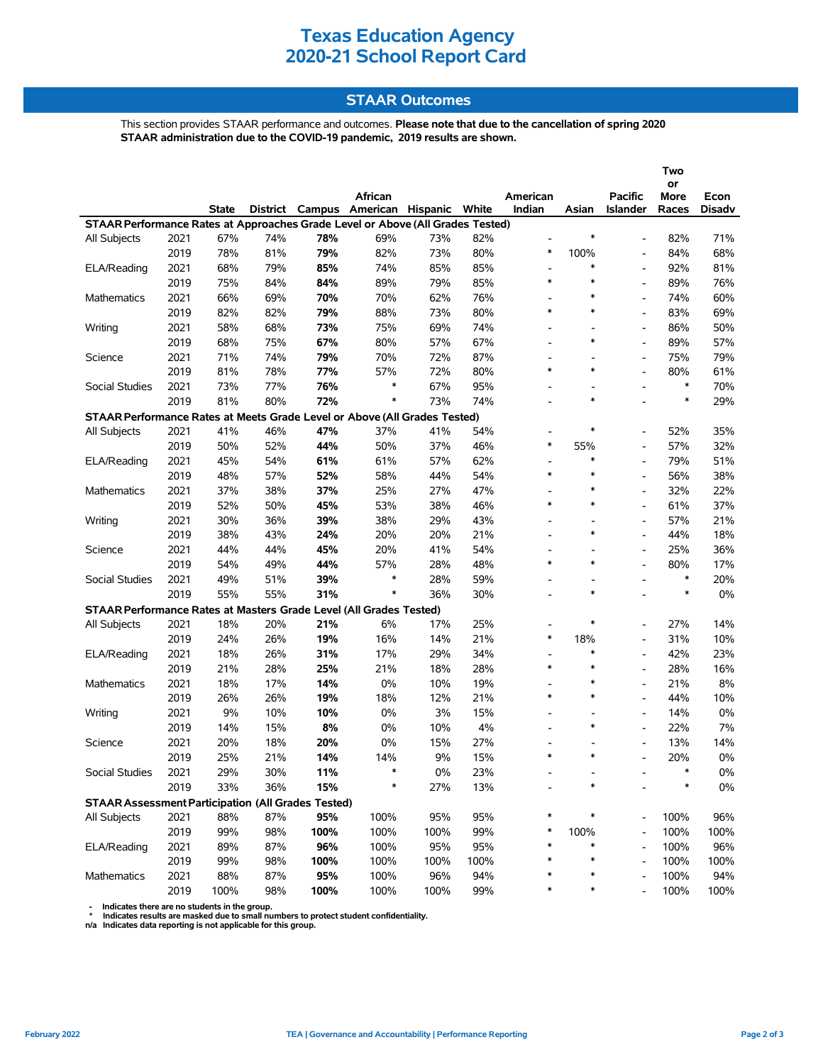# Texas Education Agency
# 2020-21 School Report Card

## STAAR Outcomes

This section provides STAAR performance and outcomes. **Please note that due to the cancellation of spring 2020 STAAR administration due to the COVID-19 pandemic, 2019 results are shown.**

| | | State | District | Campus | African American | Hispanic | White | American Indian | Asian | Pacific Islander | Two or More Races | Econ Disadv |
|---|---|---|---|---|---|---|---|---|---|---|---|---|
| **STAAR Performance Rates at Approaches Grade Level or Above (All Grades Tested)** | | | | | | | | | | | | |
| All Subjects | 2021 | 67% | 74% | **78%** | 69% | 73% | 82% | - | * | - | 82% | 71% |
| | 2019 | 78% | 81% | **79%** | 82% | 73% | 80% | * | 100% | - | 84% | 68% |
| ELA/Reading | 2021 | 68% | 79% | **85%** | 74% | 85% | 85% | - | * | - | 92% | 81% |
| | 2019 | 75% | 84% | **84%** | 89% | 79% | 85% | * | * | - | 89% | 76% |
| Mathematics | 2021 | 66% | 69% | **70%** | 70% | 62% | 76% | - | * | - | 74% | 60% |
| | 2019 | 82% | 82% | **79%** | 88% | 73% | 80% | * | * | - | 83% | 69% |
| Writing | 2021 | 58% | 68% | **73%** | 75% | 69% | 74% | - | - | - | 86% | 50% |
| | 2019 | 68% | 75% | **67%** | 80% | 57% | 67% | - | * | - | 89% | 57% |
| Science | 2021 | 71% | 74% | **79%** | 70% | 72% | 87% | - | - | - | 75% | 79% |
| | 2019 | 81% | 78% | **77%** | 57% | 72% | 80% | * | * | - | 80% | 61% |
| Social Studies | 2021 | 73% | 77% | **76%** | * | 67% | 95% | - | - | - | * | 70% |
| | 2019 | 81% | 80% | **72%** | * | 73% | 74% | - | * | - | * | 29% |
| **STAAR Performance Rates at Meets Grade Level or Above (All Grades Tested)** | | | | | | | | | | | | |
| All Subjects | 2021 | 41% | 46% | **47%** | 37% | 41% | 54% | - | * | - | 52% | 35% |
| | 2019 | 50% | 52% | **44%** | 50% | 37% | 46% | * | 55% | - | 57% | 32% |
| ELA/Reading | 2021 | 45% | 54% | **61%** | 61% | 57% | 62% | - | * | - | 79% | 51% |
| | 2019 | 48% | 57% | **52%** | 58% | 44% | 54% | * | * | - | 56% | 38% |
| Mathematics | 2021 | 37% | 38% | **37%** | 25% | 27% | 47% | - | * | - | 32% | 22% |
| | 2019 | 52% | 50% | **45%** | 53% | 38% | 46% | * | * | - | 61% | 37% |
| Writing | 2021 | 30% | 36% | **39%** | 38% | 29% | 43% | - | - | - | 57% | 21% |
| | 2019 | 38% | 43% | **24%** | 20% | 20% | 21% | - | * | - | 44% | 18% |
| Science | 2021 | 44% | 44% | **45%** | 20% | 41% | 54% | - | - | - | 25% | 36% |
| | 2019 | 54% | 49% | **44%** | 57% | 28% | 48% | * | * | - | 80% | 17% |
| Social Studies | 2021 | 49% | 51% | **39%** | * | 28% | 59% | - | - | - | * | 20% |
| | 2019 | 55% | 55% | **31%** | * | 36% | 30% | - | * | - | * | 0% |
| **STAAR Performance Rates at Masters Grade Level (All Grades Tested)** | | | | | | | | | | | | |
| All Subjects | 2021 | 18% | 20% | **21%** | 6% | 17% | 25% | - | * | - | 27% | 14% |
| | 2019 | 24% | 26% | **19%** | 16% | 14% | 21% | * | 18% | - | 31% | 10% |
| ELA/Reading | 2021 | 18% | 26% | **31%** | 17% | 29% | 34% | - | * | - | 42% | 23% |
| | 2019 | 21% | 28% | **25%** | 21% | 18% | 28% | * | * | - | 28% | 16% |
| Mathematics | 2021 | 18% | 17% | **14%** | 0% | 10% | 19% | - | * | - | 21% | 8% |
| | 2019 | 26% | 26% | **19%** | 18% | 12% | 21% | * | * | - | 44% | 10% |
| Writing | 2021 | 9% | 10% | **10%** | 0% | 3% | 15% | - | - | - | 14% | 0% |
| | 2019 | 14% | 15% | **8%** | 0% | 10% | 4% | - | * | - | 22% | 7% |
| Science | 2021 | 20% | 18% | **20%** | 0% | 15% | 27% | - | - | - | 13% | 14% |
| | 2019 | 25% | 21% | **14%** | 14% | 9% | 15% | * | * | - | 20% | 0% |
| Social Studies | 2021 | 29% | 30% | **11%** | * | 0% | 23% | - | - | - | * | 0% |
| | 2019 | 33% | 36% | **15%** | * | 27% | 13% | - | * | - | * | 0% |
| **STAAR Assessment Participation (All Grades Tested)** | | | | | | | | | | | | |
| All Subjects | 2021 | 88% | 87% | **95%** | 100% | 95% | 95% | * | * | - | 100% | 96% |
| | 2019 | 99% | 98% | **100%** | 100% | 100% | 99% | * | 100% | - | 100% | 100% |
| ELA/Reading | 2021 | 89% | 87% | **96%** | 100% | 95% | 95% | * | * | - | 100% | 96% |
| | 2019 | 99% | 98% | **100%** | 100% | 100% | 100% | * | * | - | 100% | 100% |
| Mathematics | 2021 | 88% | 87% | **95%** | 100% | 96% | 94% | * | * | - | 100% | 94% |
| | 2019 | 100% | 98% | **100%** | 100% | 100% | 99% | * | * | - | 100% | 100% |

- \- Indicates there are no students in the group.
- \* Indicates results are masked due to small numbers to protect student confidentiality.
- n/a Indicates data reporting is not applicable for this group.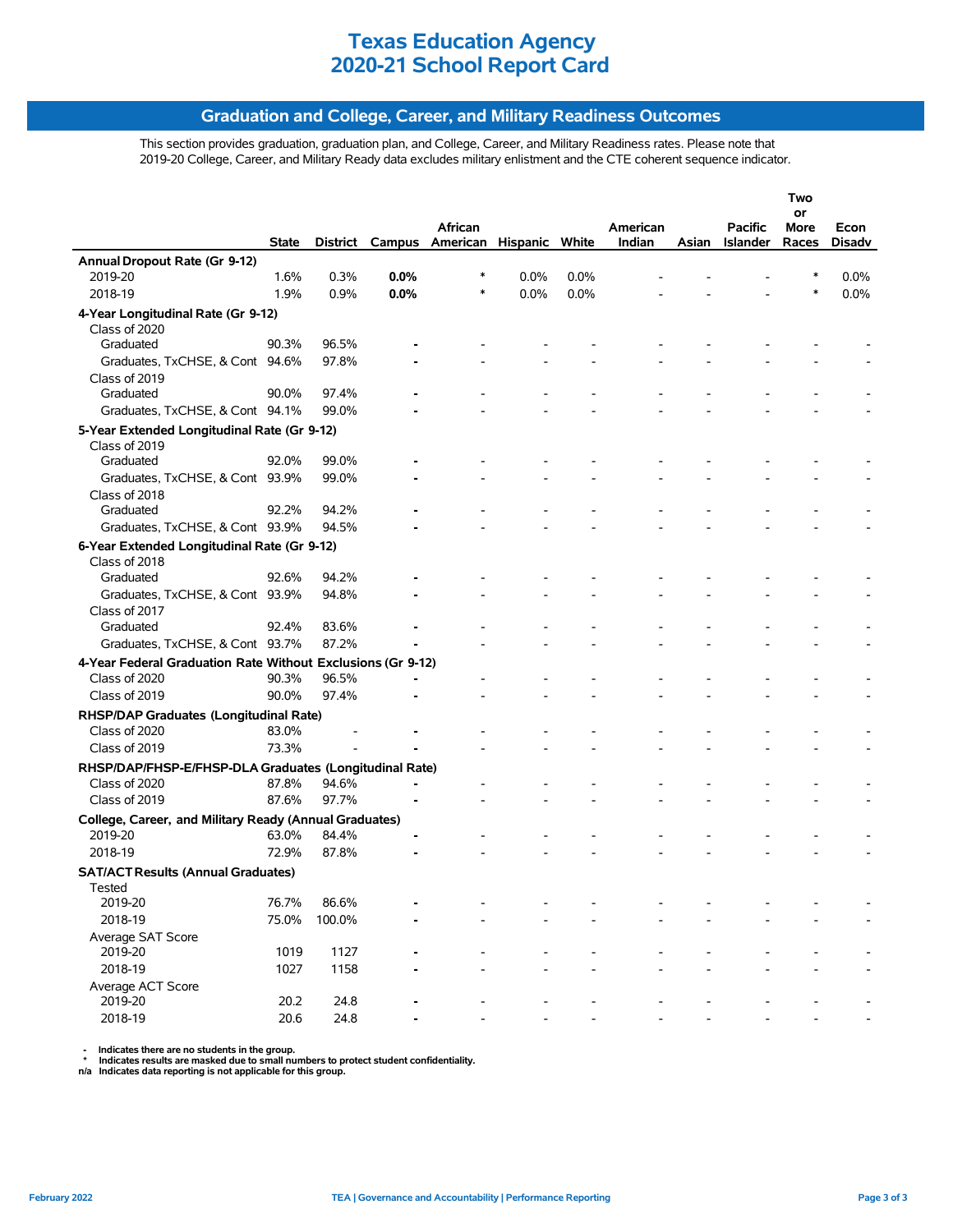# Texas Education Agency
# 2020-21 School Report Card

## Graduation and College, Career, and Military Readiness Outcomes

This section provides graduation, graduation plan, and College, Career, and Military Readiness rates. Please note that 2019-20 College, Career, and Military Ready data excludes military enlistment and the CTE coherent sequence indicator.

| | State | District | Campus | African American | Hispanic | White | American Indian | Asian | Pacific Islander | Two or More Races | Econ Disadv |
|---|---|---|---|---|---|---|---|---|---|---|---|
| **Annual Dropout Rate (Gr 9-12)** | | | | | | | | | | | |
| 2019-20 | 1.6% | 0.3% | **0.0%** | * | 0.0% | 0.0% | - | - | - | * | 0.0% |
| 2018-19 | 1.9% | 0.9% | **0.0%** | * | 0.0% | 0.0% | - | - | - | * | 0.0% |
| **4-Year Longitudinal Rate (Gr 9-12)** | | | | | | | | | | | |
| Class of 2020 | | | | | | | | | | | |
| Graduated | 90.3% | 96.5% | **-** | - | - | - | - | - | - | - | - |
| Graduates, TxCHSE, & Cont | 94.6% | 97.8% | **-** | - | - | - | - | - | - | - | - |
| Class of 2019 | | | | | | | | | | | |
| Graduated | 90.0% | 97.4% | **-** | - | - | - | - | - | - | - | - |
| Graduates, TxCHSE, & Cont | 94.1% | 99.0% | **-** | - | - | - | - | - | - | - | - |
| **5-Year Extended Longitudinal Rate (Gr 9-12)** | | | | | | | | | | | |
| Class of 2019 | | | | | | | | | | | |
| Graduated | 92.0% | 99.0% | **-** | - | - | - | - | - | - | - | - |
| Graduates, TxCHSE, & Cont | 93.9% | 99.0% | **-** | - | - | - | - | - | - | - | - |
| Class of 2018 | | | | | | | | | | | |
| Graduated | 92.2% | 94.2% | **-** | - | - | - | - | - | - | - | - |
| Graduates, TxCHSE, & Cont | 93.9% | 94.5% | **-** | - | - | - | - | - | - | - | - |
| **6-Year Extended Longitudinal Rate (Gr 9-12)** | | | | | | | | | | | |
| Class of 2018 | | | | | | | | | | | |
| Graduated | 92.6% | 94.2% | **-** | - | - | - | - | - | - | - | - |
| Graduates, TxCHSE, & Cont | 93.9% | 94.8% | **-** | - | - | - | - | - | - | - | - |
| Class of 2017 | | | | | | | | | | | |
| Graduated | 92.4% | 83.6% | **-** | - | - | - | - | - | - | - | - |
| Graduates, TxCHSE, & Cont | 93.7% | 87.2% | **-** | - | - | - | - | - | - | - | - |
| **4-Year Federal Graduation Rate Without Exclusions (Gr 9-12)** | | | | | | | | | | | |
| Class of 2020 | 90.3% | 96.5% | **-** | - | - | - | - | - | - | - | - |
| Class of 2019 | 90.0% | 97.4% | **-** | - | - | - | - | - | - | - | - |
| **RHSP/DAP Graduates (Longitudinal Rate)** | | | | | | | | | | | |
| Class of 2020 | 83.0% | - | **-** | - | - | - | - | - | - | - | - |
| Class of 2019 | 73.3% | - | **-** | - | - | - | - | - | - | - | - |
| **RHSP/DAP/FHSP-E/FHSP-DLA Graduates (Longitudinal Rate)** | | | | | | | | | | | |
| Class of 2020 | 87.8% | 94.6% | **-** | - | - | - | - | - | - | - | - |
| Class of 2019 | 87.6% | 97.7% | **-** | - | - | - | - | - | - | - | - |
| **College, Career, and Military Ready (Annual Graduates)** | | | | | | | | | | | |
| 2019-20 | 63.0% | 84.4% | **-** | - | - | - | - | - | - | - | - |
| 2018-19 | 72.9% | 87.8% | **-** | - | - | - | - | - | - | - | - |
| **SAT/ACT Results (Annual Graduates)** | | | | | | | | | | | |
| Tested | | | | | | | | | | | |
| 2019-20 | 76.7% | 86.6% | **-** | - | - | - | - | - | - | - | - |
| 2018-19 | 75.0% | 100.0% | **-** | - | - | - | - | - | - | - | - |
| Average SAT Score | | | | | | | | | | | |
| 2019-20 | 1019 | 1127 | **-** | - | - | - | - | - | - | - | - |
| 2018-19 | 1027 | 1158 | **-** | - | - | - | - | - | - | - | - |
| Average ACT Score | | | | | | | | | | | |
| 2019-20 | 20.2 | 24.8 | **-** | - | - | - | - | - | - | - | - |
| 2018-19 | 20.6 | 24.8 | **-** | - | - | - | - | - | - | - | - |

**-** Indicates there are no students in the group.
**\*** Indicates results are masked due to small numbers to protect student confidentiality.
**n/a** Indicates data reporting is not applicable for this group.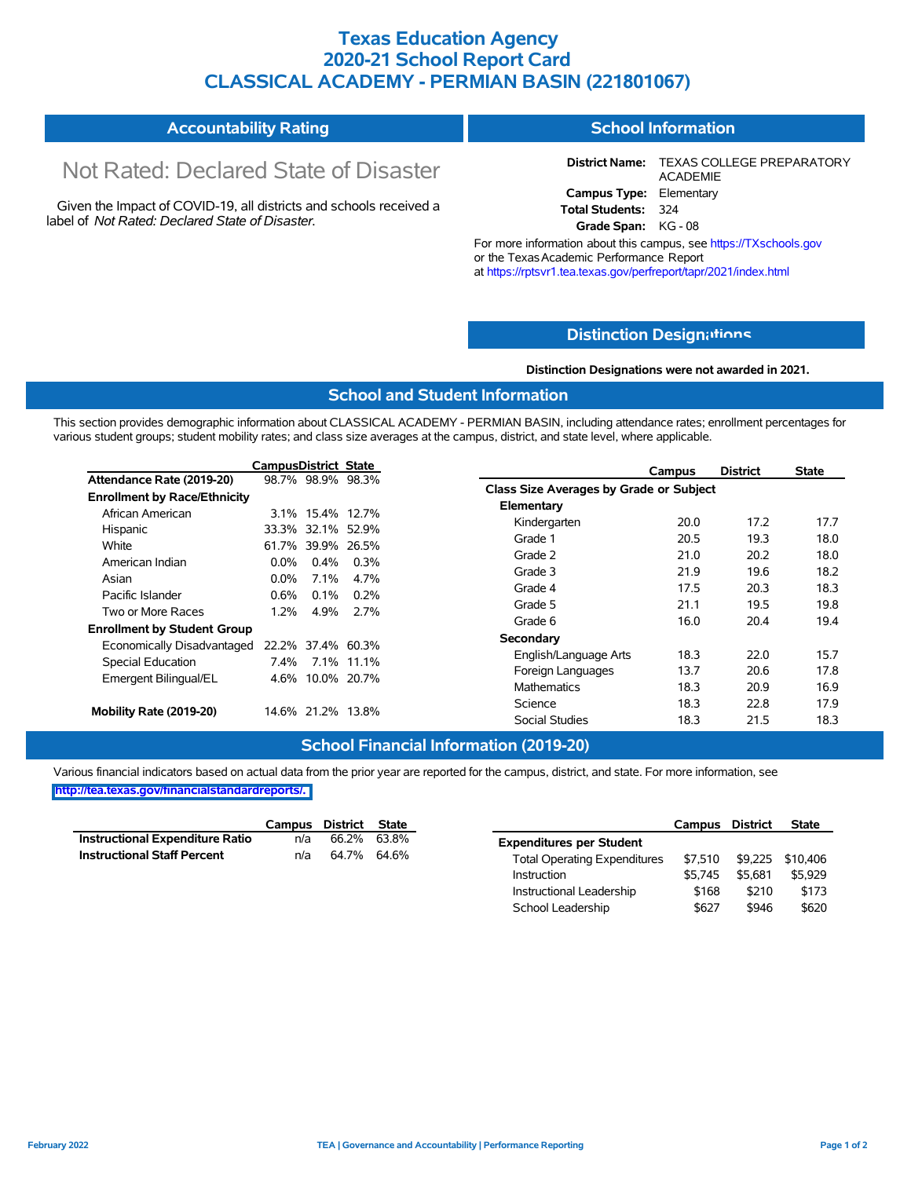# Texas Education Agency
# 2020-21 School Report Card
# CLASSICAL ACADEMY - PERMIAN BASIN (221801067)

## Accountability Rating

Not Rated: Declared State of Disaster

Given the Impact of COVID-19, all districts and schools received a label of *Not Rated: Declared State of Disaster*.

## School Information

**District Name:** TEXAS COLLEGE PREPARATORY ACADEMIE
**Campus Type:** Elementary
**Total Students:** 324
**Grade Span:** KG - 08

For more information about this campus, see https://TXschools.gov or the Texas Academic Performance Report at https://rptsvr1.tea.texas.gov/perfreport/tapr/2021/index.html

## Distinction Designations

**Distinction Designations were not awarded in 2021.**

## School and Student Information

This section provides demographic information about CLASSICAL ACADEMY - PERMIAN BASIN, including attendance rates; enrollment percentages for various student groups; student mobility rates; and class size averages at the campus, district, and state level, where applicable.

| | Campus | District | State |
|---|---|---|---|
| **Attendance Rate (2019-20)** | 98.7% | 98.9% | 98.3% |
| **Enrollment by Race/Ethnicity** | | | |
| African American | 3.1% | 15.4% | 12.7% |
| Hispanic | 33.3% | 32.1% | 52.9% |
| White | 61.7% | 39.9% | 26.5% |
| American Indian | 0.0% | 0.4% | 0.3% |
| Asian | 0.0% | 7.1% | 4.7% |
| Pacific Islander | 0.6% | 0.1% | 0.2% |
| Two or More Races | 1.2% | 4.9% | 2.7% |
| **Enrollment by Student Group** | | | |
| Economically Disadvantaged | 22.2% | 37.4% | 60.3% |
| Special Education | 7.4% | 7.1% | 11.1% |
| Emergent Bilingual/EL | 4.6% | 10.0% | 20.7% |
| **Mobility Rate (2019-20)** | 14.6% | 21.2% | 13.8% |

| | Campus | District | State |
|---|---|---|---|
| **Class Size Averages by Grade or Subject** | | | |
| **Elementary** | | | |
| Kindergarten | 20.0 | 17.2 | 17.7 |
| Grade 1 | 20.5 | 19.3 | 18.0 |
| Grade 2 | 21.0 | 20.2 | 18.0 |
| Grade 3 | 21.9 | 19.6 | 18.2 |
| Grade 4 | 17.5 | 20.3 | 18.3 |
| Grade 5 | 21.1 | 19.5 | 19.8 |
| Grade 6 | 16.0 | 20.4 | 19.4 |
| **Secondary** | | | |
| English/Language Arts | 18.3 | 22.0 | 15.7 |
| Foreign Languages | 13.7 | 20.6 | 17.8 |
| Mathematics | 18.3 | 20.9 | 16.9 |
| Science | 18.3 | 22.8 | 17.9 |
| Social Studies | 18.3 | 21.5 | 18.3 |

## School Financial Information (2019-20)

Various financial indicators based on actual data from the prior year are reported for the campus, district, and state. For more information, see http://tea.texas.gov/financialstandardreports/.

| | Campus | District | State |
|---|---|---|---|
| **Instructional Expenditure Ratio** | n/a | 66.2% | 63.8% |
| **Instructional Staff Percent** | n/a | 64.7% | 64.6% |

| | Campus | District | State |
|---|---|---|---|
| **Expenditures per Student** | | | |
| Total Operating Expenditures | $7,510 | $9,225 | $10,406 |
| Instruction | $5,745 | $5,681 | $5,929 |
| Instructional Leadership | $168 | $210 | $173 |
| School Leadership | $627 | $946 | $620 |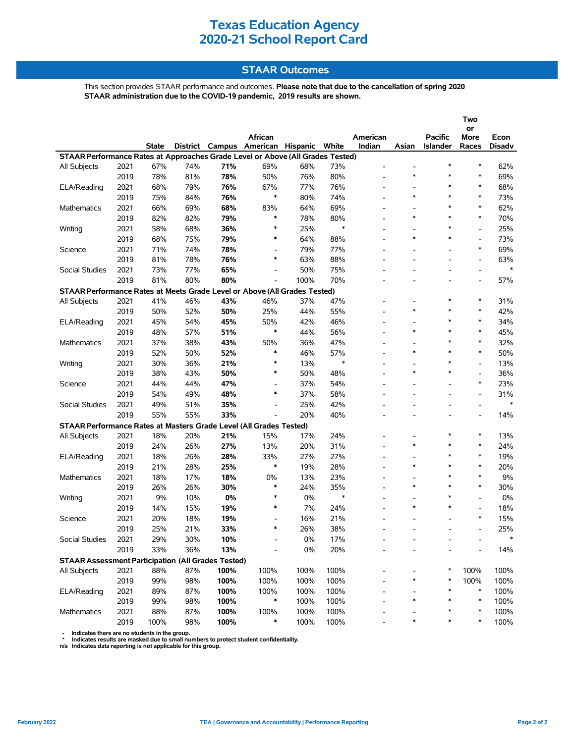# Texas Education Agency
# 2020-21 School Report Card

## STAAR Outcomes

This section provides STAAR performance and outcomes. **Please note that due to the cancellation of spring 2020 STAAR administration due to the COVID-19 pandemic, 2019 results are shown.**

| | | State | District | Campus | African American | Hispanic | White | American Indian | Asian | Pacific Islander | Two or More Races | Econ Disadv |
|---|---|---|---|---|---|---|---|---|---|---|---|---|
| **STAAR Performance Rates at Approaches Grade Level or Above (All Grades Tested)** | | | | | | | | | | | | |
| All Subjects | 2021 | 67% | 74% | **71%** | 69% | 68% | 73% | - | - | * | * | 62% |
| | 2019 | 78% | 81% | **78%** | 50% | 76% | 80% | - | * | * | * | 69% |
| ELA/Reading | 2021 | 68% | 79% | **76%** | 67% | 77% | 76% | - | - | * | * | 68% |
| | 2019 | 75% | 84% | **76%** | * | 80% | 74% | - | * | * | * | 73% |
| Mathematics | 2021 | 66% | 69% | **68%** | 83% | 64% | 69% | - | - | * | * | 62% |
| | 2019 | 82% | 82% | **79%** | * | 78% | 80% | - | * | * | * | 70% |
| Writing | 2021 | 58% | 68% | **36%** | * | 25% | * | - | - | * | - | 25% |
| | 2019 | 68% | 75% | **79%** | * | 64% | 88% | - | * | * | - | 73% |
| Science | 2021 | 71% | 74% | **78%** | - | 79% | 77% | - | - | - | * | 69% |
| | 2019 | 81% | 78% | **76%** | * | 63% | 88% | - | - | - | - | 63% |
| Social Studies | 2021 | 73% | 77% | **65%** | - | 50% | 75% | - | - | - | - | * |
| | 2019 | 81% | 80% | **80%** | - | 100% | 70% | - | - | - | - | 57% |
| **STAAR Performance Rates at Meets Grade Level or Above (All Grades Tested)** | | | | | | | | | | | | |
| All Subjects | 2021 | 41% | 46% | **43%** | 46% | 37% | 47% | - | - | * | * | 31% |
| | 2019 | 50% | 52% | **50%** | 25% | 44% | 55% | - | * | * | * | 42% |
| ELA/Reading | 2021 | 45% | 54% | **45%** | 50% | 42% | 46% | - | - | * | * | 34% |
| | 2019 | 48% | 57% | **51%** | * | 44% | 56% | - | * | * | * | 45% |
| Mathematics | 2021 | 37% | 38% | **43%** | 50% | 36% | 47% | - | - | * | * | 32% |
| | 2019 | 52% | 50% | **52%** | * | 46% | 57% | - | * | * | * | 50% |
| Writing | 2021 | 30% | 36% | **21%** | * | 13% | * | - | - | * | - | 13% |
| | 2019 | 38% | 43% | **50%** | * | 50% | 48% | - | * | * | - | 36% |
| Science | 2021 | 44% | 44% | **47%** | - | 37% | 54% | - | - | - | * | 23% |
| | 2019 | 54% | 49% | **48%** | * | 37% | 58% | - | - | - | - | 31% |
| Social Studies | 2021 | 49% | 51% | **35%** | - | 25% | 42% | - | - | - | - | * |
| | 2019 | 55% | 55% | **33%** | - | 20% | 40% | - | - | - | - | 14% |
| **STAAR Performance Rates at Masters Grade Level (All Grades Tested)** | | | | | | | | | | | | |
| All Subjects | 2021 | 18% | 20% | **21%** | 15% | 17% | 24% | - | - | * | * | 13% |
| | 2019 | 24% | 26% | **27%** | 13% | 20% | 31% | - | * | * | * | 24% |
| ELA/Reading | 2021 | 18% | 26% | **28%** | 33% | 27% | 27% | - | - | * | * | 19% |
| | 2019 | 21% | 28% | **25%** | * | 19% | 28% | - | * | * | * | 20% |
| Mathematics | 2021 | 18% | 17% | **18%** | 0% | 13% | 23% | - | - | * | * | 9% |
| | 2019 | 26% | 26% | **30%** | * | 24% | 35% | - | * | * | * | 30% |
| Writing | 2021 | 9% | 10% | **0%** | * | 0% | * | - | - | * | - | 0% |
| | 2019 | 14% | 15% | **19%** | * | 7% | 24% | - | * | * | - | 18% |
| Science | 2021 | 20% | 18% | **19%** | - | 16% | 21% | - | - | - | * | 15% |
| | 2019 | 25% | 21% | **33%** | * | 26% | 38% | - | - | - | - | 25% |
| Social Studies | 2021 | 29% | 30% | **10%** | - | 0% | 17% | - | - | - | - | * |
| | 2019 | 33% | 36% | **13%** | - | 0% | 20% | - | - | - | - | 14% |
| **STAAR Assessment Participation (All Grades Tested)** | | | | | | | | | | | | |
| All Subjects | 2021 | 88% | 87% | **100%** | 100% | 100% | 100% | - | - | * | 100% | 100% |
| | 2019 | 99% | 98% | **100%** | 100% | 100% | 100% | - | * | * | 100% | 100% |
| ELA/Reading | 2021 | 89% | 87% | **100%** | 100% | 100% | 100% | - | - | * | * | 100% |
| | 2019 | 99% | 98% | **100%** | * | 100% | 100% | - | * | * | * | 100% |
| Mathematics | 2021 | 88% | 87% | **100%** | 100% | 100% | 100% | - | - | * | * | 100% |
| | 2019 | 100% | 98% | **100%** | * | 100% | 100% | - | * | * | * | 100% |

- Indicates there are no students in the group.
\* Indicates results are masked due to small numbers to protect student confidentiality.
n/a Indicates data reporting is not applicable for this group.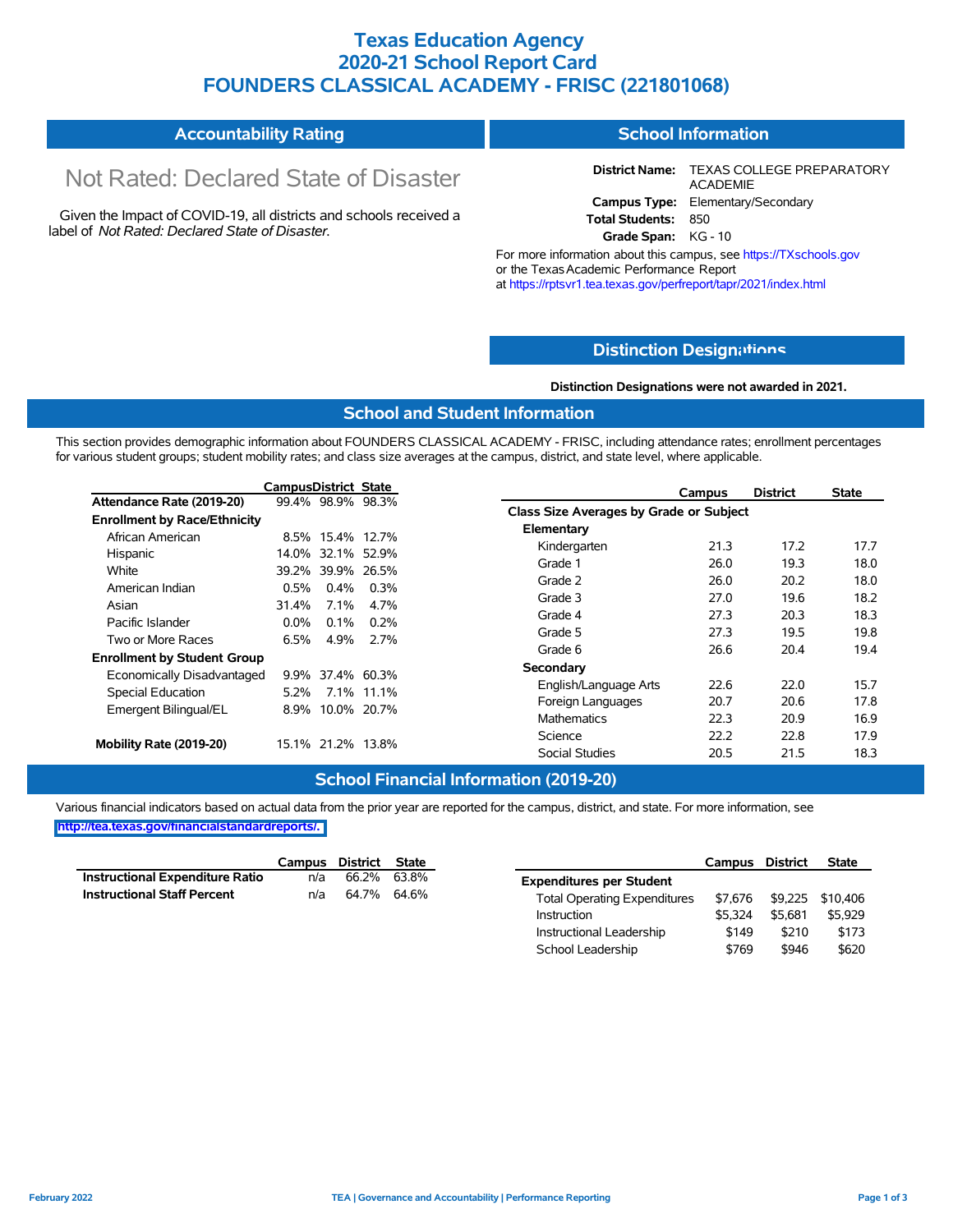# Texas Education Agency
# 2020-21 School Report Card
# FOUNDERS CLASSICAL ACADEMY - FRISC (221801068)

## Accountability Rating

Not Rated: Declared State of Disaster

Given the Impact of COVID-19, all districts and schools received a label of *Not Rated: Declared State of Disaster*.

## School Information

**District Name:** TEXAS COLLEGE PREPARATORY ACADEMIE
**Campus Type:** Elementary/Secondary
**Total Students:** 850
**Grade Span:** KG - 10

For more information about this campus, see https://TXschools.gov or the Texas Academic Performance Report at https://rptsvr1.tea.texas.gov/perfreport/tapr/2021/index.html

## Distinction Designations

**Distinction Designations were not awarded in 2021.**

## School and Student Information

This section provides demographic information about FOUNDERS CLASSICAL ACADEMY - FRISC, including attendance rates; enrollment percentages for various student groups; student mobility rates; and class size averages at the campus, district, and state level, where applicable.

| | Campus | District | State |
|---|---|---|---|
| **Attendance Rate (2019-20)** | 99.4% | 98.9% | 98.3% |
| **Enrollment by Race/Ethnicity** | | | |
| African American | 8.5% | 15.4% | 12.7% |
| Hispanic | 14.0% | 32.1% | 52.9% |
| White | 39.2% | 39.9% | 26.5% |
| American Indian | 0.5% | 0.4% | 0.3% |
| Asian | 31.4% | 7.1% | 4.7% |
| Pacific Islander | 0.0% | 0.1% | 0.2% |
| Two or More Races | 6.5% | 4.9% | 2.7% |
| **Enrollment by Student Group** | | | |
| Economically Disadvantaged | 9.9% | 37.4% | 60.3% |
| Special Education | 5.2% | 7.1% | 11.1% |
| Emergent Bilingual/EL | 8.9% | 10.0% | 20.7% |
| **Mobility Rate (2019-20)** | 15.1% | 21.2% | 13.8% |

| | Campus | District | State |
|---|---|---|---|
| **Class Size Averages by Grade or Subject** | | | |
| **Elementary** | | | |
| Kindergarten | 21.3 | 17.2 | 17.7 |
| Grade 1 | 26.0 | 19.3 | 18.0 |
| Grade 2 | 26.0 | 20.2 | 18.0 |
| Grade 3 | 27.0 | 19.6 | 18.2 |
| Grade 4 | 27.3 | 20.3 | 18.3 |
| Grade 5 | 27.3 | 19.5 | 19.8 |
| Grade 6 | 26.6 | 20.4 | 19.4 |
| **Secondary** | | | |
| English/Language Arts | 22.6 | 22.0 | 15.7 |
| Foreign Languages | 20.7 | 20.6 | 17.8 |
| Mathematics | 22.3 | 20.9 | 16.9 |
| Science | 22.2 | 22.8 | 17.9 |
| Social Studies | 20.5 | 21.5 | 18.3 |

## School Financial Information (2019-20)

Various financial indicators based on actual data from the prior year are reported for the campus, district, and state. For more information, see http://tea.texas.gov/financialstandardreports/.

| | Campus | District | State |
|---|---|---|---|
| **Instructional Expenditure Ratio** | n/a | 66.2% | 63.8% |
| **Instructional Staff Percent** | n/a | 64.7% | 64.6% |

| | Campus | District | State |
|---|---|---|---|
| **Expenditures per Student** | | | |
| Total Operating Expenditures | $7,676 | $9,225 | $10,406 |
| Instruction | $5,324 | $5,681 | $5,929 |
| Instructional Leadership | $149 | $210 | $173 |
| School Leadership | $769 | $946 | $620 |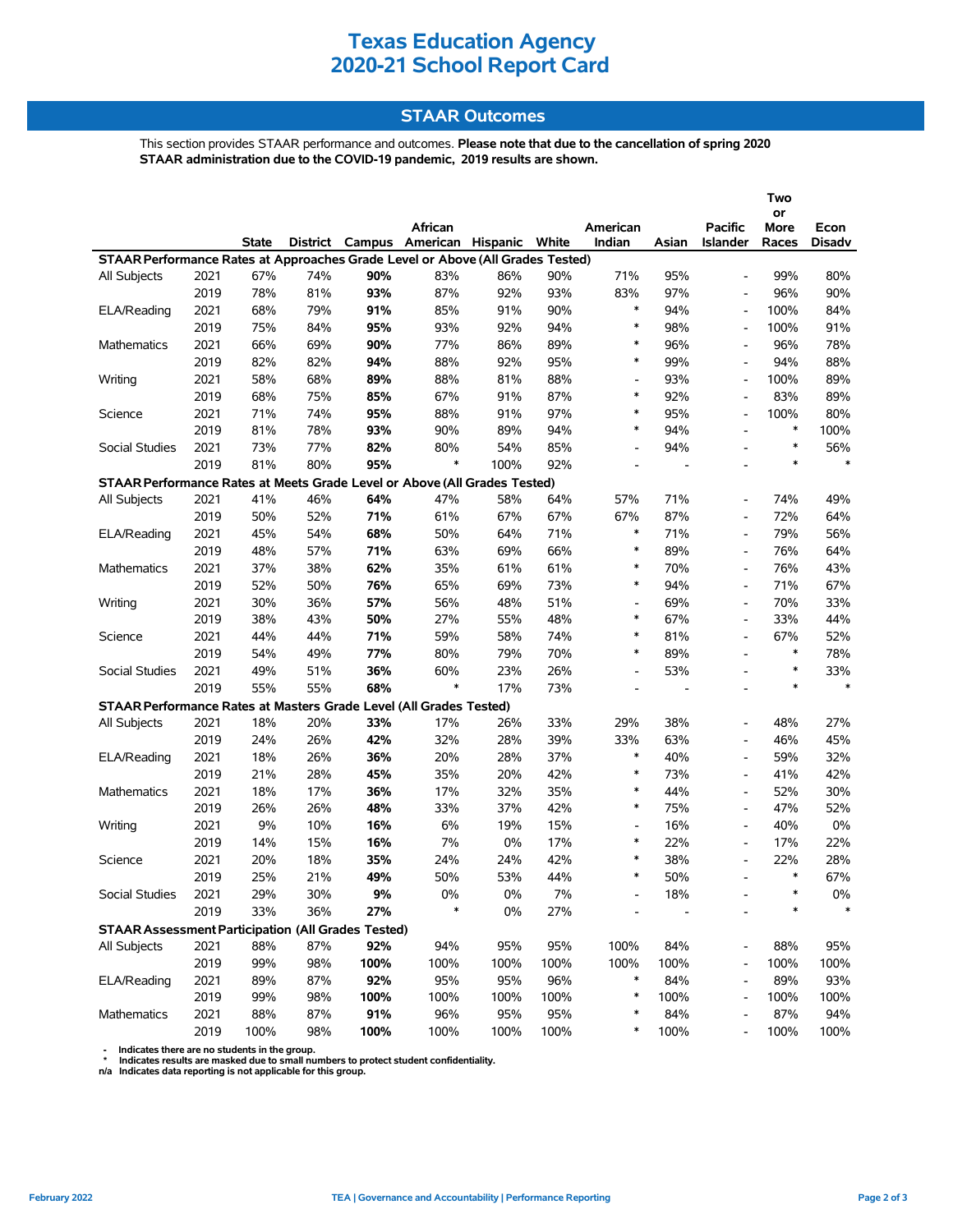# Texas Education Agency
# 2020-21 School Report Card

## STAAR Outcomes

This section provides STAAR performance and outcomes. **Please note that due to the cancellation of spring 2020 STAAR administration due to the COVID-19 pandemic, 2019 results are shown.**

| | | State | District | Campus | African American | Hispanic | White | American Indian | Asian | Pacific Islander | Two or More Races | Econ Disadv |
|---|---|---|---|---|---|---|---|---|---|---|---|---|
| **STAAR Performance Rates at Approaches Grade Level or Above (All Grades Tested)** | | | | | | | | | | | | |
| All Subjects | 2021 | 67% | 74% | **90%** | 83% | 86% | 90% | 71% | 95% | - | 99% | 80% |
| | 2019 | 78% | 81% | **93%** | 87% | 92% | 93% | 83% | 97% | - | 96% | 90% |
| ELA/Reading | 2021 | 68% | 79% | **91%** | 85% | 91% | 90% | * | 94% | - | 100% | 84% |
| | 2019 | 75% | 84% | **95%** | 93% | 92% | 94% | * | 98% | - | 100% | 91% |
| Mathematics | 2021 | 66% | 69% | **90%** | 77% | 86% | 89% | * | 96% | - | 96% | 78% |
| | 2019 | 82% | 82% | **94%** | 88% | 92% | 95% | * | 99% | - | 94% | 88% |
| Writing | 2021 | 58% | 68% | **89%** | 88% | 81% | 88% | - | 93% | - | 100% | 89% |
| | 2019 | 68% | 75% | **85%** | 67% | 91% | 87% | * | 92% | - | 83% | 89% |
| Science | 2021 | 71% | 74% | **95%** | 88% | 91% | 97% | * | 95% | - | 100% | 80% |
| | 2019 | 81% | 78% | **93%** | 90% | 89% | 94% | * | 94% | - | * | 100% |
| Social Studies | 2021 | 73% | 77% | **82%** | 80% | 54% | 85% | - | 94% | - | * | 56% |
| | 2019 | 81% | 80% | **95%** | * | 100% | 92% | - | - | - | * | * |
| **STAAR Performance Rates at Meets Grade Level or Above (All Grades Tested)** | | | | | | | | | | | | |
| All Subjects | 2021 | 41% | 46% | **64%** | 47% | 58% | 64% | 57% | 71% | - | 74% | 49% |
| | 2019 | 50% | 52% | **71%** | 61% | 67% | 67% | 67% | 87% | - | 72% | 64% |
| ELA/Reading | 2021 | 45% | 54% | **68%** | 50% | 64% | 71% | * | 71% | - | 79% | 56% |
| | 2019 | 48% | 57% | **71%** | 63% | 69% | 66% | * | 89% | - | 76% | 64% |
| Mathematics | 2021 | 37% | 38% | **62%** | 35% | 61% | 61% | * | 70% | - | 76% | 43% |
| | 2019 | 52% | 50% | **76%** | 65% | 69% | 73% | * | 94% | - | 71% | 67% |
| Writing | 2021 | 30% | 36% | **57%** | 56% | 48% | 51% | - | 69% | - | 70% | 33% |
| | 2019 | 38% | 43% | **50%** | 27% | 55% | 48% | * | 67% | - | 33% | 44% |
| Science | 2021 | 44% | 44% | **71%** | 59% | 58% | 74% | * | 81% | - | 67% | 52% |
| | 2019 | 54% | 49% | **77%** | 80% | 79% | 70% | * | 89% | - | * | 78% |
| Social Studies | 2021 | 49% | 51% | **36%** | 60% | 23% | 26% | - | 53% | - | * | 33% |
| | 2019 | 55% | 55% | **68%** | * | 17% | 73% | - | - | - | * | * |
| **STAAR Performance Rates at Masters Grade Level (All Grades Tested)** | | | | | | | | | | | | |
| All Subjects | 2021 | 18% | 20% | **33%** | 17% | 26% | 33% | 29% | 38% | - | 48% | 27% |
| | 2019 | 24% | 26% | **42%** | 32% | 28% | 39% | 33% | 63% | - | 46% | 45% |
| ELA/Reading | 2021 | 18% | 26% | **36%** | 20% | 28% | 37% | * | 40% | - | 59% | 32% |
| | 2019 | 21% | 28% | **45%** | 35% | 20% | 42% | * | 73% | - | 41% | 42% |
| Mathematics | 2021 | 18% | 17% | **36%** | 17% | 32% | 35% | * | 44% | - | 52% | 30% |
| | 2019 | 26% | 26% | **48%** | 33% | 37% | 42% | * | 75% | - | 47% | 52% |
| Writing | 2021 | 9% | 10% | **16%** | 6% | 19% | 15% | - | 16% | - | 40% | 0% |
| | 2019 | 14% | 15% | **16%** | 7% | 0% | 17% | * | 22% | - | 17% | 22% |
| Science | 2021 | 20% | 18% | **35%** | 24% | 24% | 42% | * | 38% | - | 22% | 28% |
| | 2019 | 25% | 21% | **49%** | 50% | 53% | 44% | * | 50% | - | * | 67% |
| Social Studies | 2021 | 29% | 30% | **9%** | 0% | 0% | 7% | - | 18% | - | * | 0% |
| | 2019 | 33% | 36% | **27%** | * | 0% | 27% | - | - | - | * | * |
| **STAAR Assessment Participation (All Grades Tested)** | | | | | | | | | | | | |
| All Subjects | 2021 | 88% | 87% | **92%** | 94% | 95% | 95% | 100% | 84% | - | 88% | 95% |
| | 2019 | 99% | 98% | **100%** | 100% | 100% | 100% | 100% | 100% | - | 100% | 100% |
| ELA/Reading | 2021 | 89% | 87% | **92%** | 95% | 95% | 96% | * | 84% | - | 89% | 93% |
| | 2019 | 99% | 98% | **100%** | 100% | 100% | 100% | * | 100% | - | 100% | 100% |
| Mathematics | 2021 | 88% | 87% | **91%** | 96% | 95% | 95% | * | 84% | - | 87% | 94% |
| | 2019 | 100% | 98% | **100%** | 100% | 100% | 100% | * | 100% | - | 100% | 100% |

- \- Indicates there are no students in the group.
- \* Indicates results are masked due to small numbers to protect student confidentiality.
- n/a Indicates data reporting is not applicable for this group.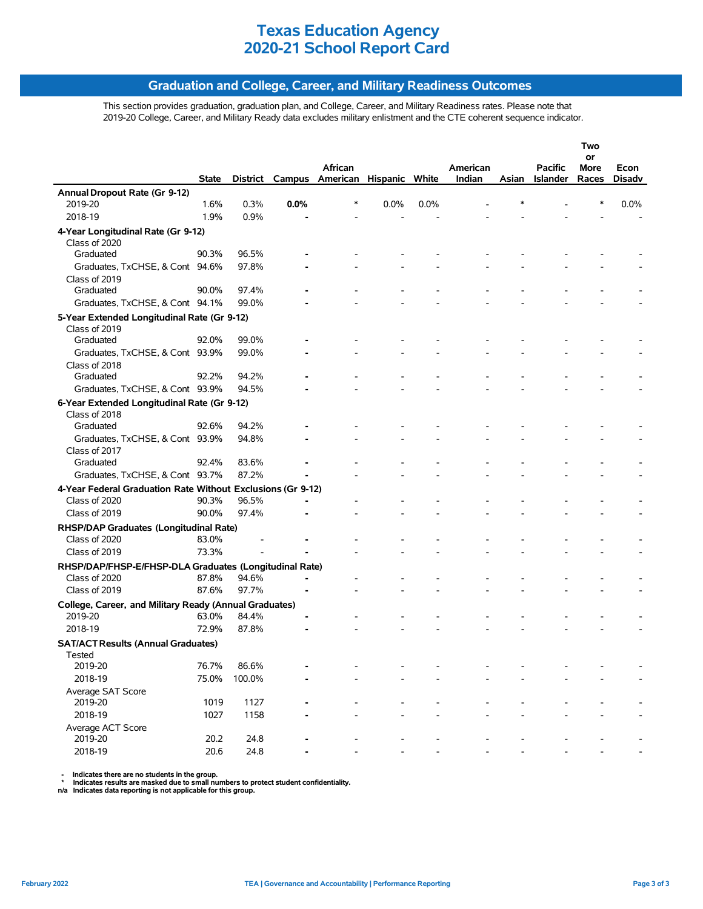# Texas Education Agency
# 2020-21 School Report Card

## Graduation and College, Career, and Military Readiness Outcomes

This section provides graduation, graduation plan, and College, Career, and Military Readiness rates. Please note that 2019-20 College, Career, and Military Ready data excludes military enlistment and the CTE coherent sequence indicator.

| | State | District | Campus | African American | Hispanic | White | American Indian | Asian | Pacific Islander | Two or More Races | Econ Disadv |
|---|---|---|---|---|---|---|---|---|---|---|---|
| **Annual Dropout Rate (Gr 9-12)** | | | | | | | | | | | |
| 2019-20 | 1.6% | 0.3% | **0.0%** | * | 0.0% | 0.0% | - | * | - | * | 0.0% |
| 2018-19 | 1.9% | 0.9% | **-** | - | - | - | - | - | - | - | - |
| **4-Year Longitudinal Rate (Gr 9-12)** | | | | | | | | | | | |
| Class of 2020 | | | | | | | | | | | |
| Graduated | 90.3% | 96.5% | **-** | - | - | - | - | - | - | - | - |
| Graduates, TxCHSE, & Cont | 94.6% | 97.8% | **-** | - | - | - | - | - | - | - | - |
| Class of 2019 | | | | | | | | | | | |
| Graduated | 90.0% | 97.4% | **-** | - | - | - | - | - | - | - | - |
| Graduates, TxCHSE, & Cont | 94.1% | 99.0% | **-** | - | - | - | - | - | - | - | - |
| **5-Year Extended Longitudinal Rate (Gr 9-12)** | | | | | | | | | | | |
| Class of 2019 | | | | | | | | | | | |
| Graduated | 92.0% | 99.0% | **-** | - | - | - | - | - | - | - | - |
| Graduates, TxCHSE, & Cont | 93.9% | 99.0% | **-** | - | - | - | - | - | - | - | - |
| Class of 2018 | | | | | | | | | | | |
| Graduated | 92.2% | 94.2% | **-** | - | - | - | - | - | - | - | - |
| Graduates, TxCHSE, & Cont | 93.9% | 94.5% | **-** | - | - | - | - | - | - | - | - |
| **6-Year Extended Longitudinal Rate (Gr 9-12)** | | | | | | | | | | | |
| Class of 2018 | | | | | | | | | | | |
| Graduated | 92.6% | 94.2% | **-** | - | - | - | - | - | - | - | - |
| Graduates, TxCHSE, & Cont | 93.9% | 94.8% | **-** | - | - | - | - | - | - | - | - |
| Class of 2017 | | | | | | | | | | | |
| Graduated | 92.4% | 83.6% | **-** | - | - | - | - | - | - | - | - |
| Graduates, TxCHSE, & Cont | 93.7% | 87.2% | **-** | - | - | - | - | - | - | - | - |
| **4-Year Federal Graduation Rate Without Exclusions (Gr 9-12)** | | | | | | | | | | | |
| Class of 2020 | 90.3% | 96.5% | **-** | - | - | - | - | - | - | - | - |
| Class of 2019 | 90.0% | 97.4% | **-** | - | - | - | - | - | - | - | - |
| **RHSP/DAP Graduates (Longitudinal Rate)** | | | | | | | | | | | |
| Class of 2020 | 83.0% | - | **-** | - | - | - | - | - | - | - | - |
| Class of 2019 | 73.3% | - | **-** | - | - | - | - | - | - | - | - |
| **RHSP/DAP/FHSP-E/FHSP-DLA Graduates (Longitudinal Rate)** | | | | | | | | | | | |
| Class of 2020 | 87.8% | 94.6% | **-** | - | - | - | - | - | - | - | - |
| Class of 2019 | 87.6% | 97.7% | **-** | - | - | - | - | - | - | - | - |
| **College, Career, and Military Ready (Annual Graduates)** | | | | | | | | | | | |
| 2019-20 | 63.0% | 84.4% | **-** | - | - | - | - | - | - | - | - |
| 2018-19 | 72.9% | 87.8% | **-** | - | - | - | - | - | - | - | - |
| **SAT/ACT Results (Annual Graduates)** | | | | | | | | | | | |
| Tested | | | | | | | | | | | |
| 2019-20 | 76.7% | 86.6% | **-** | - | - | - | - | - | - | - | - |
| 2018-19 | 75.0% | 100.0% | **-** | - | - | - | - | - | - | - | - |
| Average SAT Score | | | | | | | | | | | |
| 2019-20 | 1019 | 1127 | **-** | - | - | - | - | - | - | - | - |
| 2018-19 | 1027 | 1158 | **-** | - | - | - | - | - | - | - | - |
| Average ACT Score | | | | | | | | | | | |
| 2019-20 | 20.2 | 24.8 | **-** | - | - | - | - | - | - | - | - |
| 2018-19 | 20.6 | 24.8 | **-** | - | - | - | - | - | - | - | - |

**-** Indicates there are no students in the group.
**\*** Indicates results are masked due to small numbers to protect student confidentiality.
**n/a** Indicates data reporting is not applicable for this group.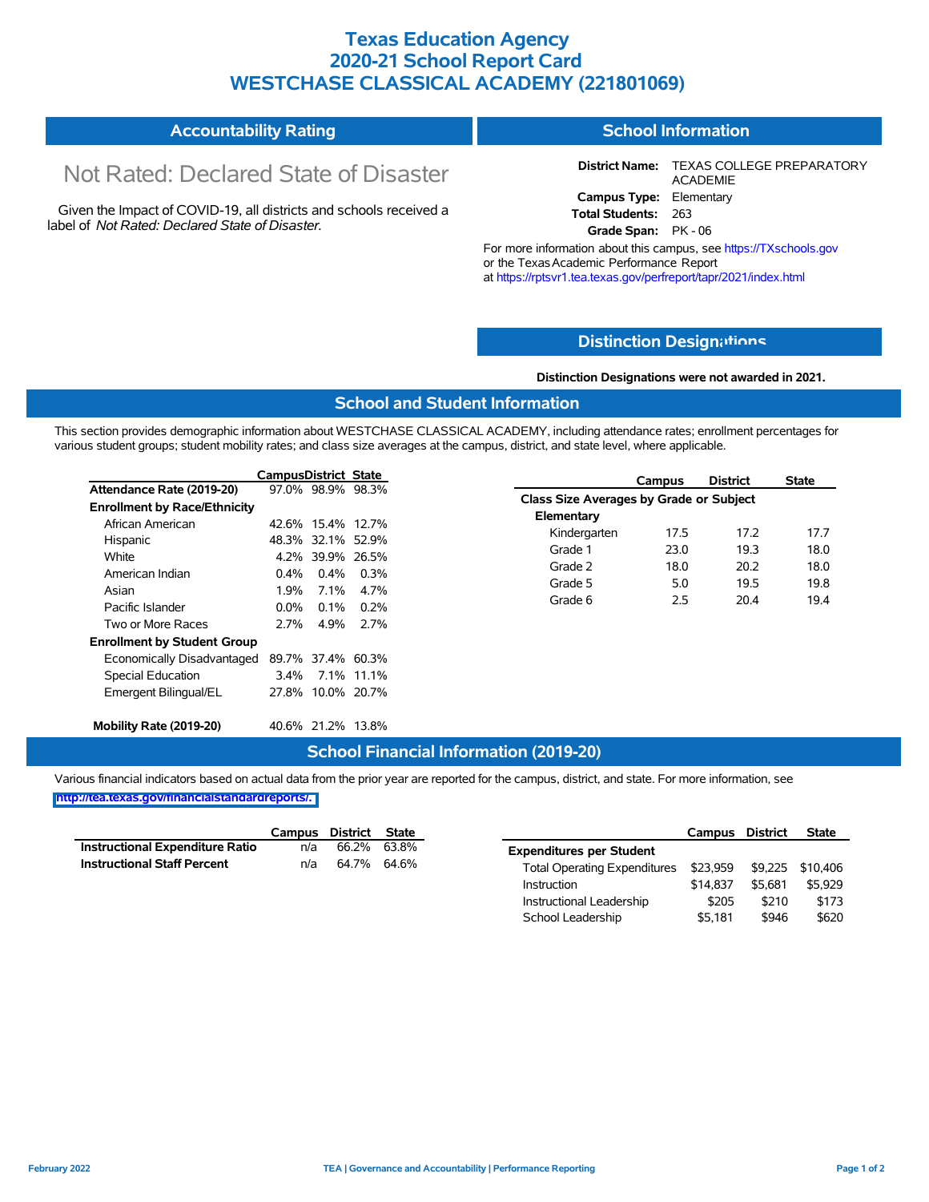# Texas Education Agency
# 2020-21 School Report Card
# WESTCHASE CLASSICAL ACADEMY (221801069)

## Accountability Rating

Not Rated: Declared State of Disaster

Given the Impact of COVID-19, all districts and schools received a label of *Not Rated: Declared State of Disaster*.

## School Information

**District Name:** TEXAS COLLEGE PREPARATORY ACADEMIE
**Campus Type:** Elementary
**Total Students:** 263
**Grade Span:** PK - 06

For more information about this campus, see https://TXschools.gov or the Texas Academic Performance Report at https://rptsvr1.tea.texas.gov/perfreport/tapr/2021/index.html

## Distinction Designations

**Distinction Designations were not awarded in 2021.**

## School and Student Information

This section provides demographic information about WESTCHASE CLASSICAL ACADEMY, including attendance rates; enrollment percentages for various student groups; student mobility rates; and class size averages at the campus, district, and state level, where applicable.

| | Campus | District | State |
|---|---|---|---|
| **Attendance Rate (2019-20)** | 97.0% | 98.9% | 98.3% |
| **Enrollment by Race/Ethnicity** | | | |
| African American | 42.6% | 15.4% | 12.7% |
| Hispanic | 48.3% | 32.1% | 52.9% |
| White | 4.2% | 39.9% | 26.5% |
| American Indian | 0.4% | 0.4% | 0.3% |
| Asian | 1.9% | 7.1% | 4.7% |
| Pacific Islander | 0.0% | 0.1% | 0.2% |
| Two or More Races | 2.7% | 4.9% | 2.7% |
| **Enrollment by Student Group** | | | |
| Economically Disadvantaged | 89.7% | 37.4% | 60.3% |
| Special Education | 3.4% | 7.1% | 11.1% |
| Emergent Bilingual/EL | 27.8% | 10.0% | 20.7% |
| **Mobility Rate (2019-20)** | 40.6% | 21.2% | 13.8% |

| | Campus | District | State |
|---|---|---|---|
| **Class Size Averages by Grade or Subject** | | | |
| **Elementary** | | | |
| Kindergarten | 17.5 | 17.2 | 17.7 |
| Grade 1 | 23.0 | 19.3 | 18.0 |
| Grade 2 | 18.0 | 20.2 | 18.0 |
| Grade 5 | 5.0 | 19.5 | 19.8 |
| Grade 6 | 2.5 | 20.4 | 19.4 |

## School Financial Information (2019-20)

Various financial indicators based on actual data from the prior year are reported for the campus, district, and state. For more information, see http://tea.texas.gov/financialstandardreports/.

| | Campus | District | State |
|---|---|---|---|
| **Instructional Expenditure Ratio** | n/a | 66.2% | 63.8% |
| **Instructional Staff Percent** | n/a | 64.7% | 64.6% |

| | Campus | District | State |
|---|---|---|---|
| **Expenditures per Student** | | | |
| Total Operating Expenditures | $23,959 | $9,225 | $10,406 |
| Instruction | $14,837 | $5,681 | $5,929 |
| Instructional Leadership | $205 | $210 | $173 |
| School Leadership | $5,181 | $946 | $620 |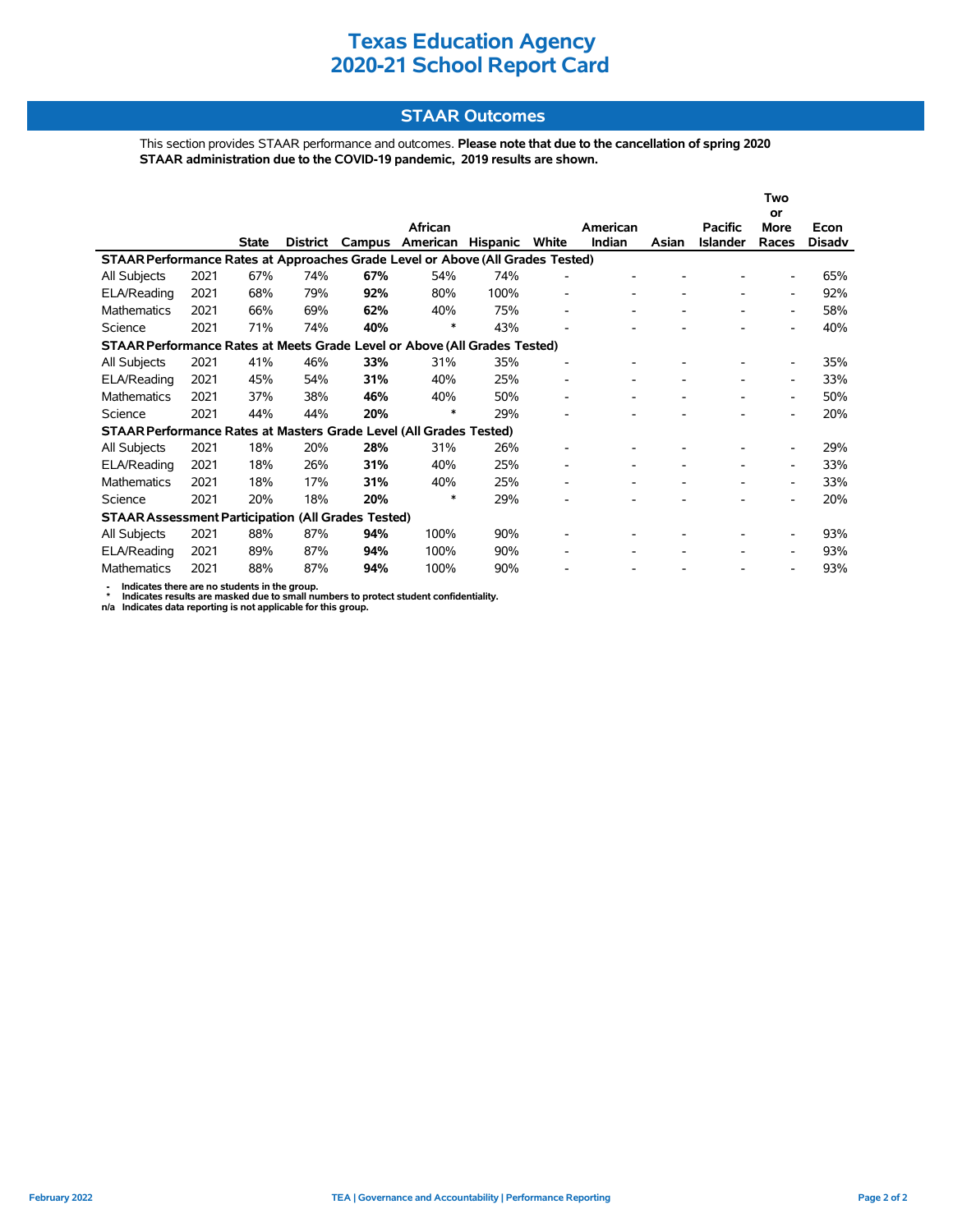# Texas Education Agency
# 2020-21 School Report Card

## STAAR Outcomes

This section provides STAAR performance and outcomes. **Please note that due to the cancellation of spring 2020 STAAR administration due to the COVID-19 pandemic, 2019 results are shown.**

| | | State | District | Campus | African American | Hispanic | White | American Indian | Asian | Pacific Islander | Two or More Races | Econ Disadv |
|---|---|---|---|---|---|---|---|---|---|---|---|---|
| **STAAR Performance Rates at Approaches Grade Level or Above (All Grades Tested)** | | | | | | | | | | | | |
| All Subjects | 2021 | 67% | 74% | **67%** | 54% | 74% | - | - | - | - | - | 65% |
| ELA/Reading | 2021 | 68% | 79% | **92%** | 80% | 100% | - | - | - | - | - | 92% |
| Mathematics | 2021 | 66% | 69% | **62%** | 40% | 75% | - | - | - | - | - | 58% |
| Science | 2021 | 71% | 74% | **40%** | * | 43% | - | - | - | - | - | 40% |
| **STAAR Performance Rates at Meets Grade Level or Above (All Grades Tested)** | | | | | | | | | | | | |
| All Subjects | 2021 | 41% | 46% | **33%** | 31% | 35% | - | - | - | - | - | 35% |
| ELA/Reading | 2021 | 45% | 54% | **31%** | 40% | 25% | - | - | - | - | - | 33% |
| Mathematics | 2021 | 37% | 38% | **46%** | 40% | 50% | - | - | - | - | - | 50% |
| Science | 2021 | 44% | 44% | **20%** | * | 29% | - | - | - | - | - | 20% |
| **STAAR Performance Rates at Masters Grade Level (All Grades Tested)** | | | | | | | | | | | | |
| All Subjects | 2021 | 18% | 20% | **28%** | 31% | 26% | - | - | - | - | - | 29% |
| ELA/Reading | 2021 | 18% | 26% | **31%** | 40% | 25% | - | - | - | - | - | 33% |
| Mathematics | 2021 | 18% | 17% | **31%** | 40% | 25% | - | - | - | - | - | 33% |
| Science | 2021 | 20% | 18% | **20%** | * | 29% | - | - | - | - | - | 20% |
| **STAAR Assessment Participation (All Grades Tested)** | | | | | | | | | | | | |
| All Subjects | 2021 | 88% | 87% | **94%** | 100% | 90% | - | - | - | - | - | 93% |
| ELA/Reading | 2021 | 89% | 87% | **94%** | 100% | 90% | - | - | - | - | - | 93% |
| Mathematics | 2021 | 88% | 87% | **94%** | 100% | 90% | - | - | - | - | - | 93% |

- Indicates there are no students in the group.
\* Indicates results are masked due to small numbers to protect student confidentiality.
n/a Indicates data reporting is not applicable for this group.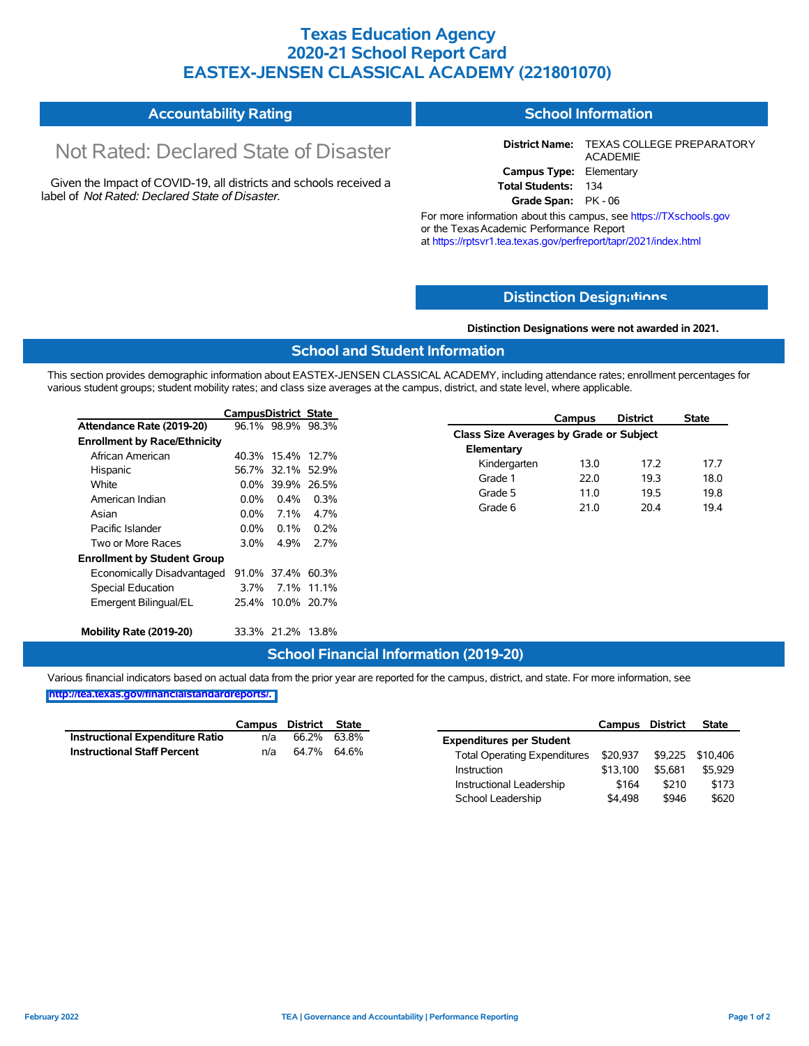# Texas Education Agency
# 2020-21 School Report Card
# EASTEX-JENSEN CLASSICAL ACADEMY (221801070)

## Accountability Rating

Not Rated: Declared State of Disaster

Given the Impact of COVID-19, all districts and schools received a label of *Not Rated: Declared State of Disaster*.

## School Information

**District Name:** TEXAS COLLEGE PREPARATORY ACADEMIE
**Campus Type:** Elementary
**Total Students:** 134
**Grade Span:** PK - 06

For more information about this campus, see https://TXschools.gov or the Texas Academic Performance Report at https://rptsvr1.tea.texas.gov/perfreport/tapr/2021/index.html

## Distinction Designations

**Distinction Designations were not awarded in 2021.**

## School and Student Information

This section provides demographic information about EASTEX-JENSEN CLASSICAL ACADEMY, including attendance rates; enrollment percentages for various student groups; student mobility rates; and class size averages at the campus, district, and state level, where applicable.

| | Campus | District | State |
|---|---|---|---|
| **Attendance Rate (2019-20)** | 96.1% | 98.9% | 98.3% |
| **Enrollment by Race/Ethnicity** | | | |
| African American | 40.3% | 15.4% | 12.7% |
| Hispanic | 56.7% | 32.1% | 52.9% |
| White | 0.0% | 39.9% | 26.5% |
| American Indian | 0.0% | 0.4% | 0.3% |
| Asian | 0.0% | 7.1% | 4.7% |
| Pacific Islander | 0.0% | 0.1% | 0.2% |
| Two or More Races | 3.0% | 4.9% | 2.7% |
| **Enrollment by Student Group** | | | |
| Economically Disadvantaged | 91.0% | 37.4% | 60.3% |
| Special Education | 3.7% | 7.1% | 11.1% |
| Emergent Bilingual/EL | 25.4% | 10.0% | 20.7% |
| **Mobility Rate (2019-20)** | 33.3% | 21.2% | 13.8% |

| | Campus | District | State |
|---|---|---|---|
| **Class Size Averages by Grade or Subject** | | | |
| **Elementary** | | | |
| Kindergarten | 13.0 | 17.2 | 17.7 |
| Grade 1 | 22.0 | 19.3 | 18.0 |
| Grade 5 | 11.0 | 19.5 | 19.8 |
| Grade 6 | 21.0 | 20.4 | 19.4 |

## School Financial Information (2019-20)

Various financial indicators based on actual data from the prior year are reported for the campus, district, and state. For more information, see http://tea.texas.gov/financialstandardreports/.

| | Campus | District | State |
|---|---|---|---|
| **Instructional Expenditure Ratio** | n/a | 66.2% | 63.8% |
| **Instructional Staff Percent** | n/a | 64.7% | 64.6% |

| | Campus | District | State |
|---|---|---|---|
| **Expenditures per Student** | | | |
| Total Operating Expenditures | $20,937 | $9,225 | $10,406 |
| Instruction | $13,100 | $5,681 | $5,929 |
| Instructional Leadership | $164 | $210 | $173 |
| School Leadership | $4,498 | $946 | $620 |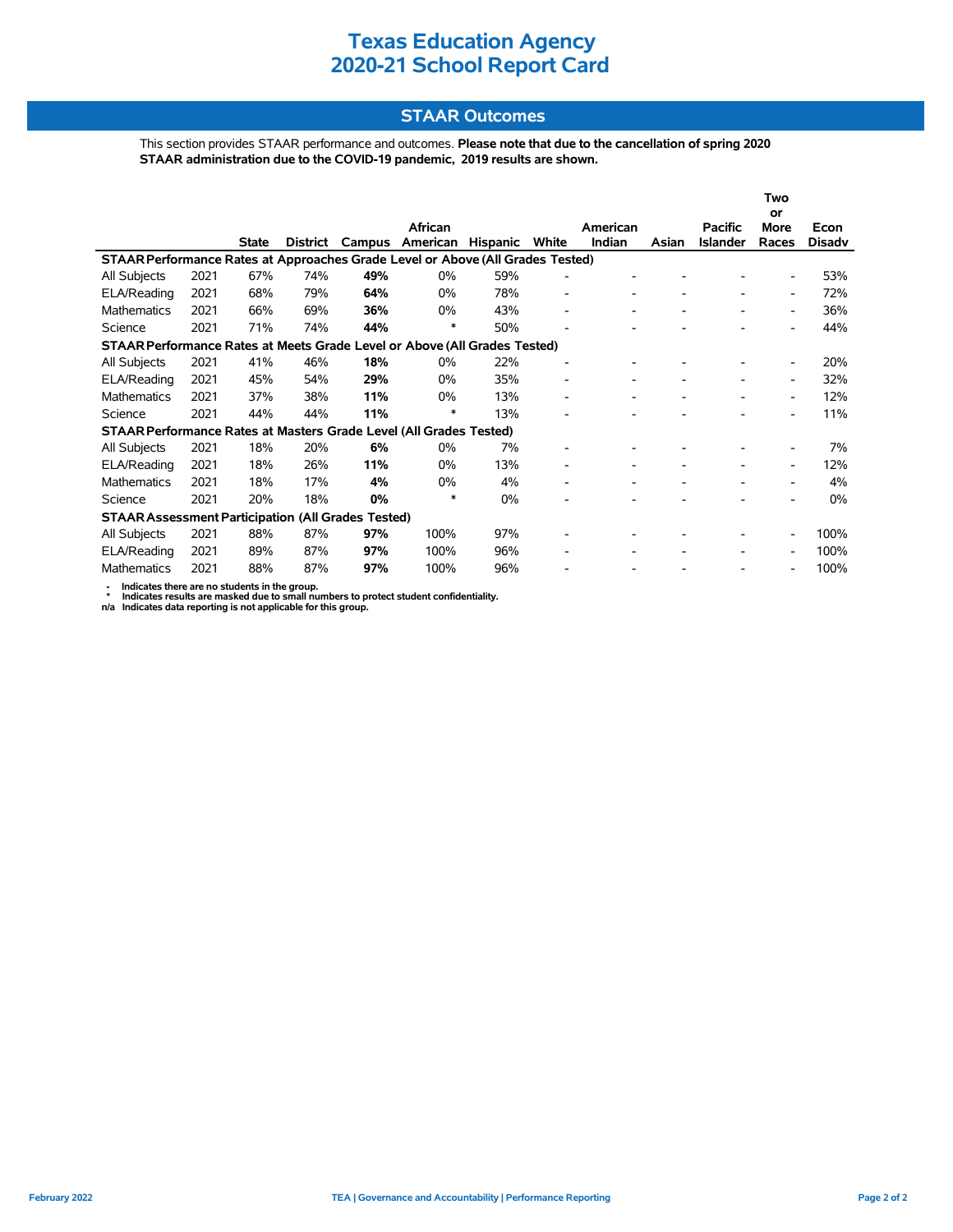# Texas Education Agency
# 2020-21 School Report Card

## STAAR Outcomes

This section provides STAAR performance and outcomes. **Please note that due to the cancellation of spring 2020 STAAR administration due to the COVID-19 pandemic, 2019 results are shown.**

| | | State | District | Campus | African American | Hispanic | White | American Indian | Asian | Pacific Islander | Two or More Races | Econ Disadv |
|---|---|---|---|---|---|---|---|---|---|---|---|---|
| **STAAR Performance Rates at Approaches Grade Level or Above (All Grades Tested)** | | | | | | | | | | | | |
| All Subjects | 2021 | 67% | 74% | **49%** | 0% | 59% | - | - | - | - | - | 53% |
| ELA/Reading | 2021 | 68% | 79% | **64%** | 0% | 78% | - | - | - | - | - | 72% |
| Mathematics | 2021 | 66% | 69% | **36%** | 0% | 43% | - | - | - | - | - | 36% |
| Science | 2021 | 71% | 74% | **44%** | * | 50% | - | - | - | - | - | 44% |
| **STAAR Performance Rates at Meets Grade Level or Above (All Grades Tested)** | | | | | | | | | | | | |
| All Subjects | 2021 | 41% | 46% | **18%** | 0% | 22% | - | - | - | - | - | 20% |
| ELA/Reading | 2021 | 45% | 54% | **29%** | 0% | 35% | - | - | - | - | - | 32% |
| Mathematics | 2021 | 37% | 38% | **11%** | 0% | 13% | - | - | - | - | - | 12% |
| Science | 2021 | 44% | 44% | **11%** | * | 13% | - | - | - | - | - | 11% |
| **STAAR Performance Rates at Masters Grade Level (All Grades Tested)** | | | | | | | | | | | | |
| All Subjects | 2021 | 18% | 20% | **6%** | 0% | 7% | - | - | - | - | - | 7% |
| ELA/Reading | 2021 | 18% | 26% | **11%** | 0% | 13% | - | - | - | - | - | 12% |
| Mathematics | 2021 | 18% | 17% | **4%** | 0% | 4% | - | - | - | - | - | 4% |
| Science | 2021 | 20% | 18% | **0%** | * | 0% | - | - | - | - | - | 0% |
| **STAAR Assessment Participation (All Grades Tested)** | | | | | | | | | | | | |
| All Subjects | 2021 | 88% | 87% | **97%** | 100% | 97% | - | - | - | - | - | 100% |
| ELA/Reading | 2021 | 89% | 87% | **97%** | 100% | 96% | - | - | - | - | - | 100% |
| Mathematics | 2021 | 88% | 87% | **97%** | 100% | 96% | - | - | - | - | - | 100% |

**-** Indicates there are no students in the group.
**\*** Indicates results are masked due to small numbers to protect student confidentiality.
**n/a** Indicates data reporting is not applicable for this group.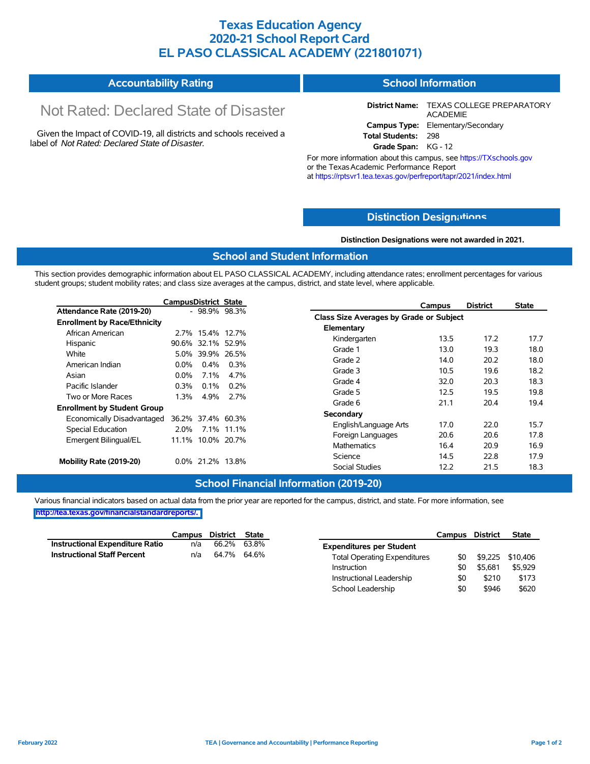# Texas Education Agency
# 2020-21 School Report Card
# EL PASO CLASSICAL ACADEMY (221801071)

## Accountability Rating

Not Rated: Declared State of Disaster

Given the Impact of COVID-19, all districts and schools received a label of *Not Rated: Declared State of Disaster*.

## School Information

**District Name:** TEXAS COLLEGE PREPARATORY ACADEMIE
**Campus Type:** Elementary/Secondary
**Total Students:** 298
**Grade Span:** KG - 12

For more information about this campus, see https://TXschools.gov or the Texas Academic Performance Report at https://rptsvr1.tea.texas.gov/perfreport/tapr/2021/index.html

## Distinction Designations

**Distinction Designations were not awarded in 2021.**

## School and Student Information

This section provides demographic information about EL PASO CLASSICAL ACADEMY, including attendance rates; enrollment percentages for various student groups; student mobility rates; and class size averages at the campus, district, and state level, where applicable.

| | Campus | District | State |
|---|---|---|---|
| **Attendance Rate (2019-20)** | - | 98.9% | 98.3% |
| **Enrollment by Race/Ethnicity** | | | |
| African American | 2.7% | 15.4% | 12.7% |
| Hispanic | 90.6% | 32.1% | 52.9% |
| White | 5.0% | 39.9% | 26.5% |
| American Indian | 0.0% | 0.4% | 0.3% |
| Asian | 0.0% | 7.1% | 4.7% |
| Pacific Islander | 0.3% | 0.1% | 0.2% |
| Two or More Races | 1.3% | 4.9% | 2.7% |
| **Enrollment by Student Group** | | | |
| Economically Disadvantaged | 36.2% | 37.4% | 60.3% |
| Special Education | 2.0% | 7.1% | 11.1% |
| Emergent Bilingual/EL | 11.1% | 10.0% | 20.7% |
| **Mobility Rate (2019-20)** | 0.0% | 21.2% | 13.8% |

| | Campus | District | State |
|---|---|---|---|
| **Class Size Averages by Grade or Subject** | | | |
| **Elementary** | | | |
| Kindergarten | 13.5 | 17.2 | 17.7 |
| Grade 1 | 13.0 | 19.3 | 18.0 |
| Grade 2 | 14.0 | 20.2 | 18.0 |
| Grade 3 | 10.5 | 19.6 | 18.2 |
| Grade 4 | 32.0 | 20.3 | 18.3 |
| Grade 5 | 12.5 | 19.5 | 19.8 |
| Grade 6 | 21.1 | 20.4 | 19.4 |
| **Secondary** | | | |
| English/Language Arts | 17.0 | 22.0 | 15.7 |
| Foreign Languages | 20.6 | 20.6 | 17.8 |
| Mathematics | 16.4 | 20.9 | 16.9 |
| Science | 14.5 | 22.8 | 17.9 |
| Social Studies | 12.2 | 21.5 | 18.3 |

## School Financial Information (2019-20)

Various financial indicators based on actual data from the prior year are reported for the campus, district, and state. For more information, see http://tea.texas.gov/financialstandardreports/.

| | Campus | District | State |
|---|---|---|---|
| **Instructional Expenditure Ratio** | n/a | 66.2% | 63.8% |
| **Instructional Staff Percent** | n/a | 64.7% | 64.6% |

| | Campus | District | State |
|---|---|---|---|
| **Expenditures per Student** | | | |
| Total Operating Expenditures | $0 | $9,225 | $10,406 |
| Instruction | $0 | $5,681 | $5,929 |
| Instructional Leadership | $0 | $210 | $173 |
| School Leadership | $0 | $946 | $620 |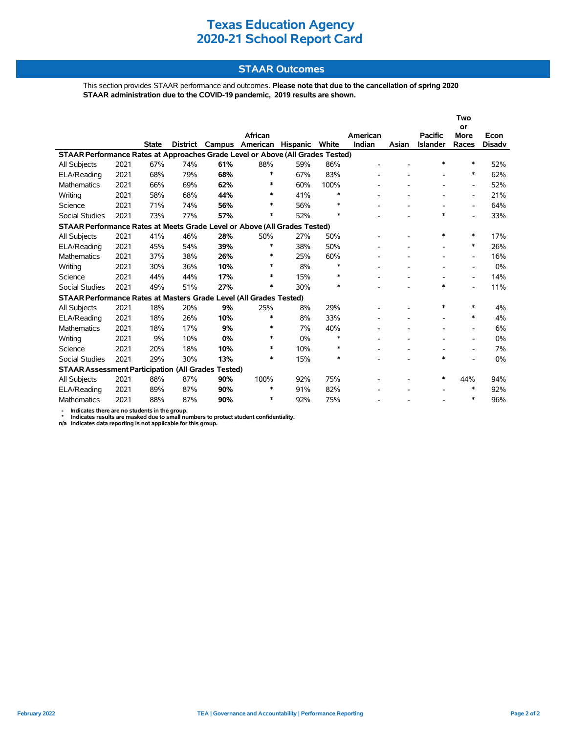# Texas Education Agency
# 2020-21 School Report Card

## STAAR Outcomes

This section provides STAAR performance and outcomes. **Please note that due to the cancellation of spring 2020 STAAR administration due to the COVID-19 pandemic, 2019 results are shown.**

| | | State | District | Campus | African American | Hispanic | White | American Indian | Asian | Pacific Islander | Two or More Races | Econ Disadv |
|---|---|---|---|---|---|---|---|---|---|---|---|---|
| **STAAR Performance Rates at Approaches Grade Level or Above (All Grades Tested)** | | | | | | | | | | | | |
| All Subjects | 2021 | 67% | 74% | **61%** | 88% | 59% | 86% | - | - | * | * | 52% |
| ELA/Reading | 2021 | 68% | 79% | **68%** | * | 67% | 83% | - | - | - | * | 62% |
| Mathematics | 2021 | 66% | 69% | **62%** | * | 60% | 100% | - | - | - | - | 52% |
| Writing | 2021 | 58% | 68% | **44%** | * | 41% | * | - | - | - | - | 21% |
| Science | 2021 | 71% | 74% | **56%** | * | 56% | * | - | - | - | - | 64% |
| Social Studies | 2021 | 73% | 77% | **57%** | * | 52% | * | - | - | * | - | 33% |
| **STAAR Performance Rates at Meets Grade Level or Above (All Grades Tested)** | | | | | | | | | | | | |
| All Subjects | 2021 | 41% | 46% | **28%** | 50% | 27% | 50% | - | - | * | * | 17% |
| ELA/Reading | 2021 | 45% | 54% | **39%** | * | 38% | 50% | - | - | - | * | 26% |
| Mathematics | 2021 | 37% | 38% | **26%** | * | 25% | 60% | - | - | - | - | 16% |
| Writing | 2021 | 30% | 36% | **10%** | * | 8% | * | - | - | - | - | 0% |
| Science | 2021 | 44% | 44% | **17%** | * | 15% | * | - | - | - | - | 14% |
| Social Studies | 2021 | 49% | 51% | **27%** | * | 30% | * | - | - | * | - | 11% |
| **STAAR Performance Rates at Masters Grade Level (All Grades Tested)** | | | | | | | | | | | | |
| All Subjects | 2021 | 18% | 20% | **9%** | 25% | 8% | 29% | - | - | * | * | 4% |
| ELA/Reading | 2021 | 18% | 26% | **10%** | * | 8% | 33% | - | - | - | * | 4% |
| Mathematics | 2021 | 18% | 17% | **9%** | * | 7% | 40% | - | - | - | - | 6% |
| Writing | 2021 | 9% | 10% | **0%** | * | 0% | * | - | - | - | - | 0% |
| Science | 2021 | 20% | 18% | **10%** | * | 10% | * | - | - | - | - | 7% |
| Social Studies | 2021 | 29% | 30% | **13%** | * | 15% | * | - | - | * | - | 0% |
| **STAAR Assessment Participation (All Grades Tested)** | | | | | | | | | | | | |
| All Subjects | 2021 | 88% | 87% | **90%** | 100% | 92% | 75% | - | - | * | 44% | 94% |
| ELA/Reading | 2021 | 89% | 87% | **90%** | * | 91% | 82% | - | - | - | * | 92% |
| Mathematics | 2021 | 88% | 87% | **90%** | * | 92% | 75% | - | - | - | * | 96% |

**-** Indicates there are no students in the group.
**\*** Indicates results are masked due to small numbers to protect student confidentiality.
**n/a** Indicates data reporting is not applicable for this group.